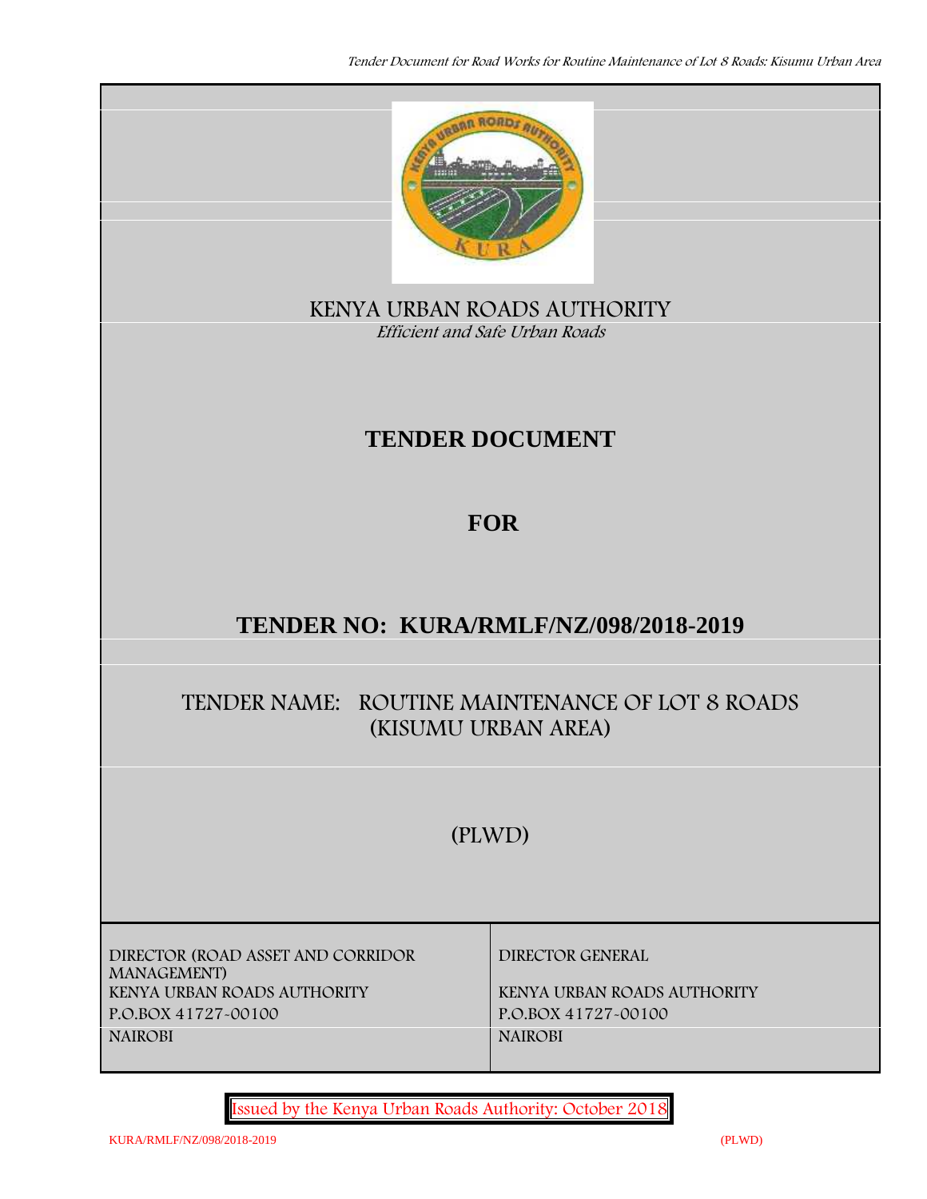KENYA URBAN ROADS AUTHORITY

*Efficient and Safe Urban Roads*

# TENDER DOCUMENT

# FOR

# TENDER NO: KURA/RMLF/NZ/098/2018-2019

## TENDER NAME: ROUTINE MAINTENANCE OF LOT 8 ROADS (KISUMU URBAN AREA)

(PLWD)

| DIRECTOR (ROAD ASSET AND CORRIDOR MANAGEMENT) | DIRECTOR GENERAL |
| --- | --- |
| KENYA URBAN ROADS AUTHORITY | KENYA URBAN ROADS AUTHORITY |
| P.O.BOX 41727-00100 | P.O.BOX 41727-00100 |
| NAIROBI | NAIROBI |

Issued by the Kenya Urban Roads Authority: October 2018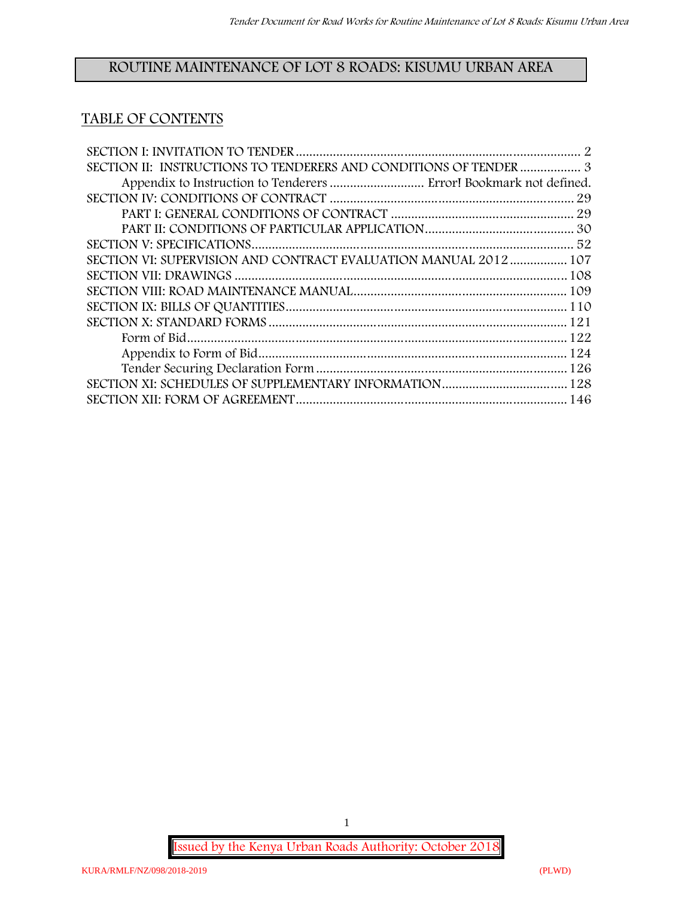# ROUTINE MAINTENANCE OF LOT 8 ROADS: KISUMU URBAN AREA

## TABLE OF CONTENTS

SECTION I: INVITATION TO TENDER ........ 2
SECTION II: INSTRUCTIONS TO TENDERERS AND CONDITIONS OF TENDER ........ 3
- Appendix to Instruction to Tenderers ........ Error! Bookmark not defined.

SECTION IV: CONDITIONS OF CONTRACT ........ 29
- PART I: GENERAL CONDITIONS OF CONTRACT ........ 29
- PART II: CONDITIONS OF PARTICULAR APPLICATION ........ 30

SECTION V: SPECIFICATIONS ........ 52
SECTION VI: SUPERVISION AND CONTRACT EVALUATION MANUAL 2012 ........ 107
SECTION VII: DRAWINGS ........ 108
SECTION VIII: ROAD MAINTENANCE MANUAL ........ 109
SECTION IX: BILLS OF QUANTITIES ........ 110
SECTION X: STANDARD FORMS ........ 121
- Form of Bid ........ 122
- Appendix to Form of Bid ........ 124
- Tender Securing Declaration Form ........ 126

SECTION XI: SCHEDULES OF SUPPLEMENTARY INFORMATION ........ 128
SECTION XII: FORM OF AGREEMENT ........ 146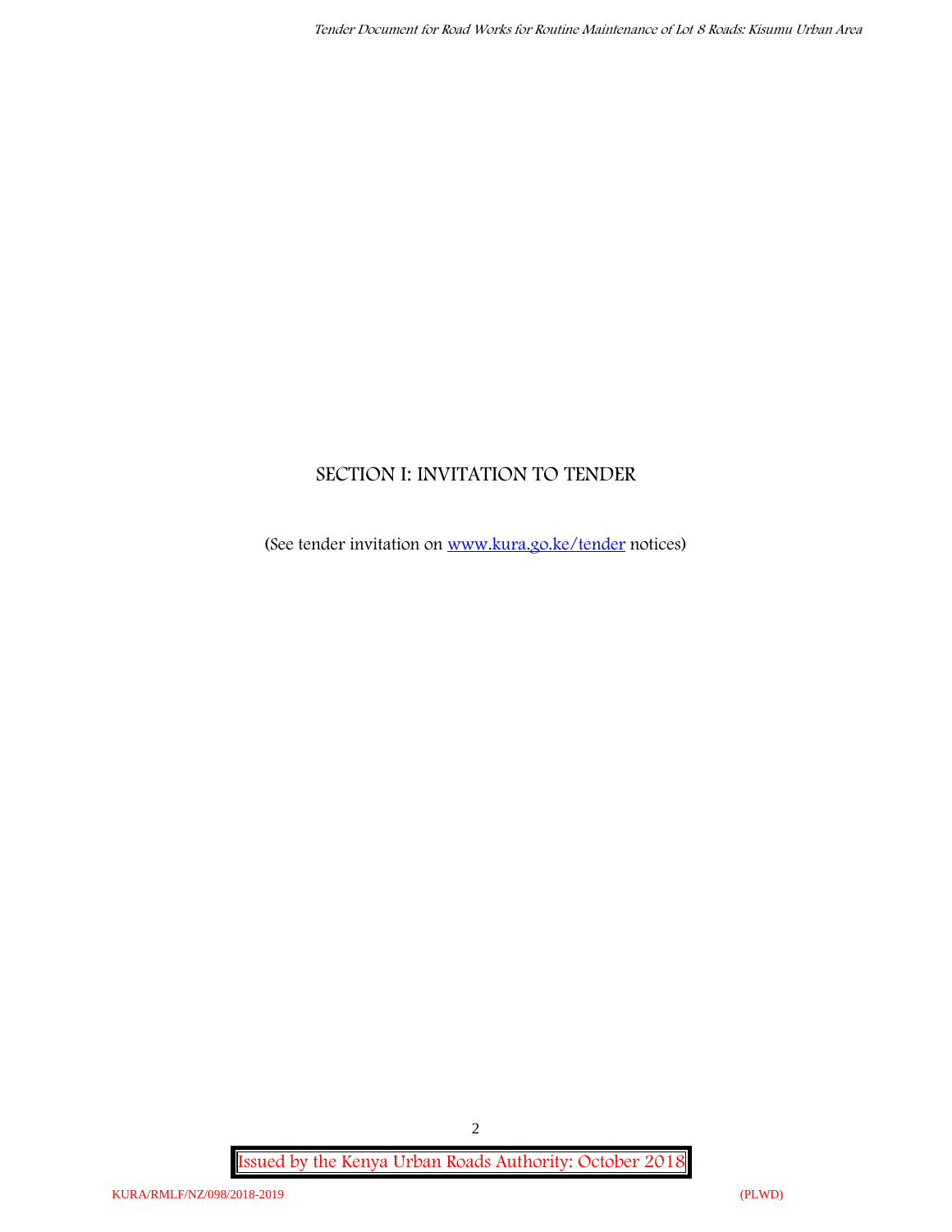# SECTION I: INVITATION TO TENDER

(See tender invitation on [www.kura.go.ke/tender](www.kura.go.ke/tender) notices)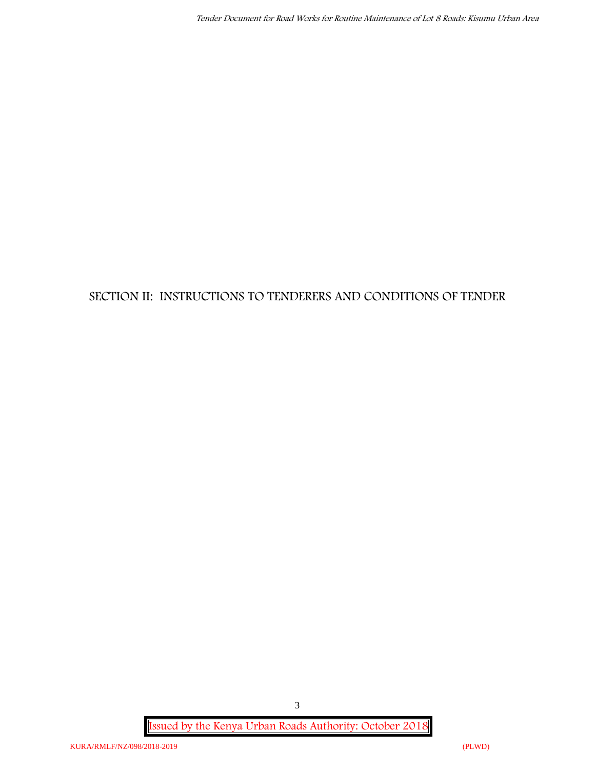# SECTION II: INSTRUCTIONS TO TENDERERS AND CONDITIONS OF TENDER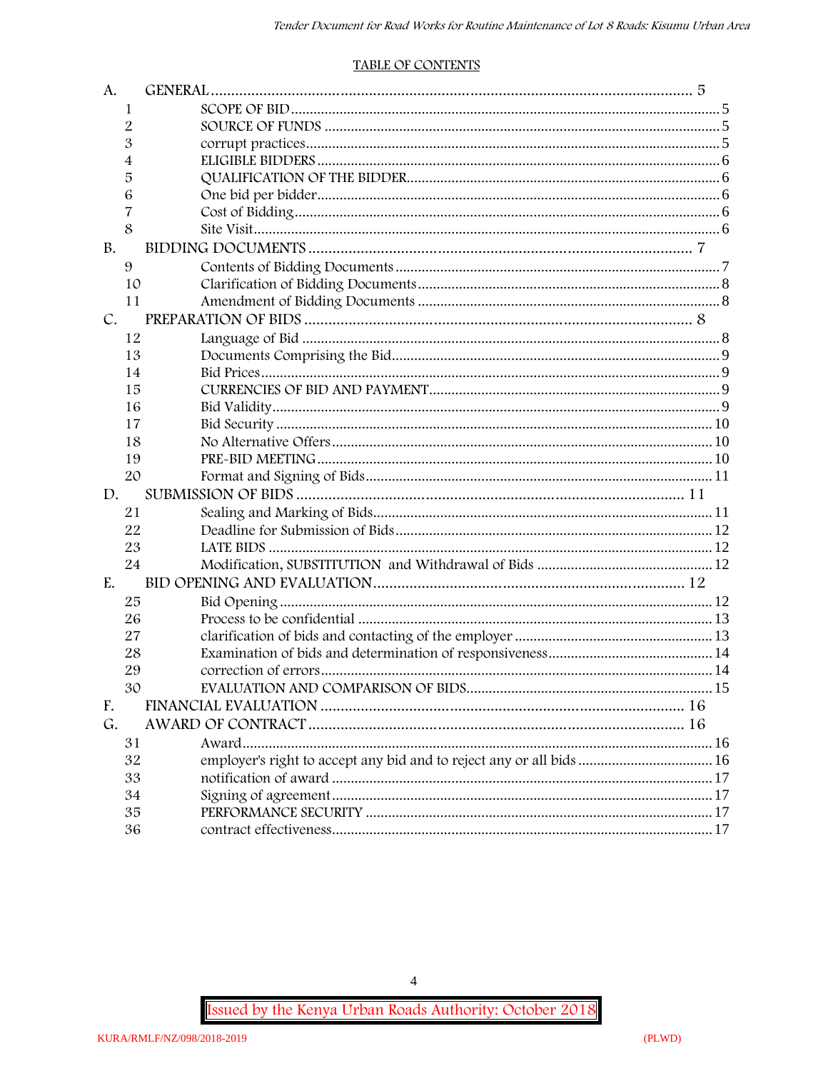## TABLE OF CONTENTS

| | | | |
|---|---|---|---|
| A. | GENERAL | | 5 |
| | 1 | SCOPE OF BID | 5 |
| | 2 | SOURCE OF FUNDS | 5 |
| | 3 | corrupt practices | 5 |
| | 4 | ELIGIBLE BIDDERS | 6 |
| | 5 | QUALIFICATION OF THE BIDDER | 6 |
| | 6 | One bid per bidder | 6 |
| | 7 | Cost of Bidding | 6 |
| | 8 | Site Visit | 6 |
| B. | BIDDING DOCUMENTS | | 7 |
| | 9 | Contents of Bidding Documents | 7 |
| | 10 | Clarification of Bidding Documents | 8 |
| | 11 | Amendment of Bidding Documents | 8 |
| C. | PREPARATION OF BIDS | | 8 |
| | 12 | Language of Bid | 8 |
| | 13 | Documents Comprising the Bid | 9 |
| | 14 | Bid Prices | 9 |
| | 15 | CURRENCIES OF BID AND PAYMENT | 9 |
| | 16 | Bid Validity | 9 |
| | 17 | Bid Security | 10 |
| | 18 | No Alternative Offers | 10 |
| | 19 | PRE-BID MEETING | 10 |
| | 20 | Format and Signing of Bids | 11 |
| D. | SUBMISSION OF BIDS | | 11 |
| | 21 | Sealing and Marking of Bids | 11 |
| | 22 | Deadline for Submission of Bids | 12 |
| | 23 | LATE BIDS | 12 |
| | 24 | Modification, SUBSTITUTION and Withdrawal of Bids | 12 |
| E. | BID OPENING AND EVALUATION | | 12 |
| | 25 | Bid Opening | 12 |
| | 26 | Process to be confidential | 13 |
| | 27 | clarification of bids and contacting of the employer | 13 |
| | 28 | Examination of bids and determination of responsiveness | 14 |
| | 29 | correction of errors | 14 |
| | 30 | EVALUATION AND COMPARISON OF BIDS | 15 |
| F. | FINANCIAL EVALUATION | | 16 |
| G. | AWARD OF CONTRACT | | 16 |
| | 31 | Award | 16 |
| | 32 | employer's right to accept any bid and to reject any or all bids | 16 |
| | 33 | notification of award | 17 |
| | 34 | Signing of agreement | 17 |
| | 35 | PERFORMANCE SECURITY | 17 |
| | 36 | contract effectiveness | 17 |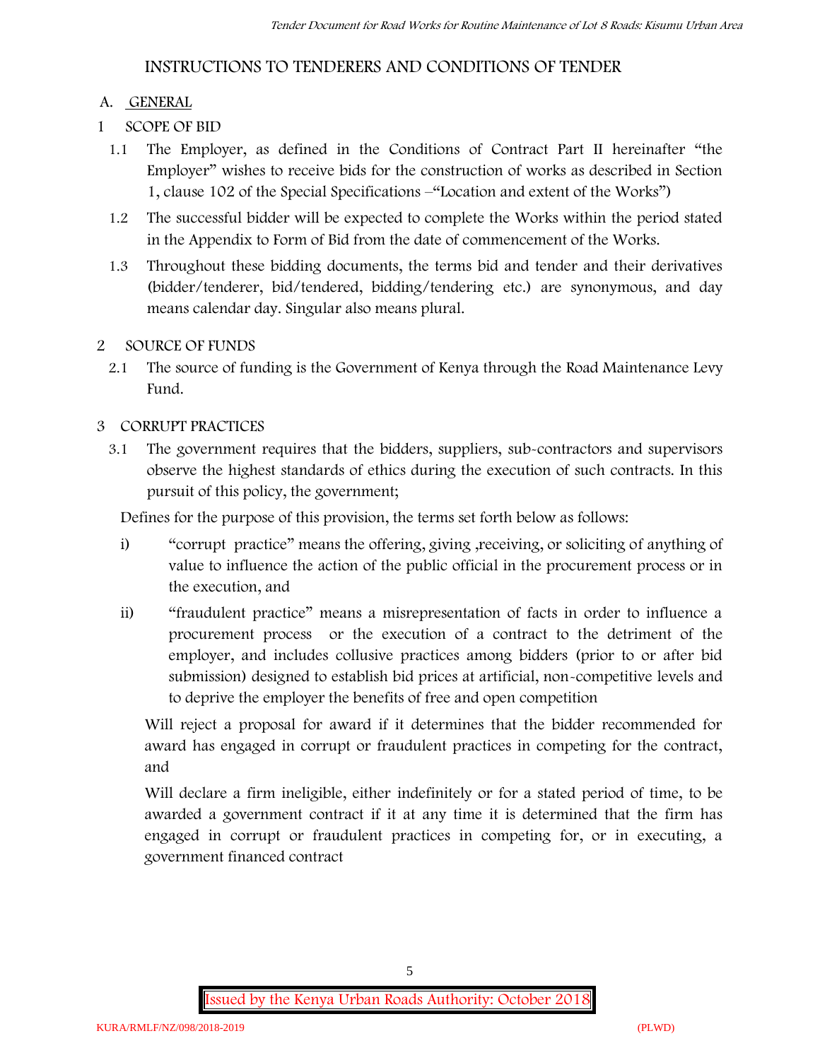# INSTRUCTIONS TO TENDERERS AND CONDITIONS OF TENDER

## A. GENERAL

### 1 SCOPE OF BID

1.1 The Employer, as defined in the Conditions of Contract Part II hereinafter "the Employer" wishes to receive bids for the construction of works as described in Section 1, clause 102 of the Special Specifications –"Location and extent of the Works")

1.2 The successful bidder will be expected to complete the Works within the period stated in the Appendix to Form of Bid from the date of commencement of the Works.

1.3 Throughout these bidding documents, the terms bid and tender and their derivatives (bidder/tenderer, bid/tendered, bidding/tendering etc.) are synonymous, and day means calendar day. Singular also means plural.

### 2 SOURCE OF FUNDS

2.1 The source of funding is the Government of Kenya through the Road Maintenance Levy Fund.

### 3 CORRUPT PRACTICES

3.1 The government requires that the bidders, suppliers, sub-contractors and supervisors observe the highest standards of ethics during the execution of such contracts. In this pursuit of this policy, the government;

Defines for the purpose of this provision, the terms set forth below as follows:

i) "corrupt practice" means the offering, giving ,receiving, or soliciting of anything of value to influence the action of the public official in the procurement process or in the execution, and

ii) "fraudulent practice" means a misrepresentation of facts in order to influence a procurement process or the execution of a contract to the detriment of the employer, and includes collusive practices among bidders (prior to or after bid submission) designed to establish bid prices at artificial, non-competitive levels and to deprive the employer the benefits of free and open competition

Will reject a proposal for award if it determines that the bidder recommended for award has engaged in corrupt or fraudulent practices in competing for the contract, and

Will declare a firm ineligible, either indefinitely or for a stated period of time, to be awarded a government contract if it at any time it is determined that the firm has engaged in corrupt or fraudulent practices in competing for, or in executing, a government financed contract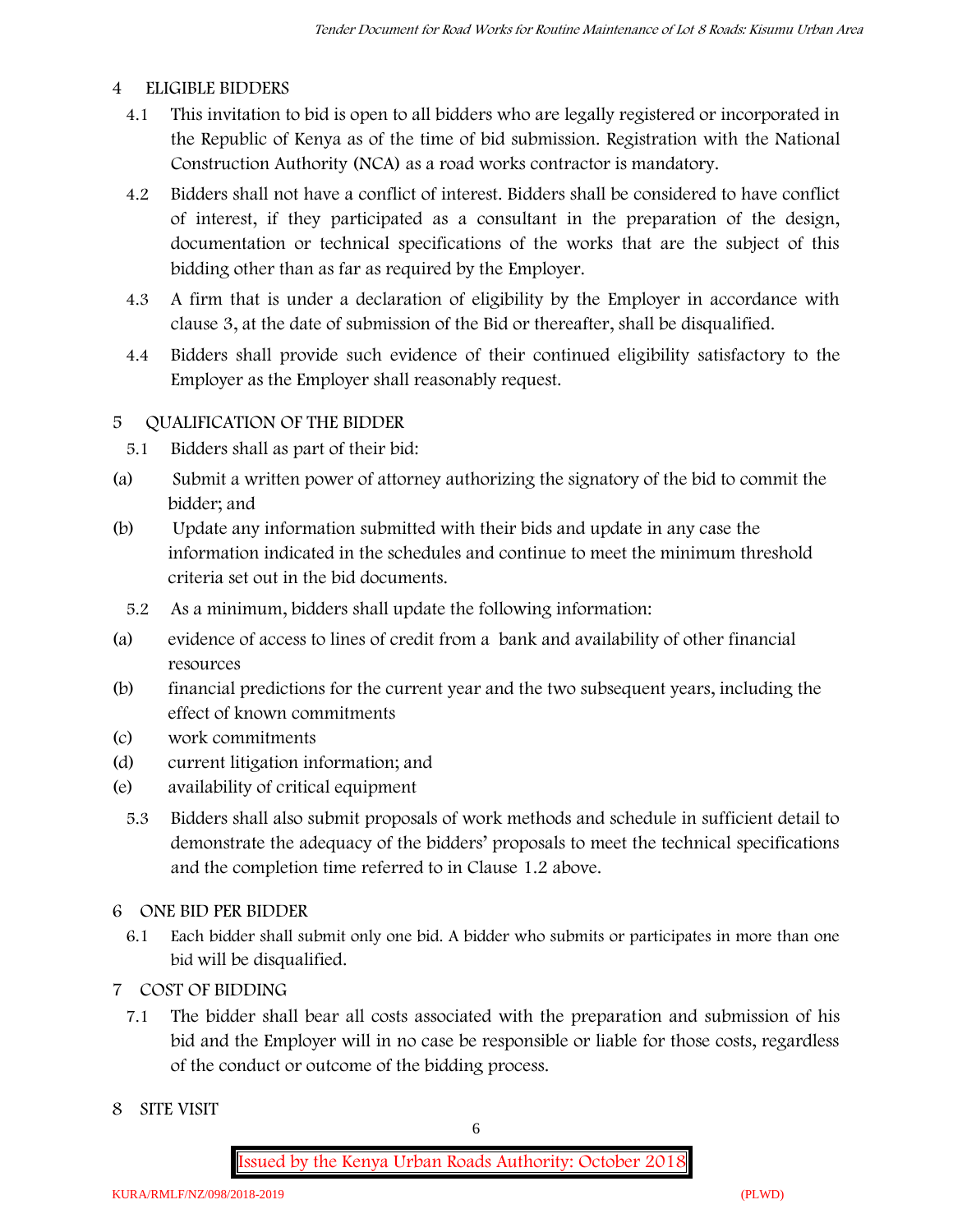## 4 ELIGIBLE BIDDERS

4.1 This invitation to bid is open to all bidders who are legally registered or incorporated in the Republic of Kenya as of the time of bid submission. Registration with the National Construction Authority (NCA) as a road works contractor is mandatory.

4.2 Bidders shall not have a conflict of interest. Bidders shall be considered to have conflict of interest, if they participated as a consultant in the preparation of the design, documentation or technical specifications of the works that are the subject of this bidding other than as far as required by the Employer.

4.3 A firm that is under a declaration of eligibility by the Employer in accordance with clause 3, at the date of submission of the Bid or thereafter, shall be disqualified.

4.4 Bidders shall provide such evidence of their continued eligibility satisfactory to the Employer as the Employer shall reasonably request.

## 5 QUALIFICATION OF THE BIDDER

5.1 Bidders shall as part of their bid:

(a) Submit a written power of attorney authorizing the signatory of the bid to commit the bidder; and

(b) Update any information submitted with their bids and update in any case the information indicated in the schedules and continue to meet the minimum threshold criteria set out in the bid documents.

5.2 As a minimum, bidders shall update the following information:

(a) evidence of access to lines of credit from a bank and availability of other financial resources

(b) financial predictions for the current year and the two subsequent years, including the effect of known commitments

(c) work commitments

(d) current litigation information; and

(e) availability of critical equipment

5.3 Bidders shall also submit proposals of work methods and schedule in sufficient detail to demonstrate the adequacy of the bidders' proposals to meet the technical specifications and the completion time referred to in Clause 1.2 above.

## 6 ONE BID PER BIDDER

6.1 Each bidder shall submit only one bid. A bidder who submits or participates in more than one bid will be disqualified.

## 7 COST OF BIDDING

7.1 The bidder shall bear all costs associated with the preparation and submission of his bid and the Employer will in no case be responsible or liable for those costs, regardless of the conduct or outcome of the bidding process.

## 8 SITE VISIT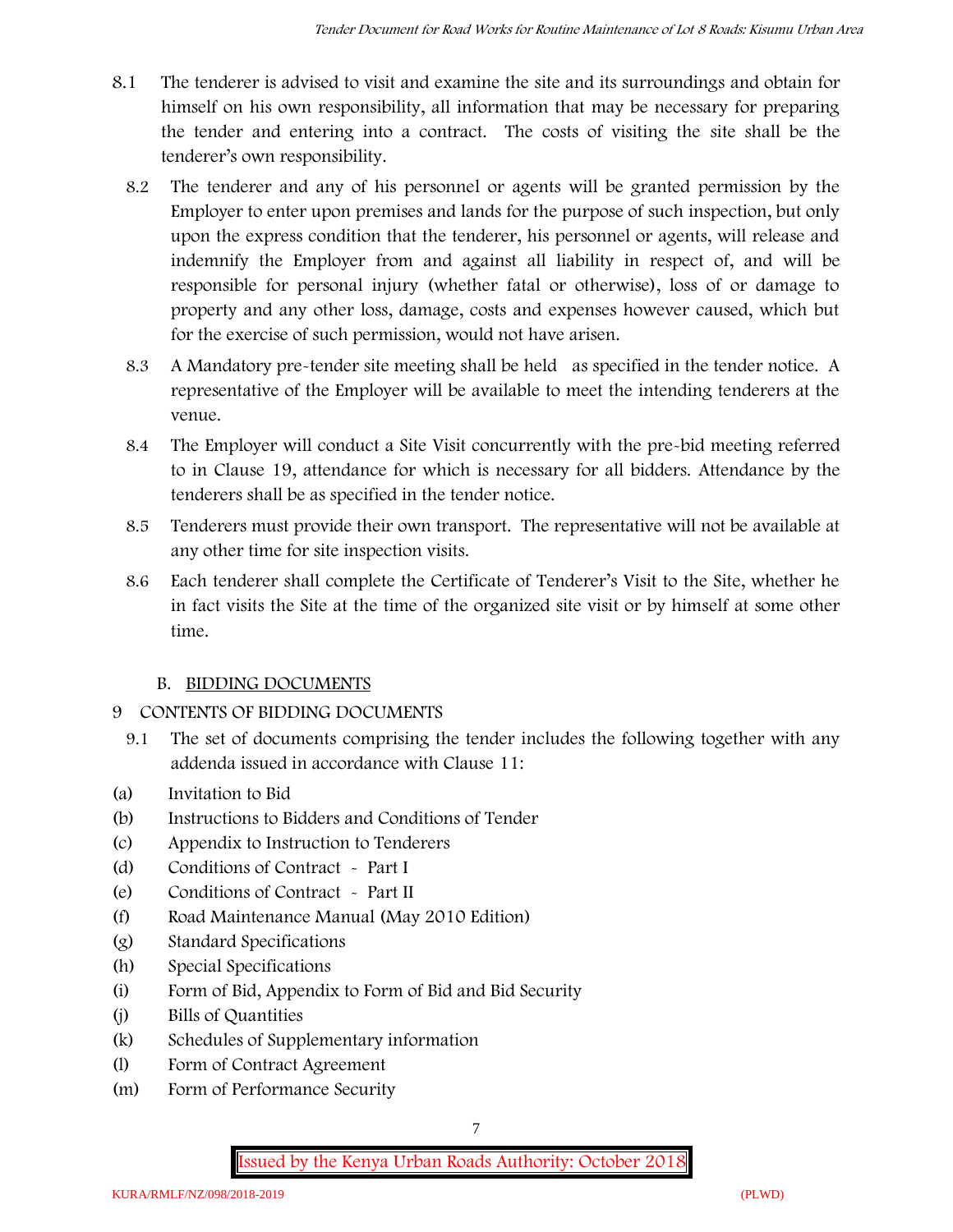8.1 The tenderer is advised to visit and examine the site and its surroundings and obtain for himself on his own responsibility, all information that may be necessary for preparing the tender and entering into a contract. The costs of visiting the site shall be the tenderer's own responsibility.

8.2 The tenderer and any of his personnel or agents will be granted permission by the Employer to enter upon premises and lands for the purpose of such inspection, but only upon the express condition that the tenderer, his personnel or agents, will release and indemnify the Employer from and against all liability in respect of, and will be responsible for personal injury (whether fatal or otherwise), loss of or damage to property and any other loss, damage, costs and expenses however caused, which but for the exercise of such permission, would not have arisen.

8.3 A Mandatory pre-tender site meeting shall be held as specified in the tender notice. A representative of the Employer will be available to meet the intending tenderers at the venue.

8.4 The Employer will conduct a Site Visit concurrently with the pre-bid meeting referred to in Clause 19, attendance for which is necessary for all bidders. Attendance by the tenderers shall be as specified in the tender notice.

8.5 Tenderers must provide their own transport. The representative will not be available at any other time for site inspection visits.

8.6 Each tenderer shall complete the Certificate of Tenderer's Visit to the Site, whether he in fact visits the Site at the time of the organized site visit or by himself at some other time.

## B. BIDDING DOCUMENTS

## 9 CONTENTS OF BIDDING DOCUMENTS

9.1 The set of documents comprising the tender includes the following together with any addenda issued in accordance with Clause 11:

(a) Invitation to Bid
(b) Instructions to Bidders and Conditions of Tender
(c) Appendix to Instruction to Tenderers
(d) Conditions of Contract - Part I
(e) Conditions of Contract - Part II
(f) Road Maintenance Manual (May 2010 Edition)
(g) Standard Specifications
(h) Special Specifications
(i) Form of Bid, Appendix to Form of Bid and Bid Security
(j) Bills of Quantities
(k) Schedules of Supplementary information
(l) Form of Contract Agreement
(m) Form of Performance Security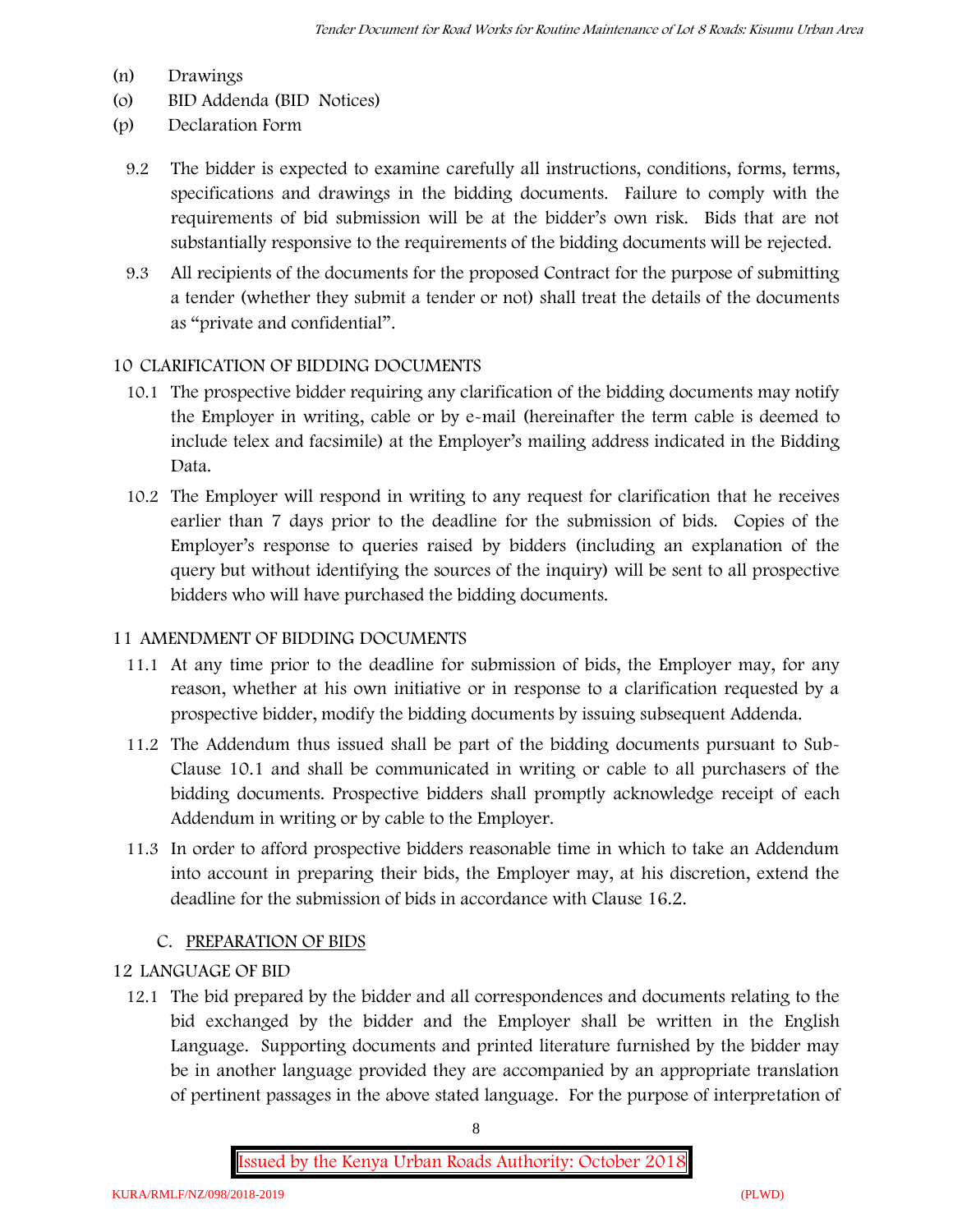(n) Drawings
(o) BID Addenda (BID Notices)
(p) Declaration Form

9.2 The bidder is expected to examine carefully all instructions, conditions, forms, terms, specifications and drawings in the bidding documents. Failure to comply with the requirements of bid submission will be at the bidder's own risk. Bids that are not substantially responsive to the requirements of the bidding documents will be rejected.

9.3 All recipients of the documents for the proposed Contract for the purpose of submitting a tender (whether they submit a tender or not) shall treat the details of the documents as "private and confidential".

## 10 CLARIFICATION OF BIDDING DOCUMENTS

10.1 The prospective bidder requiring any clarification of the bidding documents may notify the Employer in writing, cable or by e-mail (hereinafter the term cable is deemed to include telex and facsimile) at the Employer's mailing address indicated in the Bidding Data.

10.2 The Employer will respond in writing to any request for clarification that he receives earlier than 7 days prior to the deadline for the submission of bids. Copies of the Employer's response to queries raised by bidders (including an explanation of the query but without identifying the sources of the inquiry) will be sent to all prospective bidders who will have purchased the bidding documents.

## 11 AMENDMENT OF BIDDING DOCUMENTS

11.1 At any time prior to the deadline for submission of bids, the Employer may, for any reason, whether at his own initiative or in response to a clarification requested by a prospective bidder, modify the bidding documents by issuing subsequent Addenda.

11.2 The Addendum thus issued shall be part of the bidding documents pursuant to Sub-Clause 10.1 and shall be communicated in writing or cable to all purchasers of the bidding documents. Prospective bidders shall promptly acknowledge receipt of each Addendum in writing or by cable to the Employer.

11.3 In order to afford prospective bidders reasonable time in which to take an Addendum into account in preparing their bids, the Employer may, at his discretion, extend the deadline for the submission of bids in accordance with Clause 16.2.

## C. PREPARATION OF BIDS

## 12 LANGUAGE OF BID

12.1 The bid prepared by the bidder and all correspondences and documents relating to the bid exchanged by the bidder and the Employer shall be written in the English Language. Supporting documents and printed literature furnished by the bidder may be in another language provided they are accompanied by an appropriate translation of pertinent passages in the above stated language. For the purpose of interpretation of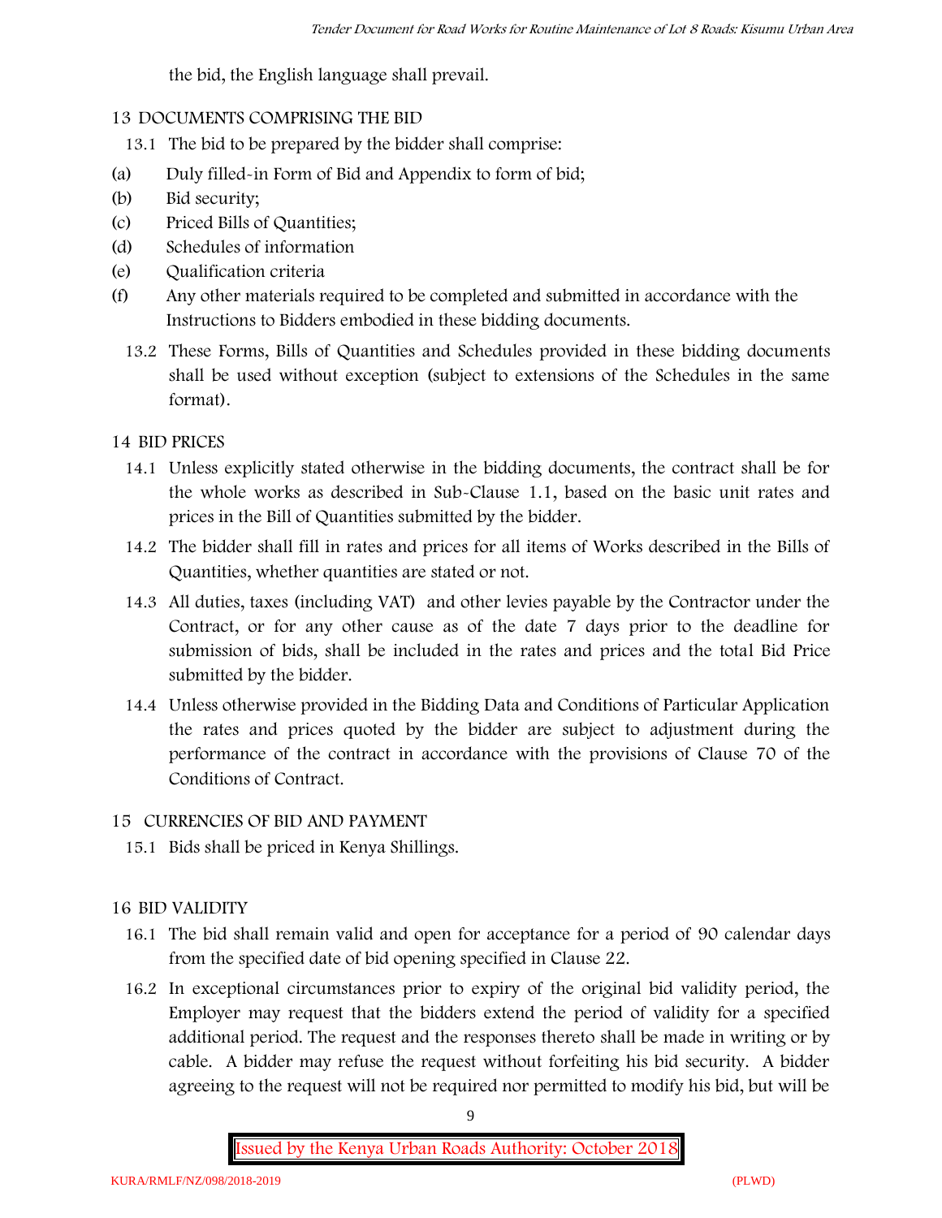the bid, the English language shall prevail.

## 13 DOCUMENTS COMPRISING THE BID

13.1 The bid to be prepared by the bidder shall comprise:

(a) Duly filled-in Form of Bid and Appendix to form of bid;

(b) Bid security;

(c) Priced Bills of Quantities;

(d) Schedules of information

(e) Qualification criteria

(f) Any other materials required to be completed and submitted in accordance with the Instructions to Bidders embodied in these bidding documents.

13.2 These Forms, Bills of Quantities and Schedules provided in these bidding documents shall be used without exception (subject to extensions of the Schedules in the same format).

## 14 BID PRICES

14.1 Unless explicitly stated otherwise in the bidding documents, the contract shall be for the whole works as described in Sub-Clause 1.1, based on the basic unit rates and prices in the Bill of Quantities submitted by the bidder.

14.2 The bidder shall fill in rates and prices for all items of Works described in the Bills of Quantities, whether quantities are stated or not.

14.3 All duties, taxes (including VAT) and other levies payable by the Contractor under the Contract, or for any other cause as of the date 7 days prior to the deadline for submission of bids, shall be included in the rates and prices and the total Bid Price submitted by the bidder.

14.4 Unless otherwise provided in the Bidding Data and Conditions of Particular Application the rates and prices quoted by the bidder are subject to adjustment during the performance of the contract in accordance with the provisions of Clause 70 of the Conditions of Contract.

## 15 CURRENCIES OF BID AND PAYMENT

15.1 Bids shall be priced in Kenya Shillings.

## 16 BID VALIDITY

16.1 The bid shall remain valid and open for acceptance for a period of 90 calendar days from the specified date of bid opening specified in Clause 22.

16.2 In exceptional circumstances prior to expiry of the original bid validity period, the Employer may request that the bidders extend the period of validity for a specified additional period. The request and the responses thereto shall be made in writing or by cable. A bidder may refuse the request without forfeiting his bid security. A bidder agreeing to the request will not be required nor permitted to modify his bid, but will be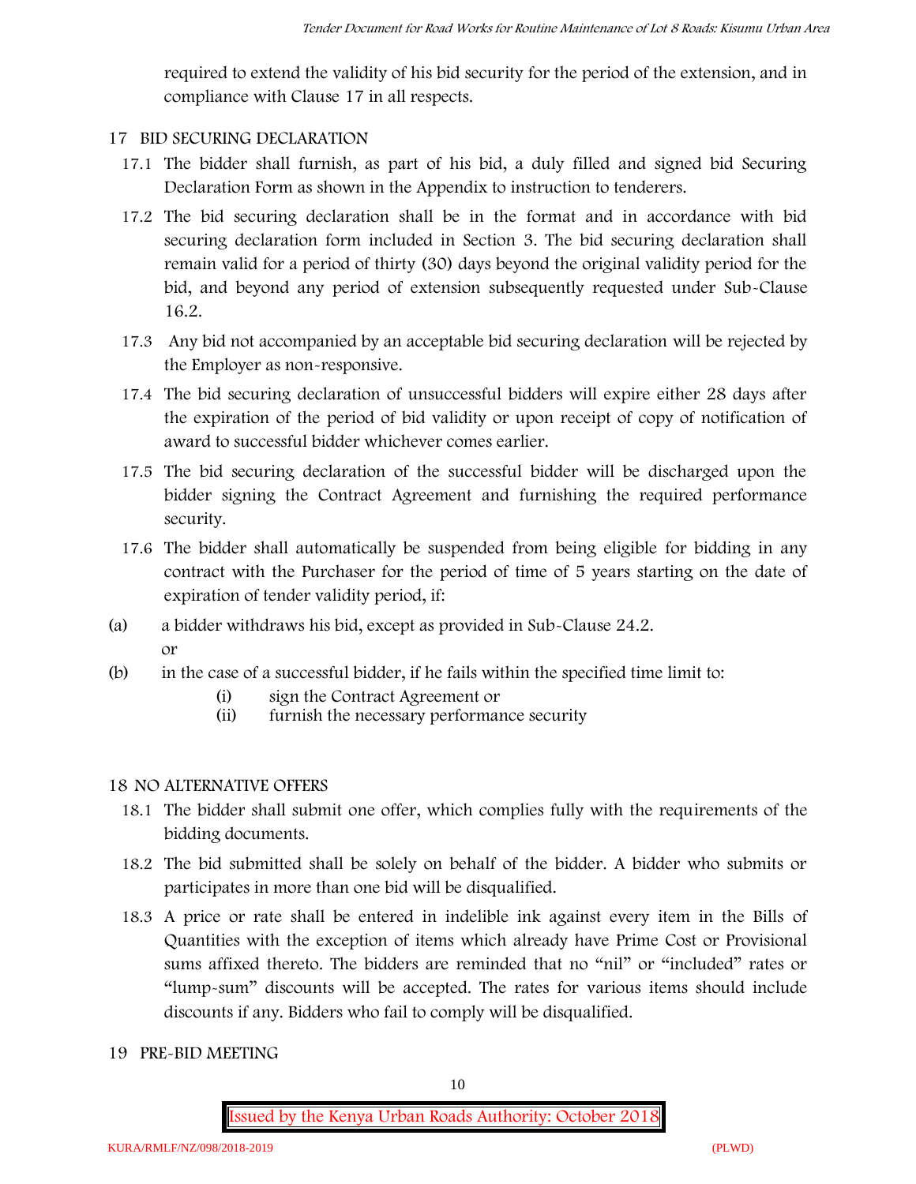required to extend the validity of his bid security for the period of the extension, and in compliance with Clause 17 in all respects.

## 17 BID SECURING DECLARATION

17.1 The bidder shall furnish, as part of his bid, a duly filled and signed bid Securing Declaration Form as shown in the Appendix to instruction to tenderers.

17.2 The bid securing declaration shall be in the format and in accordance with bid securing declaration form included in Section 3. The bid securing declaration shall remain valid for a period of thirty (30) days beyond the original validity period for the bid, and beyond any period of extension subsequently requested under Sub-Clause 16.2.

17.3 Any bid not accompanied by an acceptable bid securing declaration will be rejected by the Employer as non-responsive.

17.4 The bid securing declaration of unsuccessful bidders will expire either 28 days after the expiration of the period of bid validity or upon receipt of copy of notification of award to successful bidder whichever comes earlier.

17.5 The bid securing declaration of the successful bidder will be discharged upon the bidder signing the Contract Agreement and furnishing the required performance security.

17.6 The bidder shall automatically be suspended from being eligible for bidding in any contract with the Purchaser for the period of time of 5 years starting on the date of expiration of tender validity period, if:

(a) a bidder withdraws his bid, except as provided in Sub-Clause 24.2.
or

(b) in the case of a successful bidder, if he fails within the specified time limit to:
   (i) sign the Contract Agreement or
   (ii) furnish the necessary performance security

## 18 NO ALTERNATIVE OFFERS

18.1 The bidder shall submit one offer, which complies fully with the requirements of the bidding documents.

18.2 The bid submitted shall be solely on behalf of the bidder. A bidder who submits or participates in more than one bid will be disqualified.

18.3 A price or rate shall be entered in indelible ink against every item in the Bills of Quantities with the exception of items which already have Prime Cost or Provisional sums affixed thereto. The bidders are reminded that no "nil" or "included" rates or "lump-sum" discounts will be accepted. The rates for various items should include discounts if any. Bidders who fail to comply will be disqualified.

## 19 PRE-BID MEETING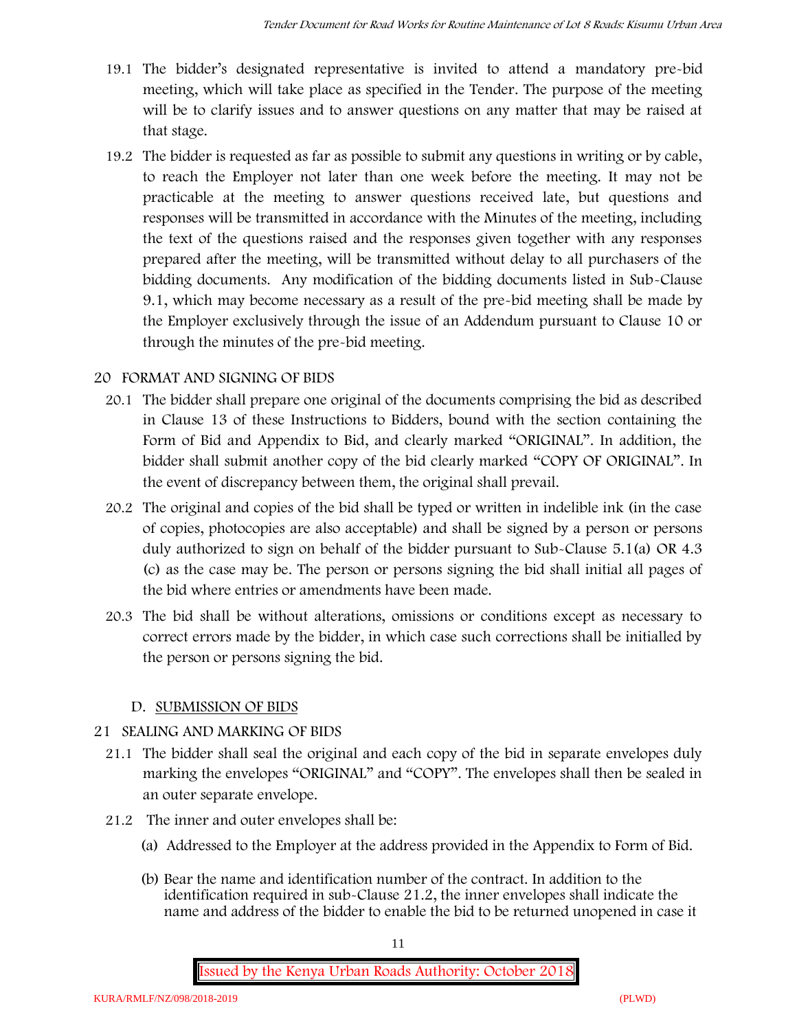19.1 The bidder's designated representative is invited to attend a mandatory pre-bid meeting, which will take place as specified in the Tender. The purpose of the meeting will be to clarify issues and to answer questions on any matter that may be raised at that stage.

19.2 The bidder is requested as far as possible to submit any questions in writing or by cable, to reach the Employer not later than one week before the meeting. It may not be practicable at the meeting to answer questions received late, but questions and responses will be transmitted in accordance with the Minutes of the meeting, including the text of the questions raised and the responses given together with any responses prepared after the meeting, will be transmitted without delay to all purchasers of the bidding documents. Any modification of the bidding documents listed in Sub-Clause 9.1, which may become necessary as a result of the pre-bid meeting shall be made by the Employer exclusively through the issue of an Addendum pursuant to Clause 10 or through the minutes of the pre-bid meeting.

## 20 FORMAT AND SIGNING OF BIDS

20.1 The bidder shall prepare one original of the documents comprising the bid as described in Clause 13 of these Instructions to Bidders, bound with the section containing the Form of Bid and Appendix to Bid, and clearly marked "ORIGINAL". In addition, the bidder shall submit another copy of the bid clearly marked "COPY OF ORIGINAL". In the event of discrepancy between them, the original shall prevail.

20.2 The original and copies of the bid shall be typed or written in indelible ink (in the case of copies, photocopies are also acceptable) and shall be signed by a person or persons duly authorized to sign on behalf of the bidder pursuant to Sub-Clause 5.1(a) OR 4.3 (c) as the case may be. The person or persons signing the bid shall initial all pages of the bid where entries or amendments have been made.

20.3 The bid shall be without alterations, omissions or conditions except as necessary to correct errors made by the bidder, in which case such corrections shall be initialled by the person or persons signing the bid.

## D. SUBMISSION OF BIDS

## 21 SEALING AND MARKING OF BIDS

21.1 The bidder shall seal the original and each copy of the bid in separate envelopes duly marking the envelopes "ORIGINAL" and "COPY". The envelopes shall then be sealed in an outer separate envelope.

21.2 The inner and outer envelopes shall be:

(a) Addressed to the Employer at the address provided in the Appendix to Form of Bid.

(b) Bear the name and identification number of the contract. In addition to the identification required in sub-Clause 21.2, the inner envelopes shall indicate the name and address of the bidder to enable the bid to be returned unopened in case it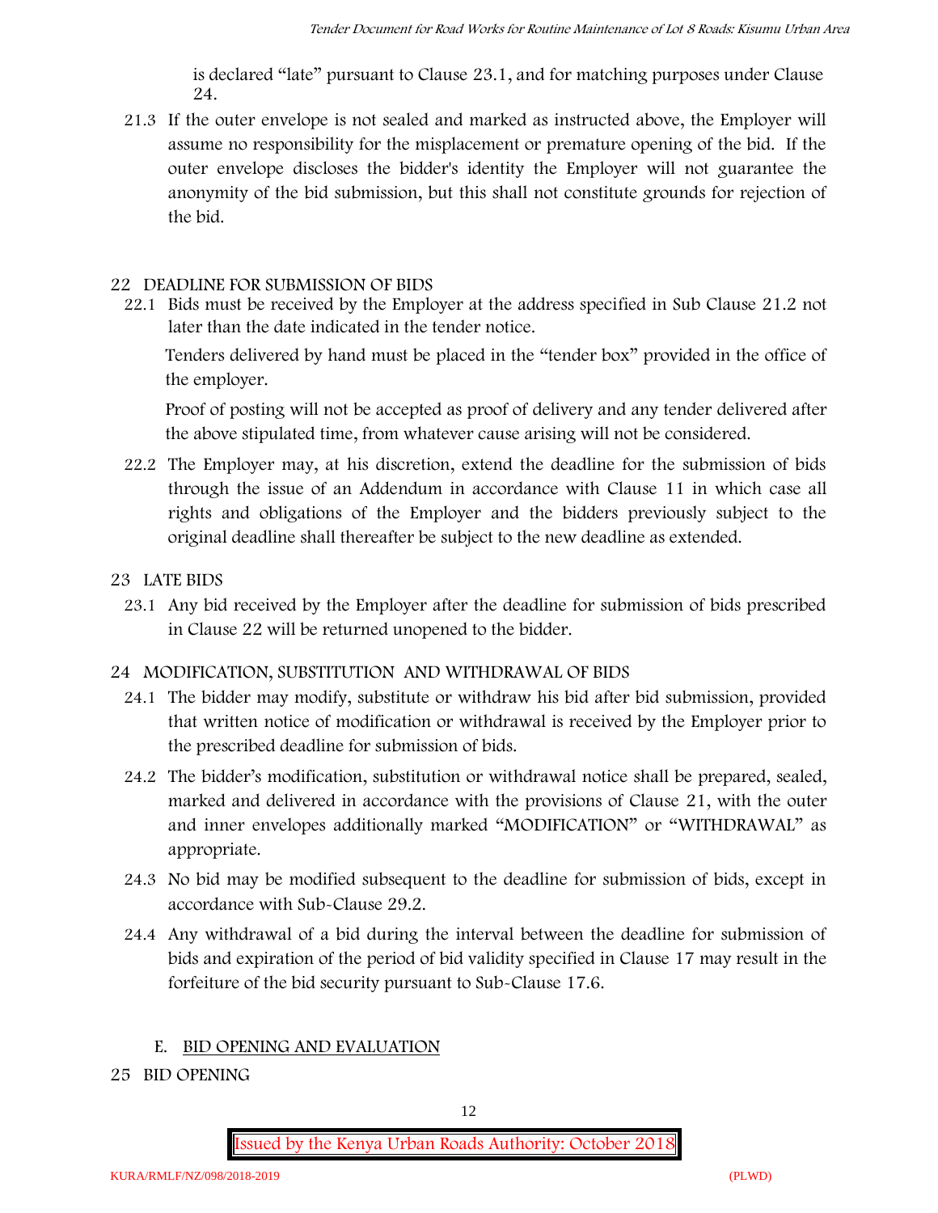is declared "late" pursuant to Clause 23.1, and for matching purposes under Clause 24.

21.3 If the outer envelope is not sealed and marked as instructed above, the Employer will assume no responsibility for the misplacement or premature opening of the bid. If the outer envelope discloses the bidder's identity the Employer will not guarantee the anonymity of the bid submission, but this shall not constitute grounds for rejection of the bid.

## 22 DEADLINE FOR SUBMISSION OF BIDS

22.1 Bids must be received by the Employer at the address specified in Sub Clause 21.2 not later than the date indicated in the tender notice.

Tenders delivered by hand must be placed in the "tender box" provided in the office of the employer.

Proof of posting will not be accepted as proof of delivery and any tender delivered after the above stipulated time, from whatever cause arising will not be considered.

22.2 The Employer may, at his discretion, extend the deadline for the submission of bids through the issue of an Addendum in accordance with Clause 11 in which case all rights and obligations of the Employer and the bidders previously subject to the original deadline shall thereafter be subject to the new deadline as extended.

## 23 LATE BIDS

23.1 Any bid received by the Employer after the deadline for submission of bids prescribed in Clause 22 will be returned unopened to the bidder.

## 24 MODIFICATION, SUBSTITUTION AND WITHDRAWAL OF BIDS

24.1 The bidder may modify, substitute or withdraw his bid after bid submission, provided that written notice of modification or withdrawal is received by the Employer prior to the prescribed deadline for submission of bids.

24.2 The bidder's modification, substitution or withdrawal notice shall be prepared, sealed, marked and delivered in accordance with the provisions of Clause 21, with the outer and inner envelopes additionally marked "MODIFICATION" or "WITHDRAWAL" as appropriate.

24.3 No bid may be modified subsequent to the deadline for submission of bids, except in accordance with Sub-Clause 29.2.

24.4 Any withdrawal of a bid during the interval between the deadline for submission of bids and expiration of the period of bid validity specified in Clause 17 may result in the forfeiture of the bid security pursuant to Sub-Clause 17.6.

# E. BID OPENING AND EVALUATION

## 25 BID OPENING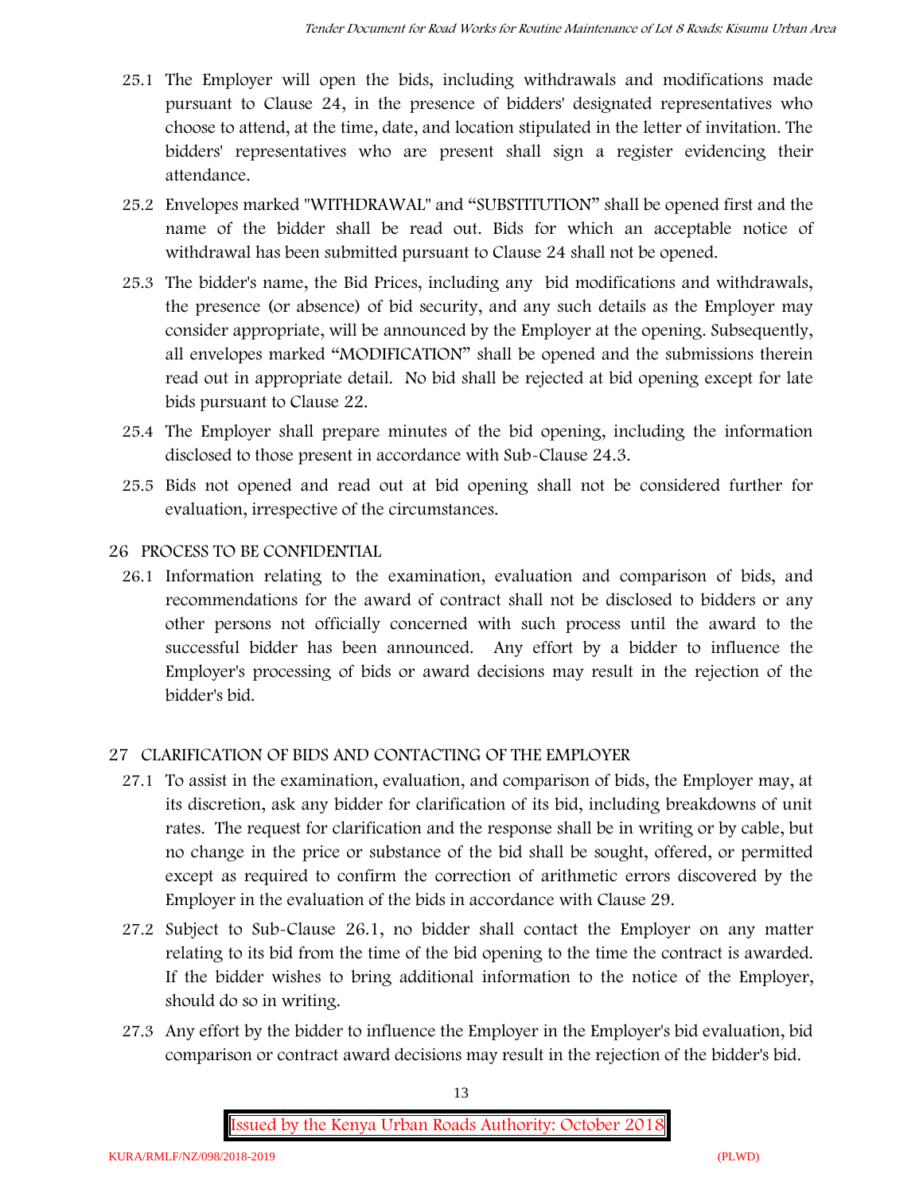25.1 The Employer will open the bids, including withdrawals and modifications made pursuant to Clause 24, in the presence of bidders' designated representatives who choose to attend, at the time, date, and location stipulated in the letter of invitation. The bidders' representatives who are present shall sign a register evidencing their attendance.

25.2 Envelopes marked "WITHDRAWAL" and "SUBSTITUTION" shall be opened first and the name of the bidder shall be read out. Bids for which an acceptable notice of withdrawal has been submitted pursuant to Clause 24 shall not be opened.

25.3 The bidder's name, the Bid Prices, including any bid modifications and withdrawals, the presence (or absence) of bid security, and any such details as the Employer may consider appropriate, will be announced by the Employer at the opening. Subsequently, all envelopes marked "MODIFICATION" shall be opened and the submissions therein read out in appropriate detail. No bid shall be rejected at bid opening except for late bids pursuant to Clause 22.

25.4 The Employer shall prepare minutes of the bid opening, including the information disclosed to those present in accordance with Sub-Clause 24.3.

25.5 Bids not opened and read out at bid opening shall not be considered further for evaluation, irrespective of the circumstances.

## 26 PROCESS TO BE CONFIDENTIAL

26.1 Information relating to the examination, evaluation and comparison of bids, and recommendations for the award of contract shall not be disclosed to bidders or any other persons not officially concerned with such process until the award to the successful bidder has been announced. Any effort by a bidder to influence the Employer's processing of bids or award decisions may result in the rejection of the bidder's bid.

## 27 CLARIFICATION OF BIDS AND CONTACTING OF THE EMPLOYER

27.1 To assist in the examination, evaluation, and comparison of bids, the Employer may, at its discretion, ask any bidder for clarification of its bid, including breakdowns of unit rates. The request for clarification and the response shall be in writing or by cable, but no change in the price or substance of the bid shall be sought, offered, or permitted except as required to confirm the correction of arithmetic errors discovered by the Employer in the evaluation of the bids in accordance with Clause 29.

27.2 Subject to Sub-Clause 26.1, no bidder shall contact the Employer on any matter relating to its bid from the time of the bid opening to the time the contract is awarded. If the bidder wishes to bring additional information to the notice of the Employer, should do so in writing.

27.3 Any effort by the bidder to influence the Employer in the Employer's bid evaluation, bid comparison or contract award decisions may result in the rejection of the bidder's bid.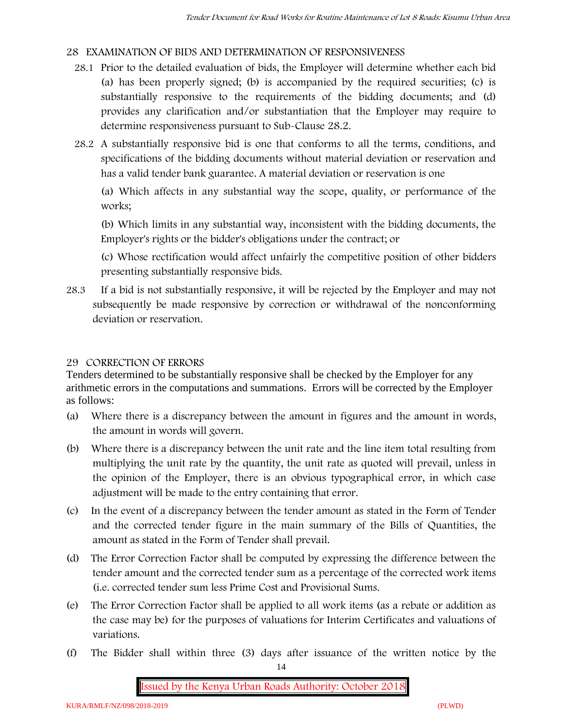## 28 EXAMINATION OF BIDS AND DETERMINATION OF RESPONSIVENESS

28.1 Prior to the detailed evaluation of bids, the Employer will determine whether each bid (a) has been properly signed; (b) is accompanied by the required securities; (c) is substantially responsive to the requirements of the bidding documents; and (d) provides any clarification and/or substantiation that the Employer may require to determine responsiveness pursuant to Sub-Clause 28.2.

28.2 A substantially responsive bid is one that conforms to all the terms, conditions, and specifications of the bidding documents without material deviation or reservation and has a valid tender bank guarantee. A material deviation or reservation is one

(a) Which affects in any substantial way the scope, quality, or performance of the works;

(b) Which limits in any substantial way, inconsistent with the bidding documents, the Employer's rights or the bidder's obligations under the contract; or

(c) Whose rectification would affect unfairly the competitive position of other bidders presenting substantially responsive bids.

28.3 If a bid is not substantially responsive, it will be rejected by the Employer and may not subsequently be made responsive by correction or withdrawal of the nonconforming deviation or reservation.

## 29 CORRECTION OF ERRORS

Tenders determined to be substantially responsive shall be checked by the Employer for any arithmetic errors in the computations and summations. Errors will be corrected by the Employer as follows:

(a) Where there is a discrepancy between the amount in figures and the amount in words, the amount in words will govern.

(b) Where there is a discrepancy between the unit rate and the line item total resulting from multiplying the unit rate by the quantity, the unit rate as quoted will prevail, unless in the opinion of the Employer, there is an obvious typographical error, in which case adjustment will be made to the entry containing that error.

(c) In the event of a discrepancy between the tender amount as stated in the Form of Tender and the corrected tender figure in the main summary of the Bills of Quantities, the amount as stated in the Form of Tender shall prevail.

(d) The Error Correction Factor shall be computed by expressing the difference between the tender amount and the corrected tender sum as a percentage of the corrected work items (i.e. corrected tender sum less Prime Cost and Provisional Sums.

(e) The Error Correction Factor shall be applied to all work items (as a rebate or addition as the case may be) for the purposes of valuations for Interim Certificates and valuations of variations.

(f) The Bidder shall within three (3) days after issuance of the written notice by the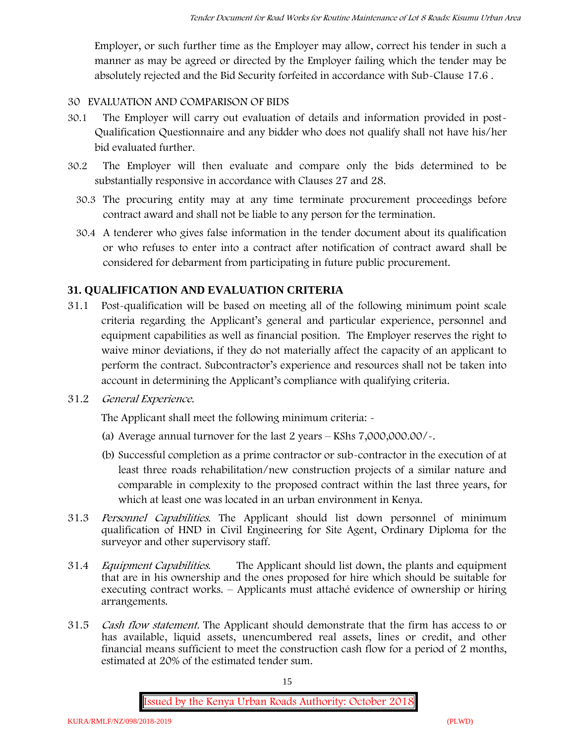Employer, or such further time as the Employer may allow, correct his tender in such a manner as may be agreed or directed by the Employer failing which the tender may be absolutely rejected and the Bid Security forfeited in accordance with Sub-Clause 17.6 .

30 EVALUATION AND COMPARISON OF BIDS

30.1 The Employer will carry out evaluation of details and information provided in post-Qualification Questionnaire and any bidder who does not qualify shall not have his/her bid evaluated further.

30.2 The Employer will then evaluate and compare only the bids determined to be substantially responsive in accordance with Clauses 27 and 28.

30.3 The procuring entity may at any time terminate procurement proceedings before contract award and shall not be liable to any person for the termination.

30.4 A tenderer who gives false information in the tender document about its qualification or who refuses to enter into a contract after notification of contract award shall be considered for debarment from participating in future public procurement.

## 31. QUALIFICATION AND EVALUATION CRITERIA

31.1 Post-qualification will be based on meeting all of the following minimum point scale criteria regarding the Applicant's general and particular experience, personnel and equipment capabilities as well as financial position. The Employer reserves the right to waive minor deviations, if they do not materially affect the capacity of an applicant to perform the contract. Subcontractor's experience and resources shall not be taken into account in determining the Applicant's compliance with qualifying criteria.

31.2 *General Experience.*

The Applicant shall meet the following minimum criteria: -

(a) Average annual turnover for the last 2 years – KShs 7,000,000.00/-.

(b) Successful completion as a prime contractor or sub-contractor in the execution of at least three roads rehabilitation/new construction projects of a similar nature and comparable in complexity to the proposed contract within the last three years, for which at least one was located in an urban environment in Kenya.

31.3 *Personnel Capabilities.* The Applicant should list down personnel of minimum qualification of HND in Civil Engineering for Site Agent, Ordinary Diploma for the surveyor and other supervisory staff.

31.4 *Equipment Capabilities.* The Applicant should list down, the plants and equipment that are in his ownership and the ones proposed for hire which should be suitable for executing contract works. – Applicants must attaché evidence of ownership or hiring arrangements.

31.5 *Cash flow statement.* The Applicant should demonstrate that the firm has access to or has available, liquid assets, unencumbered real assets, lines or credit, and other financial means sufficient to meet the construction cash flow for a period of 2 months, estimated at 20% of the estimated tender sum.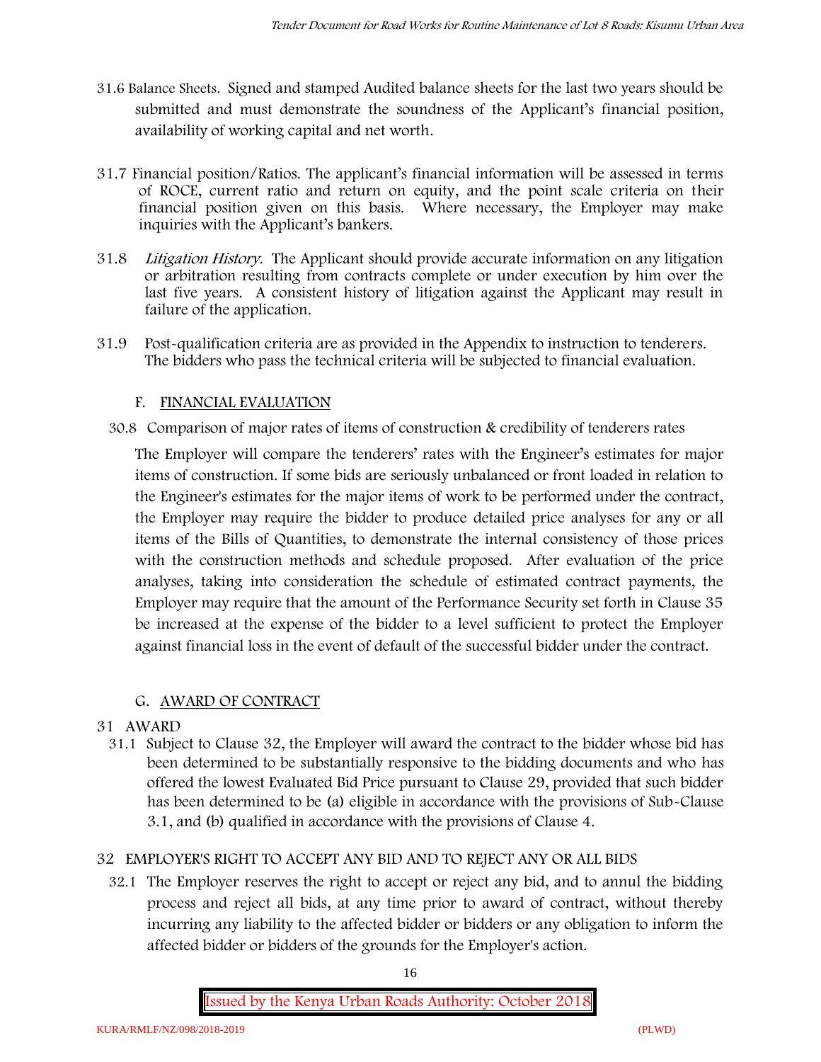31.6 Balance Sheets. Signed and stamped Audited balance sheets for the last two years should be submitted and must demonstrate the soundness of the Applicant's financial position, availability of working capital and net worth.

31.7 Financial position/Ratios. The applicant's financial information will be assessed in terms of ROCE, current ratio and return on equity, and the point scale criteria on their financial position given on this basis. Where necessary, the Employer may make inquiries with the Applicant's bankers.

31.8 *Litigation History.* The Applicant should provide accurate information on any litigation or arbitration resulting from contracts complete or under execution by him over the last five years. A consistent history of litigation against the Applicant may result in failure of the application.

31.9 Post-qualification criteria are as provided in the Appendix to instruction to tenderers. The bidders who pass the technical criteria will be subjected to financial evaluation.

## F. FINANCIAL EVALUATION

30.8 Comparison of major rates of items of construction & credibility of tenderers rates

The Employer will compare the tenderers' rates with the Engineer's estimates for major items of construction. If some bids are seriously unbalanced or front loaded in relation to the Engineer's estimates for the major items of work to be performed under the contract, the Employer may require the bidder to produce detailed price analyses for any or all items of the Bills of Quantities, to demonstrate the internal consistency of those prices with the construction methods and schedule proposed. After evaluation of the price analyses, taking into consideration the schedule of estimated contract payments, the Employer may require that the amount of the Performance Security set forth in Clause 35 be increased at the expense of the bidder to a level sufficient to protect the Employer against financial loss in the event of default of the successful bidder under the contract.

## G. AWARD OF CONTRACT

### 31 AWARD

31.1 Subject to Clause 32, the Employer will award the contract to the bidder whose bid has been determined to be substantially responsive to the bidding documents and who has offered the lowest Evaluated Bid Price pursuant to Clause 29, provided that such bidder has been determined to be (a) eligible in accordance with the provisions of Sub-Clause 3.1, and (b) qualified in accordance with the provisions of Clause 4.

### 32 EMPLOYER'S RIGHT TO ACCEPT ANY BID AND TO REJECT ANY OR ALL BIDS

32.1 The Employer reserves the right to accept or reject any bid, and to annul the bidding process and reject all bids, at any time prior to award of contract, without thereby incurring any liability to the affected bidder or bidders or any obligation to inform the affected bidder or bidders of the grounds for the Employer's action.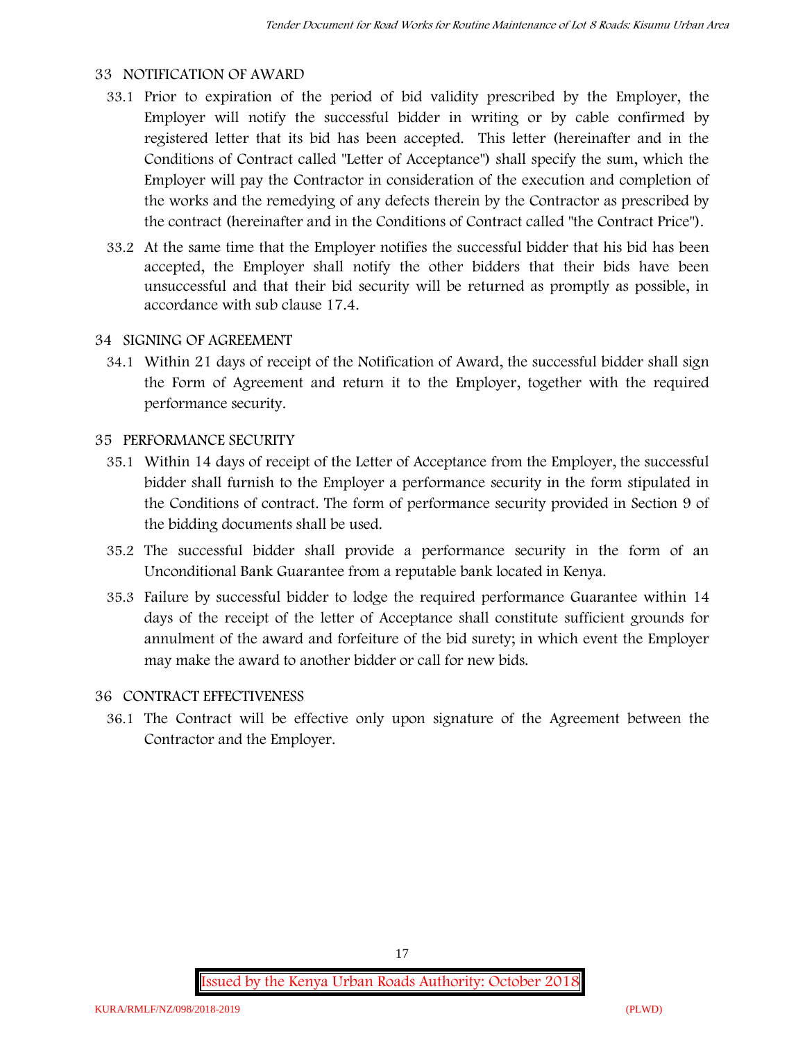## 33 NOTIFICATION OF AWARD

33.1 Prior to expiration of the period of bid validity prescribed by the Employer, the Employer will notify the successful bidder in writing or by cable confirmed by registered letter that its bid has been accepted. This letter (hereinafter and in the Conditions of Contract called "Letter of Acceptance") shall specify the sum, which the Employer will pay the Contractor in consideration of the execution and completion of the works and the remedying of any defects therein by the Contractor as prescribed by the contract (hereinafter and in the Conditions of Contract called "the Contract Price").

33.2 At the same time that the Employer notifies the successful bidder that his bid has been accepted, the Employer shall notify the other bidders that their bids have been unsuccessful and that their bid security will be returned as promptly as possible, in accordance with sub clause 17.4.

## 34 SIGNING OF AGREEMENT

34.1 Within 21 days of receipt of the Notification of Award, the successful bidder shall sign the Form of Agreement and return it to the Employer, together with the required performance security.

## 35 PERFORMANCE SECURITY

35.1 Within 14 days of receipt of the Letter of Acceptance from the Employer, the successful bidder shall furnish to the Employer a performance security in the form stipulated in the Conditions of contract. The form of performance security provided in Section 9 of the bidding documents shall be used.

35.2 The successful bidder shall provide a performance security in the form of an Unconditional Bank Guarantee from a reputable bank located in Kenya.

35.3 Failure by successful bidder to lodge the required performance Guarantee within 14 days of the receipt of the letter of Acceptance shall constitute sufficient grounds for annulment of the award and forfeiture of the bid surety; in which event the Employer may make the award to another bidder or call for new bids.

## 36 CONTRACT EFFECTIVENESS

36.1 The Contract will be effective only upon signature of the Agreement between the Contractor and the Employer.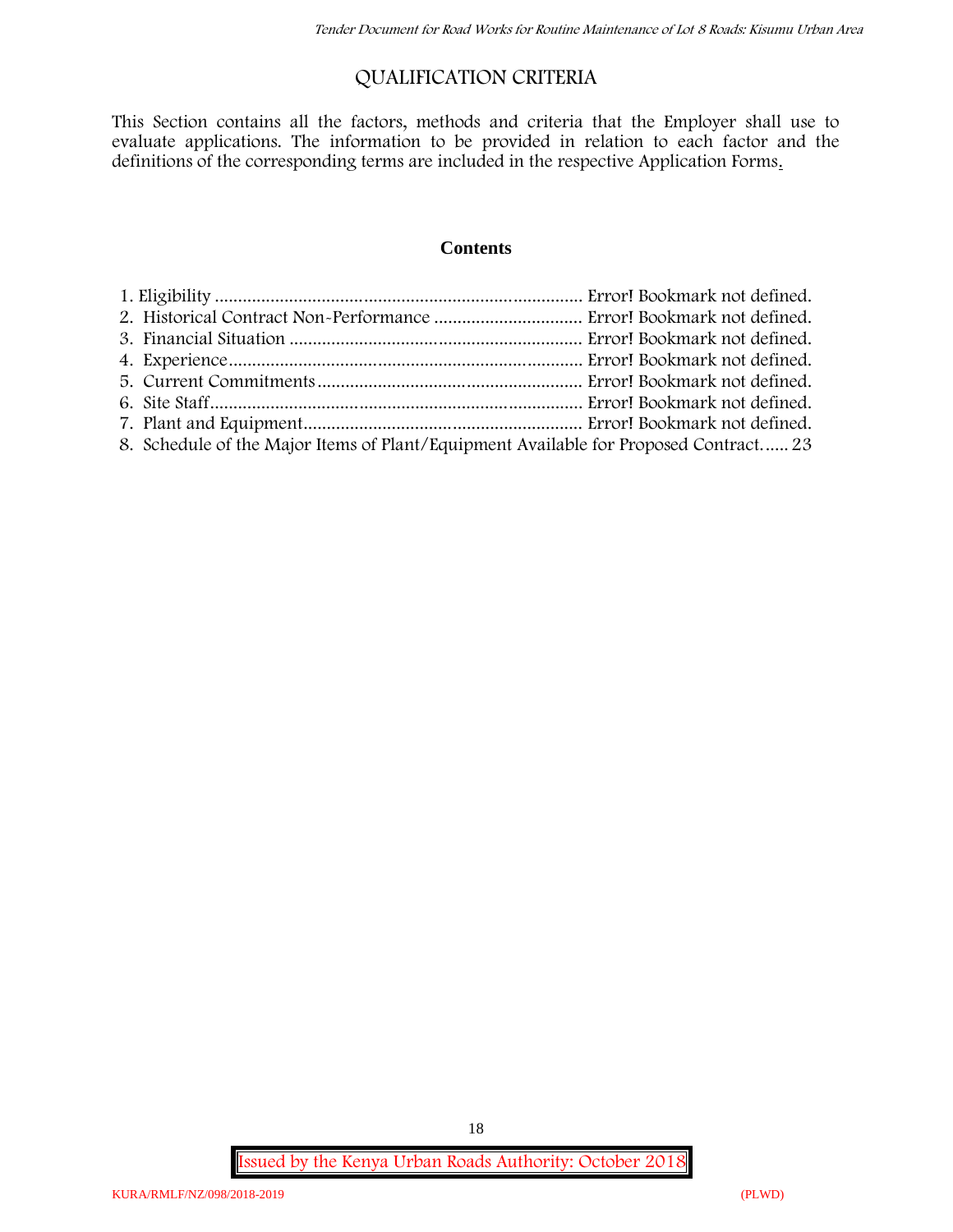# QUALIFICATION CRITERIA

This Section contains all the factors, methods and criteria that the Employer shall use to evaluate applications. The information to be provided in relation to each factor and the definitions of the corresponding terms are included in the respective Application Forms.

## Contents

1. Eligibility ........................................................................ Error! Bookmark not defined.
2. Historical Contract Non-Performance ................................ Error! Bookmark not defined.
3. Financial Situation .............................................................. Error! Bookmark not defined.
4. Experience.......................................................................... Error! Bookmark not defined.
5. Current Commitments ......................................................... Error! Bookmark not defined.
6. Site Staff.............................................................................. Error! Bookmark not defined.
7. Plant and Equipment........................................................... Error! Bookmark not defined.
8. Schedule of the Major Items of Plant/Equipment Available for Proposed Contract...... 23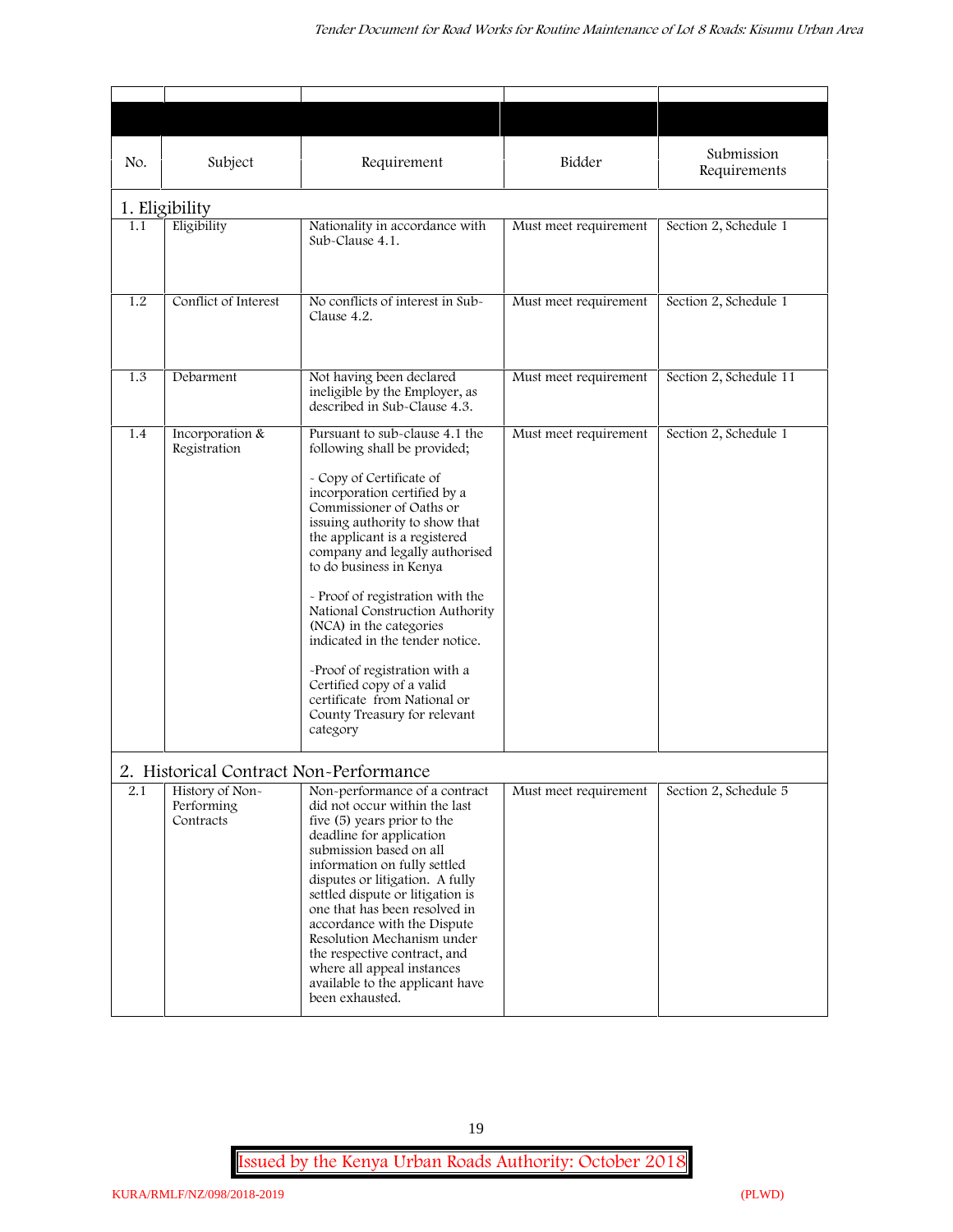| No. | Subject | Requirement | Bidder | Submission Requirements |
|---|---|---|---|---|
| **1. Eligibility** | | | | |
| 1.1 | Eligibility | Nationality in accordance with Sub-Clause 4.1. | Must meet requirement | Section 2, Schedule 1 |
| 1.2 | Conflict of Interest | No conflicts of interest in Sub-Clause 4.2. | Must meet requirement | Section 2, Schedule 1 |
| 1.3 | Debarment | Not having been declared ineligible by the Employer, as described in Sub-Clause 4.3. | Must meet requirement | Section 2, Schedule 11 |
| 1.4 | Incorporation & Registration | Pursuant to sub-clause 4.1 the following shall be provided;<br><br>- Copy of Certificate of incorporation certified by a Commissioner of Oaths or issuing authority to show that the applicant is a registered company and legally authorised to do business in Kenya<br><br>- Proof of registration with the National Construction Authority (NCA) in the categories indicated in the tender notice.<br><br>-Proof of registration with a Certified copy of a valid certificate from National or County Treasury for relevant category | Must meet requirement | Section 2, Schedule 1 |
| **2. Historical Contract Non-Performance** | | | | |
| 2.1 | History of Non-Performing Contracts | Non-performance of a contract did not occur within the last five (5) years prior to the deadline for application submission based on all information on fully settled disputes or litigation. A fully settled dispute or litigation is one that has been resolved in accordance with the Dispute Resolution Mechanism under the respective contract, and where all appeal instances available to the applicant have been exhausted. | Must meet requirement | Section 2, Schedule 5 |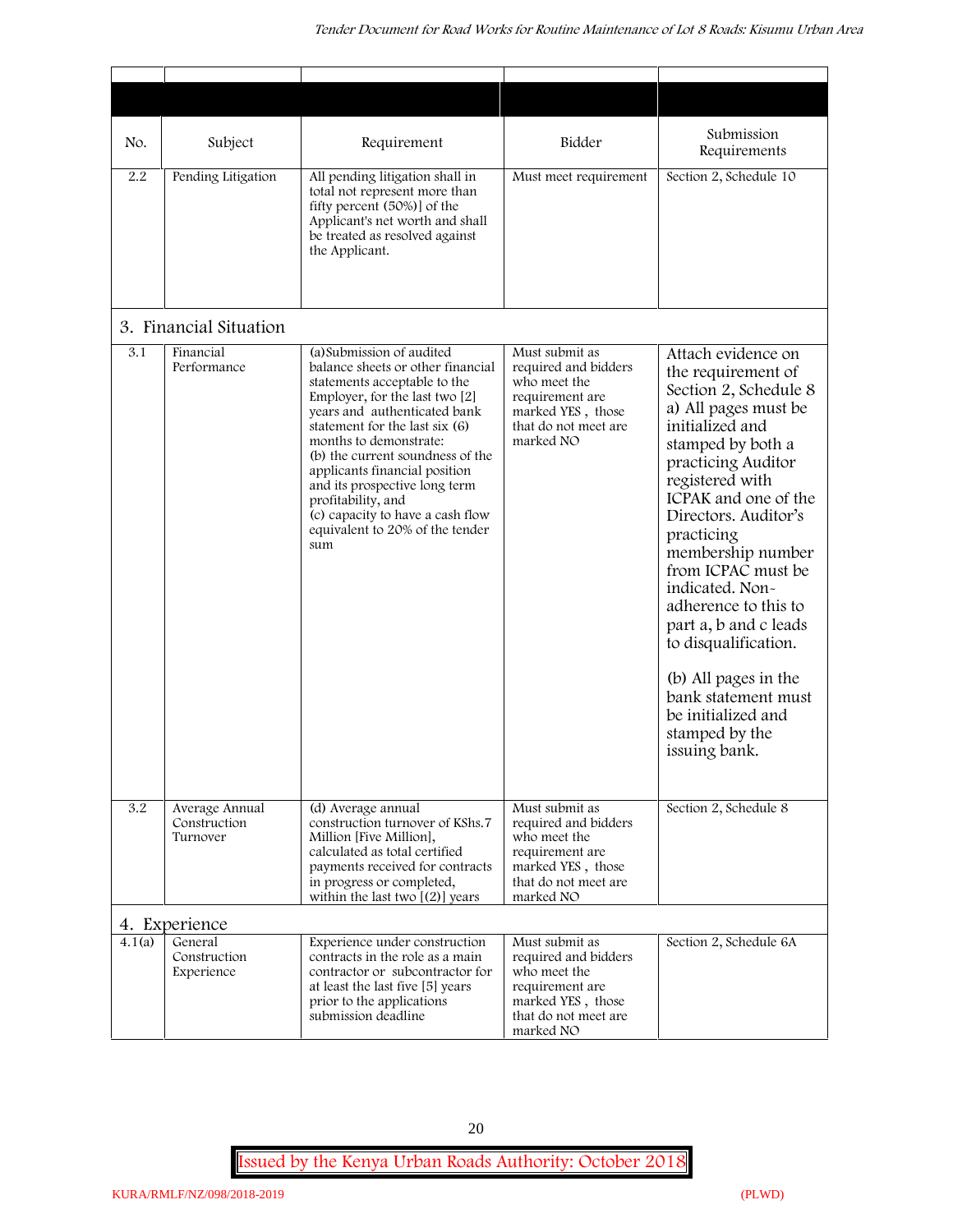| No. | Subject | Requirement | Bidder | Submission Requirements |
|---|---|---|---|---|
| 2.2 | Pending Litigation | All pending litigation shall in total not represent more than fifty percent (50%)] of the Applicant's net worth and shall be treated as resolved against the Applicant. | Must meet requirement | Section 2, Schedule 10 |
| **3. Financial Situation** | | | | |
| 3.1 | Financial Performance | (a)Submission of audited balance sheets or other financial statements acceptable to the Employer, for the last two [2] years and authenticated bank statement for the last six (6) months to demonstrate:<br>(b) the current soundness of the applicants financial position and its prospective long term profitability, and<br>(c) capacity to have a cash flow equivalent to 20% of the tender sum | Must submit as required and bidders who meet the requirement are marked YES , those that do not meet are marked NO | Attach evidence on the requirement of Section 2, Schedule 8 a) All pages must be initialized and stamped by both a practicing Auditor registered with ICPAK and one of the Directors. Auditor's practicing membership number from ICPAC must be indicated. Non-adherence to this to part a, b and c leads to disqualification.<br><br>(b) All pages in the bank statement must be initialized and stamped by the issuing bank. |
| 3.2 | Average Annual Construction Turnover | (d) Average annual construction turnover of KShs.7 Million [Five Million], calculated as total certified payments received for contracts in progress or completed, within the last two [(2)] years | Must submit as required and bidders who meet the requirement are marked YES , those that do not meet are marked NO | Section 2, Schedule 8 |
| **4. Experience** | | | | |
| 4.1(a) | General Construction Experience | Experience under construction contracts in the role as a main contractor or subcontractor for at least the last five [5] years prior to the applications submission deadline | Must submit as required and bidders who meet the requirement are marked YES , those that do not meet are marked NO | Section 2, Schedule 6A |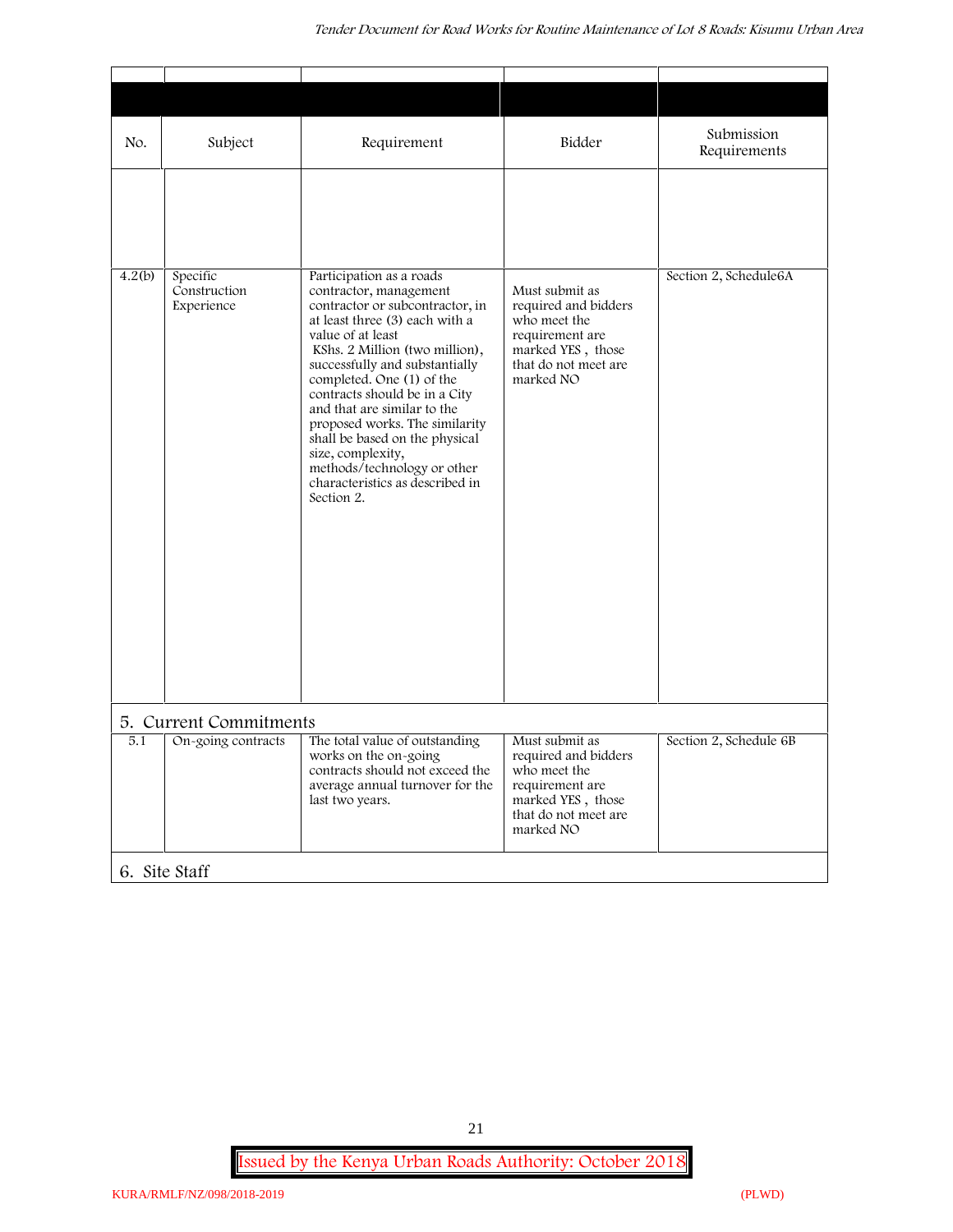| No. | Subject | Requirement | Bidder | Submission Requirements |
|---|---|---|---|---|
| | | | | |
| 4.2(b) | Specific Construction Experience | Participation as a roads contractor, management contractor or subcontractor, in at least three (3) each with a value of at least KShs. 2 Million (two million), successfully and substantially completed. One (1) of the contracts should be in a City and that are similar to the proposed works. The similarity shall be based on the physical size, complexity, methods/technology or other characteristics as described in Section 2. | Must submit as required and bidders who meet the requirement are marked YES , those that do not meet are marked NO | Section 2, Schedule6A |
| **5. Current Commitments** | | | | |
| 5.1 | On-going contracts | The total value of outstanding works on the on-going contracts should not exceed the average annual turnover for the last two years. | Must submit as required and bidders who meet the requirement are marked YES , those that do not meet are marked NO | Section 2, Schedule 6B |
| **6. Site Staff** | | | | |

Issued by the Kenya Urban Roads Authority: October 2018

KURA/RMLF/NZ/098/2018-2019 (PLWD)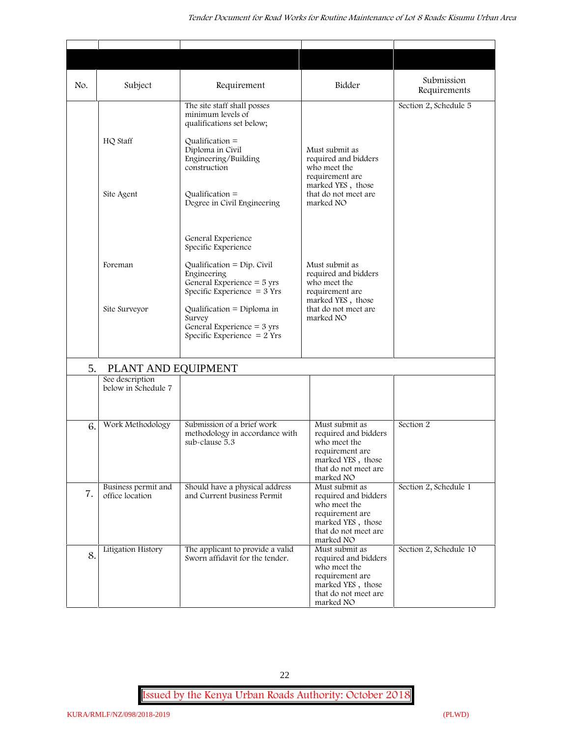| No. | Subject | Requirement | Bidder | Submission Requirements |
|---|---|---|---|---|
| | | The site staff shall posses minimum levels of qualifications set below; | | Section 2, Schedule 5 |
| | HQ Staff | Qualification = Diploma in Civil Engineering/Building construction | Must submit as required and bidders who meet the requirement are marked YES , those that do not meet are marked NO | |
| | Site Agent | Qualification = Degree in Civil Engineering<br><br>General Experience<br>Specific Experience | | |
| | Foreman | Qualification = Dip. Civil Engineering<br>General Experience = 5 yrs<br>Specific Experience = 3 Yrs | Must submit as required and bidders who meet the requirement are marked YES , those that do not meet are marked NO | |
| | Site Surveyor | Qualification = Diploma in Survey<br>General Experience = 3 yrs<br>Specific Experience = 2 Yrs | | |
| 5. | PLANT AND EQUIPMENT | | | |
| | See description below in Schedule 7 | | | |
| 6. | Work Methodology | Submission of a brief work methodology in accordance with sub-clause 5.3 | Must submit as required and bidders who meet the requirement are marked YES , those that do not meet are marked NO | Section 2 |
| 7. | Business permit and office location | Should have a physical address and Current business Permit | Must submit as required and bidders who meet the requirement are marked YES , those that do not meet are marked NO | Section 2, Schedule 1 |
| 8. | Litigation History | The applicant to provide a valid Sworn affidavit for the tender. | Must submit as required and bidders who meet the requirement are marked YES , those that do not meet are marked NO | Section 2, Schedule 10 |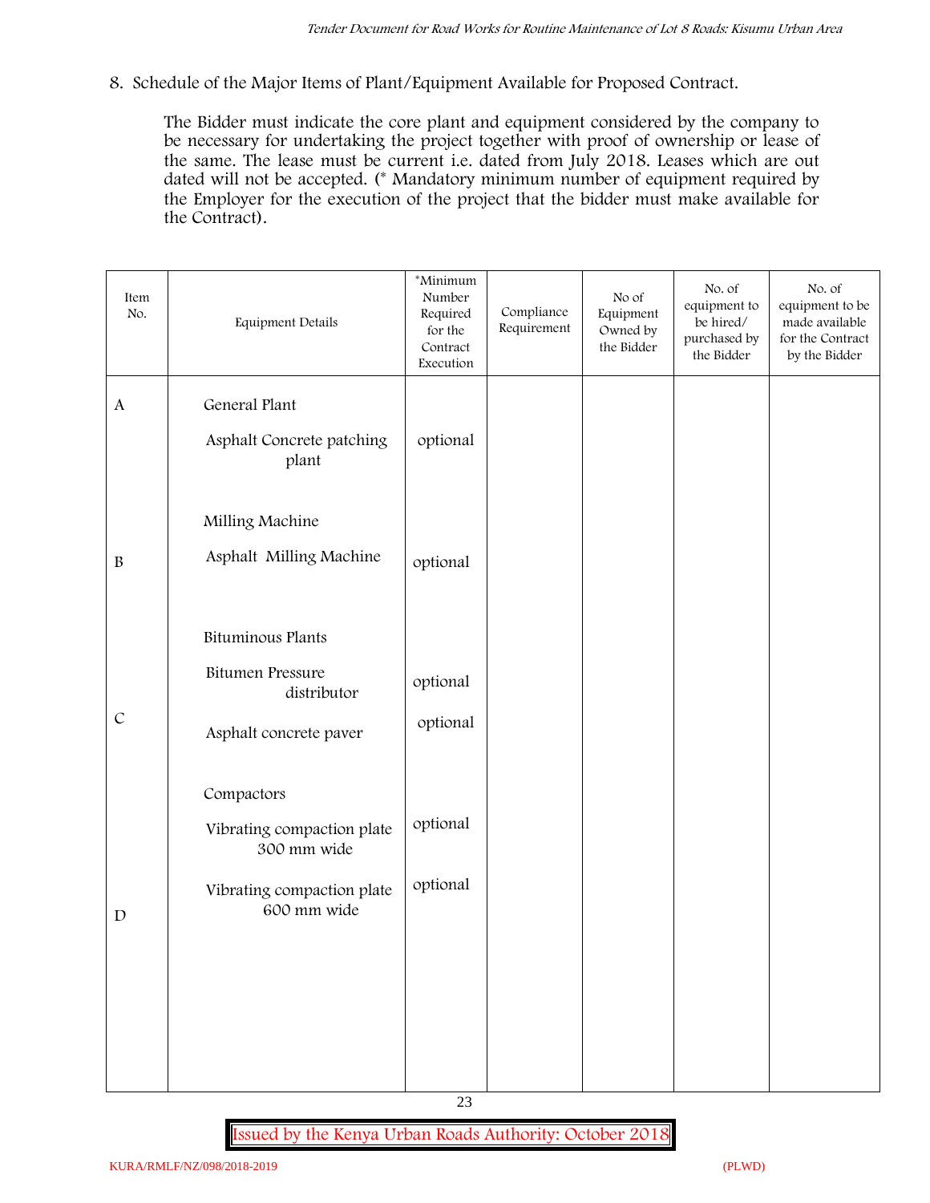8. Schedule of the Major Items of Plant/Equipment Available for Proposed Contract.

The Bidder must indicate the core plant and equipment considered by the company to be necessary for undertaking the project together with proof of ownership or lease of the same. The lease must be current i.e. dated from July 2018. Leases which are out dated will not be accepted. (* Mandatory minimum number of equipment required by the Employer for the execution of the project that the bidder must make available for the Contract).

| Item No. | Equipment Details | *Minimum Number Required for the Contract Execution | Compliance Requirement | No of Equipment Owned by the Bidder | No. of equipment to be hired/ purchased by the Bidder | No. of equipment to be made available for the Contract by the Bidder |
|---|---|---|---|---|---|---|
| A | General Plant | | | | | |
| | Asphalt Concrete patching plant | optional | | | | |
| | Milling Machine | | | | | |
| B | Asphalt Milling Machine | optional | | | | |
| | Bituminous Plants | | | | | |
| | Bitumen Pressure distributor | optional | | | | |
| C | Asphalt concrete paver | optional | | | | |
| | Compactors | | | | | |
| | Vibrating compaction plate 300 mm wide | optional | | | | |
| D | Vibrating compaction plate 600 mm wide | optional | | | | |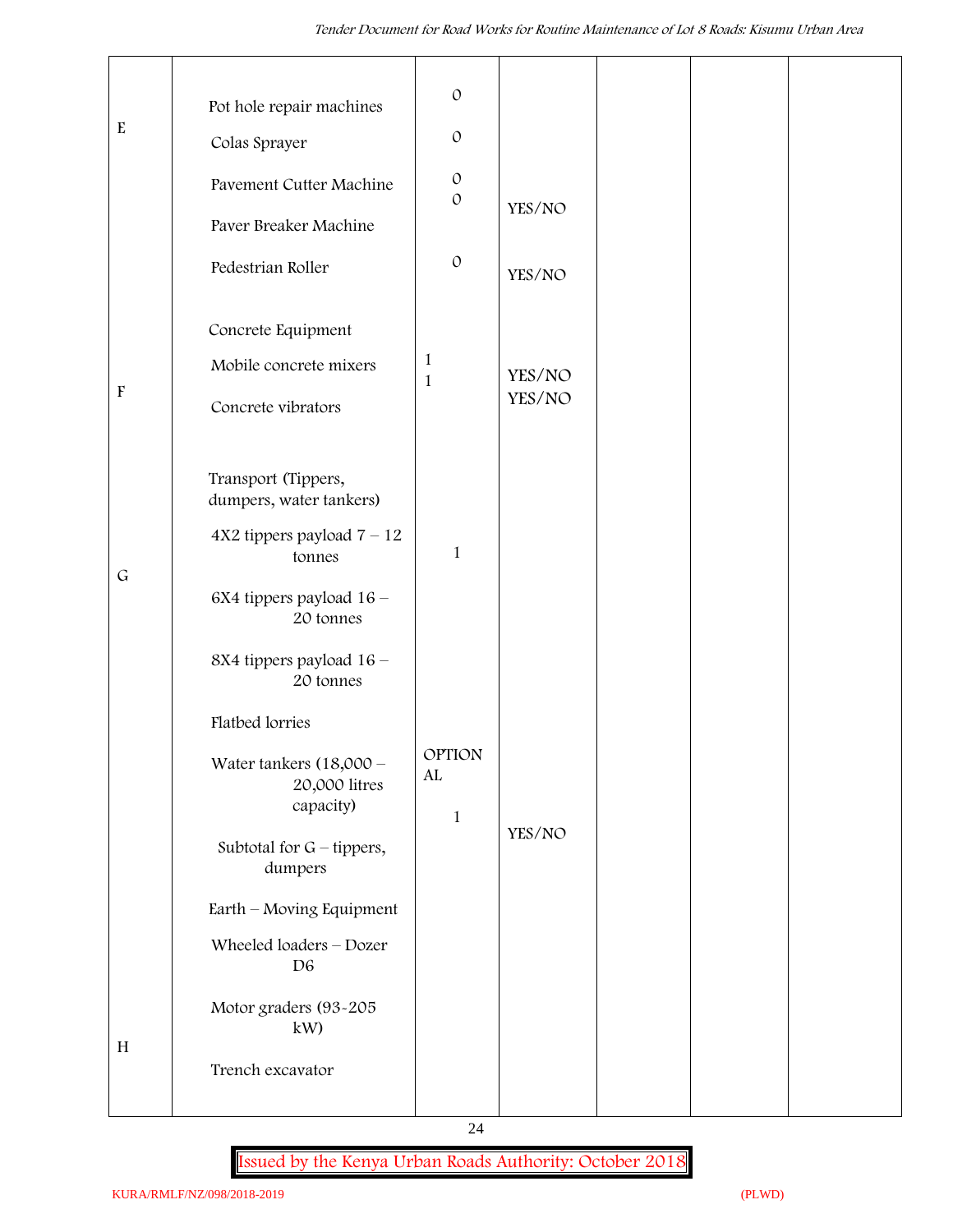| | | | | | | |
|---|---|---|---|---|---|---|
| E | Pot hole repair machines | 0 | | | | |
| | Colas Sprayer | 0 | | | | |
| | Pavement Cutter Machine | 0 | | | | |
| | Paver Breaker Machine | 0 | YES/NO | | | |
| | Pedestrian Roller | 0 | YES/NO | | | |
| F | Concrete Equipment | | | | | |
| | Mobile concrete mixers | 1 | YES/NO | | | |
| | Concrete vibrators | 1 | YES/NO | | | |
| G | Transport (Tippers, dumpers, water tankers) | | | | | |
| | 4X2 tippers payload 7 – 12 tonnes | 1 | | | | |
| | 6X4 tippers payload 16 – 20 tonnes | | | | | |
| | 8X4 tippers payload 16 – 20 tonnes | | | | | |
| | Flatbed lorries | | | | | |
| | Water tankers (18,000 – 20,000 litres capacity) | OPTIONAL | | | | |
| | | 1 | YES/NO | | | |
| | Subtotal for G – tippers, dumpers | | | | | |
| H | Earth – Moving Equipment | | | | | |
| | Wheeled loaders – Dozer D6 | | | | | |
| | Motor graders (93-205 kW) | | | | | |
| | Trench excavator | | | | | |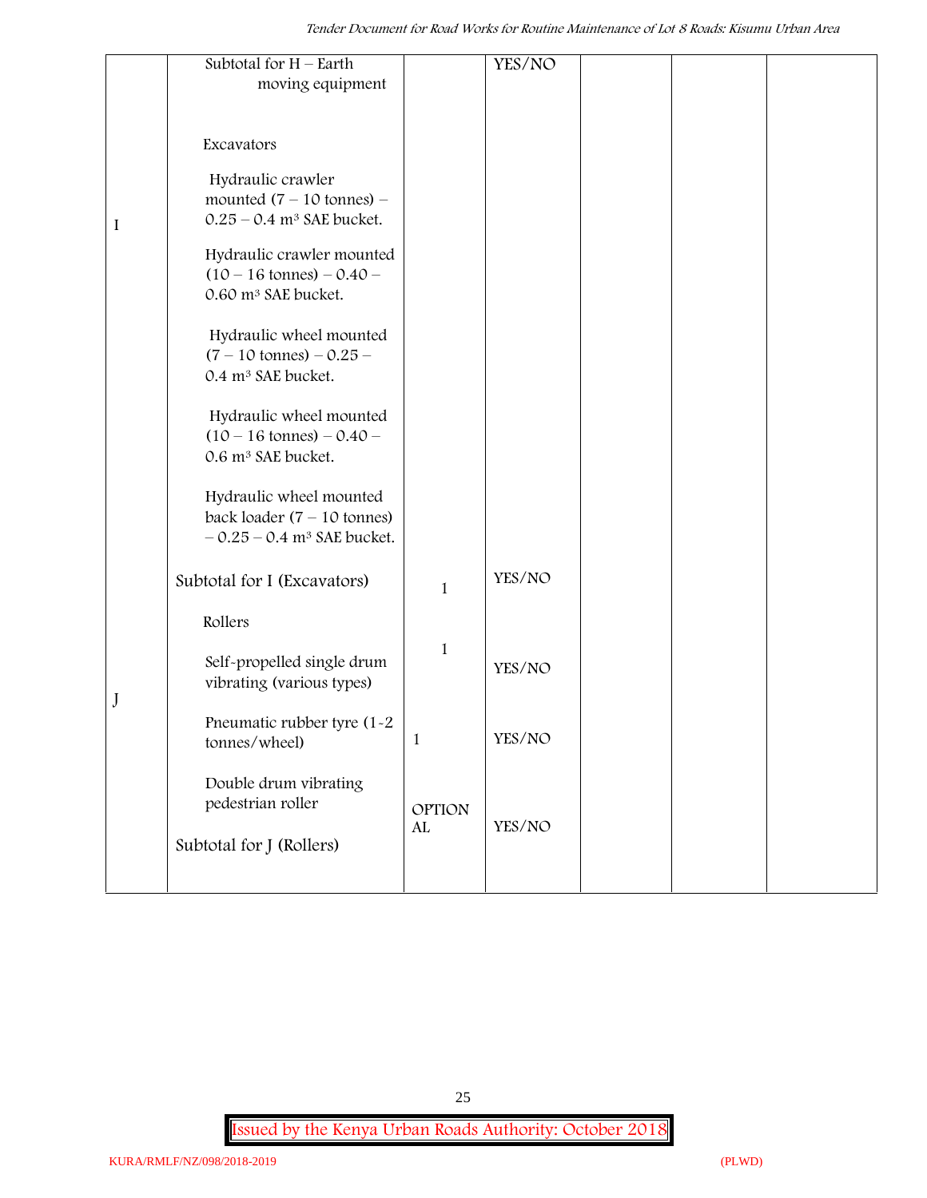|  |  |  |  |  |  |  |
|---|---|---|---|---|---|---|
|  | Subtotal for H – Earth moving equipment |  | YES/NO |  |  |  |
| I | Excavators |  |  |  |  |  |
|  | Hydraulic crawler mounted (7 – 10 tonnes) – 0.25 – 0.4 $m^3$ SAE bucket. |  |  |  |  |  |
|  | Hydraulic crawler mounted (10 – 16 tonnes) – 0.40 – 0.60 $m^3$ SAE bucket. |  |  |  |  |  |
|  | Hydraulic wheel mounted (7 – 10 tonnes) – 0.25 – 0.4 $m^3$ SAE bucket. |  |  |  |  |  |
|  | Hydraulic wheel mounted (10 – 16 tonnes) – 0.40 – 0.6 $m^3$ SAE bucket. |  |  |  |  |  |
|  | Hydraulic wheel mounted back loader (7 – 10 tonnes) – 0.25 – 0.4 $m^3$ SAE bucket. |  |  |  |  |  |
|  | Subtotal for I (Excavators) | 1 | YES/NO |  |  |  |
| J | Rollers |  |  |  |  |  |
|  | Self-propelled single drum vibrating (various types) | 1 | YES/NO |  |  |  |
|  | Pneumatic rubber tyre (1-2 tonnes/wheel) | 1 | YES/NO |  |  |  |
|  | Double drum vibrating pedestrian roller | OPTIONAL | YES/NO |  |  |  |
|  | Subtotal for J (Rollers) |  |  |  |  |  |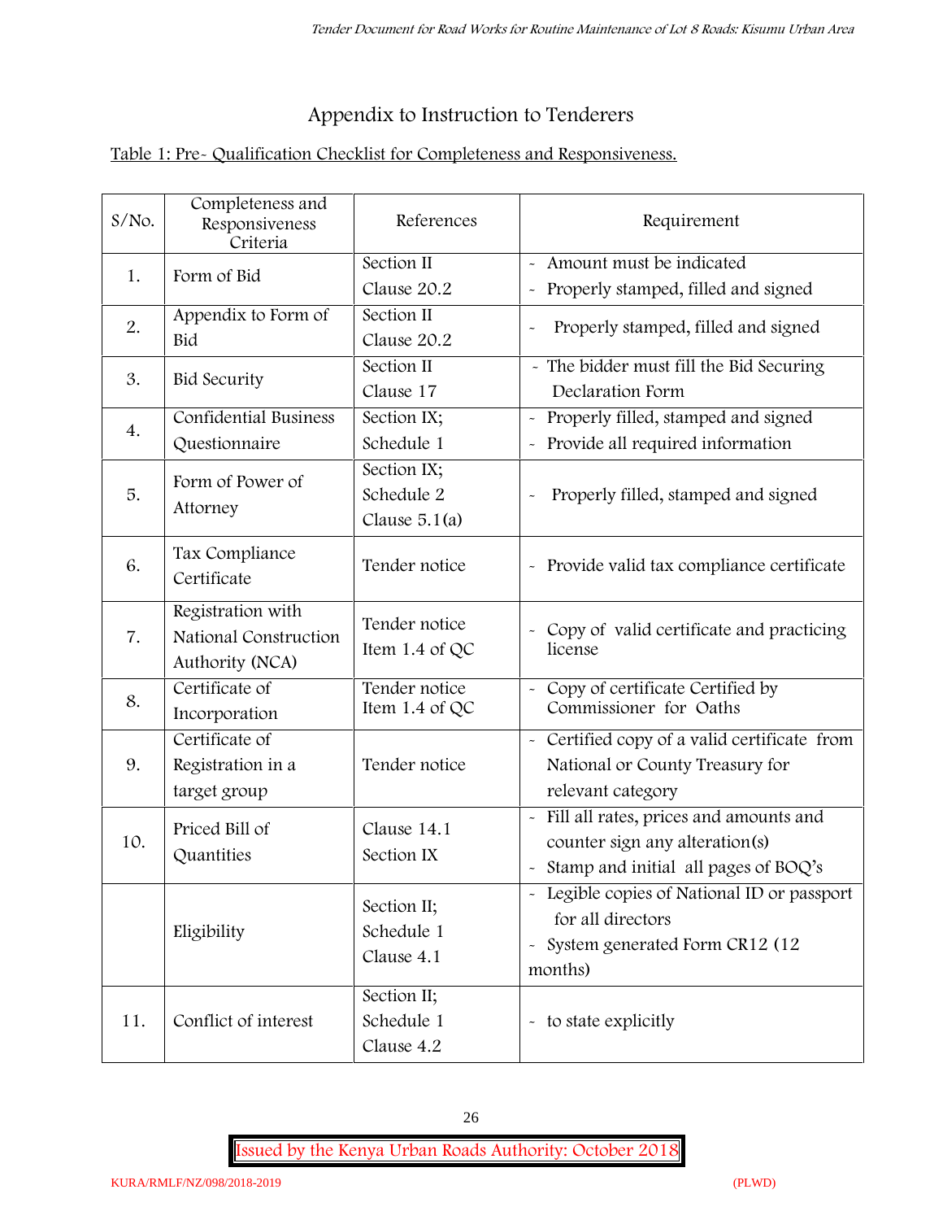# Appendix to Instruction to Tenderers

Table 1: Pre- Qualification Checklist for Completeness and Responsiveness.

| S/No. | Completeness and Responsiveness Criteria | References | Requirement |
|---|---|---|---|
| 1. | Form of Bid | Section II Clause 20.2 | - Amount must be indicated<br>- Properly stamped, filled and signed |
| 2. | Appendix to Form of Bid | Section II Clause 20.2 | - Properly stamped, filled and signed |
| 3. | Bid Security | Section II Clause 17 | - The bidder must fill the Bid Securing Declaration Form |
| 4. | Confidential Business Questionnaire | Section IX; Schedule 1 | - Properly filled, stamped and signed<br>- Provide all required information |
| 5. | Form of Power of Attorney | Section IX; Schedule 2 Clause 5.1(a) | - Properly filled, stamped and signed |
| 6. | Tax Compliance Certificate | Tender notice | - Provide valid tax compliance certificate |
| 7. | Registration with National Construction Authority (NCA) | Tender notice Item 1.4 of QC | - Copy of valid certificate and practicing license |
| 8. | Certificate of Incorporation | Tender notice Item 1.4 of QC | - Copy of certificate Certified by Commissioner for Oaths |
| 9. | Certificate of Registration in a target group | Tender notice | - Certified copy of a valid certificate from National or County Treasury for relevant category |
| 10. | Priced Bill of Quantities | Clause 14.1 Section IX | - Fill all rates, prices and amounts and counter sign any alteration(s)<br>- Stamp and initial all pages of BOQ's |
| | Eligibility | Section II; Schedule 1 Clause 4.1 | - Legible copies of National ID or passport for all directors<br>- System generated Form CR12 (12 months) |
| 11. | Conflict of interest | Section II; Schedule 1 Clause 4.2 | - to state explicitly |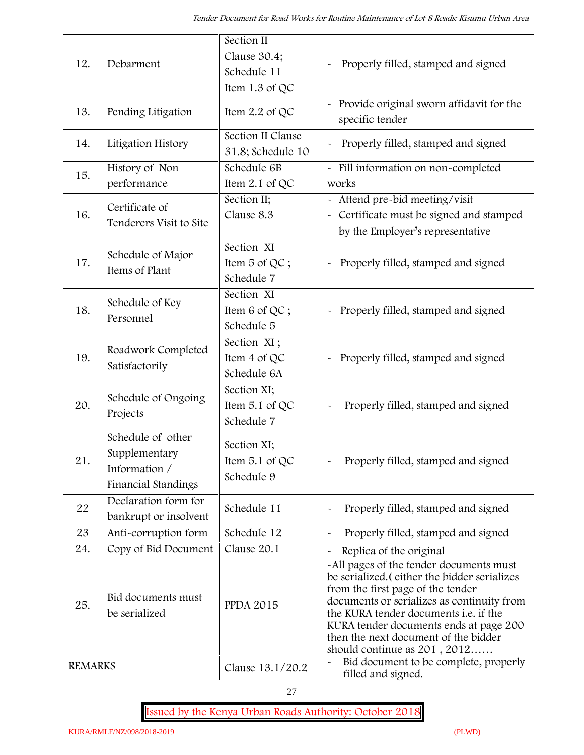| 12. | Debarment | Section II Clause 30.4; Schedule 11 Item 1.3 of QC | - Properly filled, stamped and signed |
|---|---|---|---|
| 13. | Pending Litigation | Item 2.2 of QC | - Provide original sworn affidavit for the specific tender |
| 14. | Litigation History | Section II Clause 31.8; Schedule 10 | - Properly filled, stamped and signed |
| 15. | History of Non performance | Schedule 6B Item 2.1 of QC | - Fill information on non-completed works |
| 16. | Certificate of Tenderers Visit to Site | Section II; Clause 8.3 | - Attend pre-bid meeting/visit<br>- Certificate must be signed and stamped by the Employer's representative |
| 17. | Schedule of Major Items of Plant | Section XI Item 5 of QC ; Schedule 7 | - Properly filled, stamped and signed |
| 18. | Schedule of Key Personnel | Section XI Item 6 of QC ; Schedule 5 | - Properly filled, stamped and signed |
| 19. | Roadwork Completed Satisfactorily | Section XI ; Item 4 of QC Schedule 6A | - Properly filled, stamped and signed |
| 20. | Schedule of Ongoing Projects | Section XI; Item 5.1 of QC Schedule 7 | - Properly filled, stamped and signed |
| 21. | Schedule of other Supplementary Information / Financial Standings | Section XI; Item 5.1 of QC Schedule 9 | - Properly filled, stamped and signed |
| 22 | Declaration form for bankrupt or insolvent | Schedule 11 | - Properly filled, stamped and signed |
| 23 | Anti-corruption form | Schedule 12 | - Properly filled, stamped and signed |
| 24. | Copy of Bid Document | Clause 20.1 | - Replica of the original |
| 25. | Bid documents must be serialized | PPDA 2015 | -All pages of the tender documents must be serialized.( either the bidder serializes from the first page of the tender documents or serializes as continuity from the KURA tender documents i.e. if the KURA tender documents ends at page 200 then the next document of the bidder should continue as 201 , 2012…… |
| REMARKS | | Clause 13.1/20.2 | - Bid document to be complete, properly filled and signed. |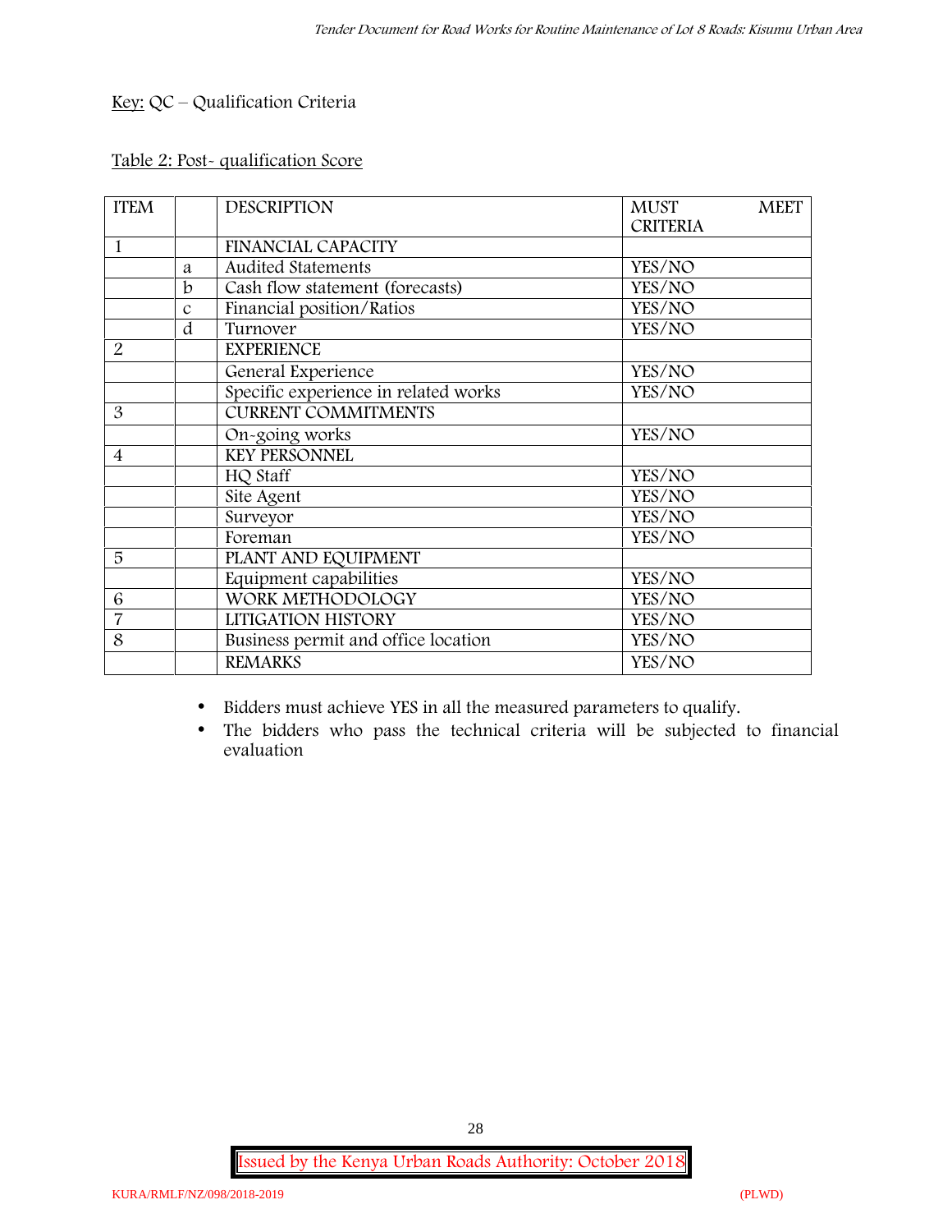Key: QC – Qualification Criteria

Table 2: Post- qualification Score

| ITEM | | DESCRIPTION | MUST MEET CRITERIA |
|---|---|---|---|
| 1 | | FINANCIAL CAPACITY | |
| | a | Audited Statements | YES/NO |
| | b | Cash flow statement (forecasts) | YES/NO |
| | c | Financial position/Ratios | YES/NO |
| | d | Turnover | YES/NO |
| 2 | | EXPERIENCE | |
| | | General Experience | YES/NO |
| | | Specific experience in related works | YES/NO |
| 3 | | CURRENT COMMITMENTS | |
| | | On-going works | YES/NO |
| 4 | | KEY PERSONNEL | |
| | | HQ Staff | YES/NO |
| | | Site Agent | YES/NO |
| | | Surveyor | YES/NO |
| | | Foreman | YES/NO |
| 5 | | PLANT AND EQUIPMENT | |
| | | Equipment capabilities | YES/NO |
| 6 | | WORK METHODOLOGY | YES/NO |
| 7 | | LITIGATION HISTORY | YES/NO |
| 8 | | Business permit and office location | YES/NO |
| | | REMARKS | YES/NO |

- Bidders must achieve YES in all the measured parameters to qualify.
- The bidders who pass the technical criteria will be subjected to financial evaluation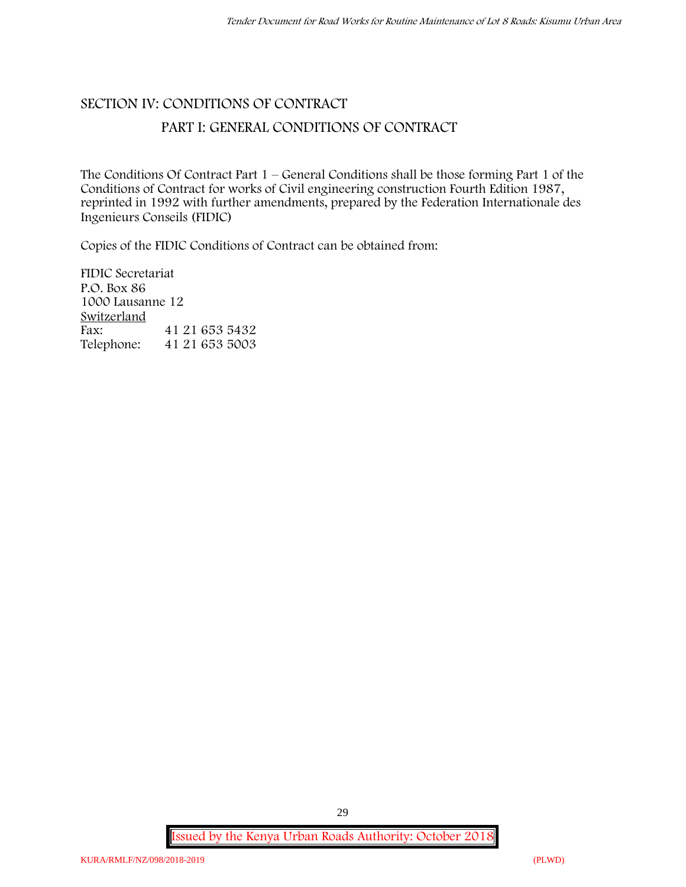# SECTION IV: CONDITIONS OF CONTRACT

## PART I: GENERAL CONDITIONS OF CONTRACT

The Conditions Of Contract Part 1 – General Conditions shall be those forming Part 1 of the Conditions of Contract for works of Civil engineering construction Fourth Edition 1987, reprinted in 1992 with further amendments, prepared by the Federation Internationale des Ingenieurs Conseils (FIDIC)

Copies of the FIDIC Conditions of Contract can be obtained from:

FIDIC Secretariat
P.O. Box 86
1000 Lausanne 12
Switzerland
Fax: 41 21 653 5432
Telephone: 41 21 653 5003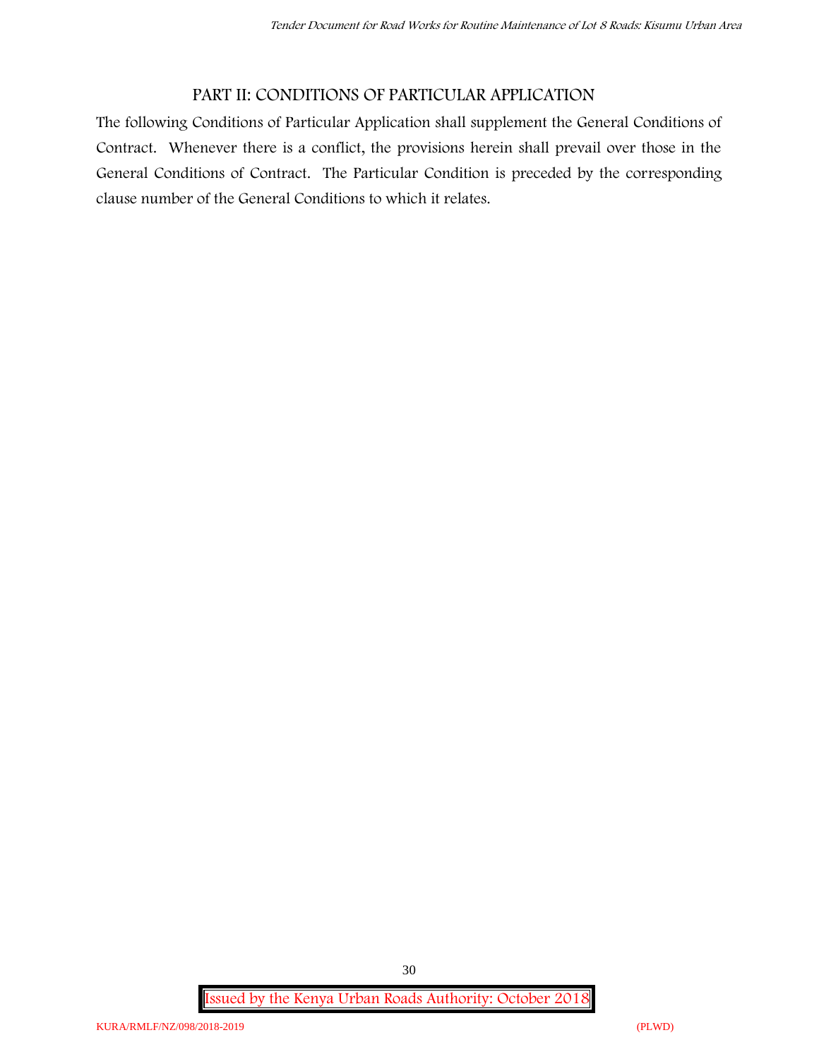## PART II: CONDITIONS OF PARTICULAR APPLICATION

The following Conditions of Particular Application shall supplement the General Conditions of Contract. Whenever there is a conflict, the provisions herein shall prevail over those in the General Conditions of Contract. The Particular Condition is preceded by the corresponding clause number of the General Conditions to which it relates.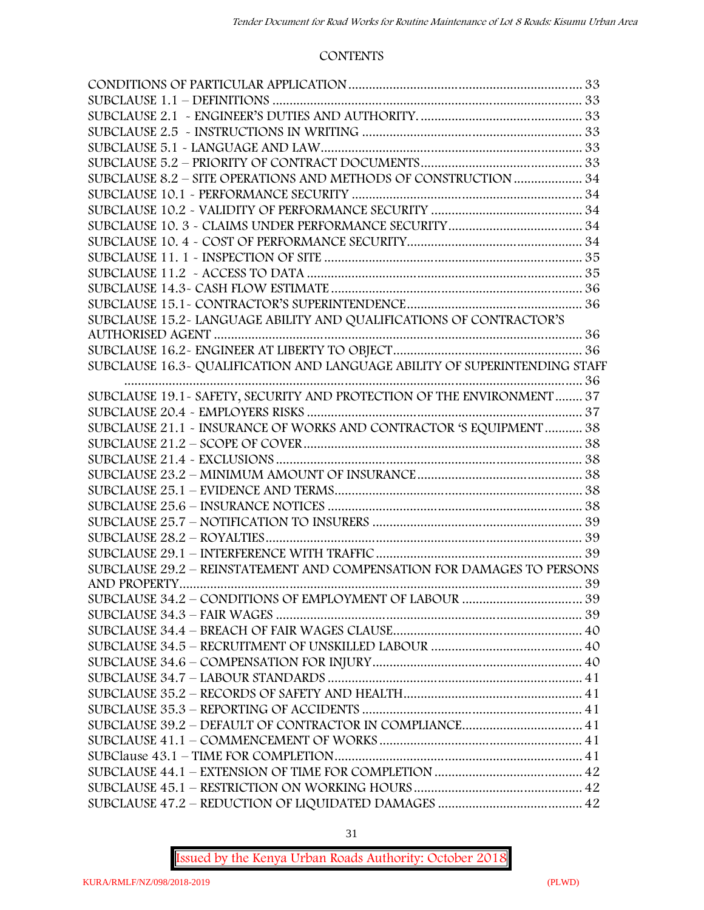CONTENTS

CONDITIONS OF PARTICULAR APPLICATION ........................................................................ 33
SUBCLAUSE 1.1 – DEFINITIONS ........................................................................................ 33
SUBCLAUSE 2.1 - ENGINEER'S DUTIES AND AUTHORITY. ........................................... 33
SUBCLAUSE 2.5 - INSTRUCTIONS IN WRITING ............................................................... 33
SUBCLAUSE 5.1 - LANGUAGE AND LAW ............................................................................ 33
SUBCLAUSE 5.2 – PRIORITY OF CONTRACT DOCUMENTS ............................................. 33
SUBCLAUSE 8.2 – SITE OPERATIONS AND METHODS OF CONSTRUCTION .................... 34
SUBCLAUSE 10.1 - PERFORMANCE SECURITY ................................................................. 34
SUBCLAUSE 10.2 - VALIDITY OF PERFORMANCE SECURITY ........................................... 34
SUBCLAUSE 10. 3 - CLAIMS UNDER PERFORMANCE SECURITY ...................................... 34
SUBCLAUSE 10. 4 - COST OF PERFORMANCE SECURITY ................................................. 34
SUBCLAUSE 11. 1 - INSPECTION OF SITE ......................................................................... 35
SUBCLAUSE 11.2 - ACCESS TO DATA ............................................................................... 35
SUBCLAUSE 14.3- CASH FLOW ESTIMATE ........................................................................ 36
SUBCLAUSE 15.1- CONTRACTOR'S SUPERINTENDENCE .................................................. 36
SUBCLAUSE 15.2- LANGUAGE ABILITY AND QUALIFICATIONS OF CONTRACTOR'S AUTHORISED AGENT ........................................................................................................ 36
SUBCLAUSE 16.2- ENGINEER AT LIBERTY TO OBJECT ...................................................... 36
SUBCLAUSE 16.3- QUALIFICATION AND LANGUAGE ABILITY OF SUPERINTENDING STAFF ........................................................................................................................... 36
SUBCLAUSE 19.1- SAFETY, SECURITY AND PROTECTION OF THE ENVIRONMENT ........ 37
SUBCLAUSE 20.4 - EMPLOYERS RISKS .............................................................................. 37
SUBCLAUSE 21.1 - INSURANCE OF WORKS AND CONTRACTOR 'S EQUIPMENT ........... 38
SUBCLAUSE 21.2 – SCOPE OF COVER ............................................................................... 38
SUBCLAUSE 21.4 - EXCLUSIONS ....................................................................................... 38
SUBCLAUSE 23.2 – MINIMUM AMOUNT OF INSURANCE ................................................ 38
SUBCLAUSE 25.1 – EVIDENCE AND TERMS ....................................................................... 38
SUBCLAUSE 25.6 – INSURANCE NOTICES .......................................................................... 38
SUBCLAUSE 25.7 – NOTIFICATION TO INSURERS ............................................................ 39
SUBCLAUSE 28.2 – ROYALTIES .......................................................................................... 39
SUBCLAUSE 29.1 – INTERFERENCE WITH TRAFFIC ........................................................... 39
SUBCLAUSE 29.2 – REINSTATEMENT AND COMPENSATION FOR DAMAGES TO PERSONS AND PROPERTY ................................................................................................................ 39
SUBCLAUSE 34.2 – CONDITIONS OF EMPLOYMENT OF LABOUR ................................... 39
SUBCLAUSE 34.3 – FAIR WAGES ........................................................................................ 39
SUBCLAUSE 34.4 – BREACH OF FAIR WAGES CLAUSE ..................................................... 40
SUBCLAUSE 34.5 – RECRUITMENT OF UNSKILLED LABOUR ........................................... 40
SUBCLAUSE 34.6 – COMPENSATION FOR INJURY ............................................................ 40
SUBCLAUSE 34.7 – LABOUR STANDARDS ......................................................................... 41
SUBCLAUSE 35.2 – RECORDS OF SAFETY AND HEALTH .................................................... 41
SUBCLAUSE 35.3 – REPORTING OF ACCIDENTS ............................................................... 41
SUBCLAUSE 39.2 – DEFAULT OF CONTRACTOR IN COMPLIANCE .................................. 41
SUBCLAUSE 41.1 – COMMENCEMENT OF WORKS ........................................................... 41
SUBClause 43.1 – TIME FOR COMPLETION ........................................................................ 41
SUBCLAUSE 44.1 – EXTENSION OF TIME FOR COMPLETION ........................................... 42
SUBCLAUSE 45.1 – RESTRICTION ON WORKING HOURS ................................................. 42
SUBCLAUSE 47.2 – REDUCTION OF LIQUIDATED DAMAGES .......................................... 42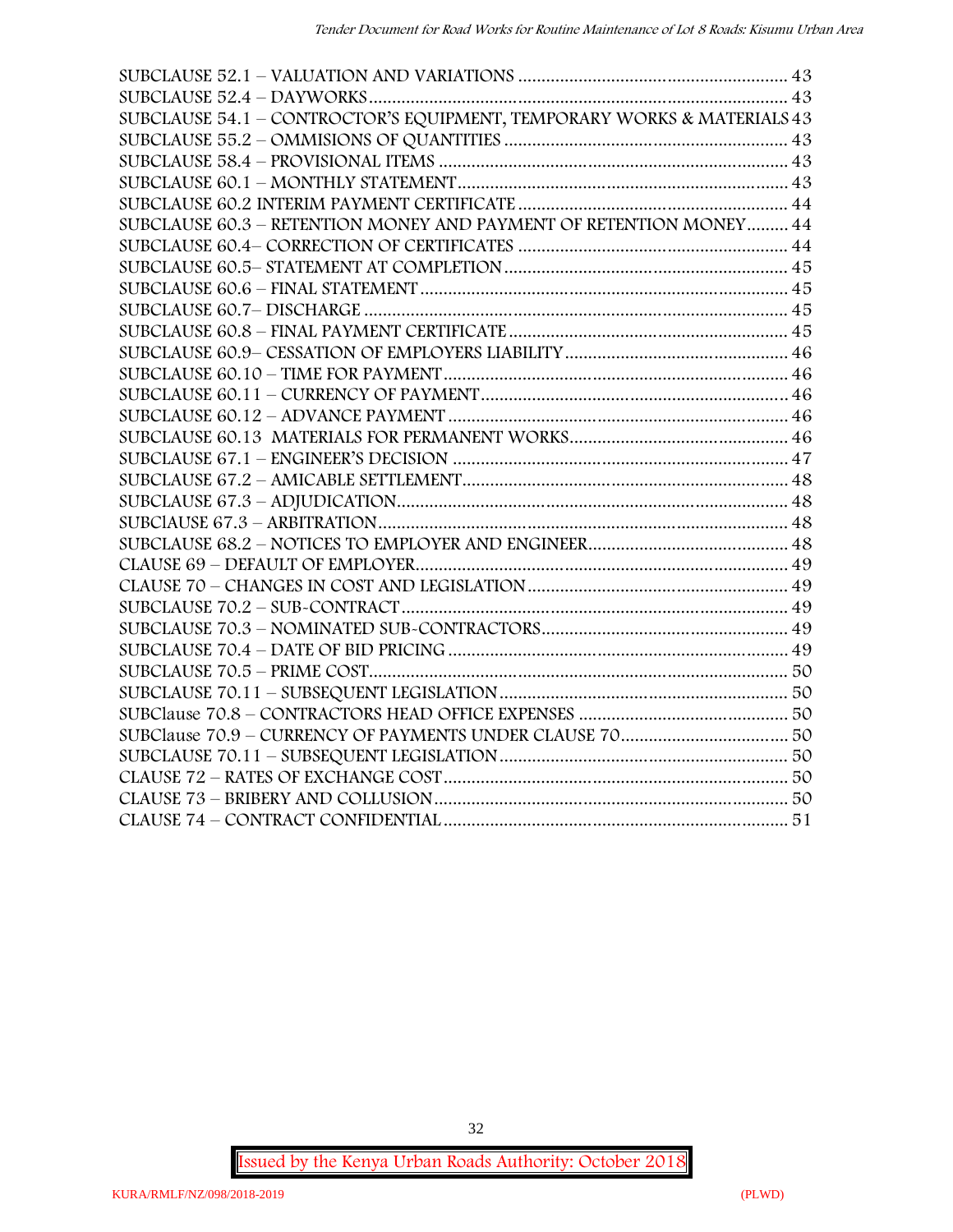SUBCLAUSE 52.1 – VALUATION AND VARIATIONS .......................................................... 43
SUBCLAUSE 52.4 – DAYWORKS........................................................................................ 43
SUBCLAUSE 54.1 – CONTROCTOR'S EQUIPMENT, TEMPORARY WORKS & MATERIALS 43
SUBCLAUSE 55.2 – OMMISIONS OF QUANTITIES ............................................................ 43
SUBCLAUSE 58.4 – PROVISIONAL ITEMS .......................................................................... 43
SUBCLAUSE 60.1 – MONTHLY STATEMENT........................................................................ 43
SUBCLAUSE 60.2 INTERIM PAYMENT CERTIFICATE .......................................................... 44
SUBCLAUSE 60.3 – RETENTION MONEY AND PAYMENT OF RETENTION MONEY......... 44
SUBCLAUSE 60.4– CORRECTION OF CERTIFICATES .......................................................... 44
SUBCLAUSE 60.5– STATEMENT AT COMPLETION............................................................. 45
SUBCLAUSE 60.6 – FINAL STATEMENT ............................................................................... 45
SUBCLAUSE 60.7– DISCHARGE ........................................................................................... 45
SUBCLAUSE 60.8 – FINAL PAYMENT CERTIFICATE ............................................................ 45
SUBCLAUSE 60.9– CESSATION OF EMPLOYERS LIABILITY ................................................ 46
SUBCLAUSE 60.10 – TIME FOR PAYMENT........................................................................... 46
SUBCLAUSE 60.11 – CURRENCY OF PAYMENT.................................................................. 46
SUBCLAUSE 60.12 – ADVANCE PAYMENT ......................................................................... 46
SUBCLAUSE 60.13 MATERIALS FOR PERMANENT WORKS............................................... 46
SUBCLAUSE 67.1 – ENGINEER'S DECISION ........................................................................ 47
SUBCLAUSE 67.2 – AMICABLE SETTLEMENT...................................................................... 48
SUBCLAUSE 67.3 – ADJUDICATION..................................................................................... 48
SUBClAUSE 67.3 – ARBITRATION......................................................................................... 48
SUBCLAUSE 68.2 – NOTICES TO EMPLOYER AND ENGINEER........................................... 48
CLAUSE 69 – DEFAULT OF EMPLOYER................................................................................ 49
CLAUSE 70 – CHANGES IN COST AND LEGISLATION........................................................ 49
SUBCLAUSE 70.2 – SUB-CONTRACT................................................................................... 49
SUBCLAUSE 70.3 – NOMINATED SUB-CONTRACTORS...................................................... 49
SUBCLAUSE 70.4 – DATE OF BID PRICING ......................................................................... 49
SUBCLAUSE 70.5 – PRIME COST.......................................................................................... 50
SUBCLAUSE 70.11 – SUBSEQUENT LEGISLATION.............................................................. 50
SUBClause 70.8 – CONTRACTORS HEAD OFFICE EXPENSES ............................................. 50
SUBClause 70.9 – CURRENCY OF PAYMENTS UNDER CLAUSE 70.................................... 50
SUBCLAUSE 70.11 – SUBSEQUENT LEGISLATION.............................................................. 50
CLAUSE 72 – RATES OF EXCHANGE COST.......................................................................... 50
CLAUSE 73 – BRIBERY AND COLLUSION............................................................................ 50
CLAUSE 74 – CONTRACT CONFIDENTIAL.......................................................................... 51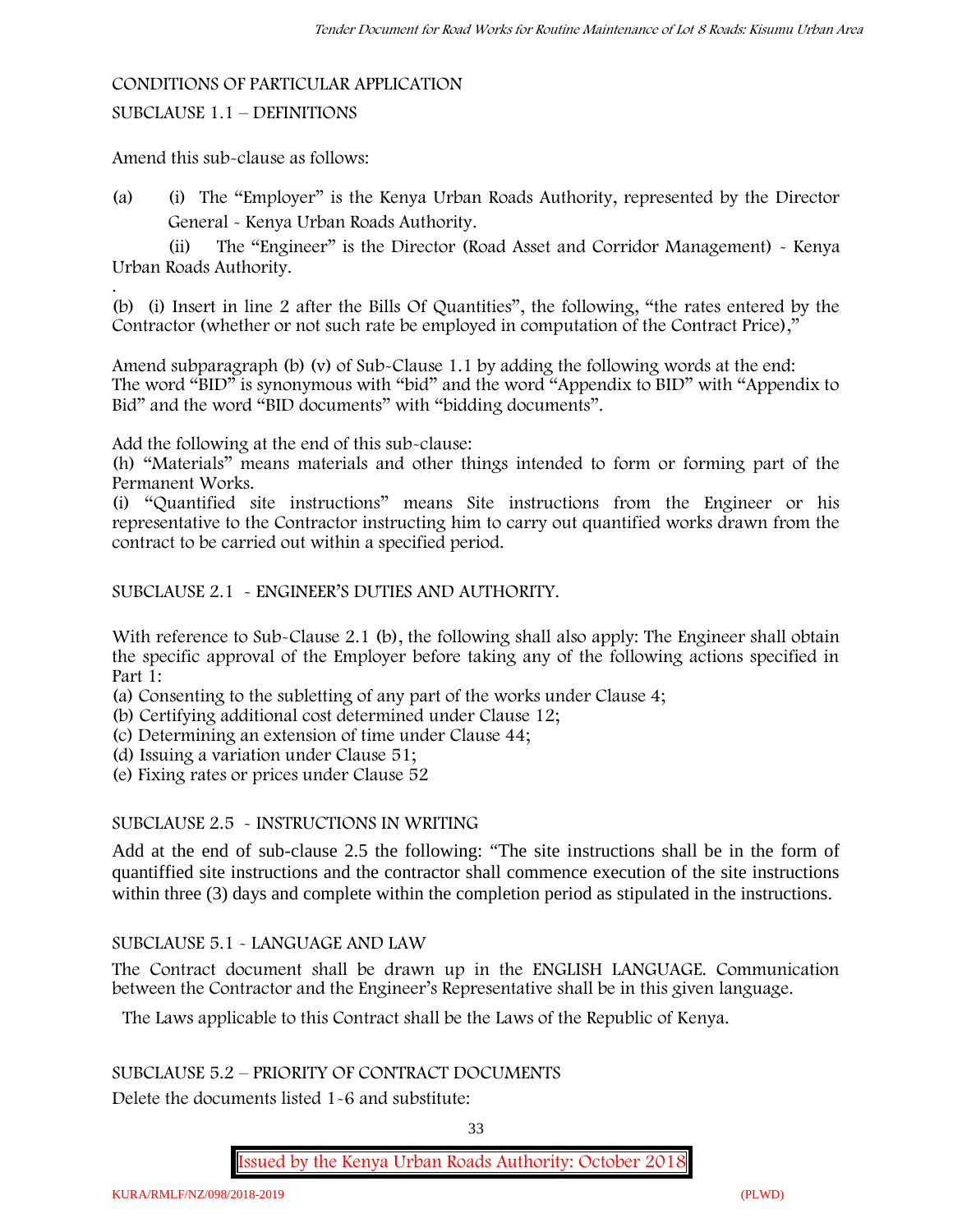## CONDITIONS OF PARTICULAR APPLICATION

### SUBCLAUSE 1.1 – DEFINITIONS

Amend this sub-clause as follows:

(a) (i) The "Employer" is the Kenya Urban Roads Authority, represented by the Director General - Kenya Urban Roads Authority.

(ii) The "Engineer" is the Director (Road Asset and Corridor Management) - Kenya Urban Roads Authority.

.

(b) (i) Insert in line 2 after the Bills Of Quantities", the following, "the rates entered by the Contractor (whether or not such rate be employed in computation of the Contract Price),"

Amend subparagraph (b) (v) of Sub-Clause 1.1 by adding the following words at the end: The word "BID" is synonymous with "bid" and the word "Appendix to BID" with "Appendix to Bid" and the word "BID documents" with "bidding documents".

Add the following at the end of this sub-clause:

(h) "Materials" means materials and other things intended to form or forming part of the Permanent Works.

(i) "Quantified site instructions" means Site instructions from the Engineer or his representative to the Contractor instructing him to carry out quantified works drawn from the contract to be carried out within a specified period.

### SUBCLAUSE 2.1 - ENGINEER'S DUTIES AND AUTHORITY.

With reference to Sub-Clause 2.1 (b), the following shall also apply: The Engineer shall obtain the specific approval of the Employer before taking any of the following actions specified in Part 1:

(a) Consenting to the subletting of any part of the works under Clause 4;

(b) Certifying additional cost determined under Clause 12;

(c) Determining an extension of time under Clause 44;

(d) Issuing a variation under Clause 51;

(e) Fixing rates or prices under Clause 52

### SUBCLAUSE 2.5 - INSTRUCTIONS IN WRITING

Add at the end of sub-clause 2.5 the following: "The site instructions shall be in the form of quantiffied site instructions and the contractor shall commence execution of the site instructions within three (3) days and complete within the completion period as stipulated in the instructions.

### SUBCLAUSE 5.1 - LANGUAGE AND LAW

The Contract document shall be drawn up in the ENGLISH LANGUAGE. Communication between the Contractor and the Engineer's Representative shall be in this given language.

The Laws applicable to this Contract shall be the Laws of the Republic of Kenya.

### SUBCLAUSE 5.2 – PRIORITY OF CONTRACT DOCUMENTS

Delete the documents listed 1-6 and substitute: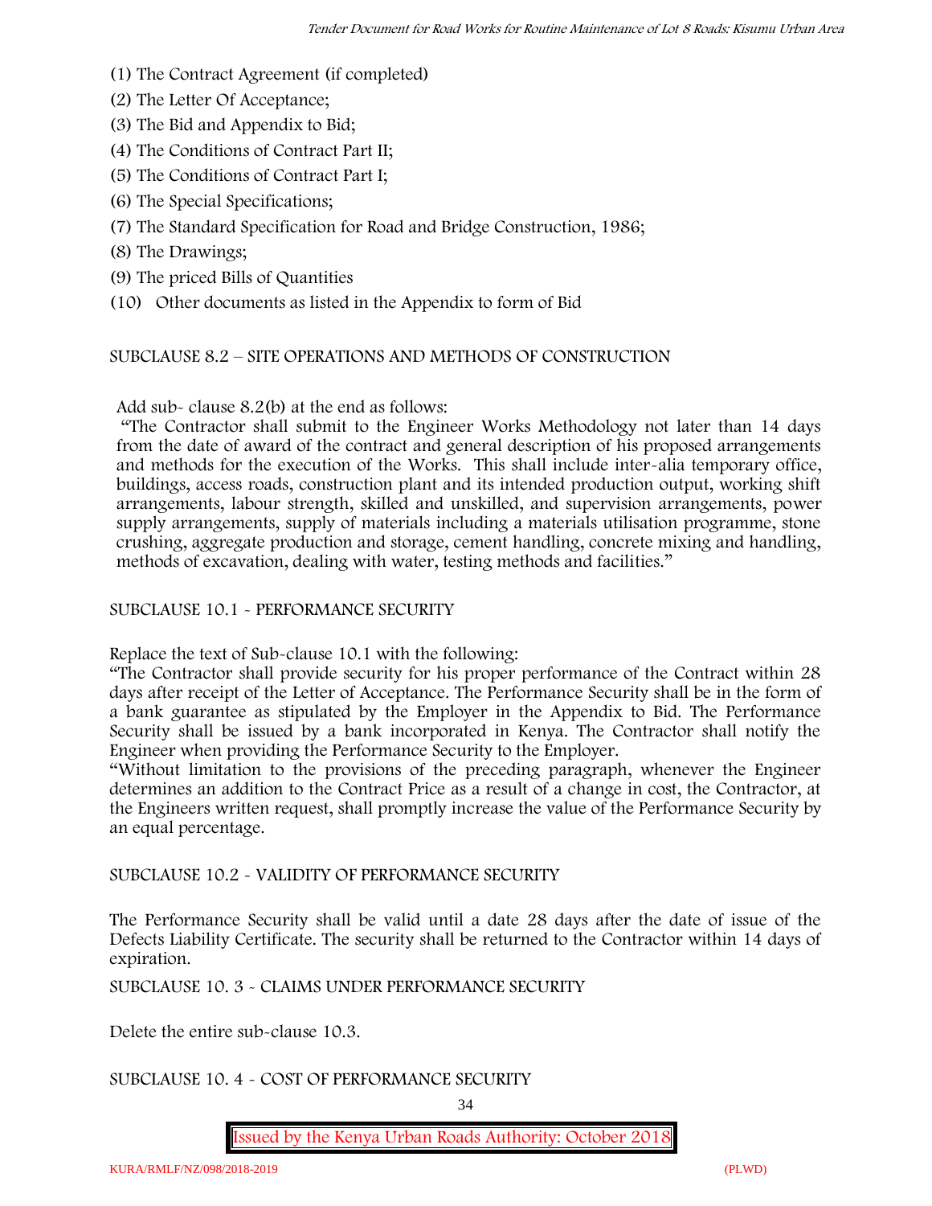(1) The Contract Agreement (if completed)

(2) The Letter Of Acceptance;

(3) The Bid and Appendix to Bid;

(4) The Conditions of Contract Part II;

(5) The Conditions of Contract Part I;

(6) The Special Specifications;

(7) The Standard Specification for Road and Bridge Construction, 1986;

(8) The Drawings;

(9) The priced Bills of Quantities

(10) Other documents as listed in the Appendix to form of Bid

SUBCLAUSE 8.2 – SITE OPERATIONS AND METHODS OF CONSTRUCTION

Add sub- clause 8.2(b) at the end as follows:

"The Contractor shall submit to the Engineer Works Methodology not later than 14 days from the date of award of the contract and general description of his proposed arrangements and methods for the execution of the Works. This shall include inter-alia temporary office, buildings, access roads, construction plant and its intended production output, working shift arrangements, labour strength, skilled and unskilled, and supervision arrangements, power supply arrangements, supply of materials including a materials utilisation programme, stone crushing, aggregate production and storage, cement handling, concrete mixing and handling, methods of excavation, dealing with water, testing methods and facilities."

SUBCLAUSE 10.1 - PERFORMANCE SECURITY

Replace the text of Sub-clause 10.1 with the following:

"The Contractor shall provide security for his proper performance of the Contract within 28 days after receipt of the Letter of Acceptance. The Performance Security shall be in the form of a bank guarantee as stipulated by the Employer in the Appendix to Bid. The Performance Security shall be issued by a bank incorporated in Kenya. The Contractor shall notify the Engineer when providing the Performance Security to the Employer.

"Without limitation to the provisions of the preceding paragraph, whenever the Engineer determines an addition to the Contract Price as a result of a change in cost, the Contractor, at the Engineers written request, shall promptly increase the value of the Performance Security by an equal percentage.

SUBCLAUSE 10.2 - VALIDITY OF PERFORMANCE SECURITY

The Performance Security shall be valid until a date 28 days after the date of issue of the Defects Liability Certificate. The security shall be returned to the Contractor within 14 days of expiration.

SUBCLAUSE 10. 3 - CLAIMS UNDER PERFORMANCE SECURITY

Delete the entire sub-clause 10.3.

SUBCLAUSE 10. 4 - COST OF PERFORMANCE SECURITY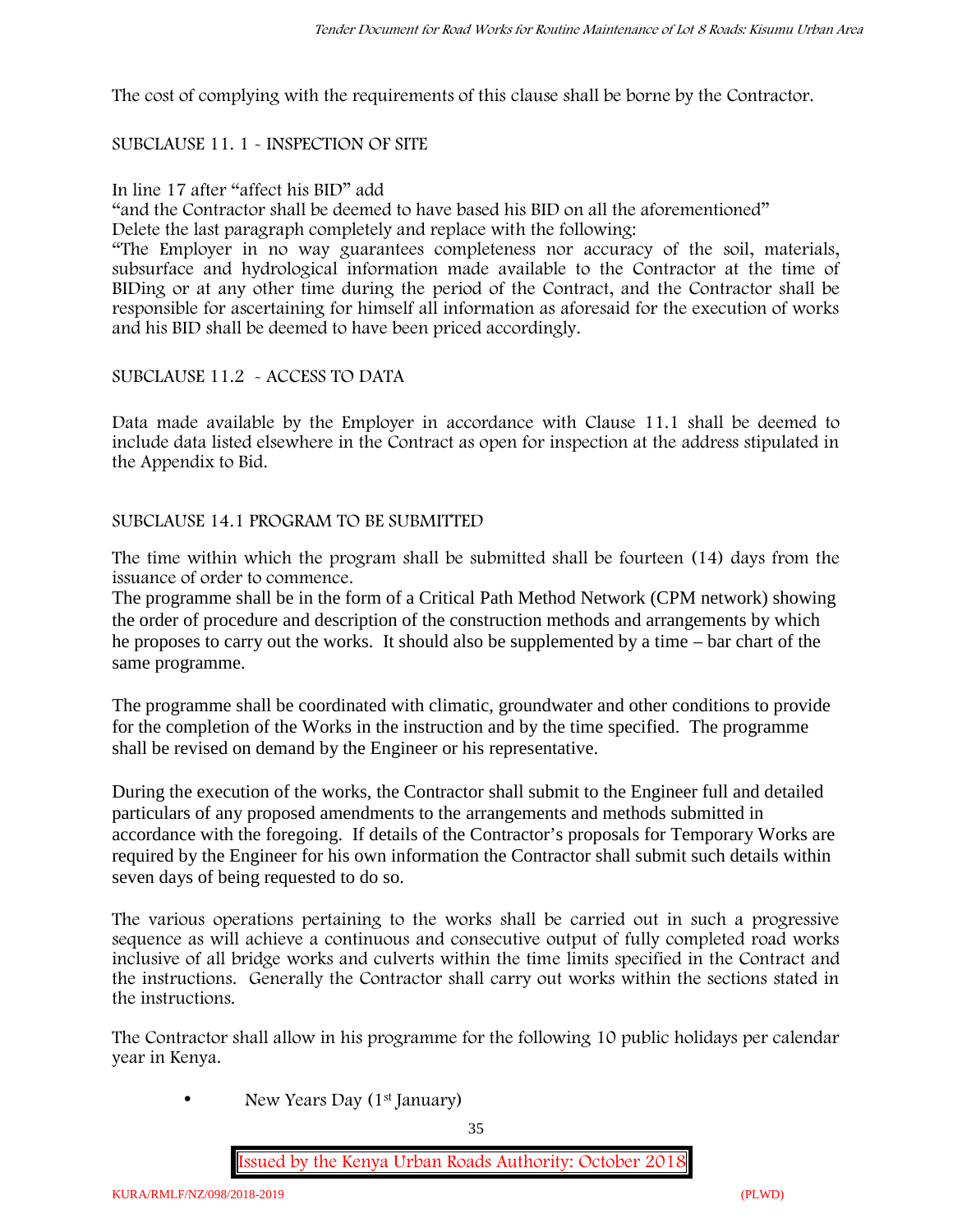The cost of complying with the requirements of this clause shall be borne by the Contractor.

SUBCLAUSE 11. 1 - INSPECTION OF SITE

In line 17 after "affect his BID" add

"and the Contractor shall be deemed to have based his BID on all the aforementioned"

Delete the last paragraph completely and replace with the following:

"The Employer in no way guarantees completeness nor accuracy of the soil, materials, subsurface and hydrological information made available to the Contractor at the time of BIDing or at any other time during the period of the Contract, and the Contractor shall be responsible for ascertaining for himself all information as aforesaid for the execution of works and his BID shall be deemed to have been priced accordingly.

SUBCLAUSE 11.2 - ACCESS TO DATA

Data made available by the Employer in accordance with Clause 11.1 shall be deemed to include data listed elsewhere in the Contract as open for inspection at the address stipulated in the Appendix to Bid.

SUBCLAUSE 14.1 PROGRAM TO BE SUBMITTED

The time within which the program shall be submitted shall be fourteen (14) days from the issuance of order to commence.

The programme shall be in the form of a Critical Path Method Network (CPM network) showing the order of procedure and description of the construction methods and arrangements by which he proposes to carry out the works. It should also be supplemented by a time – bar chart of the same programme.

The programme shall be coordinated with climatic, groundwater and other conditions to provide for the completion of the Works in the instruction and by the time specified. The programme shall be revised on demand by the Engineer or his representative.

During the execution of the works, the Contractor shall submit to the Engineer full and detailed particulars of any proposed amendments to the arrangements and methods submitted in accordance with the foregoing. If details of the Contractor's proposals for Temporary Works are required by the Engineer for his own information the Contractor shall submit such details within seven days of being requested to do so.

The various operations pertaining to the works shall be carried out in such a progressive sequence as will achieve a continuous and consecutive output of fully completed road works inclusive of all bridge works and culverts within the time limits specified in the Contract and the instructions. Generally the Contractor shall carry out works within the sections stated in the instructions.

The Contractor shall allow in his programme for the following 10 public holidays per calendar year in Kenya.

- New Years Day (1st January)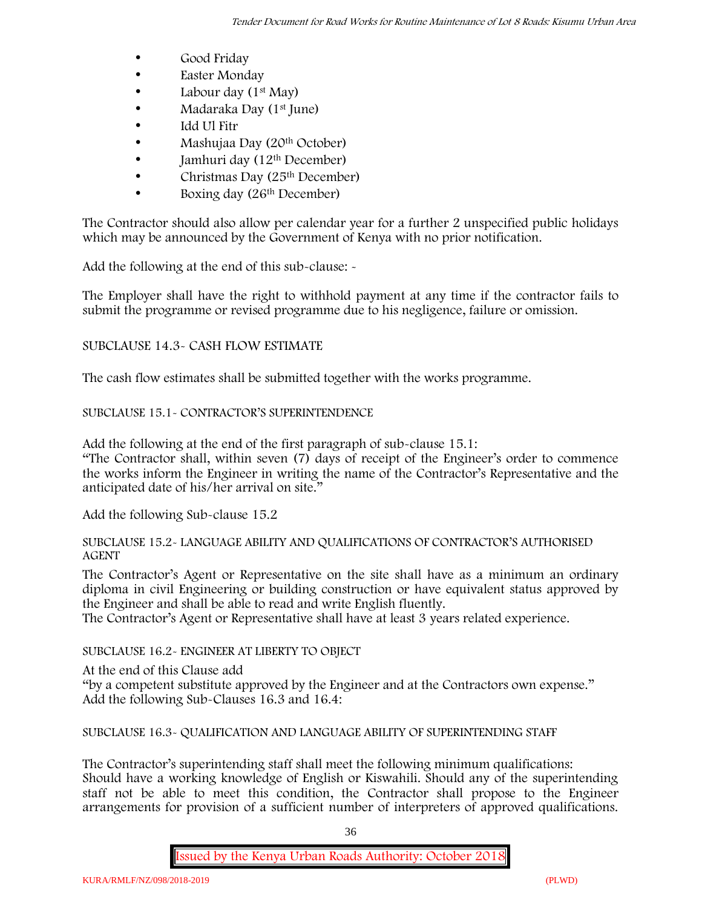- Good Friday
- Easter Monday
- Labour day (1st May)
- Madaraka Day (1st June)
- Idd Ul Fitr
- Mashujaa Day (20th October)
- Jamhuri day (12th December)
- Christmas Day (25th December)
- Boxing day (26th December)

The Contractor should also allow per calendar year for a further 2 unspecified public holidays which may be announced by the Government of Kenya with no prior notification.

Add the following at the end of this sub-clause: -

The Employer shall have the right to withhold payment at any time if the contractor fails to submit the programme or revised programme due to his negligence, failure or omission.

SUBCLAUSE 14.3- CASH FLOW ESTIMATE

The cash flow estimates shall be submitted together with the works programme.

SUBCLAUSE 15.1- CONTRACTOR'S SUPERINTENDENCE

Add the following at the end of the first paragraph of sub-clause 15.1:
"The Contractor shall, within seven (7) days of receipt of the Engineer's order to commence the works inform the Engineer in writing the name of the Contractor's Representative and the anticipated date of his/her arrival on site."

Add the following Sub-clause 15.2

SUBCLAUSE 15.2- LANGUAGE ABILITY AND QUALIFICATIONS OF CONTRACTOR'S AUTHORISED AGENT

The Contractor's Agent or Representative on the site shall have as a minimum an ordinary diploma in civil Engineering or building construction or have equivalent status approved by the Engineer and shall be able to read and write English fluently.
The Contractor's Agent or Representative shall have at least 3 years related experience.

SUBCLAUSE 16.2- ENGINEER AT LIBERTY TO OBJECT

At the end of this Clause add
"by a competent substitute approved by the Engineer and at the Contractors own expense."
Add the following Sub-Clauses 16.3 and 16.4:

SUBCLAUSE 16.3- QUALIFICATION AND LANGUAGE ABILITY OF SUPERINTENDING STAFF

The Contractor's superintending staff shall meet the following minimum qualifications:
Should have a working knowledge of English or Kiswahili. Should any of the superintending staff not be able to meet this condition, the Contractor shall propose to the Engineer arrangements for provision of a sufficient number of interpreters of approved qualifications.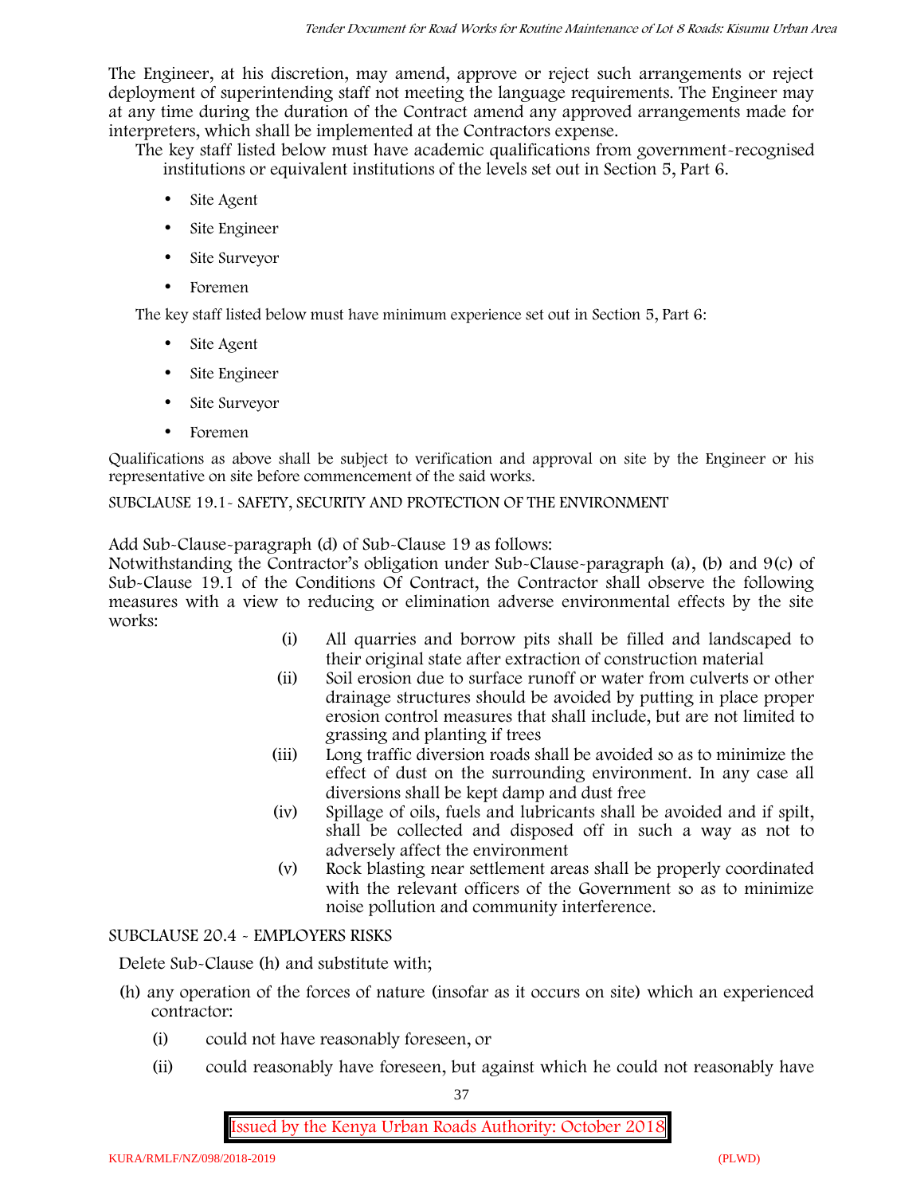The Engineer, at his discretion, may amend, approve or reject such arrangements or reject deployment of superintending staff not meeting the language requirements. The Engineer may at any time during the duration of the Contract amend any approved arrangements made for interpreters, which shall be implemented at the Contractors expense.

The key staff listed below must have academic qualifications from government-recognised institutions or equivalent institutions of the levels set out in Section 5, Part 6.

- Site Agent
- Site Engineer
- Site Surveyor
- Foremen

The key staff listed below must have minimum experience set out in Section 5, Part 6:

- Site Agent
- Site Engineer
- Site Surveyor
- Foremen

Qualifications as above shall be subject to verification and approval on site by the Engineer or his representative on site before commencement of the said works.

SUBCLAUSE 19.1- SAFETY, SECURITY AND PROTECTION OF THE ENVIRONMENT

Add Sub-Clause-paragraph (d) of Sub-Clause 19 as follows:

Notwithstanding the Contractor's obligation under Sub-Clause-paragraph (a), (b) and 9(c) of Sub-Clause 19.1 of the Conditions Of Contract, the Contractor shall observe the following measures with a view to reducing or elimination adverse environmental effects by the site works:

(i) All quarries and borrow pits shall be filled and landscaped to their original state after extraction of construction material

(ii) Soil erosion due to surface runoff or water from culverts or other drainage structures should be avoided by putting in place proper erosion control measures that shall include, but are not limited to grassing and planting if trees

(iii) Long traffic diversion roads shall be avoided so as to minimize the effect of dust on the surrounding environment. In any case all diversions shall be kept damp and dust free

(iv) Spillage of oils, fuels and lubricants shall be avoided and if spilt, shall be collected and disposed off in such a way as not to adversely affect the environment

(v) Rock blasting near settlement areas shall be properly coordinated with the relevant officers of the Government so as to minimize noise pollution and community interference.

SUBCLAUSE 20.4 - EMPLOYERS RISKS

Delete Sub-Clause (h) and substitute with;

(h) any operation of the forces of nature (insofar as it occurs on site) which an experienced contractor:

(i) could not have reasonably foreseen, or

(ii) could reasonably have foreseen, but against which he could not reasonably have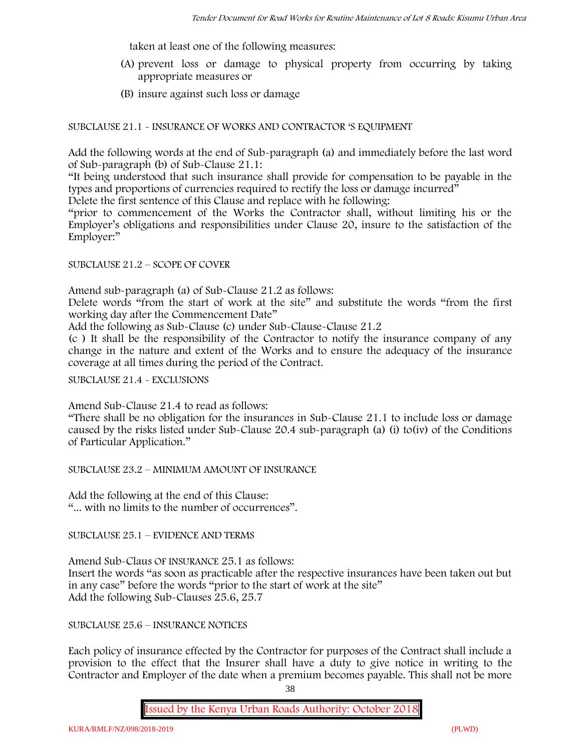taken at least one of the following measures:

(A) prevent loss or damage to physical property from occurring by taking appropriate measures or

(B) insure against such loss or damage

SUBCLAUSE 21.1 - INSURANCE OF WORKS AND CONTRACTOR 'S EQUIPMENT

Add the following words at the end of Sub-paragraph (a) and immediately before the last word of Sub-paragraph (b) of Sub-Clause 21.1:

"It being understood that such insurance shall provide for compensation to be payable in the types and proportions of currencies required to rectify the loss or damage incurred"

Delete the first sentence of this Clause and replace with he following:

"prior to commencement of the Works the Contractor shall, without limiting his or the Employer's obligations and responsibilities under Clause 20, insure to the satisfaction of the Employer:"

SUBCLAUSE 21.2 – SCOPE OF COVER

Amend sub-paragraph (a) of Sub-Clause 21.2 as follows:

Delete words "from the start of work at the site" and substitute the words "from the first working day after the Commencement Date"

Add the following as Sub-Clause (c) under Sub-Clause-Clause 21.2

(c ) It shall be the responsibility of the Contractor to notify the insurance company of any change in the nature and extent of the Works and to ensure the adequacy of the insurance coverage at all times during the period of the Contract.

SUBCLAUSE 21.4 - EXCLUSIONS

Amend Sub-Clause 21.4 to read as follows:

"There shall be no obligation for the insurances in Sub-Clause 21.1 to include loss or damage caused by the risks listed under Sub-Clause 20.4 sub-paragraph (a) (i) to(iv) of the Conditions of Particular Application."

SUBCLAUSE 23.2 – MINIMUM AMOUNT OF INSURANCE

Add the following at the end of this Clause:

"... with no limits to the number of occurrences".

SUBCLAUSE 25.1 – EVIDENCE AND TERMS

Amend Sub-Claus OF INSURANCE 25.1 as follows:

Insert the words "as soon as practicable after the respective insurances have been taken out but in any case" before the words "prior to the start of work at the site"

Add the following Sub-Clauses 25.6, 25.7

SUBCLAUSE 25.6 – INSURANCE NOTICES

Each policy of insurance effected by the Contractor for purposes of the Contract shall include a provision to the effect that the Insurer shall have a duty to give notice in writing to the Contractor and Employer of the date when a premium becomes payable. This shall not be more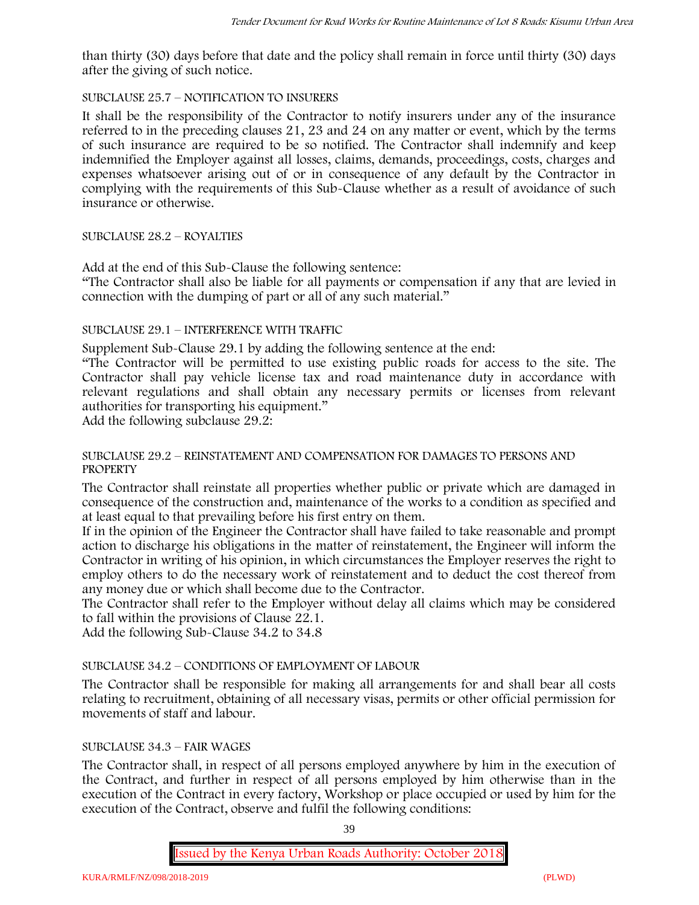than thirty (30) days before that date and the policy shall remain in force until thirty (30) days after the giving of such notice.

SUBCLAUSE 25.7 – NOTIFICATION TO INSURERS

It shall be the responsibility of the Contractor to notify insurers under any of the insurance referred to in the preceding clauses 21, 23 and 24 on any matter or event, which by the terms of such insurance are required to be so notified. The Contractor shall indemnify and keep indemnified the Employer against all losses, claims, demands, proceedings, costs, charges and expenses whatsoever arising out of or in consequence of any default by the Contractor in complying with the requirements of this Sub-Clause whether as a result of avoidance of such insurance or otherwise.

SUBCLAUSE 28.2 – ROYALTIES

Add at the end of this Sub-Clause the following sentence:

"The Contractor shall also be liable for all payments or compensation if any that are levied in connection with the dumping of part or all of any such material."

SUBCLAUSE 29.1 – INTERFERENCE WITH TRAFFIC

Supplement Sub-Clause 29.1 by adding the following sentence at the end:

"The Contractor will be permitted to use existing public roads for access to the site. The Contractor shall pay vehicle license tax and road maintenance duty in accordance with relevant regulations and shall obtain any necessary permits or licenses from relevant authorities for transporting his equipment."

Add the following subclause 29.2:

SUBCLAUSE 29.2 – REINSTATEMENT AND COMPENSATION FOR DAMAGES TO PERSONS AND PROPERTY

The Contractor shall reinstate all properties whether public or private which are damaged in consequence of the construction and, maintenance of the works to a condition as specified and at least equal to that prevailing before his first entry on them.

If in the opinion of the Engineer the Contractor shall have failed to take reasonable and prompt action to discharge his obligations in the matter of reinstatement, the Engineer will inform the Contractor in writing of his opinion, in which circumstances the Employer reserves the right to employ others to do the necessary work of reinstatement and to deduct the cost thereof from any money due or which shall become due to the Contractor.

The Contractor shall refer to the Employer without delay all claims which may be considered to fall within the provisions of Clause 22.1.

Add the following Sub-Clause 34.2 to 34.8

SUBCLAUSE 34.2 – CONDITIONS OF EMPLOYMENT OF LABOUR

The Contractor shall be responsible for making all arrangements for and shall bear all costs relating to recruitment, obtaining of all necessary visas, permits or other official permission for movements of staff and labour.

SUBCLAUSE 34.3 – FAIR WAGES

The Contractor shall, in respect of all persons employed anywhere by him in the execution of the Contract, and further in respect of all persons employed by him otherwise than in the execution of the Contract in every factory, Workshop or place occupied or used by him for the execution of the Contract, observe and fulfil the following conditions: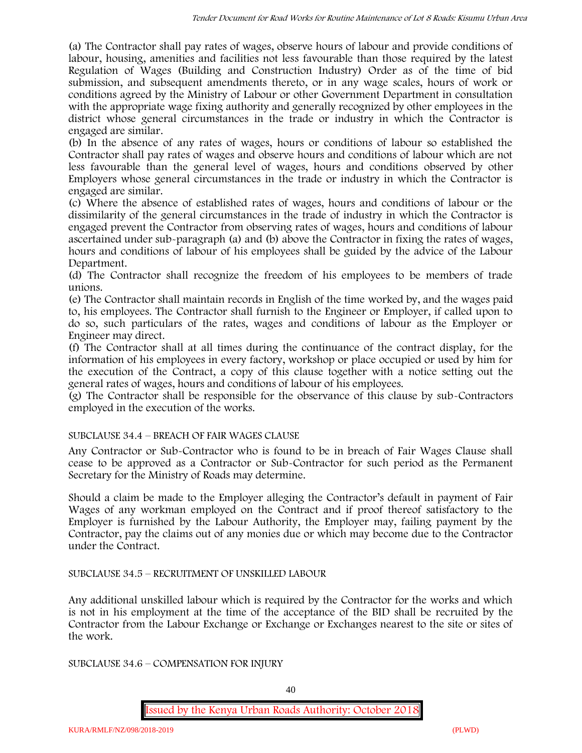(a) The Contractor shall pay rates of wages, observe hours of labour and provide conditions of labour, housing, amenities and facilities not less favourable than those required by the latest Regulation of Wages (Building and Construction Industry) Order as of the time of bid submission, and subsequent amendments thereto, or in any wage scales, hours of work or conditions agreed by the Ministry of Labour or other Government Department in consultation with the appropriate wage fixing authority and generally recognized by other employees in the district whose general circumstances in the trade or industry in which the Contractor is engaged are similar.

(b) In the absence of any rates of wages, hours or conditions of labour so established the Contractor shall pay rates of wages and observe hours and conditions of labour which are not less favourable than the general level of wages, hours and conditions observed by other Employers whose general circumstances in the trade or industry in which the Contractor is engaged are similar.

(c) Where the absence of established rates of wages, hours and conditions of labour or the dissimilarity of the general circumstances in the trade of industry in which the Contractor is engaged prevent the Contractor from observing rates of wages, hours and conditions of labour ascertained under sub-paragraph (a) and (b) above the Contractor in fixing the rates of wages, hours and conditions of labour of his employees shall be guided by the advice of the Labour Department.

(d) The Contractor shall recognize the freedom of his employees to be members of trade unions.

(e) The Contractor shall maintain records in English of the time worked by, and the wages paid to, his employees. The Contractor shall furnish to the Engineer or Employer, if called upon to do so, such particulars of the rates, wages and conditions of labour as the Employer or Engineer may direct.

(f) The Contractor shall at all times during the continuance of the contract display, for the information of his employees in every factory, workshop or place occupied or used by him for the execution of the Contract, a copy of this clause together with a notice setting out the general rates of wages, hours and conditions of labour of his employees.

(g) The Contractor shall be responsible for the observance of this clause by sub-Contractors employed in the execution of the works.

SUBCLAUSE 34.4 – BREACH OF FAIR WAGES CLAUSE

Any Contractor or Sub-Contractor who is found to be in breach of Fair Wages Clause shall cease to be approved as a Contractor or Sub-Contractor for such period as the Permanent Secretary for the Ministry of Roads may determine.

Should a claim be made to the Employer alleging the Contractor's default in payment of Fair Wages of any workman employed on the Contract and if proof thereof satisfactory to the Employer is furnished by the Labour Authority, the Employer may, failing payment by the Contractor, pay the claims out of any monies due or which may become due to the Contractor under the Contract.

SUBCLAUSE 34.5 – RECRUITMENT OF UNSKILLED LABOUR

Any additional unskilled labour which is required by the Contractor for the works and which is not in his employment at the time of the acceptance of the BID shall be recruited by the Contractor from the Labour Exchange or Exchange or Exchanges nearest to the site or sites of the work.

SUBCLAUSE 34.6 – COMPENSATION FOR INJURY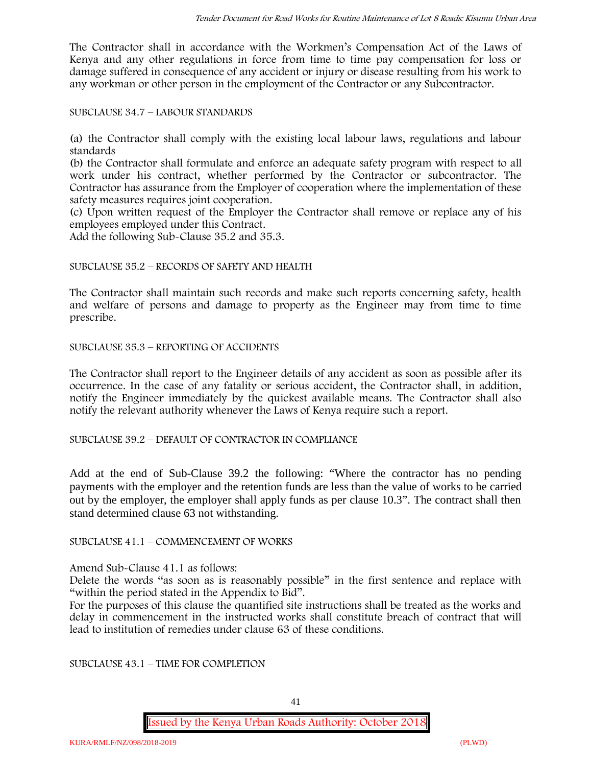The Contractor shall in accordance with the Workmen's Compensation Act of the Laws of Kenya and any other regulations in force from time to time pay compensation for loss or damage suffered in consequence of any accident or injury or disease resulting from his work to any workman or other person in the employment of the Contractor or any Subcontractor.

SUBCLAUSE 34.7 – LABOUR STANDARDS

(a) the Contractor shall comply with the existing local labour laws, regulations and labour standards
(b) the Contractor shall formulate and enforce an adequate safety program with respect to all work under his contract, whether performed by the Contractor or subcontractor. The Contractor has assurance from the Employer of cooperation where the implementation of these safety measures requires joint cooperation.
(c) Upon written request of the Employer the Contractor shall remove or replace any of his employees employed under this Contract.
Add the following Sub-Clause 35.2 and 35.3.

SUBCLAUSE 35.2 – RECORDS OF SAFETY AND HEALTH

The Contractor shall maintain such records and make such reports concerning safety, health and welfare of persons and damage to property as the Engineer may from time to time prescribe.

SUBCLAUSE 35.3 – REPORTING OF ACCIDENTS

The Contractor shall report to the Engineer details of any accident as soon as possible after its occurrence. In the case of any fatality or serious accident, the Contractor shall, in addition, notify the Engineer immediately by the quickest available means. The Contractor shall also notify the relevant authority whenever the Laws of Kenya require such a report.

SUBCLAUSE 39.2 – DEFAULT OF CONTRACTOR IN COMPLIANCE

Add at the end of Sub-Clause 39.2 the following: "Where the contractor has no pending payments with the employer and the retention funds are less than the value of works to be carried out by the employer, the employer shall apply funds as per clause 10.3". The contract shall then stand determined clause 63 not withstanding.

SUBCLAUSE 41.1 – COMMENCEMENT OF WORKS

Amend Sub-Clause 41.1 as follows:
Delete the words "as soon as is reasonably possible" in the first sentence and replace with "within the period stated in the Appendix to Bid".
For the purposes of this clause the quantified site instructions shall be treated as the works and delay in commencement in the instructed works shall constitute breach of contract that will lead to institution of remedies under clause 63 of these conditions.

SUBCLAUSE 43.1 – TIME FOR COMPLETION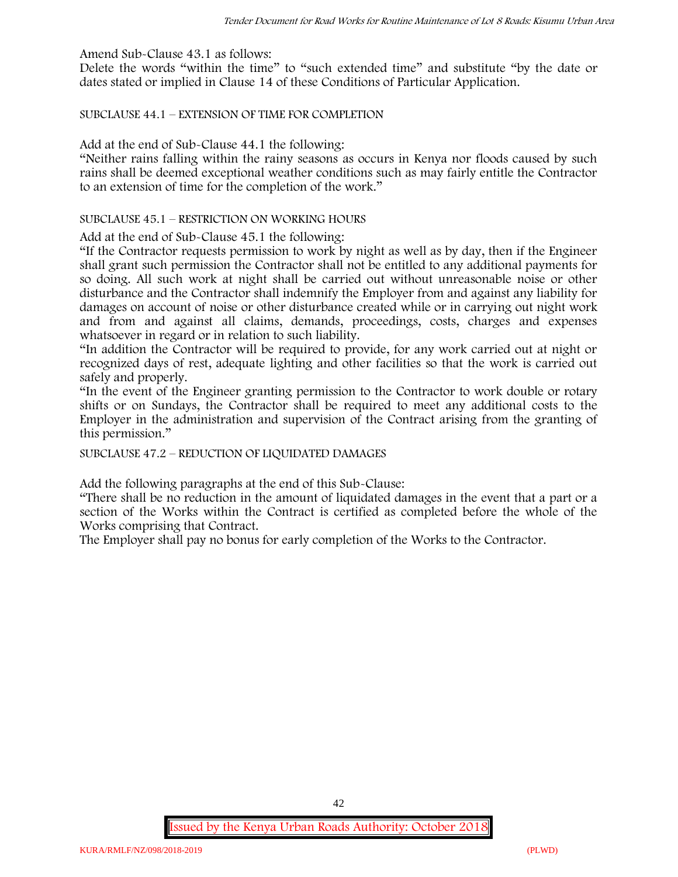Amend Sub-Clause 43.1 as follows:

Delete the words "within the time" to "such extended time" and substitute "by the date or dates stated or implied in Clause 14 of these Conditions of Particular Application.

SUBCLAUSE 44.1 – EXTENSION OF TIME FOR COMPLETION

Add at the end of Sub-Clause 44.1 the following:

"Neither rains falling within the rainy seasons as occurs in Kenya nor floods caused by such rains shall be deemed exceptional weather conditions such as may fairly entitle the Contractor to an extension of time for the completion of the work."

SUBCLAUSE 45.1 – RESTRICTION ON WORKING HOURS

Add at the end of Sub-Clause 45.1 the following:

"If the Contractor requests permission to work by night as well as by day, then if the Engineer shall grant such permission the Contractor shall not be entitled to any additional payments for so doing. All such work at night shall be carried out without unreasonable noise or other disturbance and the Contractor shall indemnify the Employer from and against any liability for damages on account of noise or other disturbance created while or in carrying out night work and from and against all claims, demands, proceedings, costs, charges and expenses whatsoever in regard or in relation to such liability.

"In addition the Contractor will be required to provide, for any work carried out at night or recognized days of rest, adequate lighting and other facilities so that the work is carried out safely and properly.

"In the event of the Engineer granting permission to the Contractor to work double or rotary shifts or on Sundays, the Contractor shall be required to meet any additional costs to the Employer in the administration and supervision of the Contract arising from the granting of this permission."

SUBCLAUSE 47.2 – REDUCTION OF LIQUIDATED DAMAGES

Add the following paragraphs at the end of this Sub-Clause:

"There shall be no reduction in the amount of liquidated damages in the event that a part or a section of the Works within the Contract is certified as completed before the whole of the Works comprising that Contract.

The Employer shall pay no bonus for early completion of the Works to the Contractor.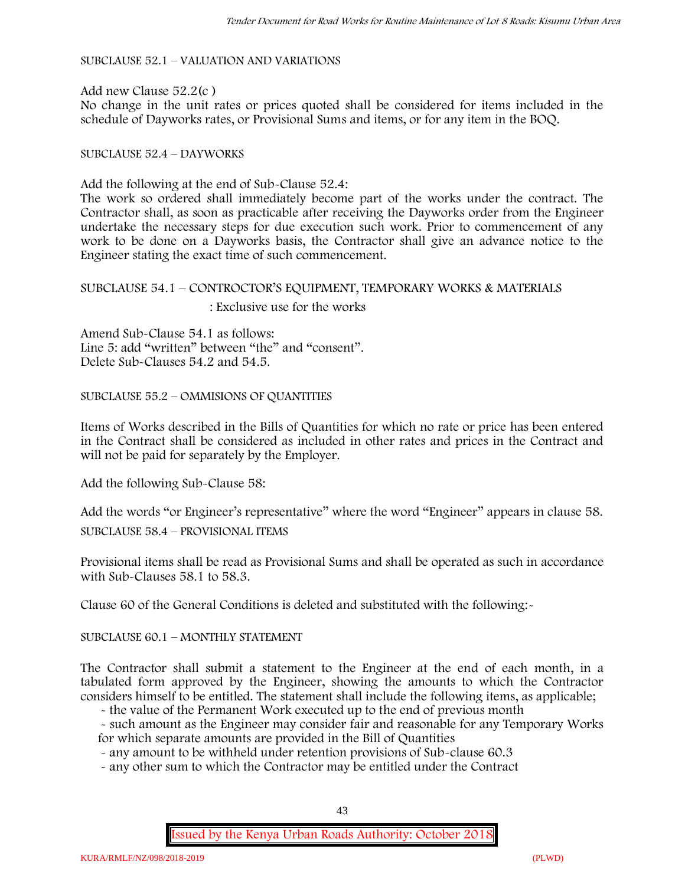SUBCLAUSE 52.1 – VALUATION AND VARIATIONS

Add new Clause 52.2(c )

No change in the unit rates or prices quoted shall be considered for items included in the schedule of Dayworks rates, or Provisional Sums and items, or for any item in the BOQ.

SUBCLAUSE 52.4 – DAYWORKS

Add the following at the end of Sub-Clause 52.4:

The work so ordered shall immediately become part of the works under the contract. The Contractor shall, as soon as practicable after receiving the Dayworks order from the Engineer undertake the necessary steps for due execution such work. Prior to commencement of any work to be done on a Dayworks basis, the Contractor shall give an advance notice to the Engineer stating the exact time of such commencement.

SUBCLAUSE 54.1 – CONTROCTOR'S EQUIPMENT, TEMPORARY WORKS & MATERIALS

: Exclusive use for the works

Amend Sub-Clause 54.1 as follows:

Line 5: add "written" between "the" and "consent".

Delete Sub-Clauses 54.2 and 54.5.

SUBCLAUSE 55.2 – OMMISIONS OF QUANTITIES

Items of Works described in the Bills of Quantities for which no rate or price has been entered in the Contract shall be considered as included in other rates and prices in the Contract and will not be paid for separately by the Employer.

Add the following Sub-Clause 58:

Add the words "or Engineer's representative" where the word "Engineer" appears in clause 58.

SUBCLAUSE 58.4 – PROVISIONAL ITEMS

Provisional items shall be read as Provisional Sums and shall be operated as such in accordance with Sub-Clauses 58.1 to 58.3.

Clause 60 of the General Conditions is deleted and substituted with the following:-

SUBCLAUSE 60.1 – MONTHLY STATEMENT

The Contractor shall submit a statement to the Engineer at the end of each month, in a tabulated form approved by the Engineer, showing the amounts to which the Contractor considers himself to be entitled. The statement shall include the following items, as applicable;

- the value of the Permanent Work executed up to the end of previous month
- such amount as the Engineer may consider fair and reasonable for any Temporary Works for which separate amounts are provided in the Bill of Quantities
- any amount to be withheld under retention provisions of Sub-clause 60.3
- any other sum to which the Contractor may be entitled under the Contract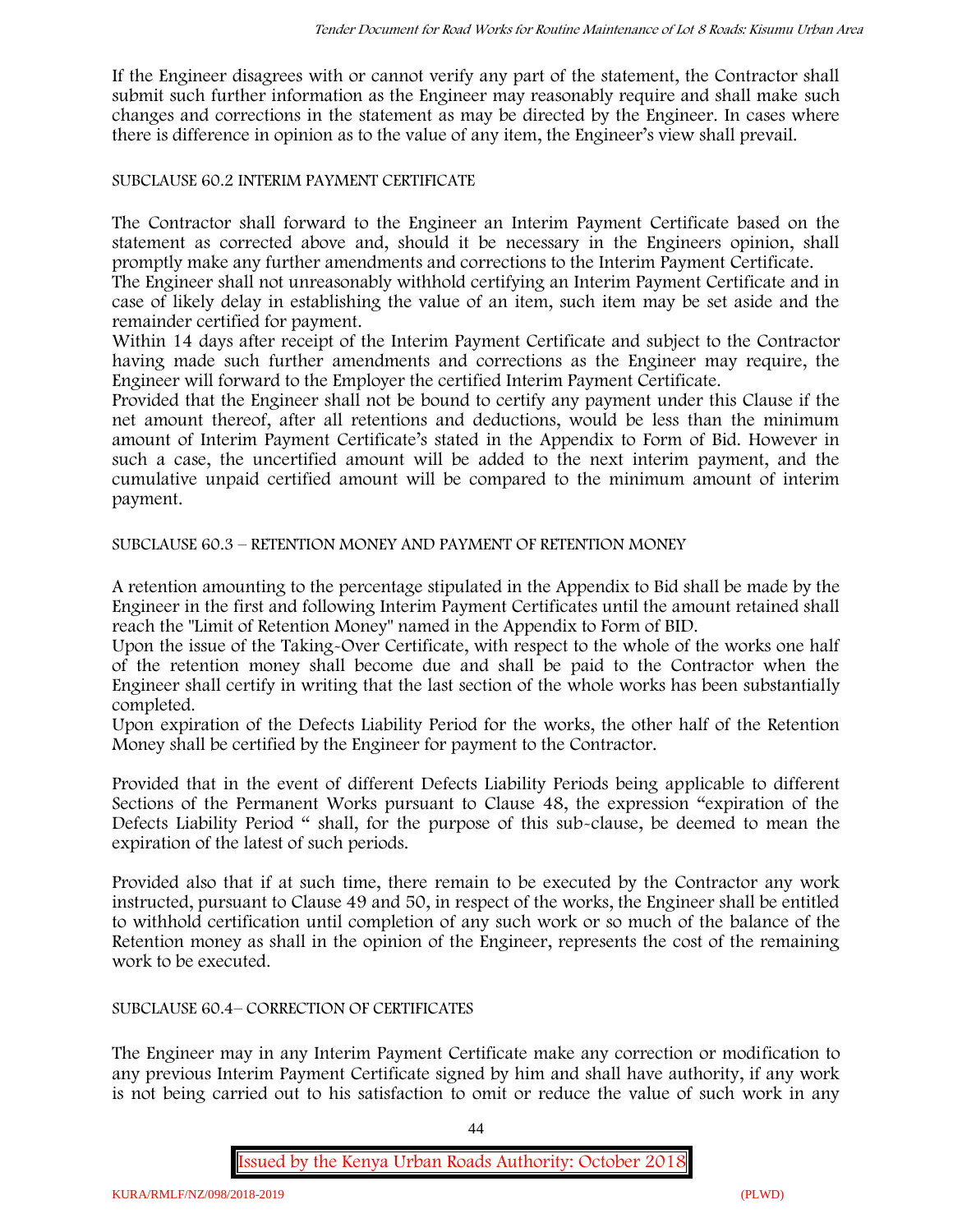If the Engineer disagrees with or cannot verify any part of the statement, the Contractor shall submit such further information as the Engineer may reasonably require and shall make such changes and corrections in the statement as may be directed by the Engineer. In cases where there is difference in opinion as to the value of any item, the Engineer's view shall prevail.

SUBCLAUSE 60.2 INTERIM PAYMENT CERTIFICATE

The Contractor shall forward to the Engineer an Interim Payment Certificate based on the statement as corrected above and, should it be necessary in the Engineers opinion, shall promptly make any further amendments and corrections to the Interim Payment Certificate.

The Engineer shall not unreasonably withhold certifying an Interim Payment Certificate and in case of likely delay in establishing the value of an item, such item may be set aside and the remainder certified for payment.

Within 14 days after receipt of the Interim Payment Certificate and subject to the Contractor having made such further amendments and corrections as the Engineer may require, the Engineer will forward to the Employer the certified Interim Payment Certificate.

Provided that the Engineer shall not be bound to certify any payment under this Clause if the net amount thereof, after all retentions and deductions, would be less than the minimum amount of Interim Payment Certificate's stated in the Appendix to Form of Bid. However in such a case, the uncertified amount will be added to the next interim payment, and the cumulative unpaid certified amount will be compared to the minimum amount of interim payment.

SUBCLAUSE 60.3 – RETENTION MONEY AND PAYMENT OF RETENTION MONEY

A retention amounting to the percentage stipulated in the Appendix to Bid shall be made by the Engineer in the first and following Interim Payment Certificates until the amount retained shall reach the "Limit of Retention Money" named in the Appendix to Form of BID.

Upon the issue of the Taking-Over Certificate, with respect to the whole of the works one half of the retention money shall become due and shall be paid to the Contractor when the Engineer shall certify in writing that the last section of the whole works has been substantially completed.

Upon expiration of the Defects Liability Period for the works, the other half of the Retention Money shall be certified by the Engineer for payment to the Contractor.

Provided that in the event of different Defects Liability Periods being applicable to different Sections of the Permanent Works pursuant to Clause 48, the expression "expiration of the Defects Liability Period " shall, for the purpose of this sub-clause, be deemed to mean the expiration of the latest of such periods.

Provided also that if at such time, there remain to be executed by the Contractor any work instructed, pursuant to Clause 49 and 50, in respect of the works, the Engineer shall be entitled to withhold certification until completion of any such work or so much of the balance of the Retention money as shall in the opinion of the Engineer, represents the cost of the remaining work to be executed.

SUBCLAUSE 60.4– CORRECTION OF CERTIFICATES

The Engineer may in any Interim Payment Certificate make any correction or modification to any previous Interim Payment Certificate signed by him and shall have authority, if any work is not being carried out to his satisfaction to omit or reduce the value of such work in any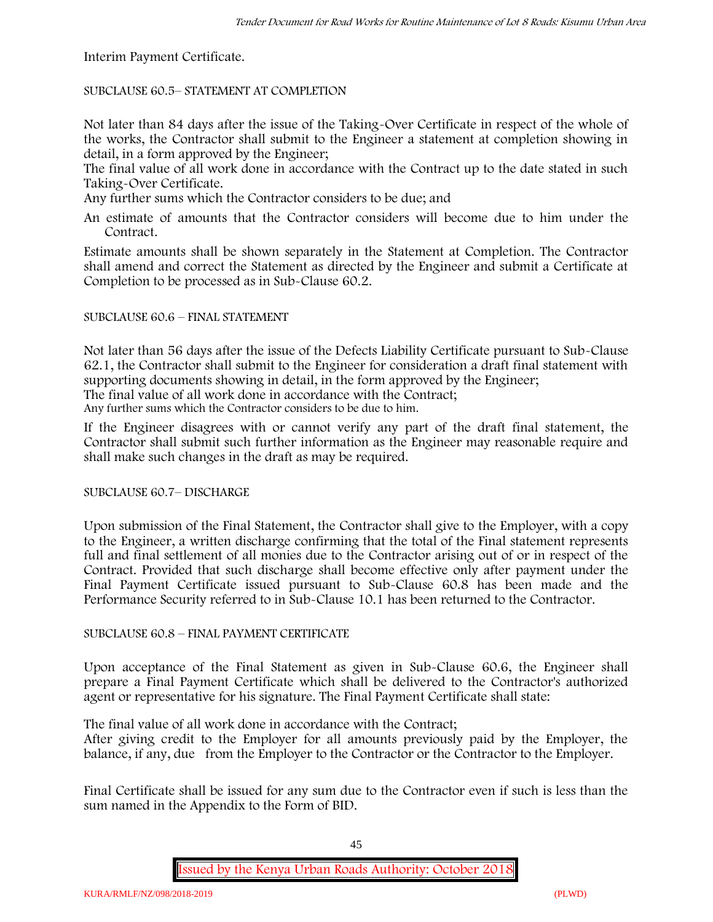Interim Payment Certificate.

SUBCLAUSE 60.5– STATEMENT AT COMPLETION

Not later than 84 days after the issue of the Taking-Over Certificate in respect of the whole of the works, the Contractor shall submit to the Engineer a statement at completion showing in detail, in a form approved by the Engineer;

The final value of all work done in accordance with the Contract up to the date stated in such Taking-Over Certificate.

Any further sums which the Contractor considers to be due; and

An estimate of amounts that the Contractor considers will become due to him under the Contract.

Estimate amounts shall be shown separately in the Statement at Completion. The Contractor shall amend and correct the Statement as directed by the Engineer and submit a Certificate at Completion to be processed as in Sub-Clause 60.2.

SUBCLAUSE 60.6 – FINAL STATEMENT

Not later than 56 days after the issue of the Defects Liability Certificate pursuant to Sub-Clause 62.1, the Contractor shall submit to the Engineer for consideration a draft final statement with supporting documents showing in detail, in the form approved by the Engineer;

The final value of all work done in accordance with the Contract;

Any further sums which the Contractor considers to be due to him.

If the Engineer disagrees with or cannot verify any part of the draft final statement, the Contractor shall submit such further information as the Engineer may reasonable require and shall make such changes in the draft as may be required.

SUBCLAUSE 60.7– DISCHARGE

Upon submission of the Final Statement, the Contractor shall give to the Employer, with a copy to the Engineer, a written discharge confirming that the total of the Final statement represents full and final settlement of all monies due to the Contractor arising out of or in respect of the Contract. Provided that such discharge shall become effective only after payment under the Final Payment Certificate issued pursuant to Sub-Clause 60.8 has been made and the Performance Security referred to in Sub-Clause 10.1 has been returned to the Contractor.

SUBCLAUSE 60.8 – FINAL PAYMENT CERTIFICATE

Upon acceptance of the Final Statement as given in Sub-Clause 60.6, the Engineer shall prepare a Final Payment Certificate which shall be delivered to the Contractor's authorized agent or representative for his signature. The Final Payment Certificate shall state:

The final value of all work done in accordance with the Contract;

After giving credit to the Employer for all amounts previously paid by the Employer, the balance, if any, due from the Employer to the Contractor or the Contractor to the Employer.

Final Certificate shall be issued for any sum due to the Contractor even if such is less than the sum named in the Appendix to the Form of BID.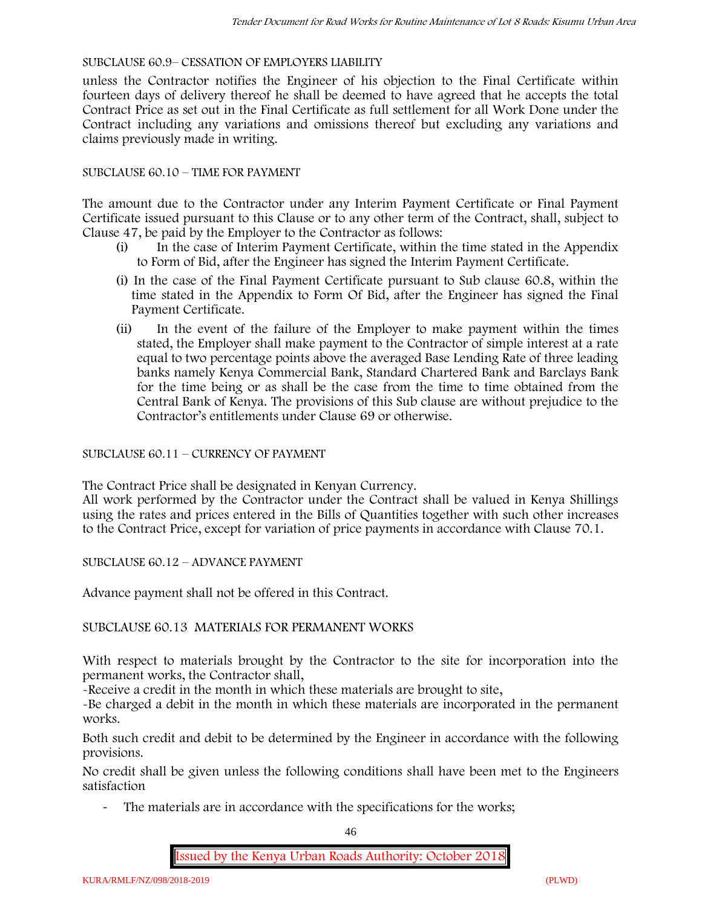SUBCLAUSE 60.9– CESSATION OF EMPLOYERS LIABILITY

unless the Contractor notifies the Engineer of his objection to the Final Certificate within fourteen days of delivery thereof he shall be deemed to have agreed that he accepts the total Contract Price as set out in the Final Certificate as full settlement for all Work Done under the Contract including any variations and omissions thereof but excluding any variations and claims previously made in writing.

SUBCLAUSE 60.10 – TIME FOR PAYMENT

The amount due to the Contractor under any Interim Payment Certificate or Final Payment Certificate issued pursuant to this Clause or to any other term of the Contract, shall, subject to Clause 47, be paid by the Employer to the Contractor as follows:

(i) In the case of Interim Payment Certificate, within the time stated in the Appendix to Form of Bid, after the Engineer has signed the Interim Payment Certificate.

(i) In the case of the Final Payment Certificate pursuant to Sub clause 60.8, within the time stated in the Appendix to Form Of Bid, after the Engineer has signed the Final Payment Certificate.

(ii) In the event of the failure of the Employer to make payment within the times stated, the Employer shall make payment to the Contractor of simple interest at a rate equal to two percentage points above the averaged Base Lending Rate of three leading banks namely Kenya Commercial Bank, Standard Chartered Bank and Barclays Bank for the time being or as shall be the case from the time to time obtained from the Central Bank of Kenya. The provisions of this Sub clause are without prejudice to the Contractor's entitlements under Clause 69 or otherwise.

SUBCLAUSE 60.11 – CURRENCY OF PAYMENT

The Contract Price shall be designated in Kenyan Currency.
All work performed by the Contractor under the Contract shall be valued in Kenya Shillings using the rates and prices entered in the Bills of Quantities together with such other increases to the Contract Price, except for variation of price payments in accordance with Clause 70.1.

SUBCLAUSE 60.12 – ADVANCE PAYMENT

Advance payment shall not be offered in this Contract.

SUBCLAUSE 60.13 MATERIALS FOR PERMANENT WORKS

With respect to materials brought by the Contractor to the site for incorporation into the permanent works, the Contractor shall,

-Receive a credit in the month in which these materials are brought to site,

-Be charged a debit in the month in which these materials are incorporated in the permanent works.

Both such credit and debit to be determined by the Engineer in accordance with the following provisions.

No credit shall be given unless the following conditions shall have been met to the Engineers satisfaction

- The materials are in accordance with the specifications for the works;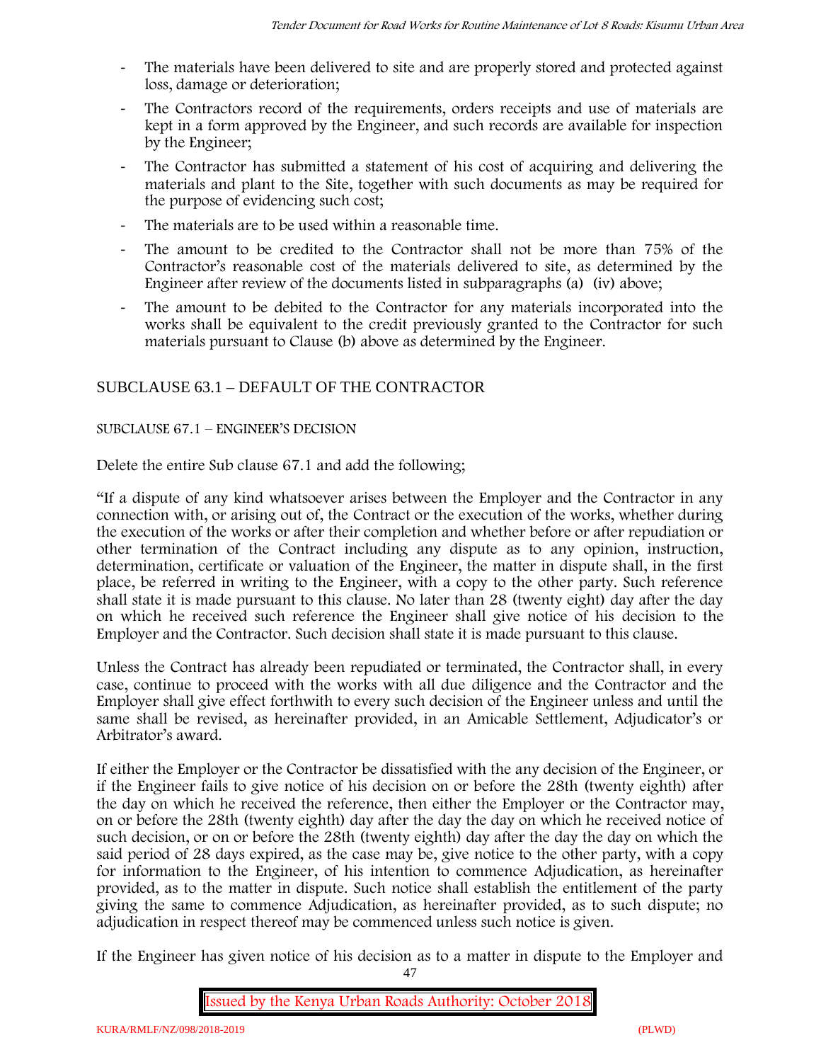- The materials have been delivered to site and are properly stored and protected against loss, damage or deterioration;
- The Contractors record of the requirements, orders receipts and use of materials are kept in a form approved by the Engineer, and such records are available for inspection by the Engineer;
- The Contractor has submitted a statement of his cost of acquiring and delivering the materials and plant to the Site, together with such documents as may be required for the purpose of evidencing such cost;
- The materials are to be used within a reasonable time.
- The amount to be credited to the Contractor shall not be more than 75% of the Contractor's reasonable cost of the materials delivered to site, as determined by the Engineer after review of the documents listed in subparagraphs (a) (iv) above;
- The amount to be debited to the Contractor for any materials incorporated into the works shall be equivalent to the credit previously granted to the Contractor for such materials pursuant to Clause (b) above as determined by the Engineer.

## SUBCLAUSE 63.1 – DEFAULT OF THE CONTRACTOR

### SUBCLAUSE 67.1 – ENGINEER'S DECISION

Delete the entire Sub clause 67.1 and add the following;

"If a dispute of any kind whatsoever arises between the Employer and the Contractor in any connection with, or arising out of, the Contract or the execution of the works, whether during the execution of the works or after their completion and whether before or after repudiation or other termination of the Contract including any dispute as to any opinion, instruction, determination, certificate or valuation of the Engineer, the matter in dispute shall, in the first place, be referred in writing to the Engineer, with a copy to the other party. Such reference shall state it is made pursuant to this clause. No later than 28 (twenty eight) day after the day on which he received such reference the Engineer shall give notice of his decision to the Employer and the Contractor. Such decision shall state it is made pursuant to this clause.

Unless the Contract has already been repudiated or terminated, the Contractor shall, in every case, continue to proceed with the works with all due diligence and the Contractor and the Employer shall give effect forthwith to every such decision of the Engineer unless and until the same shall be revised, as hereinafter provided, in an Amicable Settlement, Adjudicator's or Arbitrator's award.

If either the Employer or the Contractor be dissatisfied with the any decision of the Engineer, or if the Engineer fails to give notice of his decision on or before the 28th (twenty eighth) after the day on which he received the reference, then either the Employer or the Contractor may, on or before the 28th (twenty eighth) day after the day the day on which he received notice of such decision, or on or before the 28th (twenty eighth) day after the day the day on which the said period of 28 days expired, as the case may be, give notice to the other party, with a copy for information to the Engineer, of his intention to commence Adjudication, as hereinafter provided, as to the matter in dispute. Such notice shall establish the entitlement of the party giving the same to commence Adjudication, as hereinafter provided, as to such dispute; no adjudication in respect thereof may be commenced unless such notice is given.

If the Engineer has given notice of his decision as to a matter in dispute to the Employer and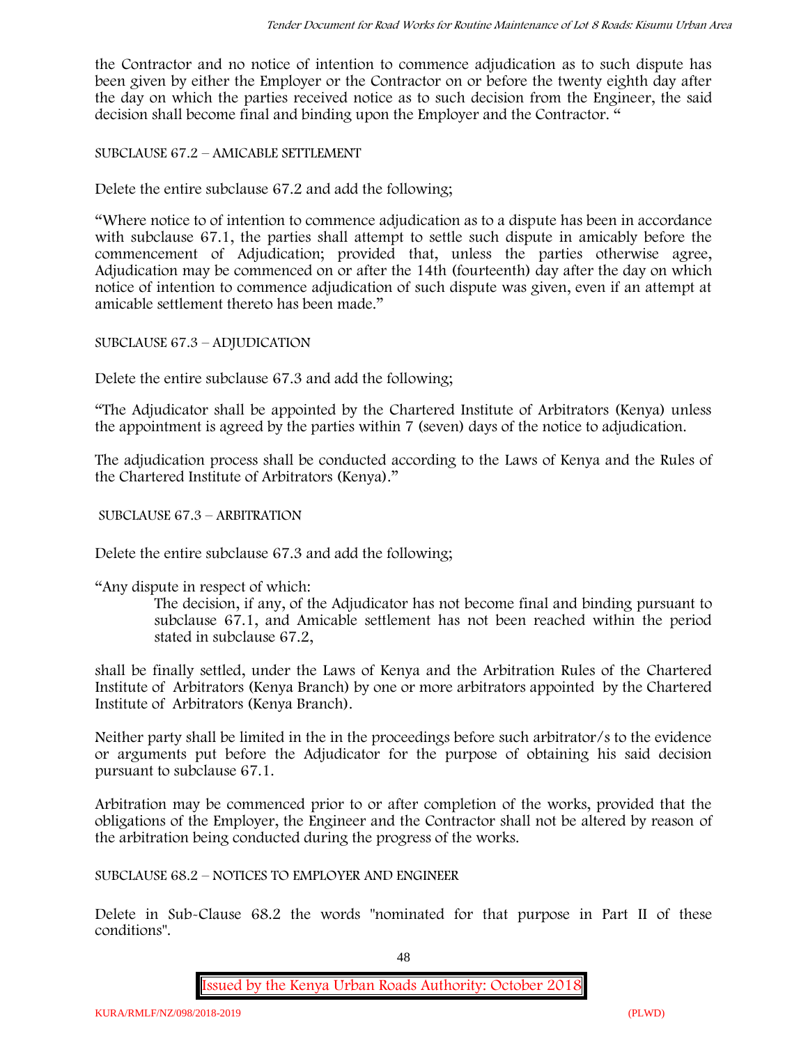the Contractor and no notice of intention to commence adjudication as to such dispute has been given by either the Employer or the Contractor on or before the twenty eighth day after the day on which the parties received notice as to such decision from the Engineer, the said decision shall become final and binding upon the Employer and the Contractor. "

SUBCLAUSE 67.2 – AMICABLE SETTLEMENT

Delete the entire subclause 67.2 and add the following;

"Where notice to of intention to commence adjudication as to a dispute has been in accordance with subclause 67.1, the parties shall attempt to settle such dispute in amicably before the commencement of Adjudication; provided that, unless the parties otherwise agree, Adjudication may be commenced on or after the 14th (fourteenth) day after the day on which notice of intention to commence adjudication of such dispute was given, even if an attempt at amicable settlement thereto has been made."

SUBCLAUSE 67.3 – ADJUDICATION

Delete the entire subclause 67.3 and add the following;

"The Adjudicator shall be appointed by the Chartered Institute of Arbitrators (Kenya) unless the appointment is agreed by the parties within 7 (seven) days of the notice to adjudication.

The adjudication process shall be conducted according to the Laws of Kenya and the Rules of the Chartered Institute of Arbitrators (Kenya)."

SUBCLAUSE 67.3 – ARBITRATION

Delete the entire subclause 67.3 and add the following;

"Any dispute in respect of which:

> The decision, if any, of the Adjudicator has not become final and binding pursuant to subclause 67.1, and Amicable settlement has not been reached within the period stated in subclause 67.2,

shall be finally settled, under the Laws of Kenya and the Arbitration Rules of the Chartered Institute of Arbitrators (Kenya Branch) by one or more arbitrators appointed by the Chartered Institute of Arbitrators (Kenya Branch).

Neither party shall be limited in the in the proceedings before such arbitrator/s to the evidence or arguments put before the Adjudicator for the purpose of obtaining his said decision pursuant to subclause 67.1.

Arbitration may be commenced prior to or after completion of the works, provided that the obligations of the Employer, the Engineer and the Contractor shall not be altered by reason of the arbitration being conducted during the progress of the works.

SUBCLAUSE 68.2 – NOTICES TO EMPLOYER AND ENGINEER

Delete in Sub-Clause 68.2 the words "nominated for that purpose in Part II of these conditions".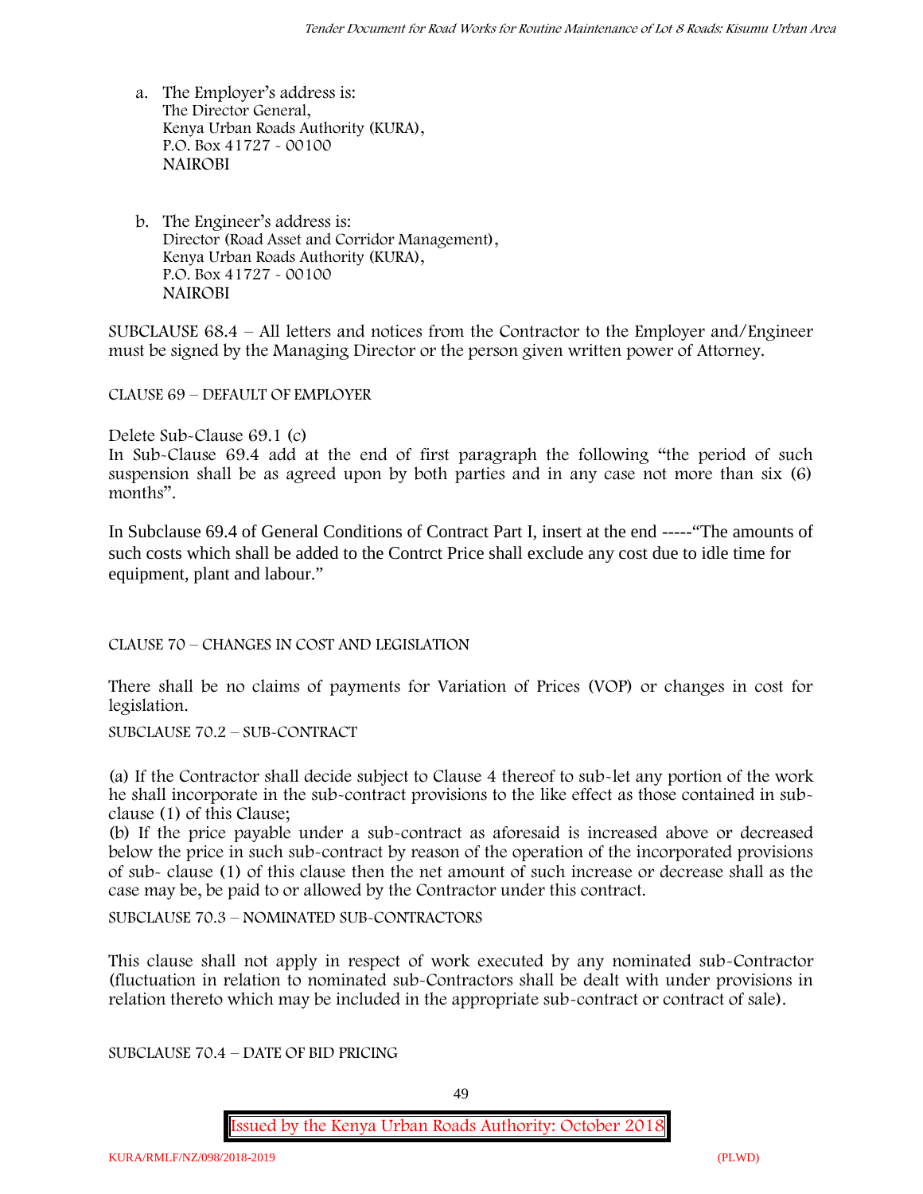a. The Employer's address is:
   The Director General,
   Kenya Urban Roads Authority (KURA),
   P.O. Box 41727 - 00100
   NAIROBI

b. The Engineer's address is:
   Director (Road Asset and Corridor Management),
   Kenya Urban Roads Authority (KURA),
   P.O. Box 41727 - 00100
   NAIROBI

SUBCLAUSE 68.4 – All letters and notices from the Contractor to the Employer and/Engineer must be signed by the Managing Director or the person given written power of Attorney.

CLAUSE 69 – DEFAULT OF EMPLOYER

Delete Sub-Clause 69.1 (c)
In Sub-Clause 69.4 add at the end of first paragraph the following "the period of such suspension shall be as agreed upon by both parties and in any case not more than six (6) months".

In Subclause 69.4 of General Conditions of Contract Part I, insert at the end -----"The amounts of such costs which shall be added to the Contrct Price shall exclude any cost due to idle time for equipment, plant and labour."

CLAUSE 70 – CHANGES IN COST AND LEGISLATION

There shall be no claims of payments for Variation of Prices (VOP) or changes in cost for legislation.

SUBCLAUSE 70.2 – SUB-CONTRACT

(a) If the Contractor shall decide subject to Clause 4 thereof to sub-let any portion of the work he shall incorporate in the sub-contract provisions to the like effect as those contained in sub-clause (1) of this Clause;
(b) If the price payable under a sub-contract as aforesaid is increased above or decreased below the price in such sub-contract by reason of the operation of the incorporated provisions of sub- clause (1) of this clause then the net amount of such increase or decrease shall as the case may be, be paid to or allowed by the Contractor under this contract.

SUBCLAUSE 70.3 – NOMINATED SUB-CONTRACTORS

This clause shall not apply in respect of work executed by any nominated sub-Contractor (fluctuation in relation to nominated sub-Contractors shall be dealt with under provisions in relation thereto which may be included in the appropriate sub-contract or contract of sale).

SUBCLAUSE 70.4 – DATE OF BID PRICING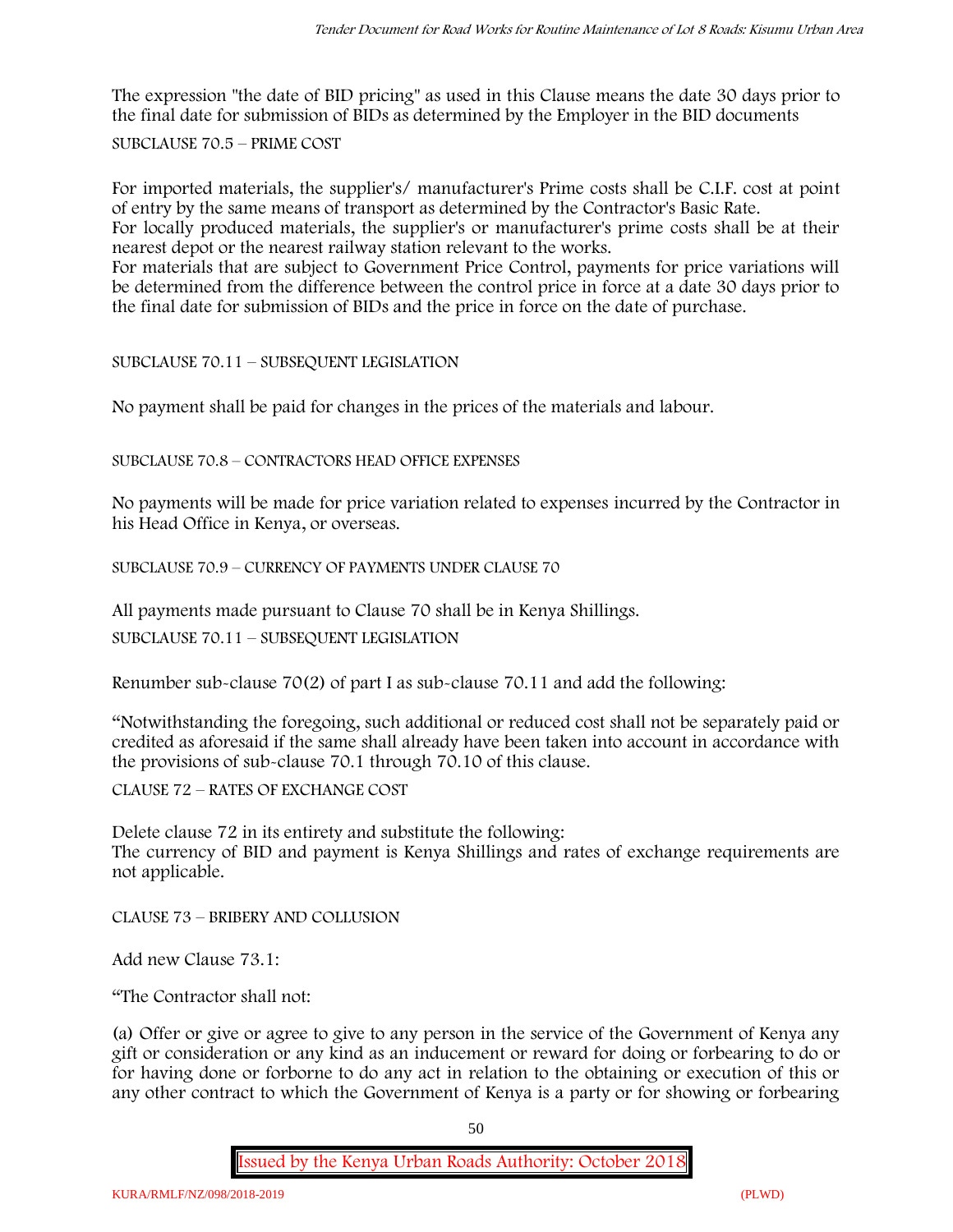The expression "the date of BID pricing" as used in this Clause means the date 30 days prior to the final date for submission of BIDs as determined by the Employer in the BID documents

SUBCLAUSE 70.5 – PRIME COST

For imported materials, the supplier's/ manufacturer's Prime costs shall be C.I.F. cost at point of entry by the same means of transport as determined by the Contractor's Basic Rate.
For locally produced materials, the supplier's or manufacturer's prime costs shall be at their nearest depot or the nearest railway station relevant to the works.
For materials that are subject to Government Price Control, payments for price variations will be determined from the difference between the control price in force at a date 30 days prior to the final date for submission of BIDs and the price in force on the date of purchase.

SUBCLAUSE 70.11 – SUBSEQUENT LEGISLATION

No payment shall be paid for changes in the prices of the materials and labour.

SUBCLAUSE 70.8 – CONTRACTORS HEAD OFFICE EXPENSES

No payments will be made for price variation related to expenses incurred by the Contractor in his Head Office in Kenya, or overseas.

SUBCLAUSE 70.9 – CURRENCY OF PAYMENTS UNDER CLAUSE 70

All payments made pursuant to Clause 70 shall be in Kenya Shillings.

SUBCLAUSE 70.11 – SUBSEQUENT LEGISLATION

Renumber sub-clause 70(2) of part I as sub-clause 70.11 and add the following:

"Notwithstanding the foregoing, such additional or reduced cost shall not be separately paid or credited as aforesaid if the same shall already have been taken into account in accordance with the provisions of sub-clause 70.1 through 70.10 of this clause.

CLAUSE 72 – RATES OF EXCHANGE COST

Delete clause 72 in its entirety and substitute the following:
The currency of BID and payment is Kenya Shillings and rates of exchange requirements are not applicable.

CLAUSE 73 – BRIBERY AND COLLUSION

Add new Clause 73.1:

"The Contractor shall not:

(a) Offer or give or agree to give to any person in the service of the Government of Kenya any gift or consideration or any kind as an inducement or reward for doing or forbearing to do or for having done or forborne to do any act in relation to the obtaining or execution of this or any other contract to which the Government of Kenya is a party or for showing or forbearing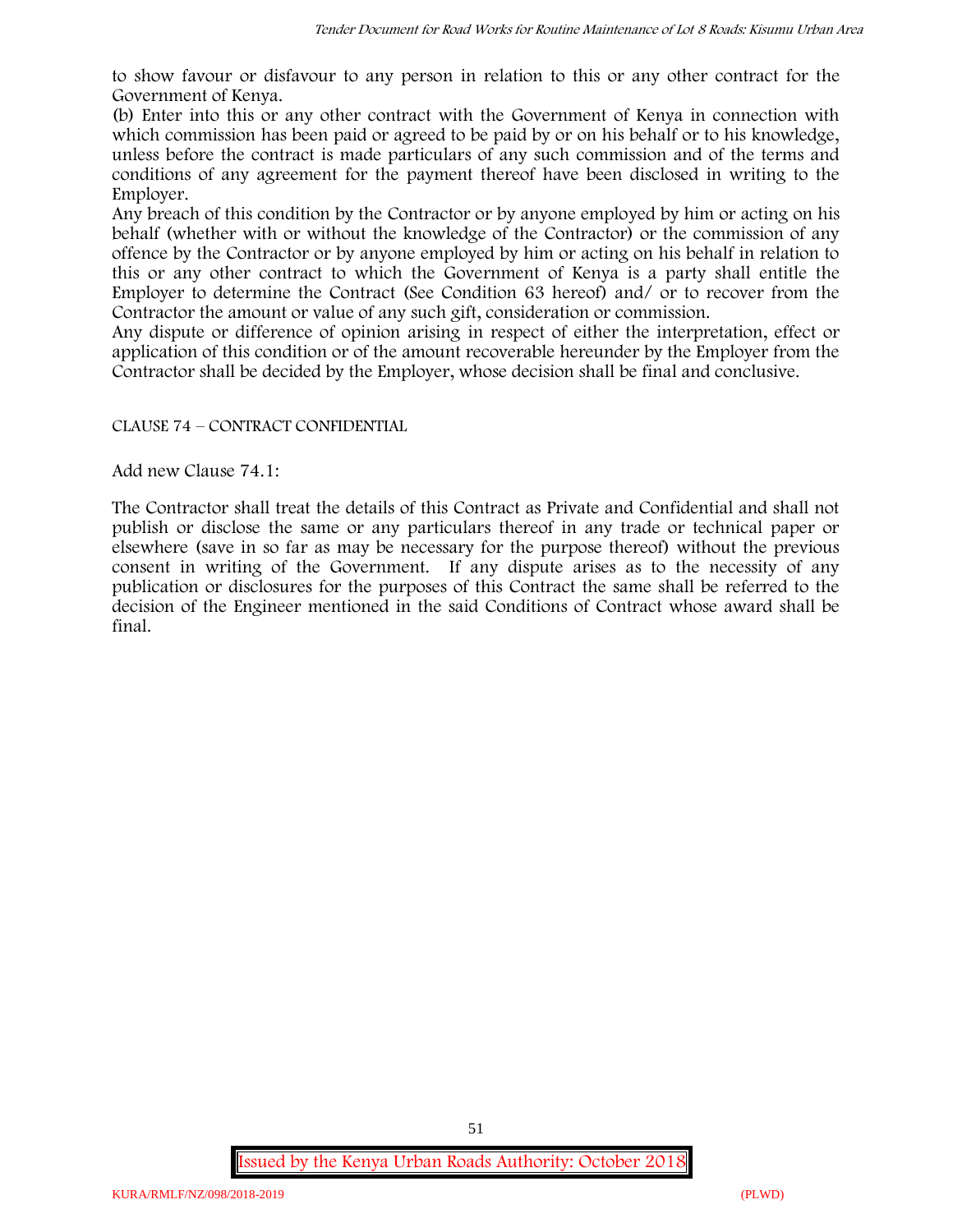to show favour or disfavour to any person in relation to this or any other contract for the Government of Kenya.

(b) Enter into this or any other contract with the Government of Kenya in connection with which commission has been paid or agreed to be paid by or on his behalf or to his knowledge, unless before the contract is made particulars of any such commission and of the terms and conditions of any agreement for the payment thereof have been disclosed in writing to the Employer.

Any breach of this condition by the Contractor or by anyone employed by him or acting on his behalf (whether with or without the knowledge of the Contractor) or the commission of any offence by the Contractor or by anyone employed by him or acting on his behalf in relation to this or any other contract to which the Government of Kenya is a party shall entitle the Employer to determine the Contract (See Condition 63 hereof) and/ or to recover from the Contractor the amount or value of any such gift, consideration or commission.

Any dispute or difference of opinion arising in respect of either the interpretation, effect or application of this condition or of the amount recoverable hereunder by the Employer from the Contractor shall be decided by the Employer, whose decision shall be final and conclusive.

CLAUSE 74 – CONTRACT CONFIDENTIAL

Add new Clause 74.1:

The Contractor shall treat the details of this Contract as Private and Confidential and shall not publish or disclose the same or any particulars thereof in any trade or technical paper or elsewhere (save in so far as may be necessary for the purpose thereof) without the previous consent in writing of the Government. If any dispute arises as to the necessity of any publication or disclosures for the purposes of this Contract the same shall be referred to the decision of the Engineer mentioned in the said Conditions of Contract whose award shall be final.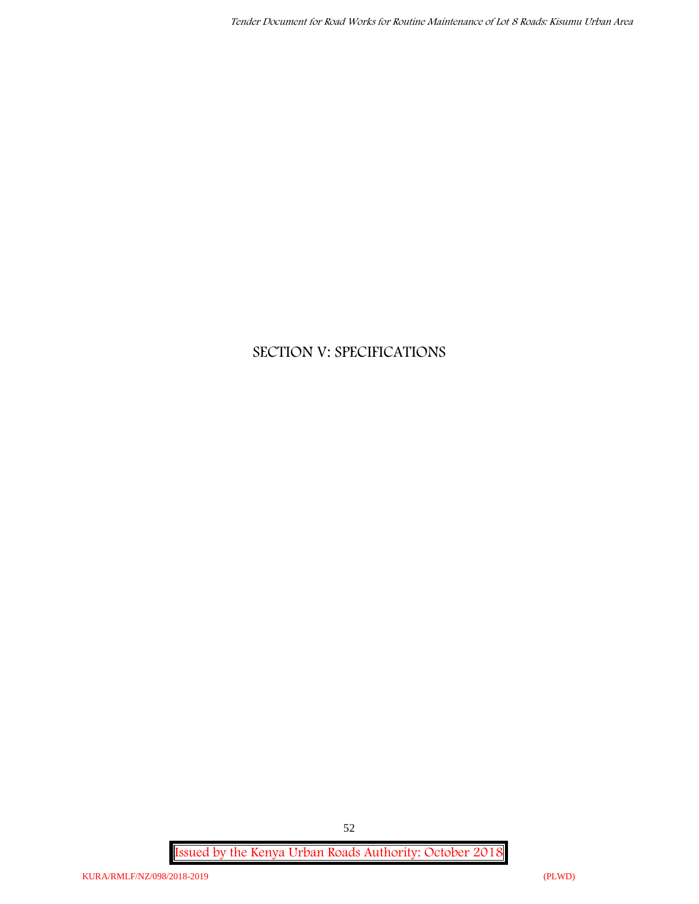# SECTION V: SPECIFICATIONS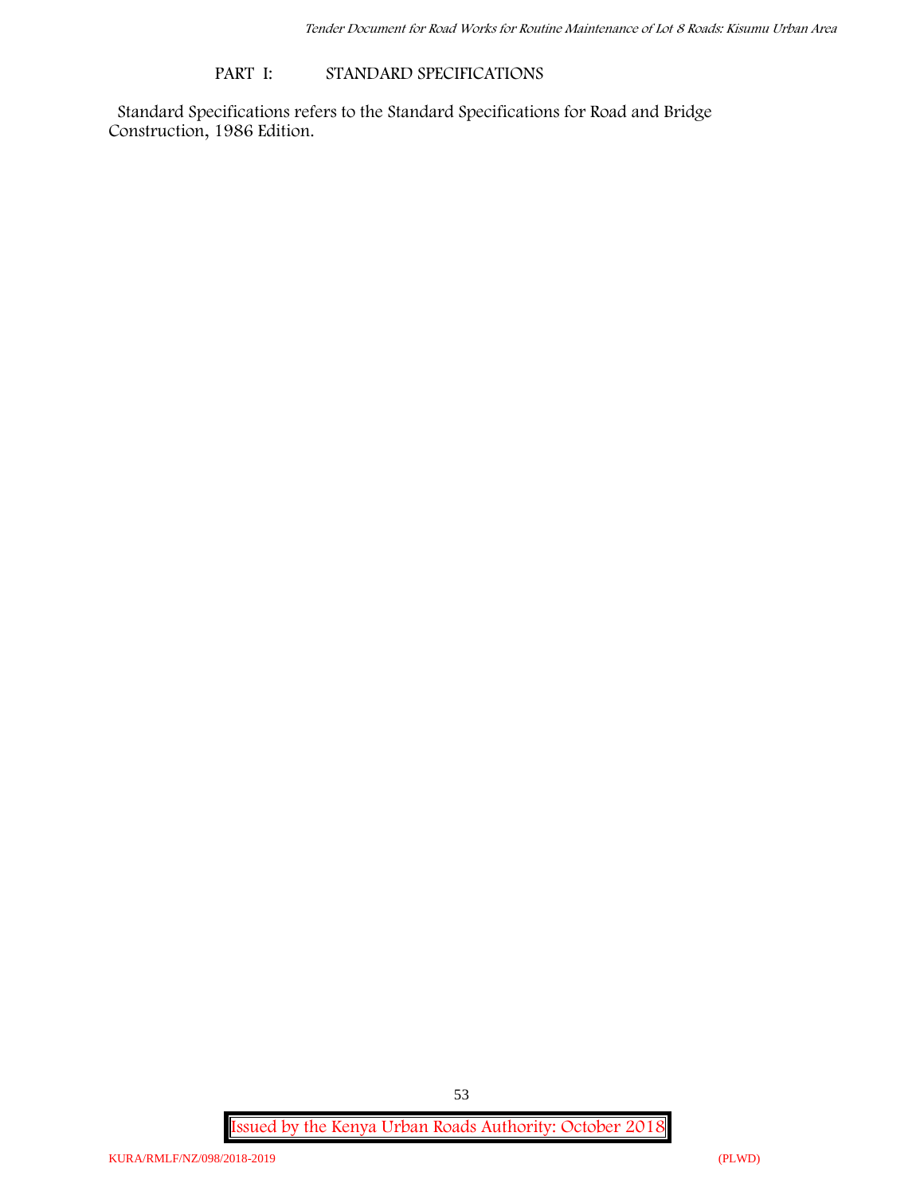## PART I: STANDARD SPECIFICATIONS

Standard Specifications refers to the Standard Specifications for Road and Bridge Construction, 1986 Edition.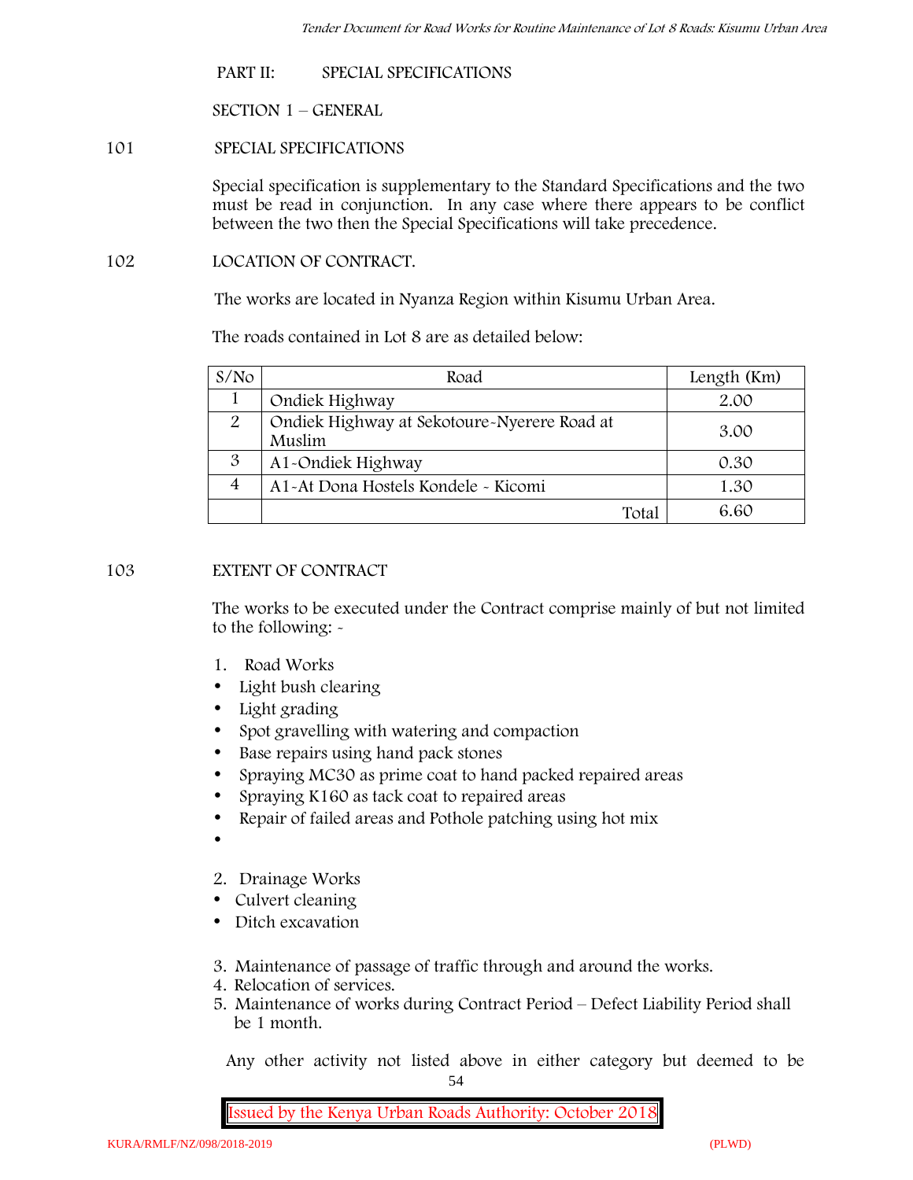## PART II: SPECIAL SPECIFICATIONS

### SECTION 1 – GENERAL

**101 SPECIAL SPECIFICATIONS**

Special specification is supplementary to the Standard Specifications and the two must be read in conjunction. In any case where there appears to be conflict between the two then the Special Specifications will take precedence.

**102 LOCATION OF CONTRACT.**

The works are located in Nyanza Region within Kisumu Urban Area.

The roads contained in Lot 8 are as detailed below:

| S/No | Road | Length (Km) |
|---|---|---|
| 1 | Ondiek Highway | 2.00 |
| 2 | Ondiek Highway at Sekotoure-Nyerere Road at Muslim | 3.00 |
| 3 | A1-Ondiek Highway | 0.30 |
| 4 | A1-At Dona Hostels Kondele - Kicomi | 1.30 |
| | Total | 6.60 |

**103 EXTENT OF CONTRACT**

The works to be executed under the Contract comprise mainly of but not limited to the following: -

1. Road Works
- Light bush clearing
- Light grading
- Spot gravelling with watering and compaction
- Base repairs using hand pack stones
- Spraying MC30 as prime coat to hand packed repaired areas
- Spraying K160 as tack coat to repaired areas
- Repair of failed areas and Pothole patching using hot mix
-

2. Drainage Works
- Culvert cleaning
- Ditch excavation

3. Maintenance of passage of traffic through and around the works.
4. Relocation of services.
5. Maintenance of works during Contract Period – Defect Liability Period shall be 1 month.

Any other activity not listed above in either category but deemed to be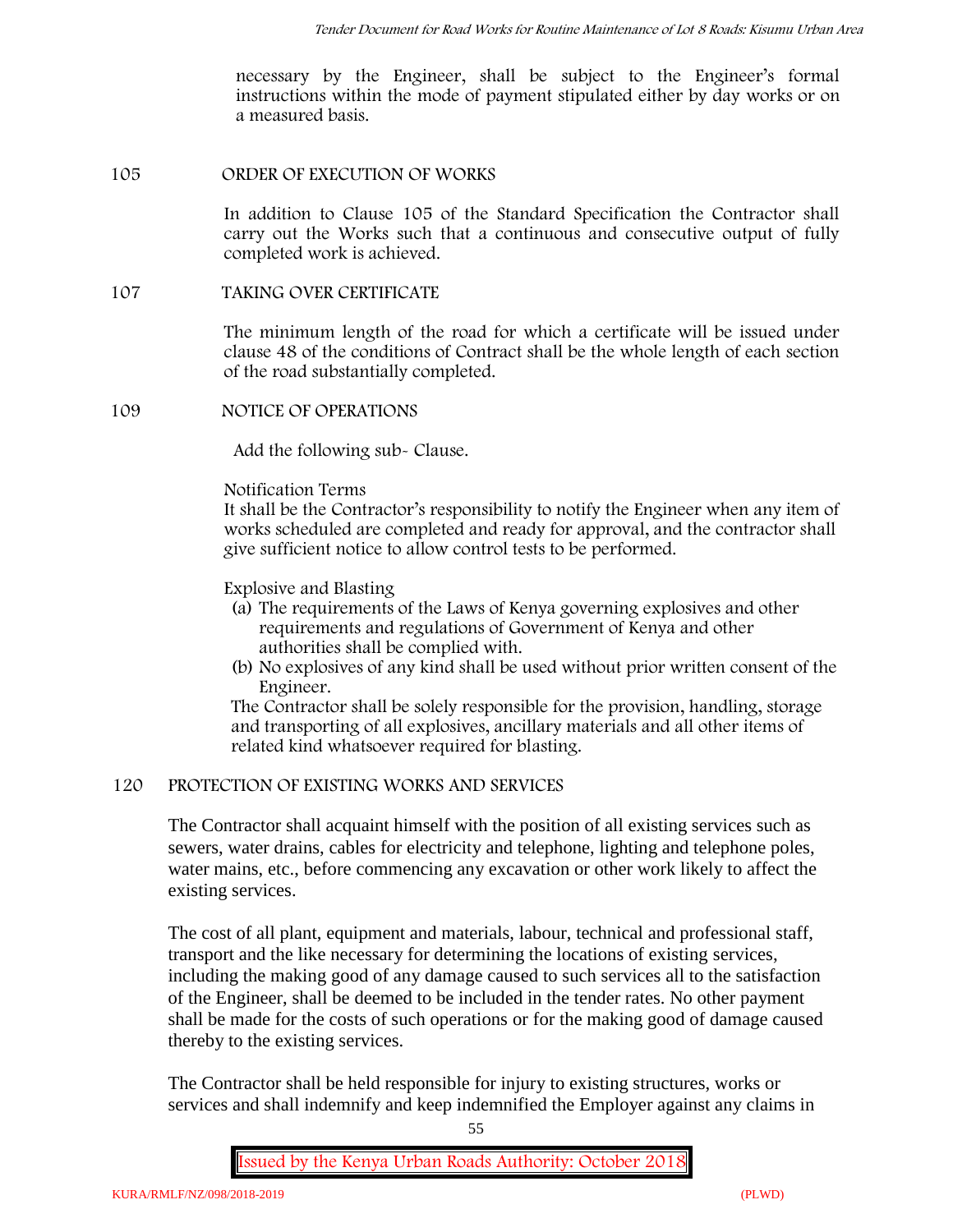necessary by the Engineer, shall be subject to the Engineer's formal instructions within the mode of payment stipulated either by day works or on a measured basis.

## 105 ORDER OF EXECUTION OF WORKS

In addition to Clause 105 of the Standard Specification the Contractor shall carry out the Works such that a continuous and consecutive output of fully completed work is achieved.

## 107 TAKING OVER CERTIFICATE

The minimum length of the road for which a certificate will be issued under clause 48 of the conditions of Contract shall be the whole length of each section of the road substantially completed.

## 109 NOTICE OF OPERATIONS

Add the following sub- Clause.

Notification Terms

It shall be the Contractor's responsibility to notify the Engineer when any item of works scheduled are completed and ready for approval, and the contractor shall give sufficient notice to allow control tests to be performed.

Explosive and Blasting

(a) The requirements of the Laws of Kenya governing explosives and other requirements and regulations of Government of Kenya and other authorities shall be complied with.
(b) No explosives of any kind shall be used without prior written consent of the Engineer.

The Contractor shall be solely responsible for the provision, handling, storage and transporting of all explosives, ancillary materials and all other items of related kind whatsoever required for blasting.

## 120 PROTECTION OF EXISTING WORKS AND SERVICES

The Contractor shall acquaint himself with the position of all existing services such as sewers, water drains, cables for electricity and telephone, lighting and telephone poles, water mains, etc., before commencing any excavation or other work likely to affect the existing services.

The cost of all plant, equipment and materials, labour, technical and professional staff, transport and the like necessary for determining the locations of existing services, including the making good of any damage caused to such services all to the satisfaction of the Engineer, shall be deemed to be included in the tender rates. No other payment shall be made for the costs of such operations or for the making good of damage caused thereby to the existing services.

The Contractor shall be held responsible for injury to existing structures, works or services and shall indemnify and keep indemnified the Employer against any claims in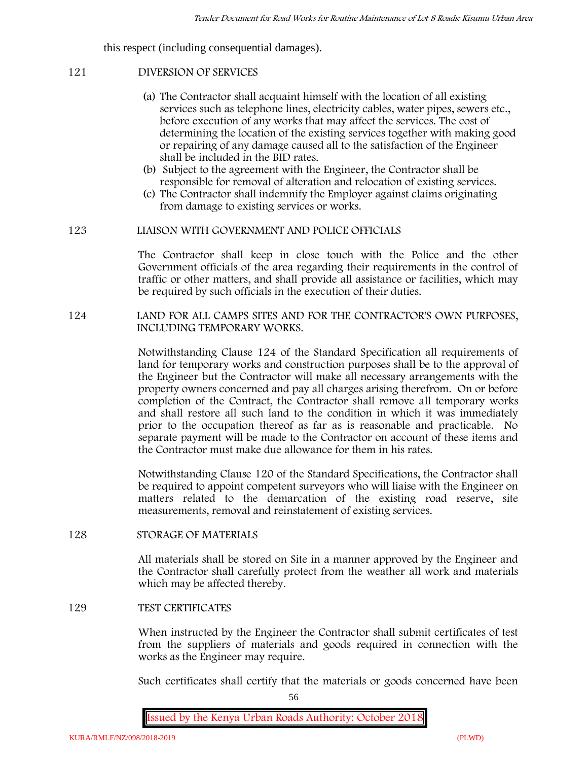this respect (including consequential damages).

### 121 DIVERSION OF SERVICES

(a) The Contractor shall acquaint himself with the location of all existing services such as telephone lines, electricity cables, water pipes, sewers etc., before execution of any works that may affect the services. The cost of determining the location of the existing services together with making good or repairing of any damage caused all to the satisfaction of the Engineer shall be included in the BID rates.

(b) Subject to the agreement with the Engineer, the Contractor shall be responsible for removal of alteration and relocation of existing services.

(c) The Contractor shall indemnify the Employer against claims originating from damage to existing services or works.

### 123 LIAISON WITH GOVERNMENT AND POLICE OFFICIALS

The Contractor shall keep in close touch with the Police and the other Government officials of the area regarding their requirements in the control of traffic or other matters, and shall provide all assistance or facilities, which may be required by such officials in the execution of their duties.

### 124 LAND FOR ALL CAMPS SITES AND FOR THE CONTRACTOR'S OWN PURPOSES, INCLUDING TEMPORARY WORKS.

Notwithstanding Clause 124 of the Standard Specification all requirements of land for temporary works and construction purposes shall be to the approval of the Engineer but the Contractor will make all necessary arrangements with the property owners concerned and pay all charges arising therefrom. On or before completion of the Contract, the Contractor shall remove all temporary works and shall restore all such land to the condition in which it was immediately prior to the occupation thereof as far as is reasonable and practicable. No separate payment will be made to the Contractor on account of these items and the Contractor must make due allowance for them in his rates.

Notwithstanding Clause 120 of the Standard Specifications, the Contractor shall be required to appoint competent surveyors who will liaise with the Engineer on matters related to the demarcation of the existing road reserve, site measurements, removal and reinstatement of existing services.

### 128 STORAGE OF MATERIALS

All materials shall be stored on Site in a manner approved by the Engineer and the Contractor shall carefully protect from the weather all work and materials which may be affected thereby.

### 129 TEST CERTIFICATES

When instructed by the Engineer the Contractor shall submit certificates of test from the suppliers of materials and goods required in connection with the works as the Engineer may require.

Such certificates shall certify that the materials or goods concerned have been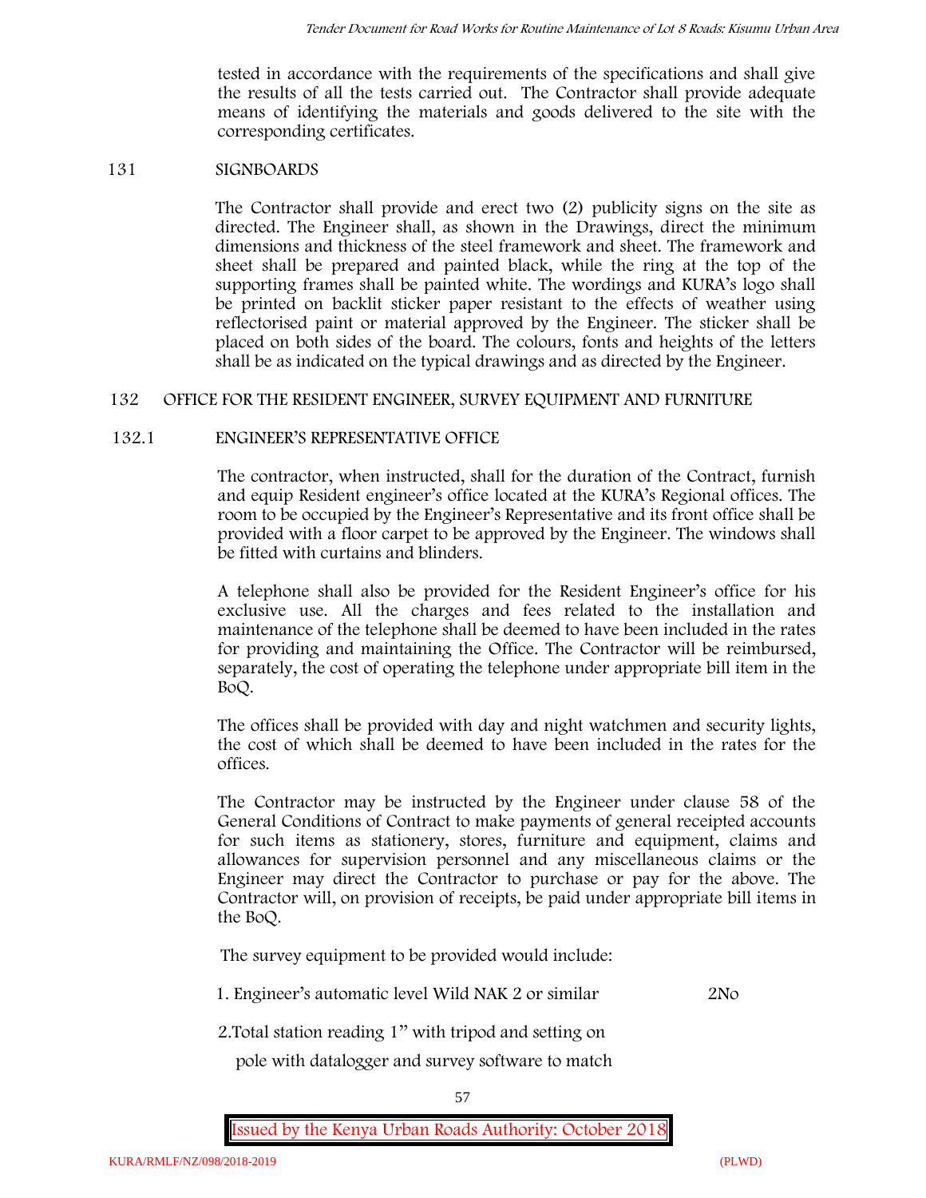tested in accordance with the requirements of the specifications and shall give the results of all the tests carried out. The Contractor shall provide adequate means of identifying the materials and goods delivered to the site with the corresponding certificates.

## 131 SIGNBOARDS

The Contractor shall provide and erect two (2) publicity signs on the site as directed. The Engineer shall, as shown in the Drawings, direct the minimum dimensions and thickness of the steel framework and sheet. The framework and sheet shall be prepared and painted black, while the ring at the top of the supporting frames shall be painted white. The wordings and KURA's logo shall be printed on backlit sticker paper resistant to the effects of weather using reflectorised paint or material approved by the Engineer. The sticker shall be placed on both sides of the board. The colours, fonts and heights of the letters shall be as indicated on the typical drawings and as directed by the Engineer.

## 132 OFFICE FOR THE RESIDENT ENGINEER, SURVEY EQUIPMENT AND FURNITURE

### 132.1 ENGINEER'S REPRESENTATIVE OFFICE

The contractor, when instructed, shall for the duration of the Contract, furnish and equip Resident engineer's office located at the KURA's Regional offices. The room to be occupied by the Engineer's Representative and its front office shall be provided with a floor carpet to be approved by the Engineer. The windows shall be fitted with curtains and blinders.

A telephone shall also be provided for the Resident Engineer's office for his exclusive use. All the charges and fees related to the installation and maintenance of the telephone shall be deemed to have been included in the rates for providing and maintaining the Office. The Contractor will be reimbursed, separately, the cost of operating the telephone under appropriate bill item in the BoQ.

The offices shall be provided with day and night watchmen and security lights, the cost of which shall be deemed to have been included in the rates for the offices.

The Contractor may be instructed by the Engineer under clause 58 of the General Conditions of Contract to make payments of general receipted accounts for such items as stationery, stores, furniture and equipment, claims and allowances for supervision personnel and any miscellaneous claims or the Engineer may direct the Contractor to purchase or pay for the above. The Contractor will, on provision of receipts, be paid under appropriate bill items in the BoQ.

The survey equipment to be provided would include:

1. Engineer's automatic level Wild NAK 2 or similar 2No

2. Total station reading 1" with tripod and setting on pole with datalogger and survey software to match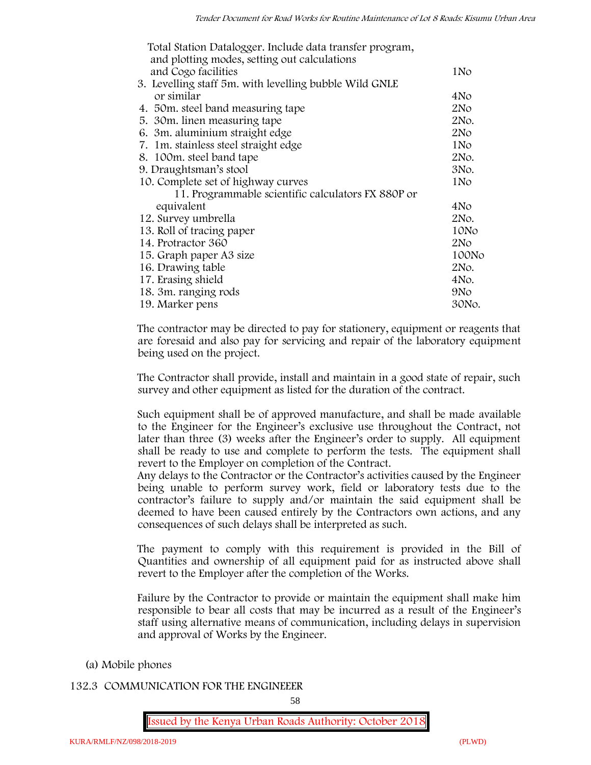| | |
|---|---|
| Total Station Datalogger. Include data transfer program, and plotting modes, setting out calculations and Cogo facilities | 1No |
| 3. Levelling staff 5m. with levelling bubble Wild GNLE or similar | 4No |
| 4. 50m. steel band measuring tape | 2No |
| 5. 30m. linen measuring tape | 2No. |
| 6. 3m. aluminium straight edge | 2No |
| 7. 1m. stainless steel straight edge | 1No |
| 8. 100m. steel band tape | 2No. |
| 9. Draughtsman's stool | 3No. |
| 10. Complete set of highway curves | 1No |
| 11. Programmable scientific calculators FX 880P or equivalent | 4No |
| 12. Survey umbrella | 2No. |
| 13. Roll of tracing paper | 10No |
| 14. Protractor 360 | 2No |
| 15. Graph paper A3 size | 100No |
| 16. Drawing table | 2No. |
| 17. Erasing shield | 4No. |
| 18. 3m. ranging rods | 9No |
| 19. Marker pens | 30No. |

The contractor may be directed to pay for stationery, equipment or reagents that are foresaid and also pay for servicing and repair of the laboratory equipment being used on the project.

The Contractor shall provide, install and maintain in a good state of repair, such survey and other equipment as listed for the duration of the contract.

Such equipment shall be of approved manufacture, and shall be made available to the Engineer for the Engineer's exclusive use throughout the Contract, not later than three (3) weeks after the Engineer's order to supply. All equipment shall be ready to use and complete to perform the tests. The equipment shall revert to the Employer on completion of the Contract.
Any delays to the Contractor or the Contractor's activities caused by the Engineer being unable to perform survey work, field or laboratory tests due to the contractor's failure to supply and/or maintain the said equipment shall be deemed to have been caused entirely by the Contractors own actions, and any consequences of such delays shall be interpreted as such.

The payment to comply with this requirement is provided in the Bill of Quantities and ownership of all equipment paid for as instructed above shall revert to the Employer after the completion of the Works.

Failure by the Contractor to provide or maintain the equipment shall make him responsible to bear all costs that may be incurred as a result of the Engineer's staff using alternative means of communication, including delays in supervision and approval of Works by the Engineer.

(a) Mobile phones

132.3 COMMUNICATION FOR THE ENGINEEER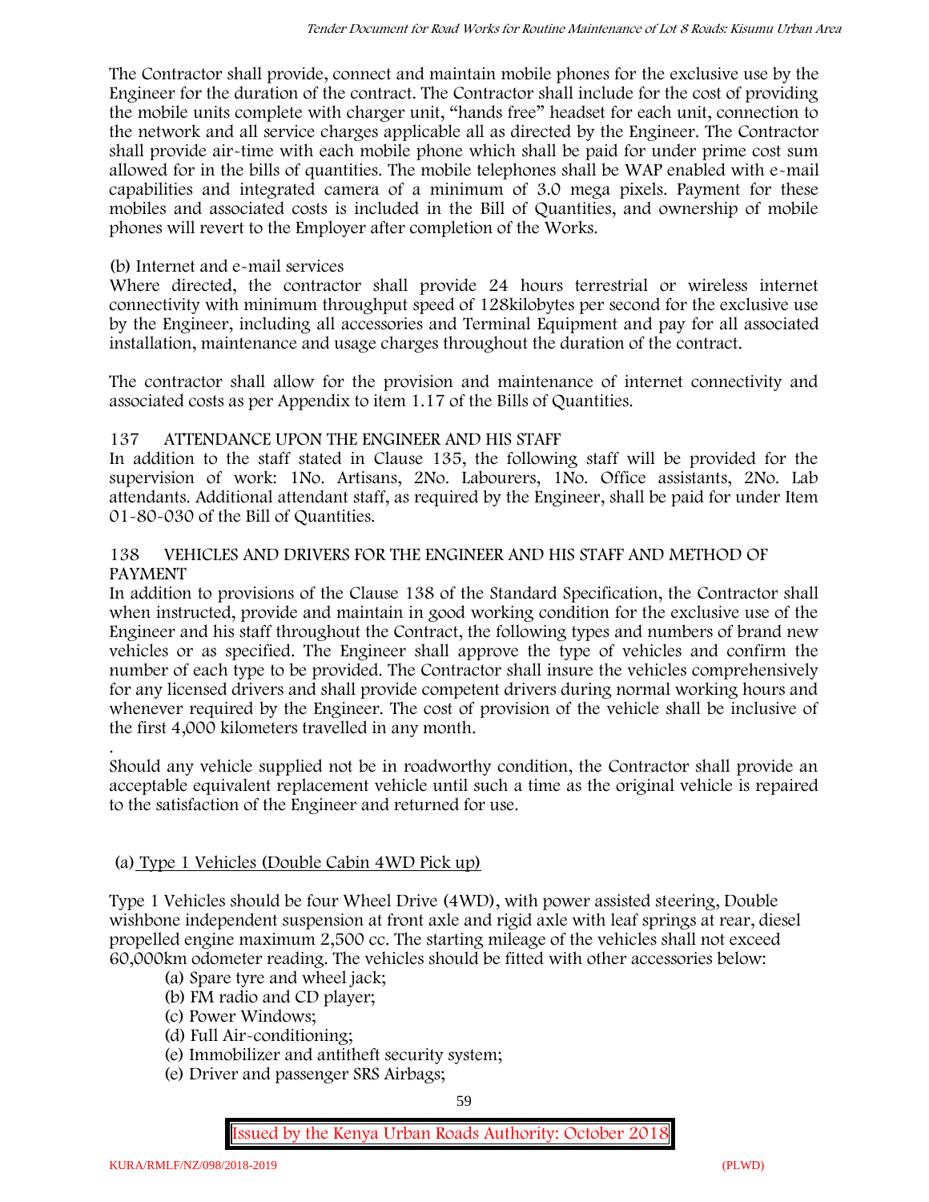The Contractor shall provide, connect and maintain mobile phones for the exclusive use by the Engineer for the duration of the contract. The Contractor shall include for the cost of providing the mobile units complete with charger unit, "hands free" headset for each unit, connection to the network and all service charges applicable all as directed by the Engineer. The Contractor shall provide air-time with each mobile phone which shall be paid for under prime cost sum allowed for in the bills of quantities. The mobile telephones shall be WAP enabled with e-mail capabilities and integrated camera of a minimum of 3.0 mega pixels. Payment for these mobiles and associated costs is included in the Bill of Quantities, and ownership of mobile phones will revert to the Employer after completion of the Works.

(b) Internet and e-mail services
Where directed, the contractor shall provide 24 hours terrestrial or wireless internet connectivity with minimum throughput speed of 128kilobytes per second for the exclusive use by the Engineer, including all accessories and Terminal Equipment and pay for all associated installation, maintenance and usage charges throughout the duration of the contract.

The contractor shall allow for the provision and maintenance of internet connectivity and associated costs as per Appendix to item 1.17 of the Bills of Quantities.

## 137 ATTENDANCE UPON THE ENGINEER AND HIS STAFF

In addition to the staff stated in Clause 135, the following staff will be provided for the supervision of work: 1No. Artisans, 2No. Labourers, 1No. Office assistants, 2No. Lab attendants. Additional attendant staff, as required by the Engineer, shall be paid for under Item 01-80-030 of the Bill of Quantities.

## 138 VEHICLES AND DRIVERS FOR THE ENGINEER AND HIS STAFF AND METHOD OF PAYMENT

In addition to provisions of the Clause 138 of the Standard Specification, the Contractor shall when instructed, provide and maintain in good working condition for the exclusive use of the Engineer and his staff throughout the Contract, the following types and numbers of brand new vehicles or as specified. The Engineer shall approve the type of vehicles and confirm the number of each type to be provided. The Contractor shall insure the vehicles comprehensively for any licensed drivers and shall provide competent drivers during normal working hours and whenever required by the Engineer. The cost of provision of the vehicle shall be inclusive of the first 4,000 kilometers travelled in any month.

Should any vehicle supplied not be in roadworthy condition, the Contractor shall provide an acceptable equivalent replacement vehicle until such a time as the original vehicle is repaired to the satisfaction of the Engineer and returned for use.

(a) Type 1 Vehicles (Double Cabin 4WD Pick up)

Type 1 Vehicles should be four Wheel Drive (4WD), with power assisted steering, Double wishbone independent suspension at front axle and rigid axle with leaf springs at rear, diesel propelled engine maximum 2,500 cc. The starting mileage of the vehicles shall not exceed 60,000km odometer reading. The vehicles should be fitted with other accessories below:

- (a) Spare tyre and wheel jack;
- (b) FM radio and CD player;
- (c) Power Windows;
- (d) Full Air-conditioning;
- (e) Immobilizer and antitheft security system;
- (e) Driver and passenger SRS Airbags;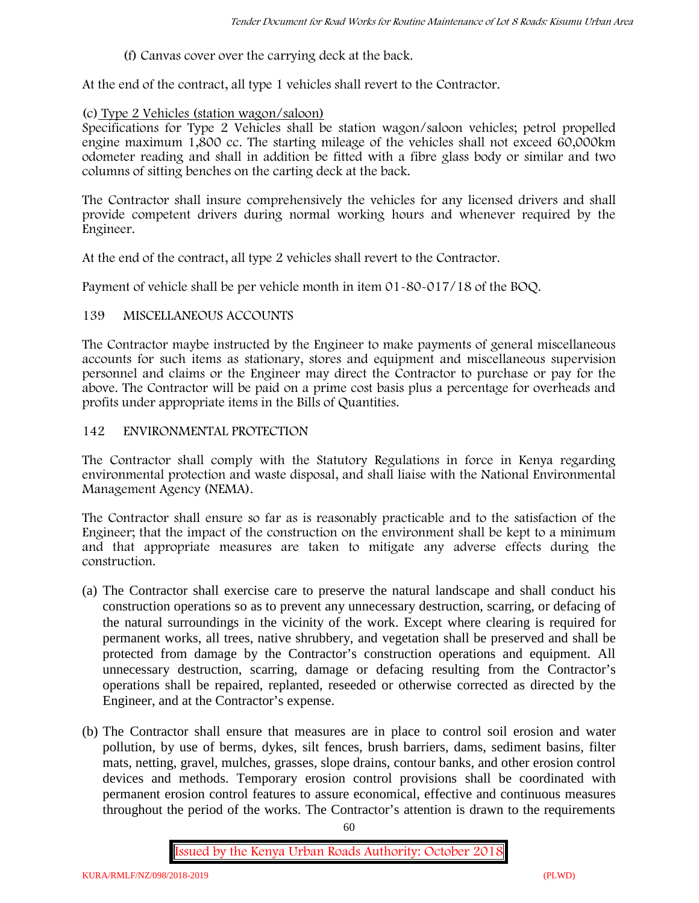(f) Canvas cover over the carrying deck at the back.

At the end of the contract, all type 1 vehicles shall revert to the Contractor.

(c) Type 2 Vehicles (station wagon/saloon)

Specifications for Type 2 Vehicles shall be station wagon/saloon vehicles; petrol propelled engine maximum 1,800 cc. The starting mileage of the vehicles shall not exceed 60,000km odometer reading and shall in addition be fitted with a fibre glass body or similar and two columns of sitting benches on the carting deck at the back.

The Contractor shall insure comprehensively the vehicles for any licensed drivers and shall provide competent drivers during normal working hours and whenever required by the Engineer.

At the end of the contract, all type 2 vehicles shall revert to the Contractor.

Payment of vehicle shall be per vehicle month in item 01-80-017/18 of the BOQ.

## 139 MISCELLANEOUS ACCOUNTS

The Contractor maybe instructed by the Engineer to make payments of general miscellaneous accounts for such items as stationary, stores and equipment and miscellaneous supervision personnel and claims or the Engineer may direct the Contractor to purchase or pay for the above. The Contractor will be paid on a prime cost basis plus a percentage for overheads and profits under appropriate items in the Bills of Quantities.

## 142 ENVIRONMENTAL PROTECTION

The Contractor shall comply with the Statutory Regulations in force in Kenya regarding environmental protection and waste disposal, and shall liaise with the National Environmental Management Agency (NEMA).

The Contractor shall ensure so far as is reasonably practicable and to the satisfaction of the Engineer; that the impact of the construction on the environment shall be kept to a minimum and that appropriate measures are taken to mitigate any adverse effects during the construction.

(a) The Contractor shall exercise care to preserve the natural landscape and shall conduct his construction operations so as to prevent any unnecessary destruction, scarring, or defacing of the natural surroundings in the vicinity of the work. Except where clearing is required for permanent works, all trees, native shrubbery, and vegetation shall be preserved and shall be protected from damage by the Contractor's construction operations and equipment. All unnecessary destruction, scarring, damage or defacing resulting from the Contractor's operations shall be repaired, replanted, reseeded or otherwise corrected as directed by the Engineer, and at the Contractor's expense.

(b) The Contractor shall ensure that measures are in place to control soil erosion and water pollution, by use of berms, dykes, silt fences, brush barriers, dams, sediment basins, filter mats, netting, gravel, mulches, grasses, slope drains, contour banks, and other erosion control devices and methods. Temporary erosion control provisions shall be coordinated with permanent erosion control features to assure economical, effective and continuous measures throughout the period of the works. The Contractor's attention is drawn to the requirements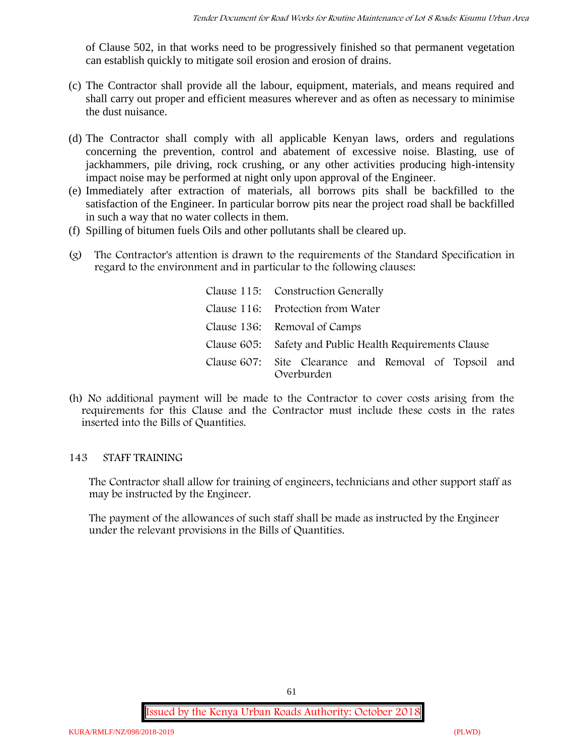of Clause 502, in that works need to be progressively finished so that permanent vegetation can establish quickly to mitigate soil erosion and erosion of drains.

(c) The Contractor shall provide all the labour, equipment, materials, and means required and shall carry out proper and efficient measures wherever and as often as necessary to minimise the dust nuisance.

(d) The Contractor shall comply with all applicable Kenyan laws, orders and regulations concerning the prevention, control and abatement of excessive noise. Blasting, use of jackhammers, pile driving, rock crushing, or any other activities producing high-intensity impact noise may be performed at night only upon approval of the Engineer.

(e) Immediately after extraction of materials, all borrows pits shall be backfilled to the satisfaction of the Engineer. In particular borrow pits near the project road shall be backfilled in such a way that no water collects in them.

(f) Spilling of bitumen fuels Oils and other pollutants shall be cleared up.

(g) The Contractor's attention is drawn to the requirements of the Standard Specification in regard to the environment and in particular to the following clauses:

| | |
|---|---|
| Clause 115: | Construction Generally |
| Clause 116: | Protection from Water |
| Clause 136: | Removal of Camps |
| Clause 605: | Safety and Public Health Requirements Clause |
| Clause 607: | Site Clearance and Removal of Topsoil and Overburden |

(h) No additional payment will be made to the Contractor to cover costs arising from the requirements for this Clause and the Contractor must include these costs in the rates inserted into the Bills of Quantities.

## 143 STAFF TRAINING

The Contractor shall allow for training of engineers, technicians and other support staff as may be instructed by the Engineer.

The payment of the allowances of such staff shall be made as instructed by the Engineer under the relevant provisions in the Bills of Quantities.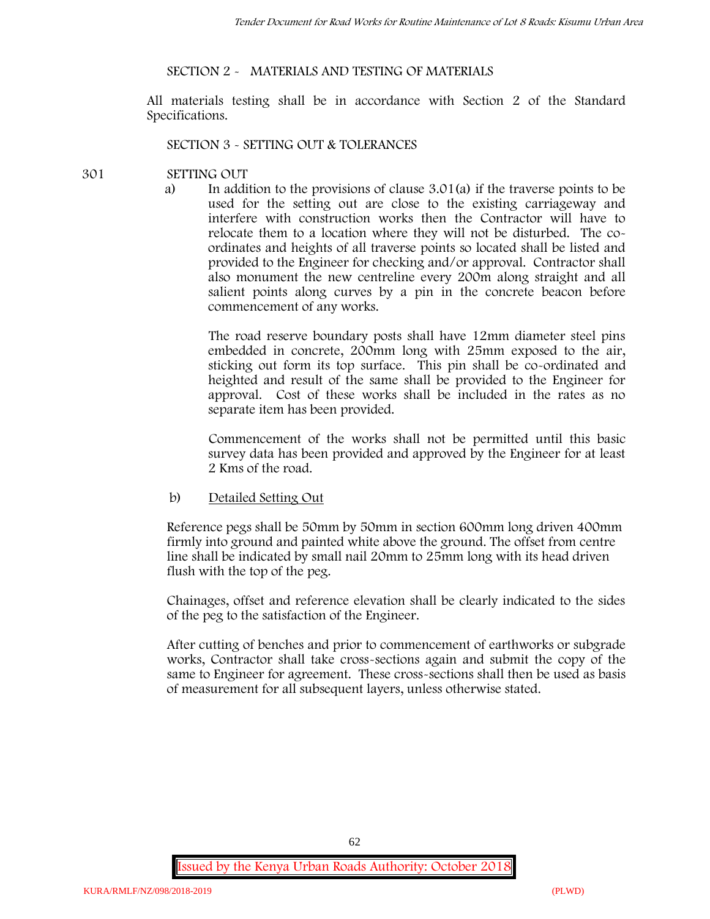## SECTION 2 - MATERIALS AND TESTING OF MATERIALS

All materials testing shall be in accordance with Section 2 of the Standard Specifications.

## SECTION 3 - SETTING OUT & TOLERANCES

### 301 SETTING OUT

a) In addition to the provisions of clause 3.01(a) if the traverse points to be used for the setting out are close to the existing carriageway and interfere with construction works then the Contractor will have to relocate them to a location where they will not be disturbed. The co-ordinates and heights of all traverse points so located shall be listed and provided to the Engineer for checking and/or approval. Contractor shall also monument the new centreline every 200m along straight and all salient points along curves by a pin in the concrete beacon before commencement of any works.

The road reserve boundary posts shall have 12mm diameter steel pins embedded in concrete, 200mm long with 25mm exposed to the air, sticking out form its top surface. This pin shall be co-ordinated and heighted and result of the same shall be provided to the Engineer for approval. Cost of these works shall be included in the rates as no separate item has been provided.

Commencement of the works shall not be permitted until this basic survey data has been provided and approved by the Engineer for at least 2 Kms of the road.

b) <u>Detailed Setting Out</u>

Reference pegs shall be 50mm by 50mm in section 600mm long driven 400mm firmly into ground and painted white above the ground. The offset from centre line shall be indicated by small nail 20mm to 25mm long with its head driven flush with the top of the peg.

Chainages, offset and reference elevation shall be clearly indicated to the sides of the peg to the satisfaction of the Engineer.

After cutting of benches and prior to commencement of earthworks or subgrade works, Contractor shall take cross-sections again and submit the copy of the same to Engineer for agreement. These cross-sections shall then be used as basis of measurement for all subsequent layers, unless otherwise stated.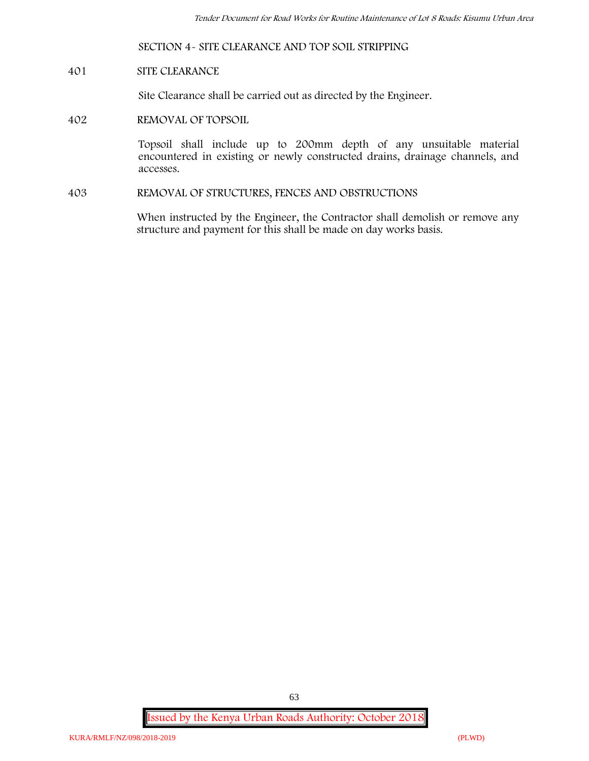## SECTION 4- SITE CLEARANCE AND TOP SOIL STRIPPING

### 401 SITE CLEARANCE

Site Clearance shall be carried out as directed by the Engineer.

### 402 REMOVAL OF TOPSOIL

Topsoil shall include up to 200mm depth of any unsuitable material encountered in existing or newly constructed drains, drainage channels, and accesses.

### 403 REMOVAL OF STRUCTURES, FENCES AND OBSTRUCTIONS

When instructed by the Engineer, the Contractor shall demolish or remove any structure and payment for this shall be made on day works basis.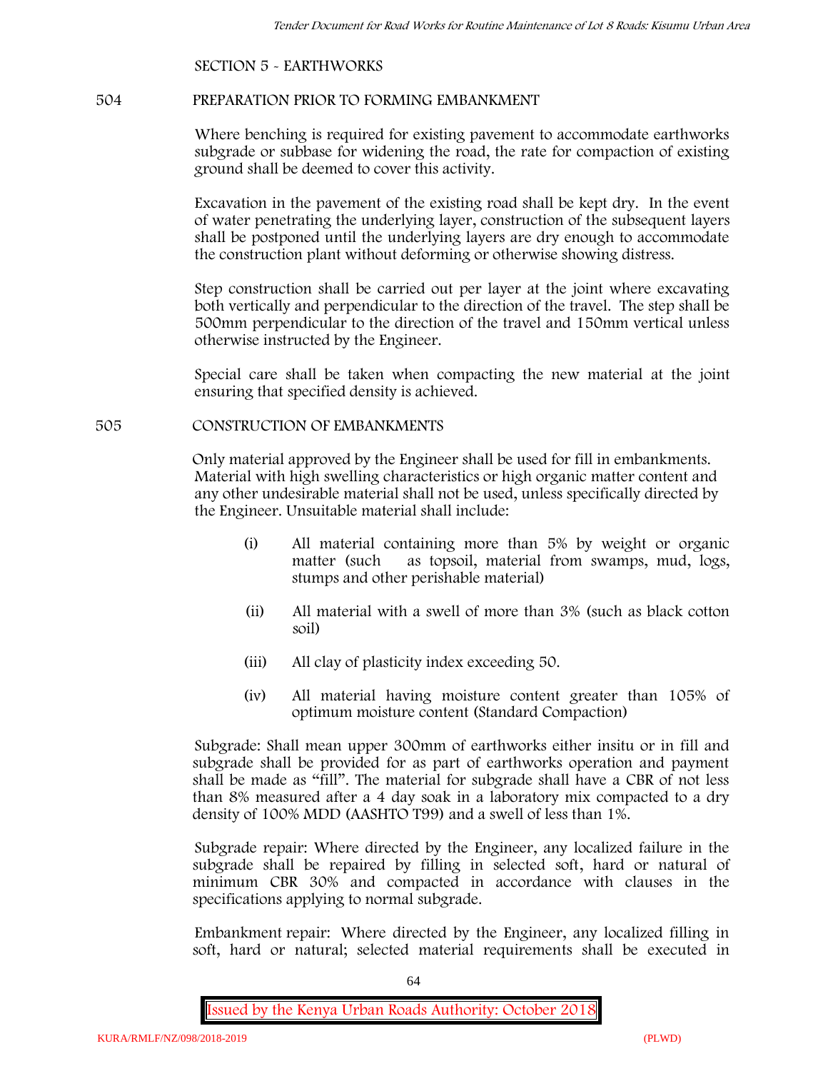SECTION 5 - EARTHWORKS

## 504 PREPARATION PRIOR TO FORMING EMBANKMENT

Where benching is required for existing pavement to accommodate earthworks subgrade or subbase for widening the road, the rate for compaction of existing ground shall be deemed to cover this activity.

Excavation in the pavement of the existing road shall be kept dry. In the event of water penetrating the underlying layer, construction of the subsequent layers shall be postponed until the underlying layers are dry enough to accommodate the construction plant without deforming or otherwise showing distress.

Step construction shall be carried out per layer at the joint where excavating both vertically and perpendicular to the direction of the travel. The step shall be 500mm perpendicular to the direction of the travel and 150mm vertical unless otherwise instructed by the Engineer.

Special care shall be taken when compacting the new material at the joint ensuring that specified density is achieved.

## 505 CONSTRUCTION OF EMBANKMENTS

Only material approved by the Engineer shall be used for fill in embankments. Material with high swelling characteristics or high organic matter content and any other undesirable material shall not be used, unless specifically directed by the Engineer. Unsuitable material shall include:

(i) All material containing more than 5% by weight or organic matter (such as topsoil, material from swamps, mud, logs, stumps and other perishable material)

(ii) All material with a swell of more than 3% (such as black cotton soil)

(iii) All clay of plasticity index exceeding 50.

(iv) All material having moisture content greater than 105% of optimum moisture content (Standard Compaction)

Subgrade: Shall mean upper 300mm of earthworks either insitu or in fill and subgrade shall be provided for as part of earthworks operation and payment shall be made as "fill". The material for subgrade shall have a CBR of not less than 8% measured after a 4 day soak in a laboratory mix compacted to a dry density of 100% MDD (AASHTO T99) and a swell of less than 1%.

Subgrade repair: Where directed by the Engineer, any localized failure in the subgrade shall be repaired by filling in selected soft, hard or natural of minimum CBR 30% and compacted in accordance with clauses in the specifications applying to normal subgrade.

Embankment repair: Where directed by the Engineer, any localized filling in soft, hard or natural; selected material requirements shall be executed in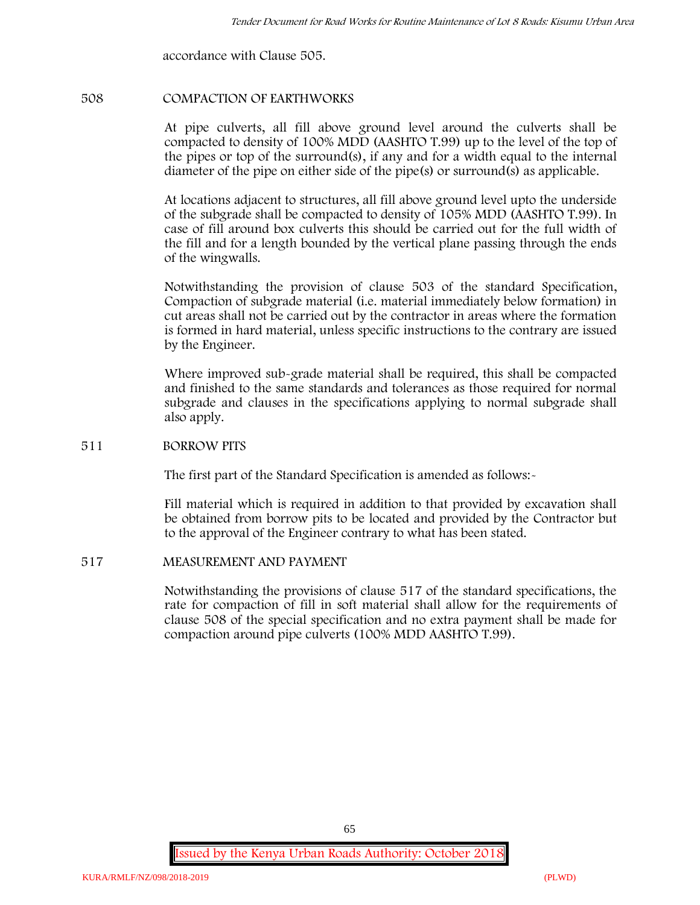accordance with Clause 505.

## 508 COMPACTION OF EARTHWORKS

At pipe culverts, all fill above ground level around the culverts shall be compacted to density of 100% MDD (AASHTO T.99) up to the level of the top of the pipes or top of the surround(s), if any and for a width equal to the internal diameter of the pipe on either side of the pipe(s) or surround(s) as applicable.

At locations adjacent to structures, all fill above ground level upto the underside of the subgrade shall be compacted to density of 105% MDD (AASHTO T.99). In case of fill around box culverts this should be carried out for the full width of the fill and for a length bounded by the vertical plane passing through the ends of the wingwalls.

Notwithstanding the provision of clause 503 of the standard Specification, Compaction of subgrade material (i.e. material immediately below formation) in cut areas shall not be carried out by the contractor in areas where the formation is formed in hard material, unless specific instructions to the contrary are issued by the Engineer.

Where improved sub-grade material shall be required, this shall be compacted and finished to the same standards and tolerances as those required for normal subgrade and clauses in the specifications applying to normal subgrade shall also apply.

## 511 BORROW PITS

The first part of the Standard Specification is amended as follows:-

Fill material which is required in addition to that provided by excavation shall be obtained from borrow pits to be located and provided by the Contractor but to the approval of the Engineer contrary to what has been stated.

## 517 MEASUREMENT AND PAYMENT

Notwithstanding the provisions of clause 517 of the standard specifications, the rate for compaction of fill in soft material shall allow for the requirements of clause 508 of the special specification and no extra payment shall be made for compaction around pipe culverts (100% MDD AASHTO T.99).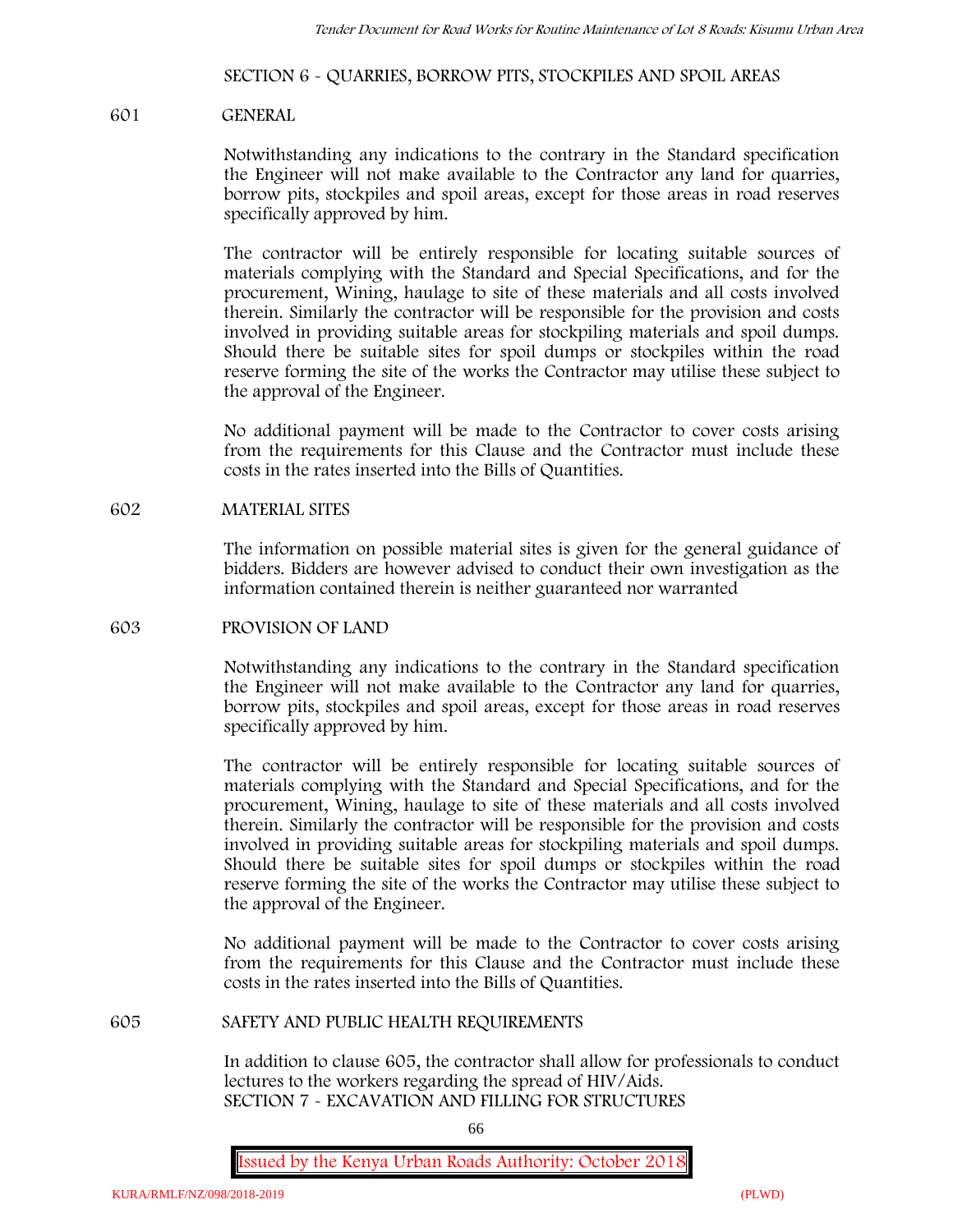## SECTION 6 - QUARRIES, BORROW PITS, STOCKPILES AND SPOIL AREAS

### 601 GENERAL

Notwithstanding any indications to the contrary in the Standard specification the Engineer will not make available to the Contractor any land for quarries, borrow pits, stockpiles and spoil areas, except for those areas in road reserves specifically approved by him.

The contractor will be entirely responsible for locating suitable sources of materials complying with the Standard and Special Specifications, and for the procurement, Wining, haulage to site of these materials and all costs involved therein. Similarly the contractor will be responsible for the provision and costs involved in providing suitable areas for stockpiling materials and spoil dumps. Should there be suitable sites for spoil dumps or stockpiles within the road reserve forming the site of the works the Contractor may utilise these subject to the approval of the Engineer.

No additional payment will be made to the Contractor to cover costs arising from the requirements for this Clause and the Contractor must include these costs in the rates inserted into the Bills of Quantities.

### 602 MATERIAL SITES

The information on possible material sites is given for the general guidance of bidders. Bidders are however advised to conduct their own investigation as the information contained therein is neither guaranteed nor warranted

### 603 PROVISION OF LAND

Notwithstanding any indications to the contrary in the Standard specification the Engineer will not make available to the Contractor any land for quarries, borrow pits, stockpiles and spoil areas, except for those areas in road reserves specifically approved by him.

The contractor will be entirely responsible for locating suitable sources of materials complying with the Standard and Special Specifications, and for the procurement, Wining, haulage to site of these materials and all costs involved therein. Similarly the contractor will be responsible for the provision and costs involved in providing suitable areas for stockpiling materials and spoil dumps. Should there be suitable sites for spoil dumps or stockpiles within the road reserve forming the site of the works the Contractor may utilise these subject to the approval of the Engineer.

No additional payment will be made to the Contractor to cover costs arising from the requirements for this Clause and the Contractor must include these costs in the rates inserted into the Bills of Quantities.

### 605 SAFETY AND PUBLIC HEALTH REQUIREMENTS

In addition to clause 605, the contractor shall allow for professionals to conduct lectures to the workers regarding the spread of HIV/Aids.

## SECTION 7 - EXCAVATION AND FILLING FOR STRUCTURES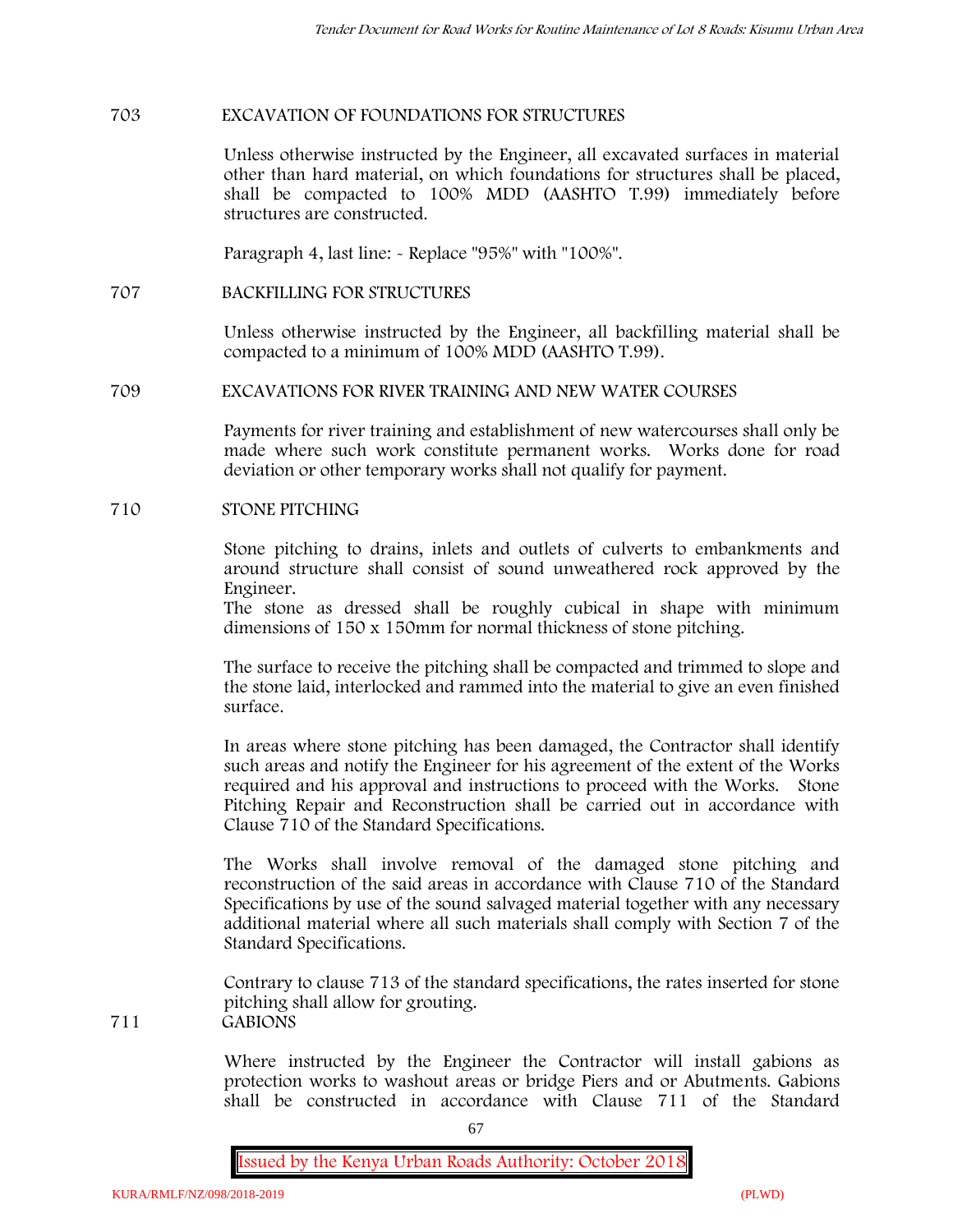## 703 EXCAVATION OF FOUNDATIONS FOR STRUCTURES

Unless otherwise instructed by the Engineer, all excavated surfaces in material other than hard material, on which foundations for structures shall be placed, shall be compacted to 100% MDD (AASHTO T.99) immediately before structures are constructed.

Paragraph 4, last line: - Replace "95%" with "100%".

## 707 BACKFILLING FOR STRUCTURES

Unless otherwise instructed by the Engineer, all backfilling material shall be compacted to a minimum of 100% MDD (AASHTO T.99).

## 709 EXCAVATIONS FOR RIVER TRAINING AND NEW WATER COURSES

Payments for river training and establishment of new watercourses shall only be made where such work constitute permanent works. Works done for road deviation or other temporary works shall not qualify for payment.

## 710 STONE PITCHING

Stone pitching to drains, inlets and outlets of culverts to embankments and around structure shall consist of sound unweathered rock approved by the Engineer.
The stone as dressed shall be roughly cubical in shape with minimum dimensions of 150 x 150mm for normal thickness of stone pitching.

The surface to receive the pitching shall be compacted and trimmed to slope and the stone laid, interlocked and rammed into the material to give an even finished surface.

In areas where stone pitching has been damaged, the Contractor shall identify such areas and notify the Engineer for his agreement of the extent of the Works required and his approval and instructions to proceed with the Works. Stone Pitching Repair and Reconstruction shall be carried out in accordance with Clause 710 of the Standard Specifications.

The Works shall involve removal of the damaged stone pitching and reconstruction of the said areas in accordance with Clause 710 of the Standard Specifications by use of the sound salvaged material together with any necessary additional material where all such materials shall comply with Section 7 of the Standard Specifications.

Contrary to clause 713 of the standard specifications, the rates inserted for stone pitching shall allow for grouting.

## 711 GABIONS

Where instructed by the Engineer the Contractor will install gabions as protection works to washout areas or bridge Piers and or Abutments. Gabions shall be constructed in accordance with Clause 711 of the Standard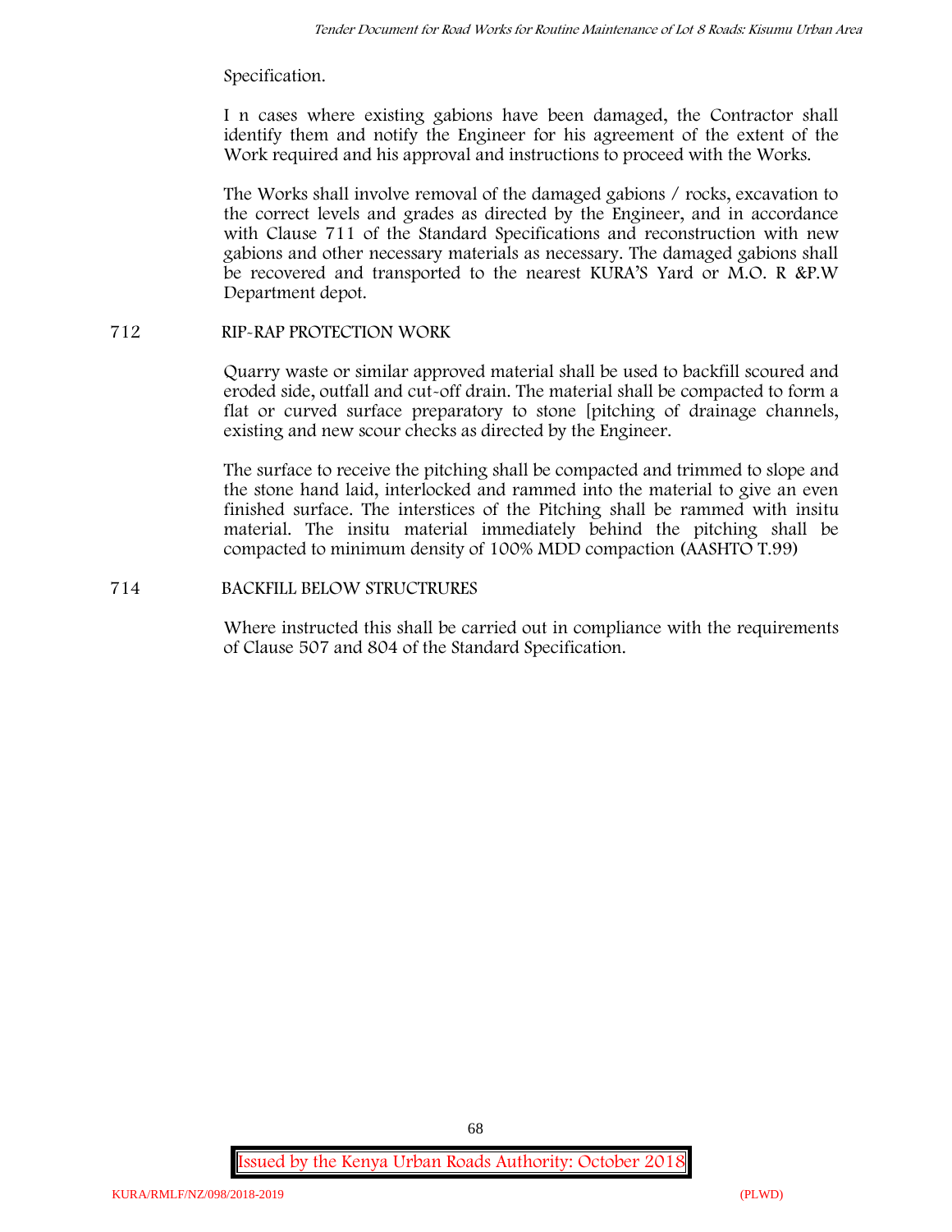Specification.

I n cases where existing gabions have been damaged, the Contractor shall identify them and notify the Engineer for his agreement of the extent of the Work required and his approval and instructions to proceed with the Works.

The Works shall involve removal of the damaged gabions / rocks, excavation to the correct levels and grades as directed by the Engineer, and in accordance with Clause 711 of the Standard Specifications and reconstruction with new gabions and other necessary materials as necessary. The damaged gabions shall be recovered and transported to the nearest KURA'S Yard or M.O. R &P.W Department depot.

## 712 RIP-RAP PROTECTION WORK

Quarry waste or similar approved material shall be used to backfill scoured and eroded side, outfall and cut-off drain. The material shall be compacted to form a flat or curved surface preparatory to stone [pitching of drainage channels, existing and new scour checks as directed by the Engineer.

The surface to receive the pitching shall be compacted and trimmed to slope and the stone hand laid, interlocked and rammed into the material to give an even finished surface. The interstices of the Pitching shall be rammed with insitu material. The insitu material immediately behind the pitching shall be compacted to minimum density of 100% MDD compaction (AASHTO T.99)

## 714 BACKFILL BELOW STRUCTRURES

Where instructed this shall be carried out in compliance with the requirements of Clause 507 and 804 of the Standard Specification.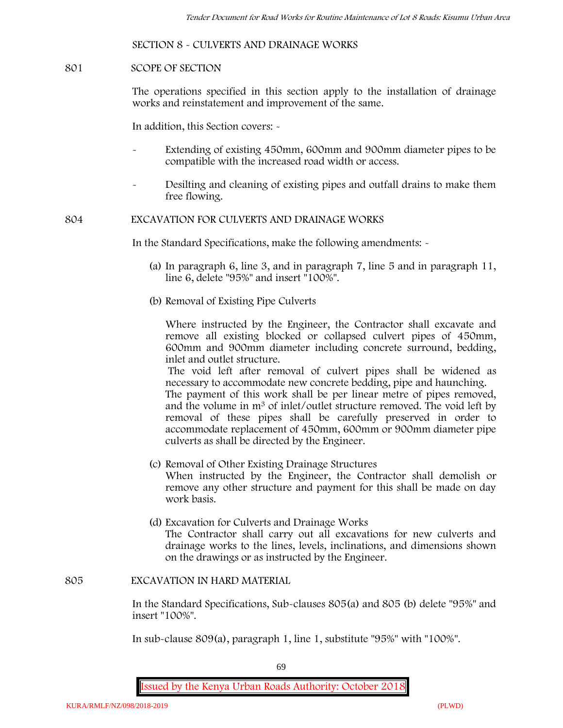## SECTION 8 - CULVERTS AND DRAINAGE WORKS

### 801 SCOPE OF SECTION

The operations specified in this section apply to the installation of drainage works and reinstatement and improvement of the same.

In addition, this Section covers: -

- Extending of existing 450mm, 600mm and 900mm diameter pipes to be compatible with the increased road width or access.
- Desilting and cleaning of existing pipes and outfall drains to make them free flowing.

### 804 EXCAVATION FOR CULVERTS AND DRAINAGE WORKS

In the Standard Specifications, make the following amendments: -

(a) In paragraph 6, line 3, and in paragraph 7, line 5 and in paragraph 11, line 6, delete "95%" and insert "100%".

(b) Removal of Existing Pipe Culverts

Where instructed by the Engineer, the Contractor shall excavate and remove all existing blocked or collapsed culvert pipes of 450mm, 600mm and 900mm diameter including concrete surround, bedding, inlet and outlet structure.

The void left after removal of culvert pipes shall be widened as necessary to accommodate new concrete bedding, pipe and haunching.

The payment of this work shall be per linear metre of pipes removed, and the volume in $m^3$ of inlet/outlet structure removed. The void left by removal of these pipes shall be carefully preserved in order to accommodate replacement of 450mm, 600mm or 900mm diameter pipe culverts as shall be directed by the Engineer.

(c) Removal of Other Existing Drainage Structures

When instructed by the Engineer, the Contractor shall demolish or remove any other structure and payment for this shall be made on day work basis.

(d) Excavation for Culverts and Drainage Works

The Contractor shall carry out all excavations for new culverts and drainage works to the lines, levels, inclinations, and dimensions shown on the drawings or as instructed by the Engineer.

### 805 EXCAVATION IN HARD MATERIAL

In the Standard Specifications, Sub-clauses 805(a) and 805 (b) delete "95%" and insert "100%".

In sub-clause 809(a), paragraph 1, line 1, substitute "95%" with "100%".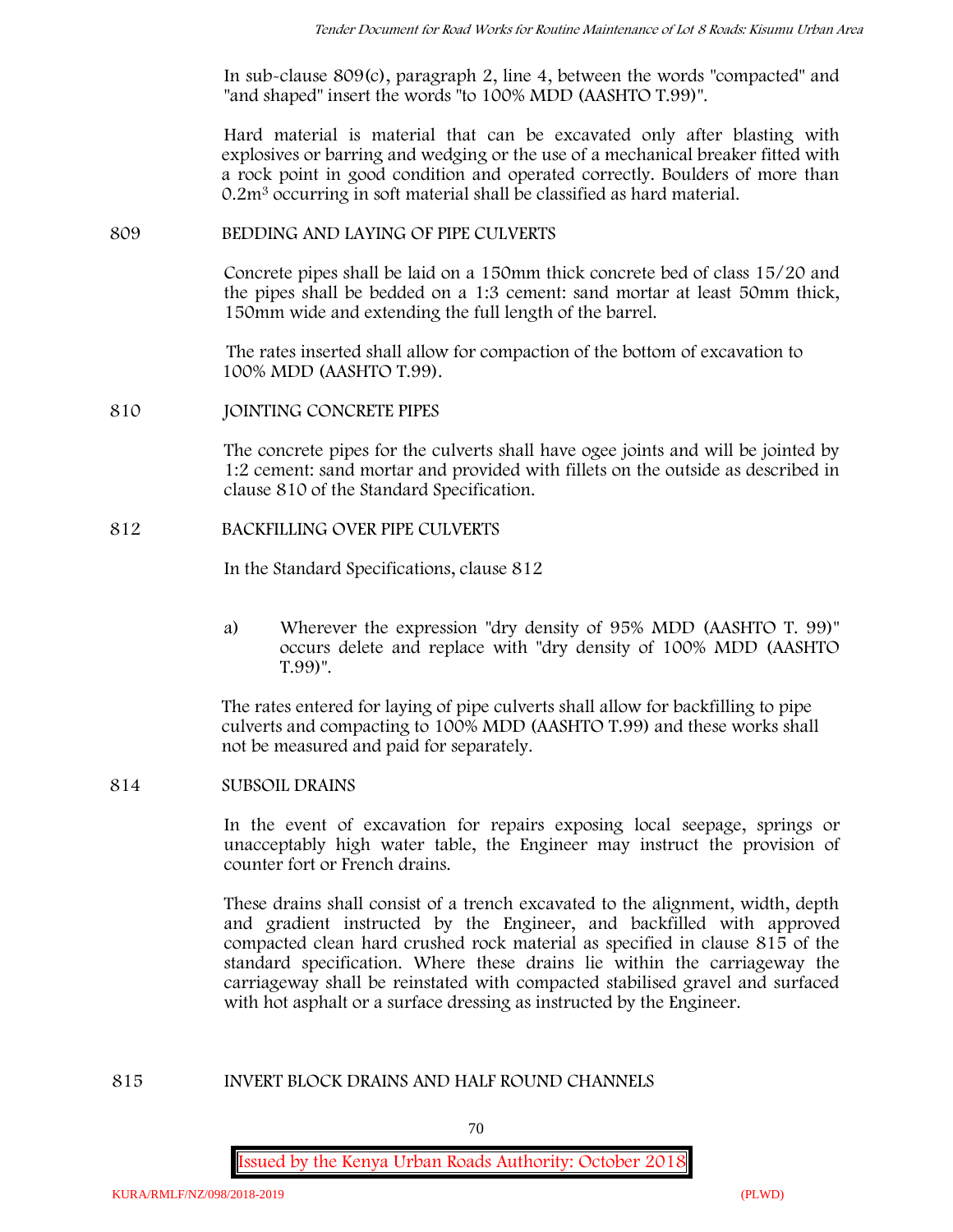In sub-clause 809(c), paragraph 2, line 4, between the words "compacted" and "and shaped" insert the words "to 100% MDD (AASHTO T.99)".

Hard material is material that can be excavated only after blasting with explosives or barring and wedging or the use of a mechanical breaker fitted with a rock point in good condition and operated correctly. Boulders of more than $0.2m^3$ occurring in soft material shall be classified as hard material.

## 809 BEDDING AND LAYING OF PIPE CULVERTS

Concrete pipes shall be laid on a 150mm thick concrete bed of class 15/20 and the pipes shall be bedded on a 1:3 cement: sand mortar at least 50mm thick, 150mm wide and extending the full length of the barrel.

The rates inserted shall allow for compaction of the bottom of excavation to 100% MDD (AASHTO T.99).

## 810 JOINTING CONCRETE PIPES

The concrete pipes for the culverts shall have ogee joints and will be jointed by 1:2 cement: sand mortar and provided with fillets on the outside as described in clause 810 of the Standard Specification.

## 812 BACKFILLING OVER PIPE CULVERTS

In the Standard Specifications, clause 812

a) Wherever the expression "dry density of 95% MDD (AASHTO T. 99)" occurs delete and replace with "dry density of 100% MDD (AASHTO T.99)".

The rates entered for laying of pipe culverts shall allow for backfilling to pipe culverts and compacting to 100% MDD (AASHTO T.99) and these works shall not be measured and paid for separately.

## 814 SUBSOIL DRAINS

In the event of excavation for repairs exposing local seepage, springs or unacceptably high water table, the Engineer may instruct the provision of counter fort or French drains.

These drains shall consist of a trench excavated to the alignment, width, depth and gradient instructed by the Engineer, and backfilled with approved compacted clean hard crushed rock material as specified in clause 815 of the standard specification. Where these drains lie within the carriageway the carriageway shall be reinstated with compacted stabilised gravel and surfaced with hot asphalt or a surface dressing as instructed by the Engineer.

## 815 INVERT BLOCK DRAINS AND HALF ROUND CHANNELS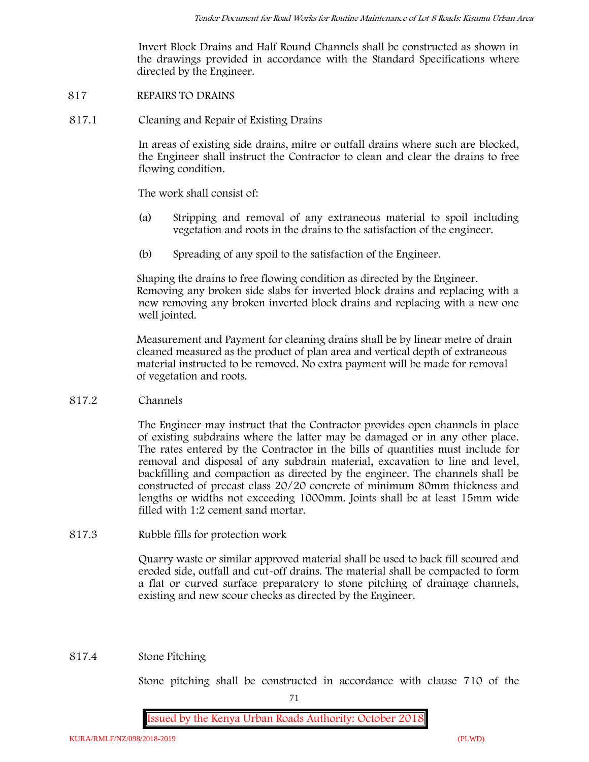Invert Block Drains and Half Round Channels shall be constructed as shown in the drawings provided in accordance with the Standard Specifications where directed by the Engineer.

## 817 REPAIRS TO DRAINS

### 817.1 Cleaning and Repair of Existing Drains

In areas of existing side drains, mitre or outfall drains where such are blocked, the Engineer shall instruct the Contractor to clean and clear the drains to free flowing condition.

The work shall consist of:

(a) Stripping and removal of any extraneous material to spoil including vegetation and roots in the drains to the satisfaction of the engineer.

(b) Spreading of any spoil to the satisfaction of the Engineer.

Shaping the drains to free flowing condition as directed by the Engineer. Removing any broken side slabs for inverted block drains and replacing with a new removing any broken inverted block drains and replacing with a new one well jointed.

Measurement and Payment for cleaning drains shall be by linear metre of drain cleaned measured as the product of plan area and vertical depth of extraneous material instructed to be removed. No extra payment will be made for removal of vegetation and roots.

### 817.2 Channels

The Engineer may instruct that the Contractor provides open channels in place of existing subdrains where the latter may be damaged or in any other place. The rates entered by the Contractor in the bills of quantities must include for removal and disposal of any subdrain material, excavation to line and level, backfilling and compaction as directed by the engineer. The channels shall be constructed of precast class 20/20 concrete of minimum 80mm thickness and lengths or widths not exceeding 1000mm. Joints shall be at least 15mm wide filled with 1:2 cement sand mortar.

### 817.3 Rubble fills for protection work

Quarry waste or similar approved material shall be used to back fill scoured and eroded side, outfall and cut-off drains. The material shall be compacted to form a flat or curved surface preparatory to stone pitching of drainage channels, existing and new scour checks as directed by the Engineer.

### 817.4 Stone Pitching

Stone pitching shall be constructed in accordance with clause 710 of the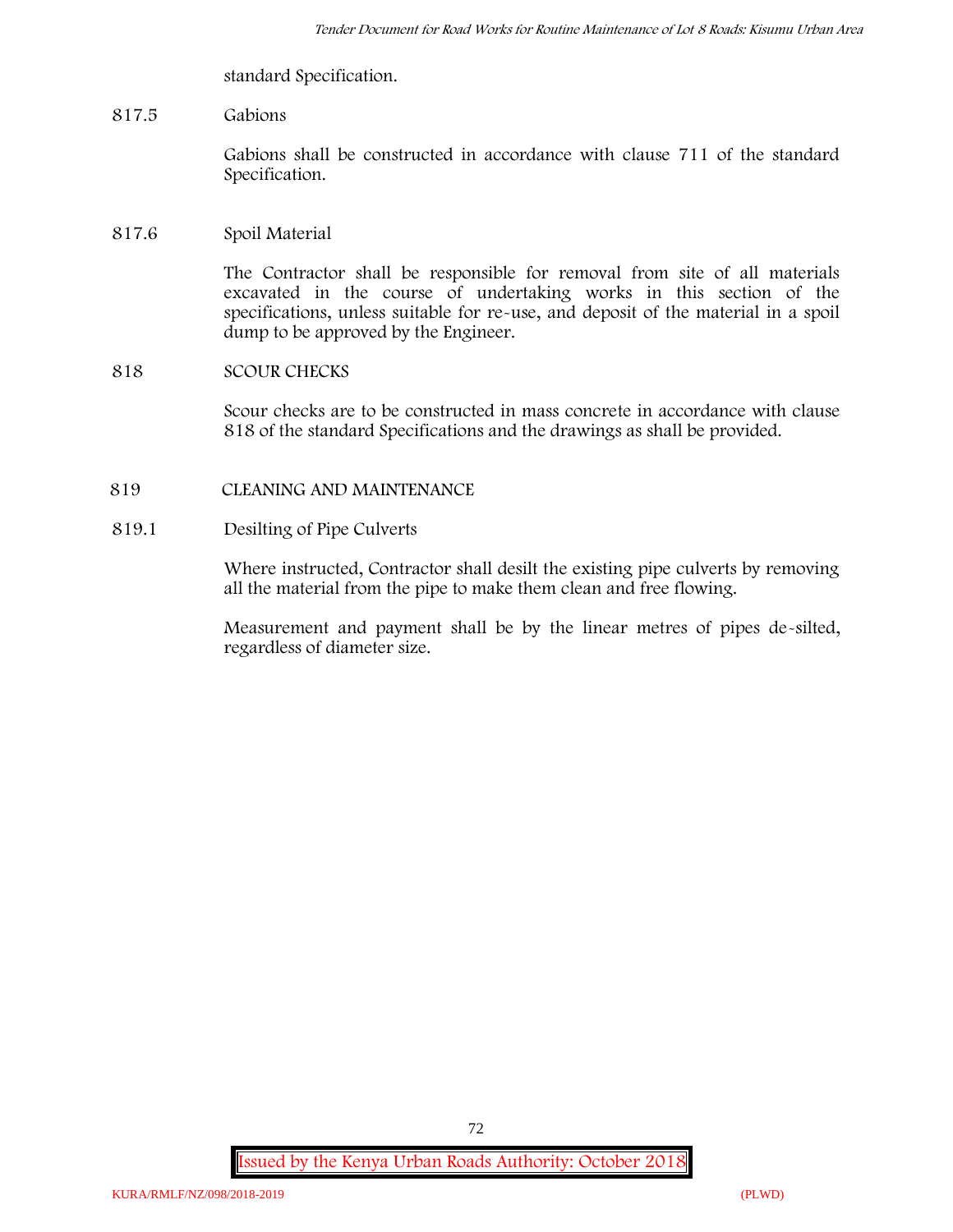standard Specification.

817.5 Gabions

Gabions shall be constructed in accordance with clause 711 of the standard Specification.

817.6 Spoil Material

The Contractor shall be responsible for removal from site of all materials excavated in the course of undertaking works in this section of the specifications, unless suitable for re-use, and deposit of the material in a spoil dump to be approved by the Engineer.

818 SCOUR CHECKS

Scour checks are to be constructed in mass concrete in accordance with clause 818 of the standard Specifications and the drawings as shall be provided.

819 CLEANING AND MAINTENANCE

819.1 Desilting of Pipe Culverts

Where instructed, Contractor shall desilt the existing pipe culverts by removing all the material from the pipe to make them clean and free flowing.

Measurement and payment shall be by the linear metres of pipes de-silted, regardless of diameter size.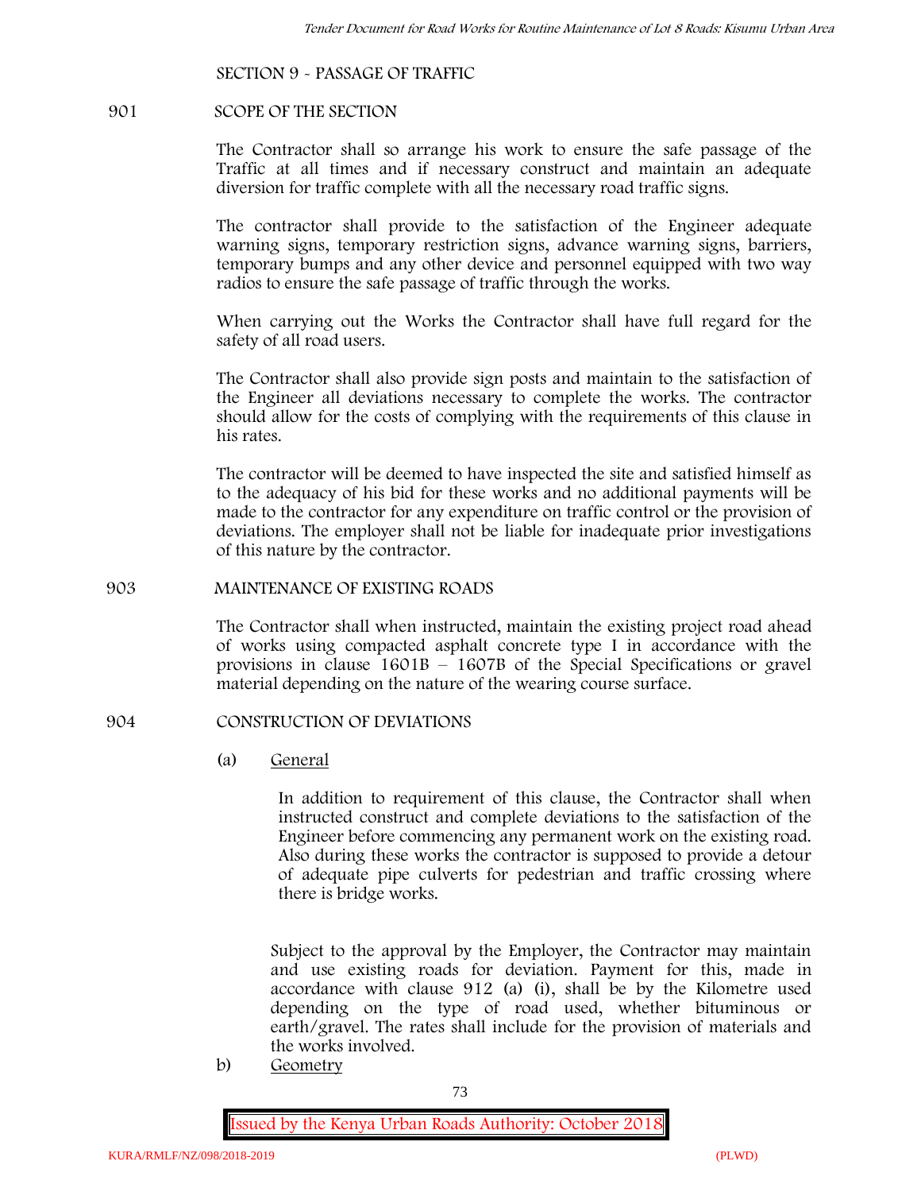SECTION 9 - PASSAGE OF TRAFFIC

901 SCOPE OF THE SECTION

The Contractor shall so arrange his work to ensure the safe passage of the Traffic at all times and if necessary construct and maintain an adequate diversion for traffic complete with all the necessary road traffic signs.

The contractor shall provide to the satisfaction of the Engineer adequate warning signs, temporary restriction signs, advance warning signs, barriers, temporary bumps and any other device and personnel equipped with two way radios to ensure the safe passage of traffic through the works.

When carrying out the Works the Contractor shall have full regard for the safety of all road users.

The Contractor shall also provide sign posts and maintain to the satisfaction of the Engineer all deviations necessary to complete the works. The contractor should allow for the costs of complying with the requirements of this clause in his rates.

The contractor will be deemed to have inspected the site and satisfied himself as to the adequacy of his bid for these works and no additional payments will be made to the contractor for any expenditure on traffic control or the provision of deviations. The employer shall not be liable for inadequate prior investigations of this nature by the contractor.

903 MAINTENANCE OF EXISTING ROADS

The Contractor shall when instructed, maintain the existing project road ahead of works using compacted asphalt concrete type I in accordance with the provisions in clause 1601B – 1607B of the Special Specifications or gravel material depending on the nature of the wearing course surface.

904 CONSTRUCTION OF DEVIATIONS

(a) General

In addition to requirement of this clause, the Contractor shall when instructed construct and complete deviations to the satisfaction of the Engineer before commencing any permanent work on the existing road. Also during these works the contractor is supposed to provide a detour of adequate pipe culverts for pedestrian and traffic crossing where there is bridge works.

Subject to the approval by the Employer, the Contractor may maintain and use existing roads for deviation. Payment for this, made in accordance with clause 912 (a) (i), shall be by the Kilometre used depending on the type of road used, whether bituminous or earth/gravel. The rates shall include for the provision of materials and the works involved.

b) Geometry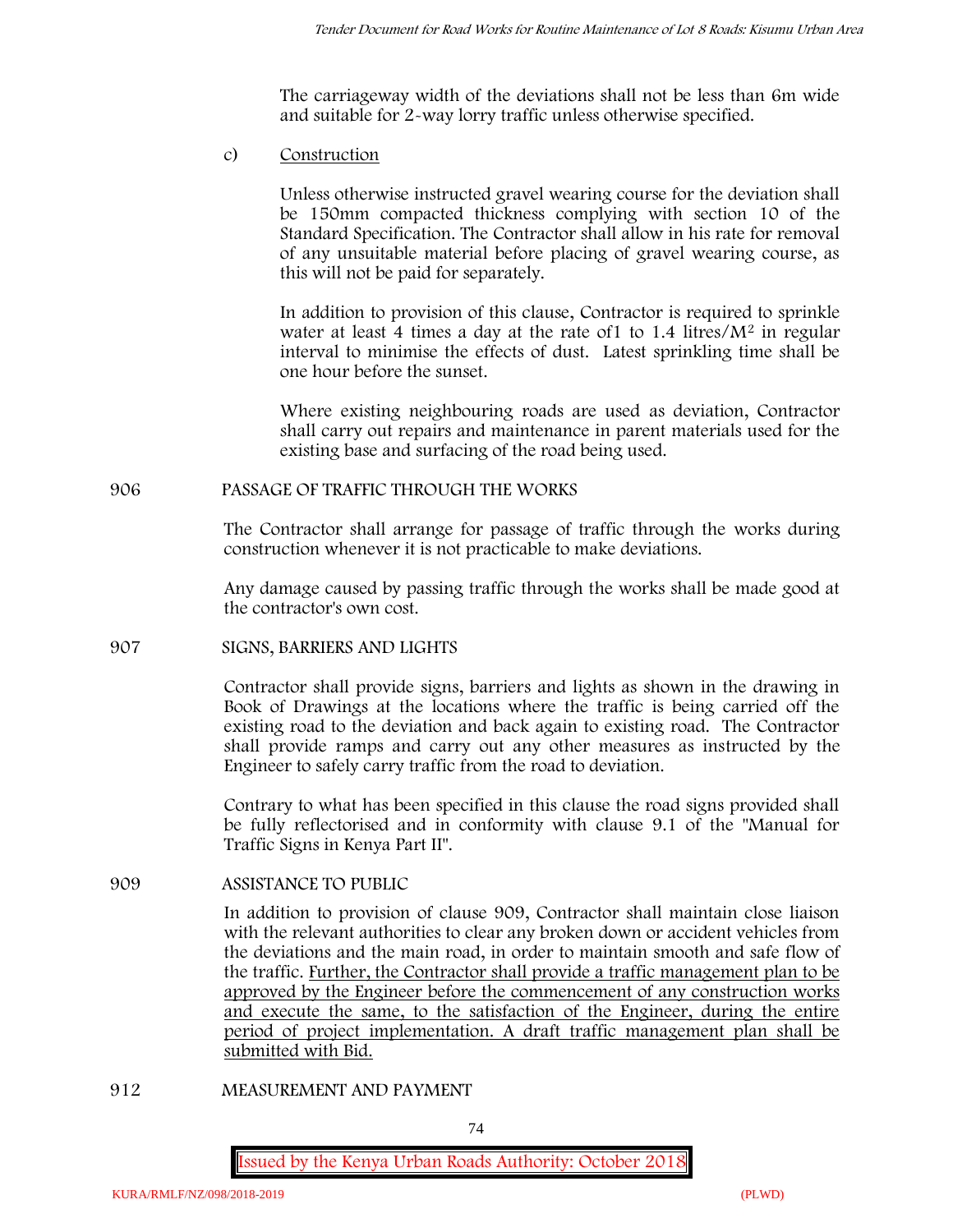The carriageway width of the deviations shall not be less than 6m wide and suitable for 2-way lorry traffic unless otherwise specified.

c) Construction

Unless otherwise instructed gravel wearing course for the deviation shall be 150mm compacted thickness complying with section 10 of the Standard Specification. The Contractor shall allow in his rate for removal of any unsuitable material before placing of gravel wearing course, as this will not be paid for separately.

In addition to provision of this clause, Contractor is required to sprinkle water at least 4 times a day at the rate of1 to 1.4 litres/$M^2$ in regular interval to minimise the effects of dust. Latest sprinkling time shall be one hour before the sunset.

Where existing neighbouring roads are used as deviation, Contractor shall carry out repairs and maintenance in parent materials used for the existing base and surfacing of the road being used.

## 906 PASSAGE OF TRAFFIC THROUGH THE WORKS

The Contractor shall arrange for passage of traffic through the works during construction whenever it is not practicable to make deviations.

Any damage caused by passing traffic through the works shall be made good at the contractor's own cost.

## 907 SIGNS, BARRIERS AND LIGHTS

Contractor shall provide signs, barriers and lights as shown in the drawing in Book of Drawings at the locations where the traffic is being carried off the existing road to the deviation and back again to existing road. The Contractor shall provide ramps and carry out any other measures as instructed by the Engineer to safely carry traffic from the road to deviation.

Contrary to what has been specified in this clause the road signs provided shall be fully reflectorised and in conformity with clause 9.1 of the "Manual for Traffic Signs in Kenya Part II".

## 909 ASSISTANCE TO PUBLIC

In addition to provision of clause 909, Contractor shall maintain close liaison with the relevant authorities to clear any broken down or accident vehicles from the deviations and the main road, in order to maintain smooth and safe flow of the traffic. Further, the Contractor shall provide a traffic management plan to be approved by the Engineer before the commencement of any construction works and execute the same, to the satisfaction of the Engineer, during the entire period of project implementation. A draft traffic management plan shall be submitted with Bid.

## 912 MEASUREMENT AND PAYMENT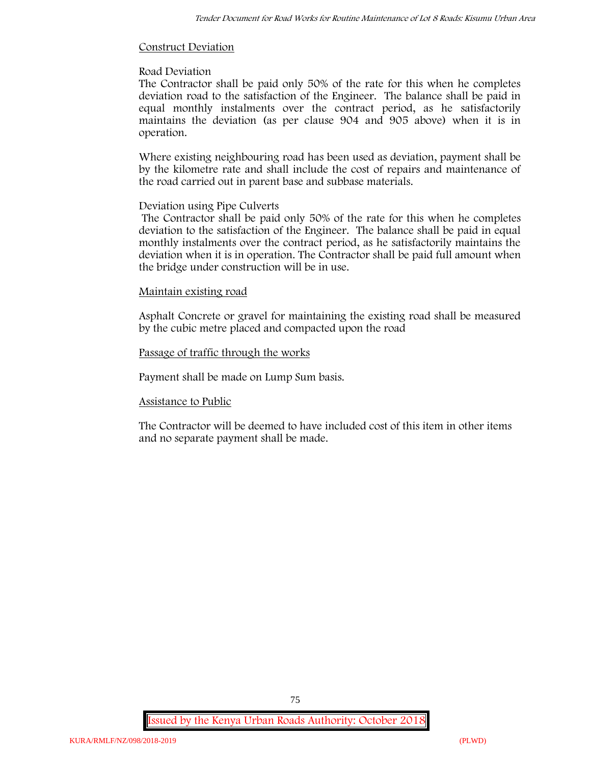Construct Deviation

Road Deviation

The Contractor shall be paid only 50% of the rate for this when he completes deviation road to the satisfaction of the Engineer. The balance shall be paid in equal monthly instalments over the contract period, as he satisfactorily maintains the deviation (as per clause 904 and 905 above) when it is in operation.

Where existing neighbouring road has been used as deviation, payment shall be by the kilometre rate and shall include the cost of repairs and maintenance of the road carried out in parent base and subbase materials.

Deviation using Pipe Culverts

The Contractor shall be paid only 50% of the rate for this when he completes deviation to the satisfaction of the Engineer. The balance shall be paid in equal monthly instalments over the contract period, as he satisfactorily maintains the deviation when it is in operation. The Contractor shall be paid full amount when the bridge under construction will be in use.

Maintain existing road

Asphalt Concrete or gravel for maintaining the existing road shall be measured by the cubic metre placed and compacted upon the road

Passage of traffic through the works

Payment shall be made on Lump Sum basis.

Assistance to Public

The Contractor will be deemed to have included cost of this item in other items and no separate payment shall be made.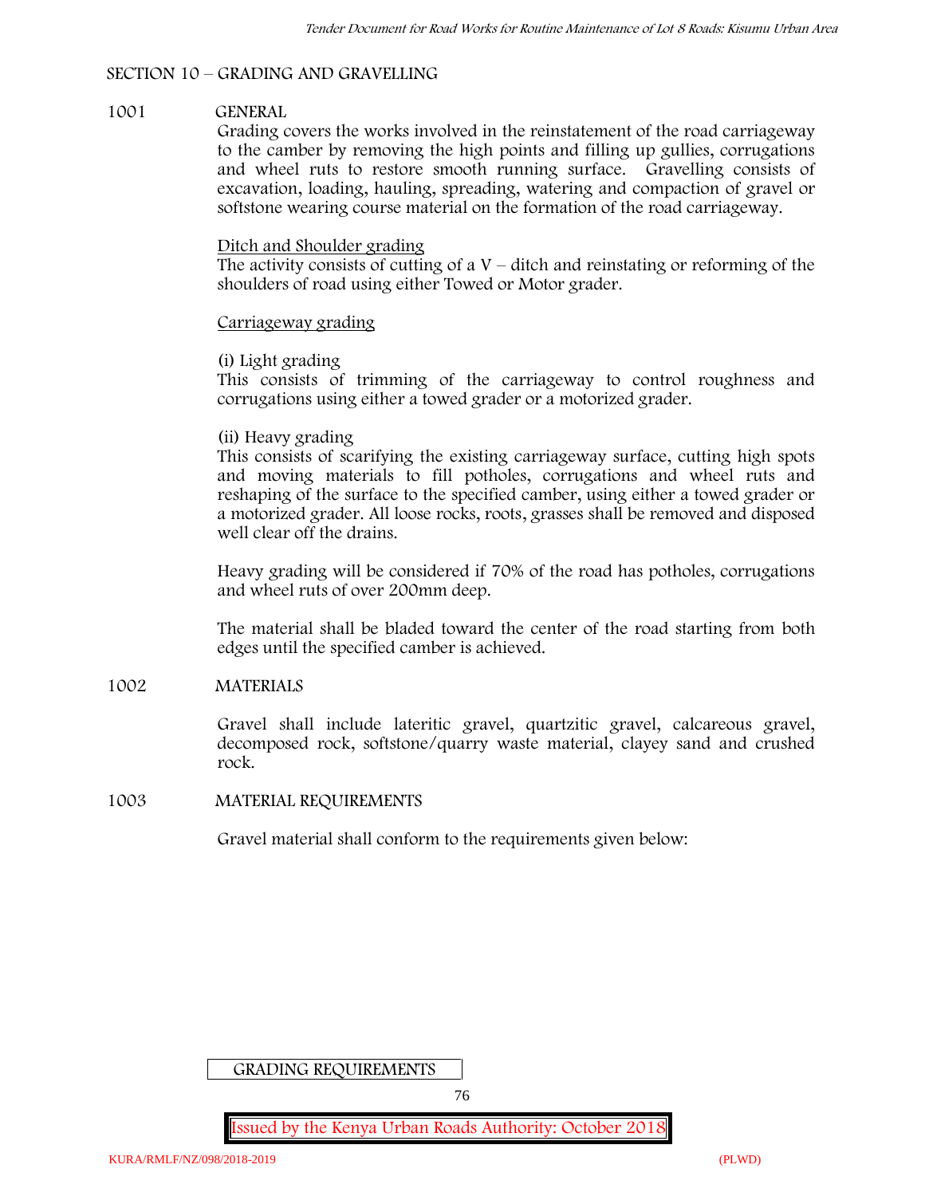## SECTION 10 – GRADING AND GRAVELLING

### 1001 GENERAL

Grading covers the works involved in the reinstatement of the road carriageway to the camber by removing the high points and filling up gullies, corrugations and wheel ruts to restore smooth running surface. Gravelling consists of excavation, loading, hauling, spreading, watering and compaction of gravel or softstone wearing course material on the formation of the road carriageway.

Ditch and Shoulder grading

The activity consists of cutting of a V – ditch and reinstating or reforming of the shoulders of road using either Towed or Motor grader.

Carriageway grading

(i) Light grading

This consists of trimming of the carriageway to control roughness and corrugations using either a towed grader or a motorized grader.

(ii) Heavy grading

This consists of scarifying the existing carriageway surface, cutting high spots and moving materials to fill potholes, corrugations and wheel ruts and reshaping of the surface to the specified camber, using either a towed grader or a motorized grader. All loose rocks, roots, grasses shall be removed and disposed well clear off the drains.

Heavy grading will be considered if 70% of the road has potholes, corrugations and wheel ruts of over 200mm deep.

The material shall be bladed toward the center of the road starting from both edges until the specified camber is achieved.

### 1002 MATERIALS

Gravel shall include lateritic gravel, quartzitic gravel, calcareous gravel, decomposed rock, softstone/quarry waste material, clayey sand and crushed rock.

### 1003 MATERIAL REQUIREMENTS

Gravel material shall conform to the requirements given below:

GRADING REQUIREMENTS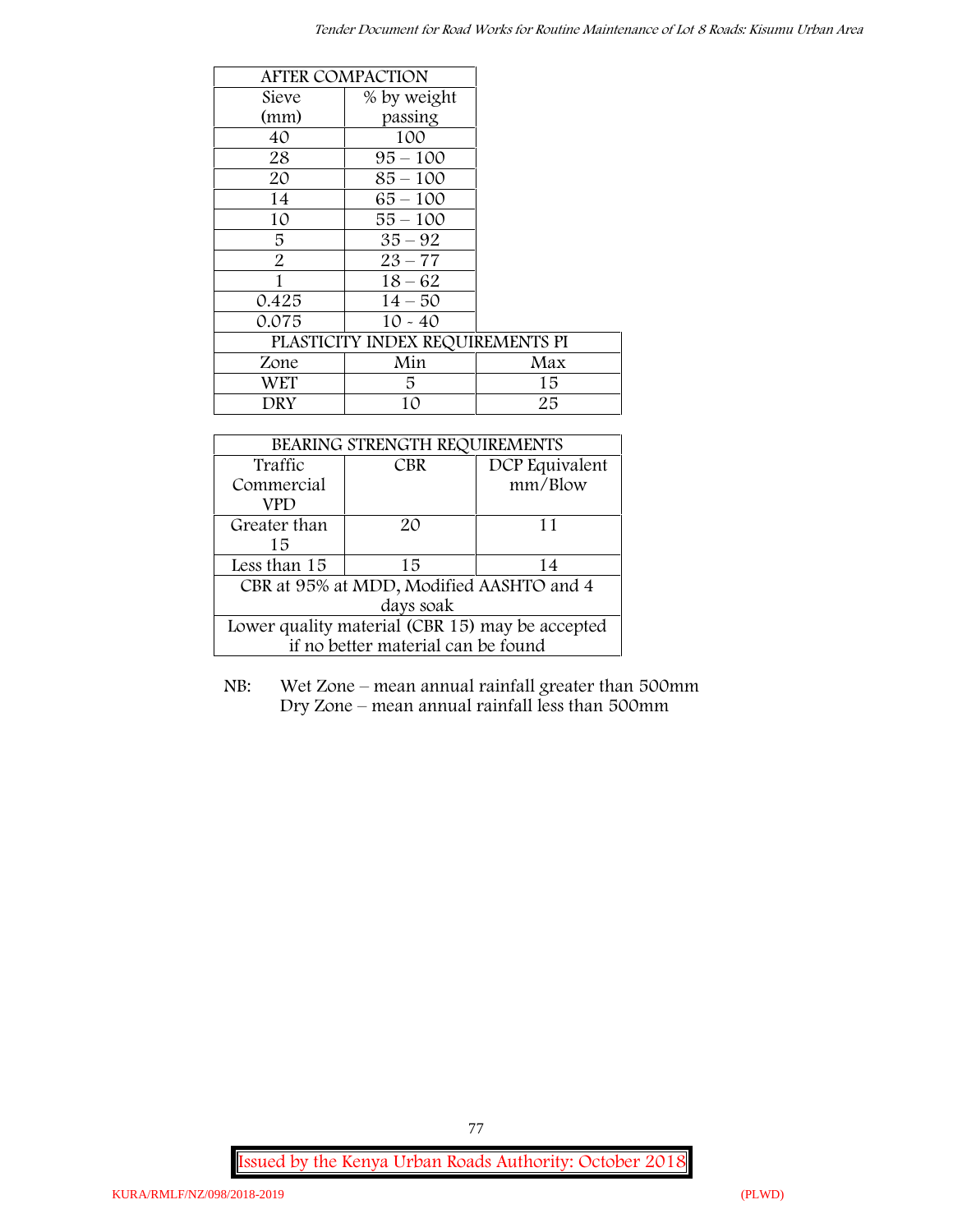| AFTER COMPACTION | | |
|---|---|---|
| Sieve (mm) | % by weight passing | |
| 40 | 100 | |
| 28 | 95 – 100 | |
| 20 | 85 – 100 | |
| 14 | 65 – 100 | |
| 10 | 55 – 100 | |
| 5 | 35 – 92 | |
| 2 | 23 – 77 | |
| 1 | 18 – 62 | |
| 0.425 | 14 – 50 | |
| 0.075 | 10 - 40 | |
| PLASTICITY INDEX REQUIREMENTS PI | | |
| Zone | Min | Max |
| WET | 5 | 15 |
| DRY | 10 | 25 |

| BEARING STRENGTH REQUIREMENTS | | |
|---|---|---|
| Traffic Commercial VPD | CBR | DCP Equivalent mm/Blow |
| Greater than 15 | 20 | 11 |
| Less than 15 | 15 | 14 |
| CBR at 95% at MDD, Modified AASHTO and 4 days soak | | |
| Lower quality material (CBR 15) may be accepted if no better material can be found | | |

NB: Wet Zone – mean annual rainfall greater than 500mm
Dry Zone – mean annual rainfall less than 500mm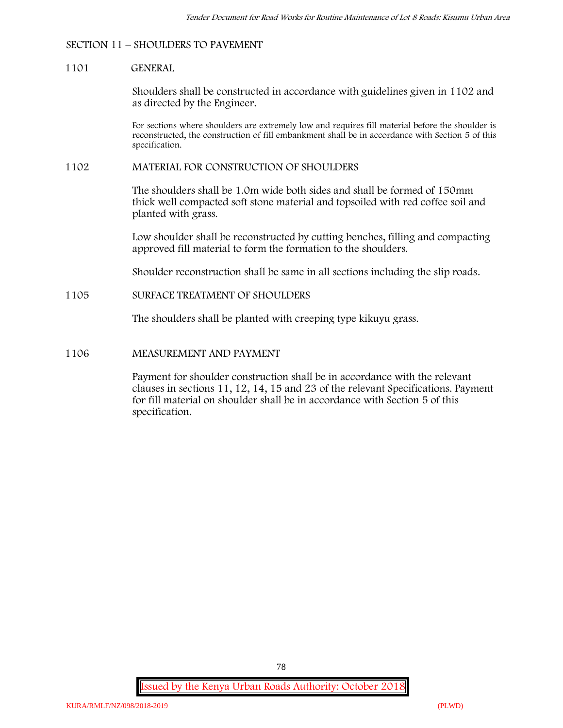## SECTION 11 – SHOULDERS TO PAVEMENT

### 1101 GENERAL

Shoulders shall be constructed in accordance with guidelines given in 1102 and as directed by the Engineer.

For sections where shoulders are extremely low and requires fill material before the shoulder is reconstructed, the construction of fill embankment shall be in accordance with Section 5 of this specification.

### 1102 MATERIAL FOR CONSTRUCTION OF SHOULDERS

The shoulders shall be 1.0m wide both sides and shall be formed of 150mm thick well compacted soft stone material and topsoiled with red coffee soil and planted with grass.

Low shoulder shall be reconstructed by cutting benches, filling and compacting approved fill material to form the formation to the shoulders.

Shoulder reconstruction shall be same in all sections including the slip roads.

### 1105 SURFACE TREATMENT OF SHOULDERS

The shoulders shall be planted with creeping type kikuyu grass.

### 1106 MEASUREMENT AND PAYMENT

Payment for shoulder construction shall be in accordance with the relevant clauses in sections 11, 12, 14, 15 and 23 of the relevant Specifications. Payment for fill material on shoulder shall be in accordance with Section 5 of this specification.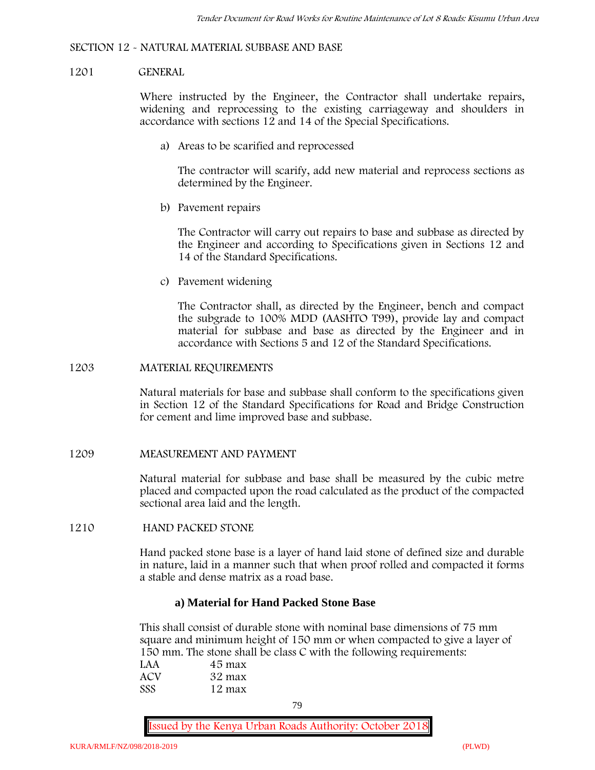## SECTION 12 - NATURAL MATERIAL SUBBASE AND BASE

### 1201 GENERAL

Where instructed by the Engineer, the Contractor shall undertake repairs, widening and reprocessing to the existing carriageway and shoulders in accordance with sections 12 and 14 of the Special Specifications.

a) Areas to be scarified and reprocessed

The contractor will scarify, add new material and reprocess sections as determined by the Engineer.

b) Pavement repairs

The Contractor will carry out repairs to base and subbase as directed by the Engineer and according to Specifications given in Sections 12 and 14 of the Standard Specifications.

c) Pavement widening

The Contractor shall, as directed by the Engineer, bench and compact the subgrade to 100% MDD (AASHTO T99), provide lay and compact material for subbase and base as directed by the Engineer and in accordance with Sections 5 and 12 of the Standard Specifications.

### 1203 MATERIAL REQUIREMENTS

Natural materials for base and subbase shall conform to the specifications given in Section 12 of the Standard Specifications for Road and Bridge Construction for cement and lime improved base and subbase.

### 1209 MEASUREMENT AND PAYMENT

Natural material for subbase and base shall be measured by the cubic metre placed and compacted upon the road calculated as the product of the compacted sectional area laid and the length.

### 1210 HAND PACKED STONE

Hand packed stone base is a layer of hand laid stone of defined size and durable in nature, laid in a manner such that when proof rolled and compacted it forms a stable and dense matrix as a road base.

#### a) Material for Hand Packed Stone Base

This shall consist of durable stone with nominal base dimensions of 75 mm square and minimum height of 150 mm or when compacted to give a layer of 150 mm. The stone shall be class C with the following requirements:

| | |
|---|---|
| LAA | 45 max |
| ACV | 32 max |
| SSS | 12 max |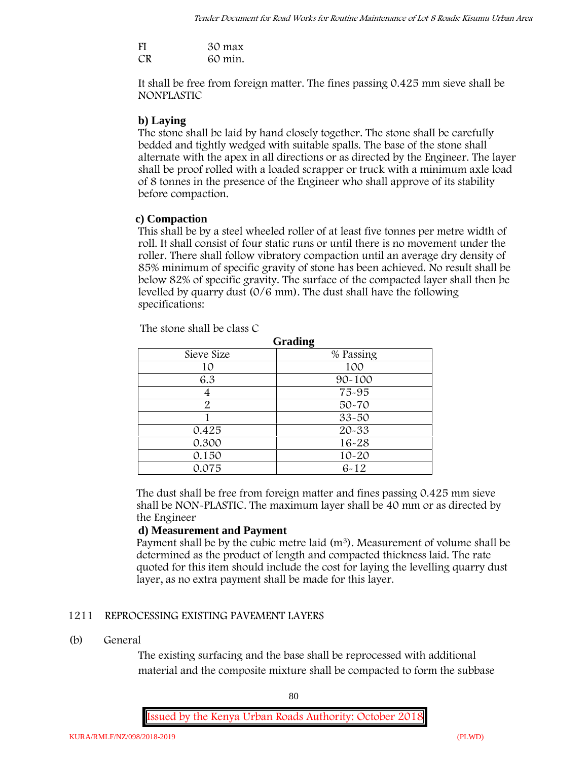FI 30 max
CR 60 min.

It shall be free from foreign matter. The fines passing 0.425 mm sieve shall be NONPLASTIC

**b) Laying**

The stone shall be laid by hand closely together. The stone shall be carefully bedded and tightly wedged with suitable spalls. The base of the stone shall alternate with the apex in all directions or as directed by the Engineer. The layer shall be proof rolled with a loaded scrapper or truck with a minimum axle load of 8 tonnes in the presence of the Engineer who shall approve of its stability before compaction.

**c) Compaction**

This shall be by a steel wheeled roller of at least five tonnes per metre width of roll. It shall consist of four static runs or until there is no movement under the roller. There shall follow vibratory compaction until an average dry density of 85% minimum of specific gravity of stone has been achieved. No result shall be below 82% of specific gravity. The surface of the compacted layer shall then be levelled by quarry dust (0/6 mm). The dust shall have the following specifications:

The stone shall be class C

**Grading**

| Sieve Size | % Passing |
|---|---|
| 10 | 100 |
| 6.3 | 90-100 |
| 4 | 75-95 |
| 2 | 50-70 |
| 1 | 33-50 |
| 0.425 | 20-33 |
| 0.300 | 16-28 |
| 0.150 | 10-20 |
| 0.075 | 6-12 |

The dust shall be free from foreign matter and fines passing 0.425 mm sieve shall be NON-PLASTIC. The maximum layer shall be 40 mm or as directed by the Engineer

**d) Measurement and Payment**

Payment shall be by the cubic metre laid ($m^3$). Measurement of volume shall be determined as the product of length and compacted thickness laid. The rate quoted for this item should include the cost for laying the levelling quarry dust layer, as no extra payment shall be made for this layer.

1211 REPROCESSING EXISTING PAVEMENT LAYERS

(b) General

The existing surfacing and the base shall be reprocessed with additional material and the composite mixture shall be compacted to form the subbase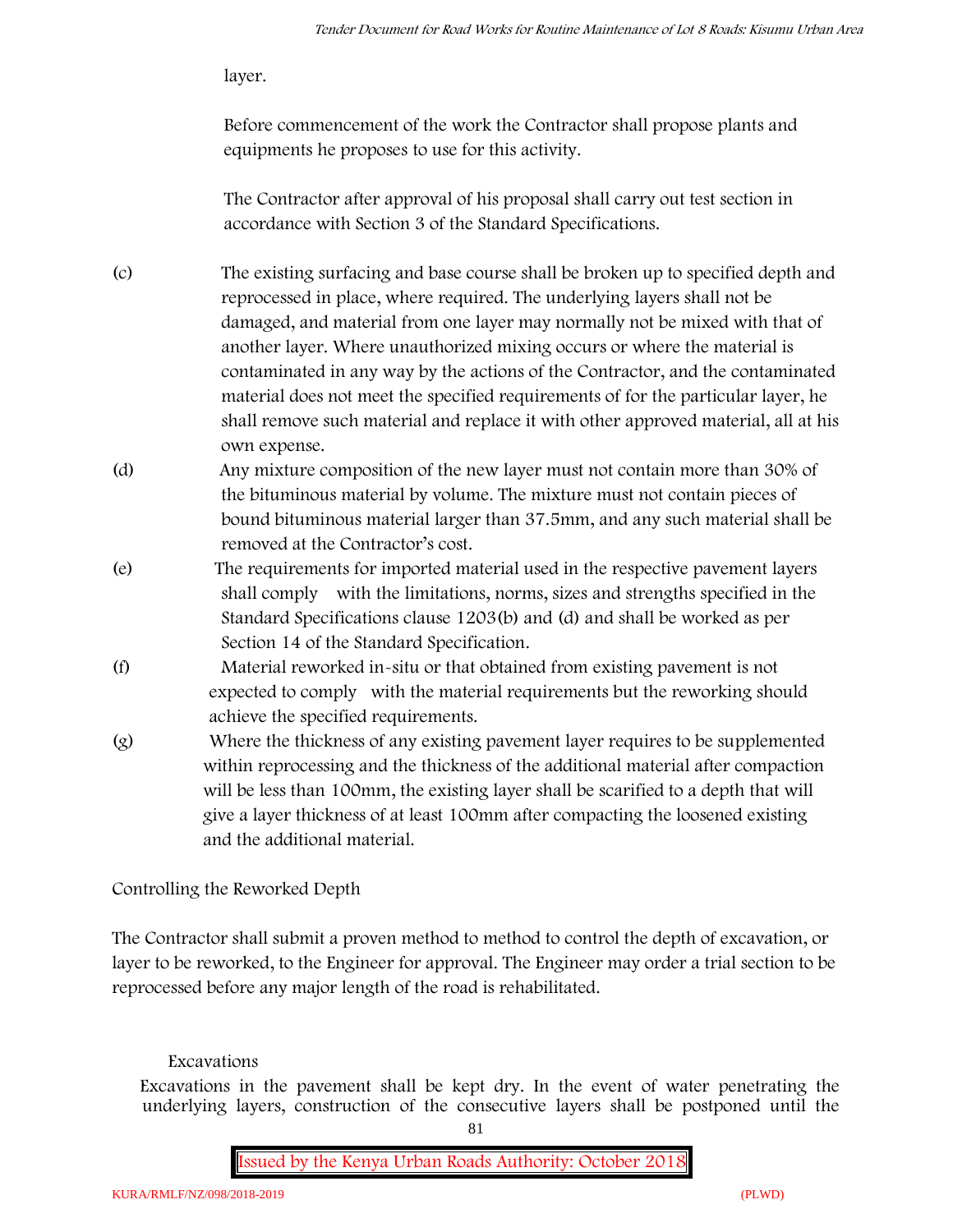layer.

Before commencement of the work the Contractor shall propose plants and equipments he proposes to use for this activity.

The Contractor after approval of his proposal shall carry out test section in accordance with Section 3 of the Standard Specifications.

(c) The existing surfacing and base course shall be broken up to specified depth and reprocessed in place, where required. The underlying layers shall not be damaged, and material from one layer may normally not be mixed with that of another layer. Where unauthorized mixing occurs or where the material is contaminated in any way by the actions of the Contractor, and the contaminated material does not meet the specified requirements of for the particular layer, he shall remove such material and replace it with other approved material, all at his own expense.

(d) Any mixture composition of the new layer must not contain more than 30% of the bituminous material by volume. The mixture must not contain pieces of bound bituminous material larger than 37.5mm, and any such material shall be removed at the Contractor's cost.

(e) The requirements for imported material used in the respective pavement layers shall comply with the limitations, norms, sizes and strengths specified in the Standard Specifications clause 1203(b) and (d) and shall be worked as per Section 14 of the Standard Specification.

(f) Material reworked in-situ or that obtained from existing pavement is not expected to comply with the material requirements but the reworking should achieve the specified requirements.

(g) Where the thickness of any existing pavement layer requires to be supplemented within reprocessing and the thickness of the additional material after compaction will be less than 100mm, the existing layer shall be scarified to a depth that will give a layer thickness of at least 100mm after compacting the loosened existing and the additional material.

Controlling the Reworked Depth

The Contractor shall submit a proven method to method to control the depth of excavation, or layer to be reworked, to the Engineer for approval. The Engineer may order a trial section to be reprocessed before any major length of the road is rehabilitated.

Excavations

Excavations in the pavement shall be kept dry. In the event of water penetrating the underlying layers, construction of the consecutive layers shall be postponed until the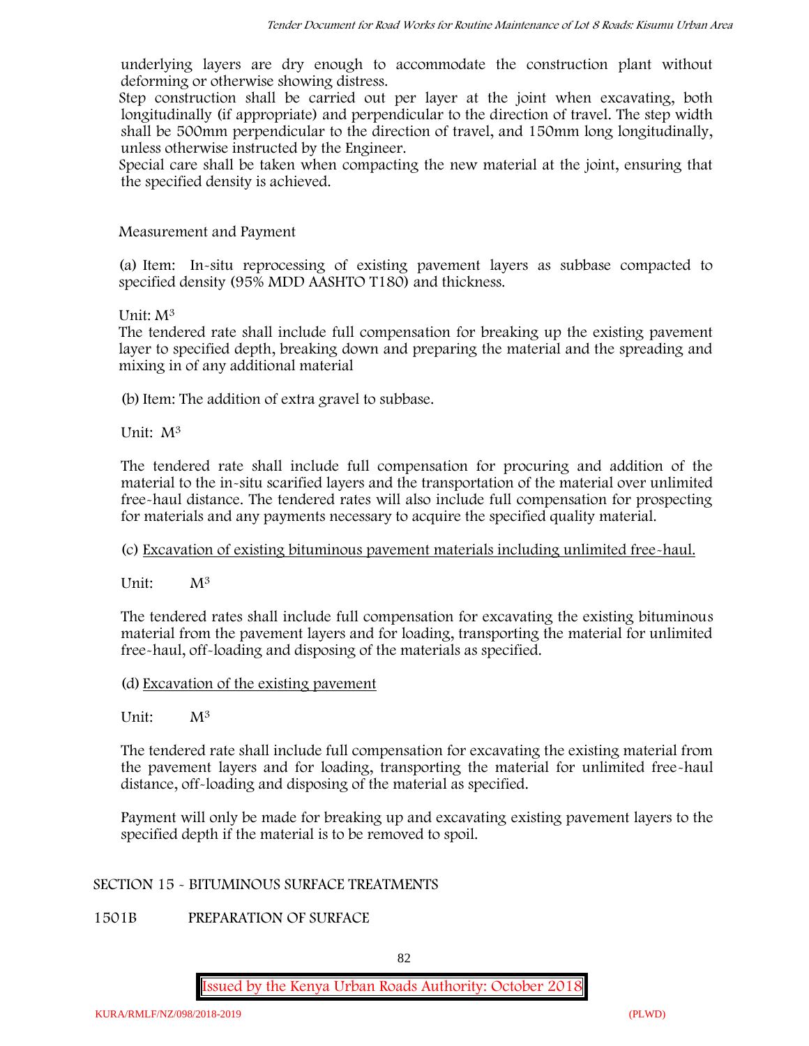underlying layers are dry enough to accommodate the construction plant without deforming or otherwise showing distress.

Step construction shall be carried out per layer at the joint when excavating, both longitudinally (if appropriate) and perpendicular to the direction of travel. The step width shall be 500mm perpendicular to the direction of travel, and 150mm long longitudinally, unless otherwise instructed by the Engineer.

Special care shall be taken when compacting the new material at the joint, ensuring that the specified density is achieved.

Measurement and Payment

(a) Item: In-situ reprocessing of existing pavement layers as subbase compacted to specified density (95% MDD AASHTO T180) and thickness.

Unit: $M^3$

The tendered rate shall include full compensation for breaking up the existing pavement layer to specified depth, breaking down and preparing the material and the spreading and mixing in of any additional material

(b) Item: The addition of extra gravel to subbase.

Unit: $M^3$

The tendered rate shall include full compensation for procuring and addition of the material to the in-situ scarified layers and the transportation of the material over unlimited free-haul distance. The tendered rates will also include full compensation for prospecting for materials and any payments necessary to acquire the specified quality material.

(c) Excavation of existing bituminous pavement materials including unlimited free-haul.

Unit: $M^3$

The tendered rates shall include full compensation for excavating the existing bituminous material from the pavement layers and for loading, transporting the material for unlimited free-haul, off-loading and disposing of the materials as specified.

(d) Excavation of the existing pavement

Unit: $M^3$

The tendered rate shall include full compensation for excavating the existing material from the pavement layers and for loading, transporting the material for unlimited free-haul distance, off-loading and disposing of the material as specified.

Payment will only be made for breaking up and excavating existing pavement layers to the specified depth if the material is to be removed to spoil.

## SECTION 15 - BITUMINOUS SURFACE TREATMENTS

### 1501B PREPARATION OF SURFACE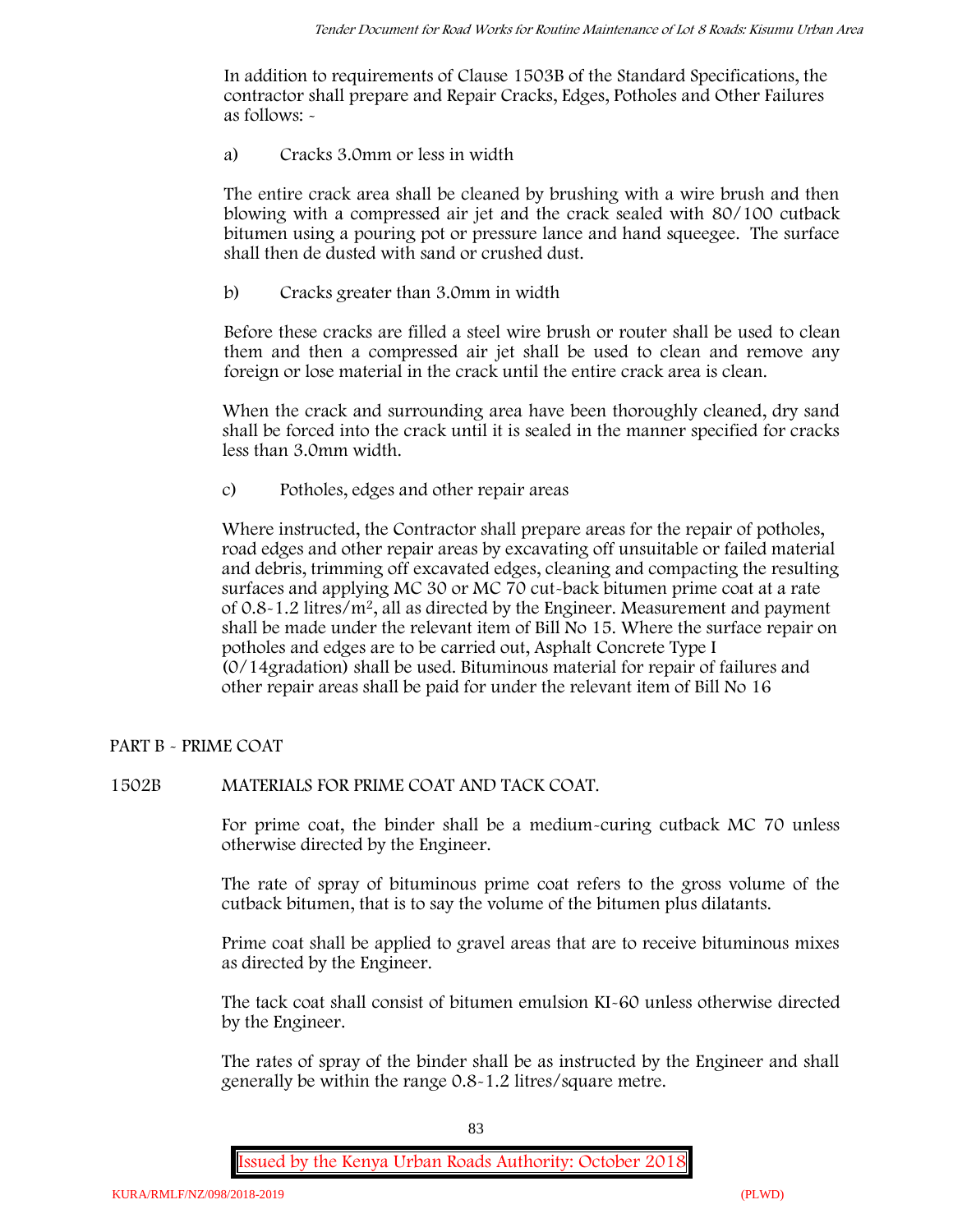In addition to requirements of Clause 1503B of the Standard Specifications, the contractor shall prepare and Repair Cracks, Edges, Potholes and Other Failures as follows: -

a) Cracks 3.0mm or less in width

The entire crack area shall be cleaned by brushing with a wire brush and then blowing with a compressed air jet and the crack sealed with 80/100 cutback bitumen using a pouring pot or pressure lance and hand squeegee. The surface shall then de dusted with sand or crushed dust.

b) Cracks greater than 3.0mm in width

Before these cracks are filled a steel wire brush or router shall be used to clean them and then a compressed air jet shall be used to clean and remove any foreign or lose material in the crack until the entire crack area is clean.

When the crack and surrounding area have been thoroughly cleaned, dry sand shall be forced into the crack until it is sealed in the manner specified for cracks less than 3.0mm width.

c) Potholes, edges and other repair areas

Where instructed, the Contractor shall prepare areas for the repair of potholes, road edges and other repair areas by excavating off unsuitable or failed material and debris, trimming off excavated edges, cleaning and compacting the resulting surfaces and applying MC 30 or MC 70 cut-back bitumen prime coat at a rate of 0.8-1.2 litres/$m^2$, all as directed by the Engineer. Measurement and payment shall be made under the relevant item of Bill No 15. Where the surface repair on potholes and edges are to be carried out, Asphalt Concrete Type I (0/14gradation) shall be used. Bituminous material for repair of failures and other repair areas shall be paid for under the relevant item of Bill No 16

## PART B - PRIME COAT

### 1502B MATERIALS FOR PRIME COAT AND TACK COAT.

For prime coat, the binder shall be a medium-curing cutback MC 70 unless otherwise directed by the Engineer.

The rate of spray of bituminous prime coat refers to the gross volume of the cutback bitumen, that is to say the volume of the bitumen plus dilatants.

Prime coat shall be applied to gravel areas that are to receive bituminous mixes as directed by the Engineer.

The tack coat shall consist of bitumen emulsion KI-60 unless otherwise directed by the Engineer.

The rates of spray of the binder shall be as instructed by the Engineer and shall generally be within the range 0.8-1.2 litres/square metre.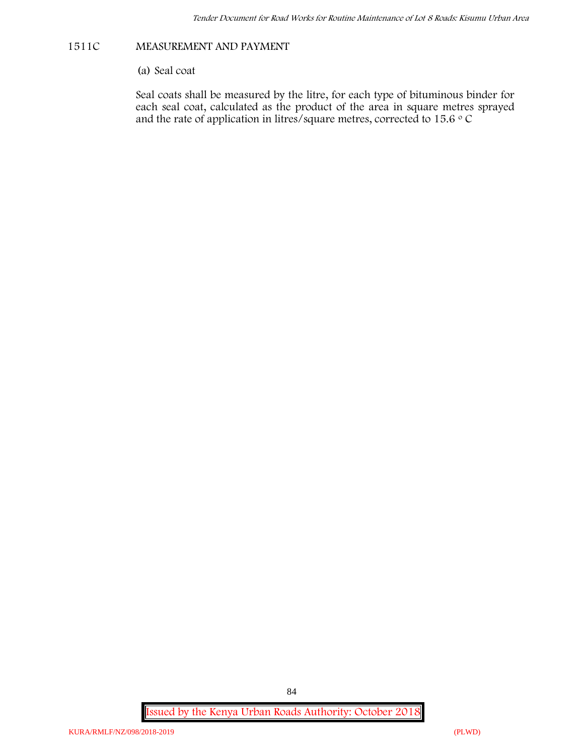## 1511C MEASUREMENT AND PAYMENT

(a) Seal coat

Seal coats shall be measured by the litre, for each type of bituminous binder for each seal coat, calculated as the product of the area in square metres sprayed and the rate of application in litres/square metres, corrected to 15.6 $^{o}$ C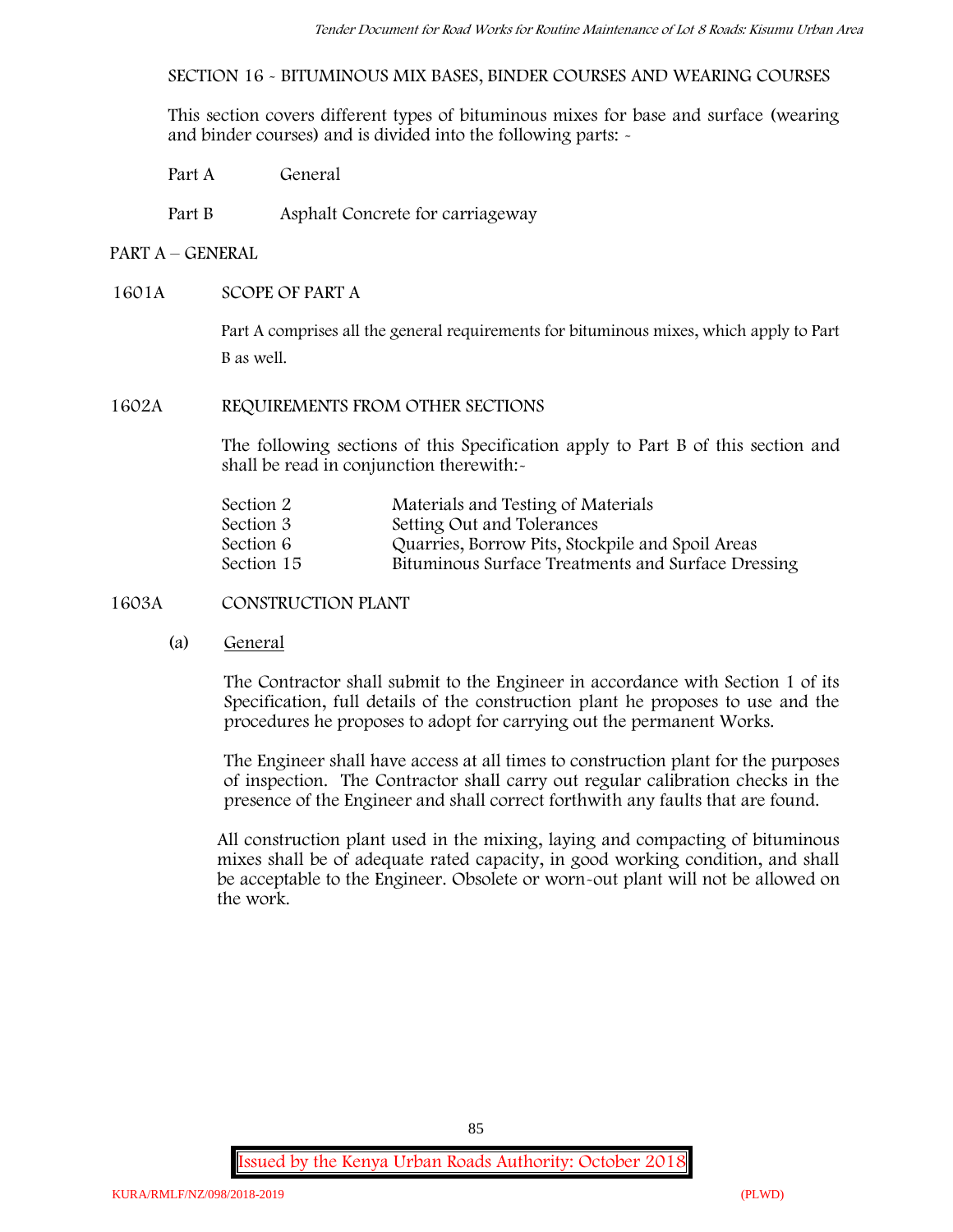SECTION 16 - BITUMINOUS MIX BASES, BINDER COURSES AND WEARING COURSES

This section covers different types of bituminous mixes for base and surface (wearing and binder courses) and is divided into the following parts: -

Part A General

Part B Asphalt Concrete for carriageway

## PART A – GENERAL

### 1601A SCOPE OF PART A

Part A comprises all the general requirements for bituminous mixes, which apply to Part B as well.

### 1602A REQUIREMENTS FROM OTHER SECTIONS

The following sections of this Specification apply to Part B of this section and shall be read in conjunction therewith:-

| | |
|---|---|
| Section 2 | Materials and Testing of Materials |
| Section 3 | Setting Out and Tolerances |
| Section 6 | Quarries, Borrow Pits, Stockpile and Spoil Areas |
| Section 15 | Bituminous Surface Treatments and Surface Dressing |

### 1603A CONSTRUCTION PLANT

(a) General

The Contractor shall submit to the Engineer in accordance with Section 1 of its Specification, full details of the construction plant he proposes to use and the procedures he proposes to adopt for carrying out the permanent Works.

The Engineer shall have access at all times to construction plant for the purposes of inspection. The Contractor shall carry out regular calibration checks in the presence of the Engineer and shall correct forthwith any faults that are found.

All construction plant used in the mixing, laying and compacting of bituminous mixes shall be of adequate rated capacity, in good working condition, and shall be acceptable to the Engineer. Obsolete or worn-out plant will not be allowed on the work.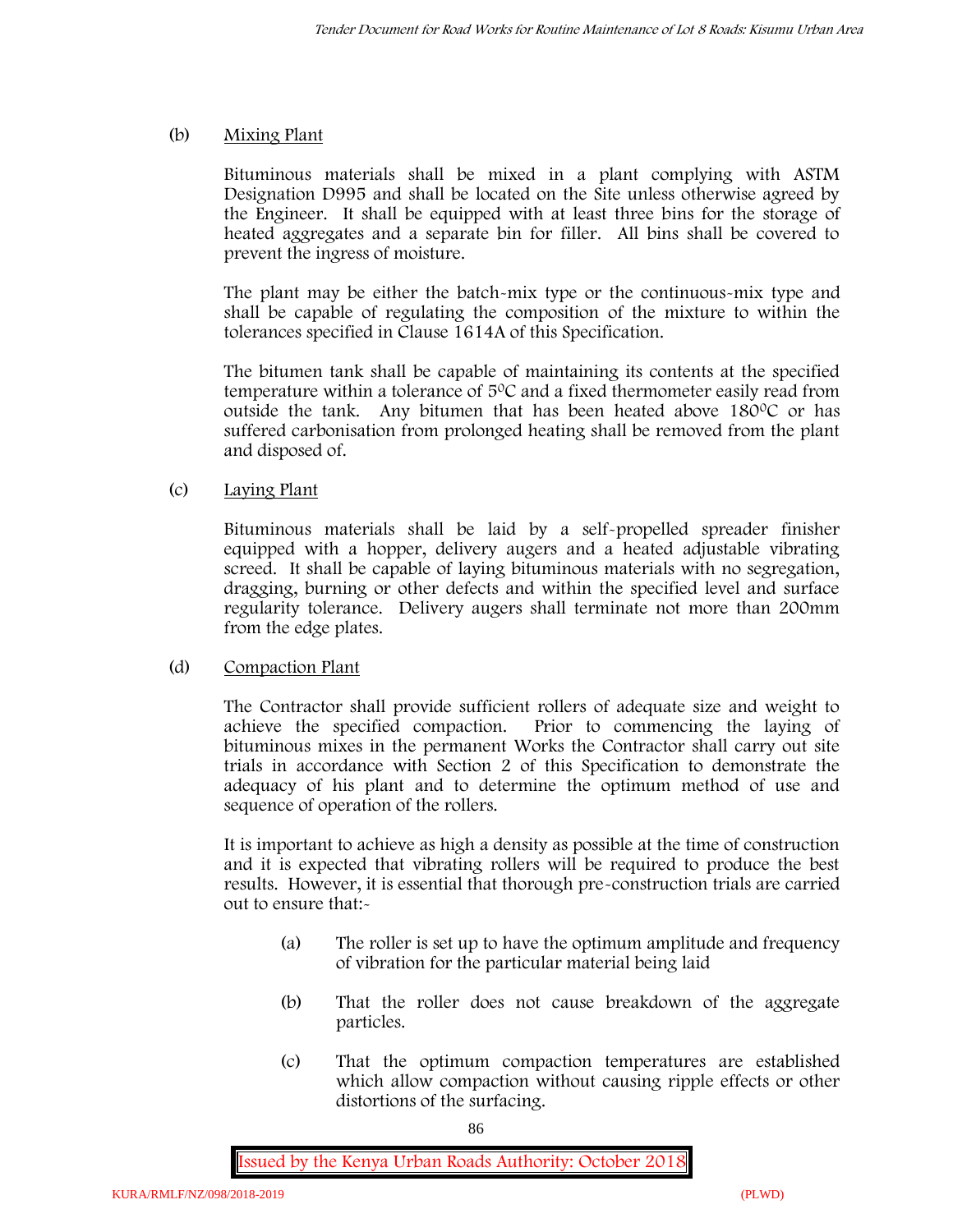(b) Mixing Plant

Bituminous materials shall be mixed in a plant complying with ASTM Designation D995 and shall be located on the Site unless otherwise agreed by the Engineer. It shall be equipped with at least three bins for the storage of heated aggregates and a separate bin for filler. All bins shall be covered to prevent the ingress of moisture.

The plant may be either the batch-mix type or the continuous-mix type and shall be capable of regulating the composition of the mixture to within the tolerances specified in Clause 1614A of this Specification.

The bitumen tank shall be capable of maintaining its contents at the specified temperature within a tolerance of $5^0$C and a fixed thermometer easily read from outside the tank. Any bitumen that has been heated above $180^0$C or has suffered carbonisation from prolonged heating shall be removed from the plant and disposed of.

(c) Laying Plant

Bituminous materials shall be laid by a self-propelled spreader finisher equipped with a hopper, delivery augers and a heated adjustable vibrating screed. It shall be capable of laying bituminous materials with no segregation, dragging, burning or other defects and within the specified level and surface regularity tolerance. Delivery augers shall terminate not more than 200mm from the edge plates.

(d) Compaction Plant

The Contractor shall provide sufficient rollers of adequate size and weight to achieve the specified compaction. Prior to commencing the laying of bituminous mixes in the permanent Works the Contractor shall carry out site trials in accordance with Section 2 of this Specification to demonstrate the adequacy of his plant and to determine the optimum method of use and sequence of operation of the rollers.

It is important to achieve as high a density as possible at the time of construction and it is expected that vibrating rollers will be required to produce the best results. However, it is essential that thorough pre-construction trials are carried out to ensure that:-

(a) The roller is set up to have the optimum amplitude and frequency of vibration for the particular material being laid

(b) That the roller does not cause breakdown of the aggregate particles.

(c) That the optimum compaction temperatures are established which allow compaction without causing ripple effects or other distortions of the surfacing.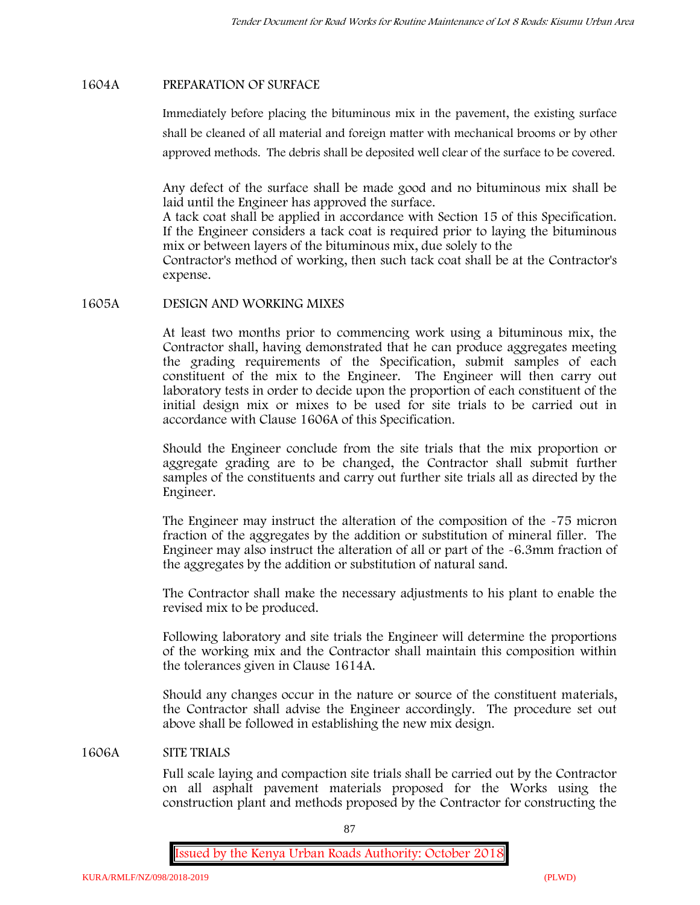## 1604A PREPARATION OF SURFACE

Immediately before placing the bituminous mix in the pavement, the existing surface shall be cleaned of all material and foreign matter with mechanical brooms or by other approved methods. The debris shall be deposited well clear of the surface to be covered.

Any defect of the surface shall be made good and no bituminous mix shall be laid until the Engineer has approved the surface.
A tack coat shall be applied in accordance with Section 15 of this Specification. If the Engineer considers a tack coat is required prior to laying the bituminous mix or between layers of the bituminous mix, due solely to the
Contractor's method of working, then such tack coat shall be at the Contractor's expense.

## 1605A DESIGN AND WORKING MIXES

At least two months prior to commencing work using a bituminous mix, the Contractor shall, having demonstrated that he can produce aggregates meeting the grading requirements of the Specification, submit samples of each constituent of the mix to the Engineer. The Engineer will then carry out laboratory tests in order to decide upon the proportion of each constituent of the initial design mix or mixes to be used for site trials to be carried out in accordance with Clause 1606A of this Specification.

Should the Engineer conclude from the site trials that the mix proportion or aggregate grading are to be changed, the Contractor shall submit further samples of the constituents and carry out further site trials all as directed by the Engineer.

The Engineer may instruct the alteration of the composition of the -75 micron fraction of the aggregates by the addition or substitution of mineral filler. The Engineer may also instruct the alteration of all or part of the -6.3mm fraction of the aggregates by the addition or substitution of natural sand.

The Contractor shall make the necessary adjustments to his plant to enable the revised mix to be produced.

Following laboratory and site trials the Engineer will determine the proportions of the working mix and the Contractor shall maintain this composition within the tolerances given in Clause 1614A.

Should any changes occur in the nature or source of the constituent materials, the Contractor shall advise the Engineer accordingly. The procedure set out above shall be followed in establishing the new mix design.

## 1606A SITE TRIALS

Full scale laying and compaction site trials shall be carried out by the Contractor on all asphalt pavement materials proposed for the Works using the construction plant and methods proposed by the Contractor for constructing the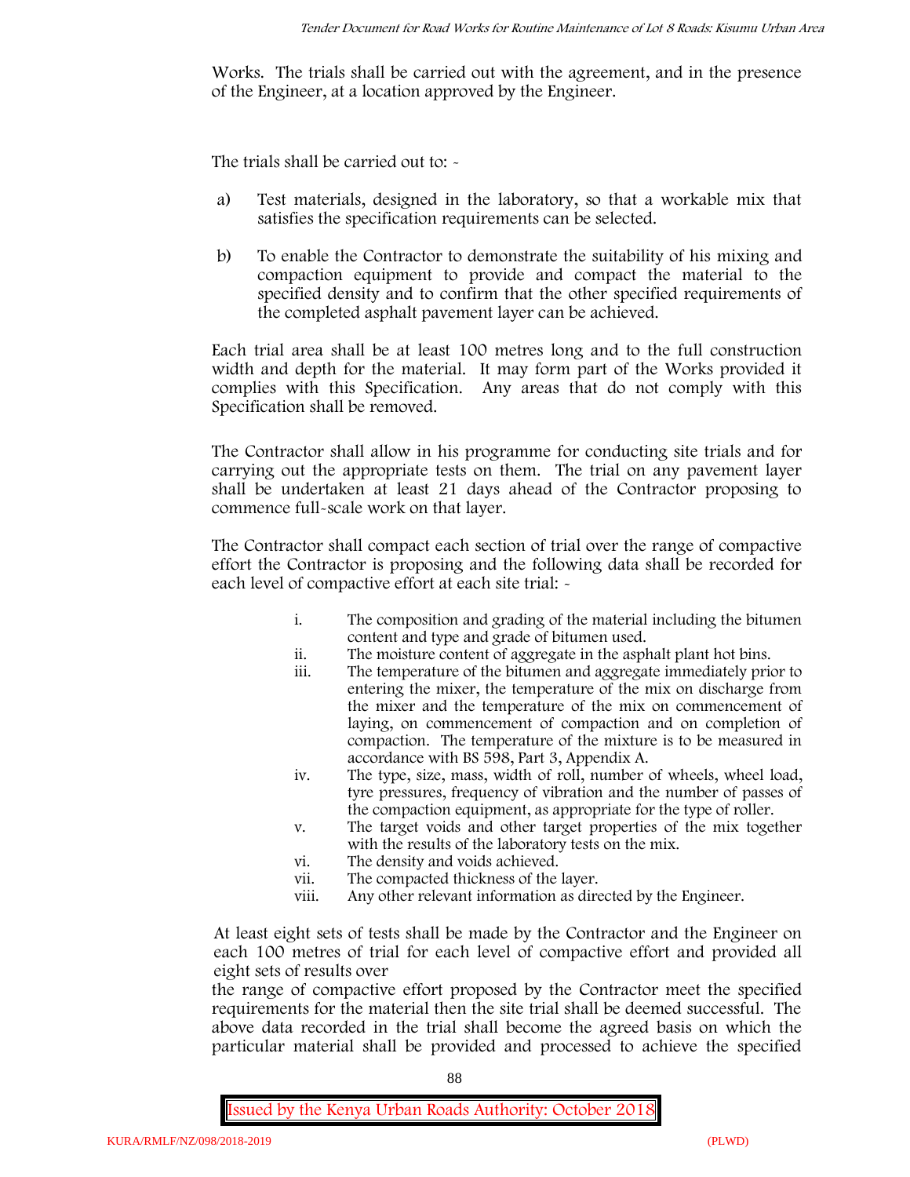Works. The trials shall be carried out with the agreement, and in the presence of the Engineer, at a location approved by the Engineer.

The trials shall be carried out to: -

a) Test materials, designed in the laboratory, so that a workable mix that satisfies the specification requirements can be selected.

b) To enable the Contractor to demonstrate the suitability of his mixing and compaction equipment to provide and compact the material to the specified density and to confirm that the other specified requirements of the completed asphalt pavement layer can be achieved.

Each trial area shall be at least 100 metres long and to the full construction width and depth for the material. It may form part of the Works provided it complies with this Specification. Any areas that do not comply with this Specification shall be removed.

The Contractor shall allow in his programme for conducting site trials and for carrying out the appropriate tests on them. The trial on any pavement layer shall be undertaken at least 21 days ahead of the Contractor proposing to commence full-scale work on that layer.

The Contractor shall compact each section of trial over the range of compactive effort the Contractor is proposing and the following data shall be recorded for each level of compactive effort at each site trial: -

i. The composition and grading of the material including the bitumen content and type and grade of bitumen used.
ii. The moisture content of aggregate in the asphalt plant hot bins.
iii. The temperature of the bitumen and aggregate immediately prior to entering the mixer, the temperature of the mix on discharge from the mixer and the temperature of the mix on commencement of laying, on commencement of compaction and on completion of compaction. The temperature of the mixture is to be measured in accordance with BS 598, Part 3, Appendix A.
iv. The type, size, mass, width of roll, number of wheels, wheel load, tyre pressures, frequency of vibration and the number of passes of the compaction equipment, as appropriate for the type of roller.
v. The target voids and other target properties of the mix together with the results of the laboratory tests on the mix.
vi. The density and voids achieved.
vii. The compacted thickness of the layer.
viii. Any other relevant information as directed by the Engineer.

At least eight sets of tests shall be made by the Contractor and the Engineer on each 100 metres of trial for each level of compactive effort and provided all eight sets of results over
the range of compactive effort proposed by the Contractor meet the specified requirements for the material then the site trial shall be deemed successful. The above data recorded in the trial shall become the agreed basis on which the particular material shall be provided and processed to achieve the specified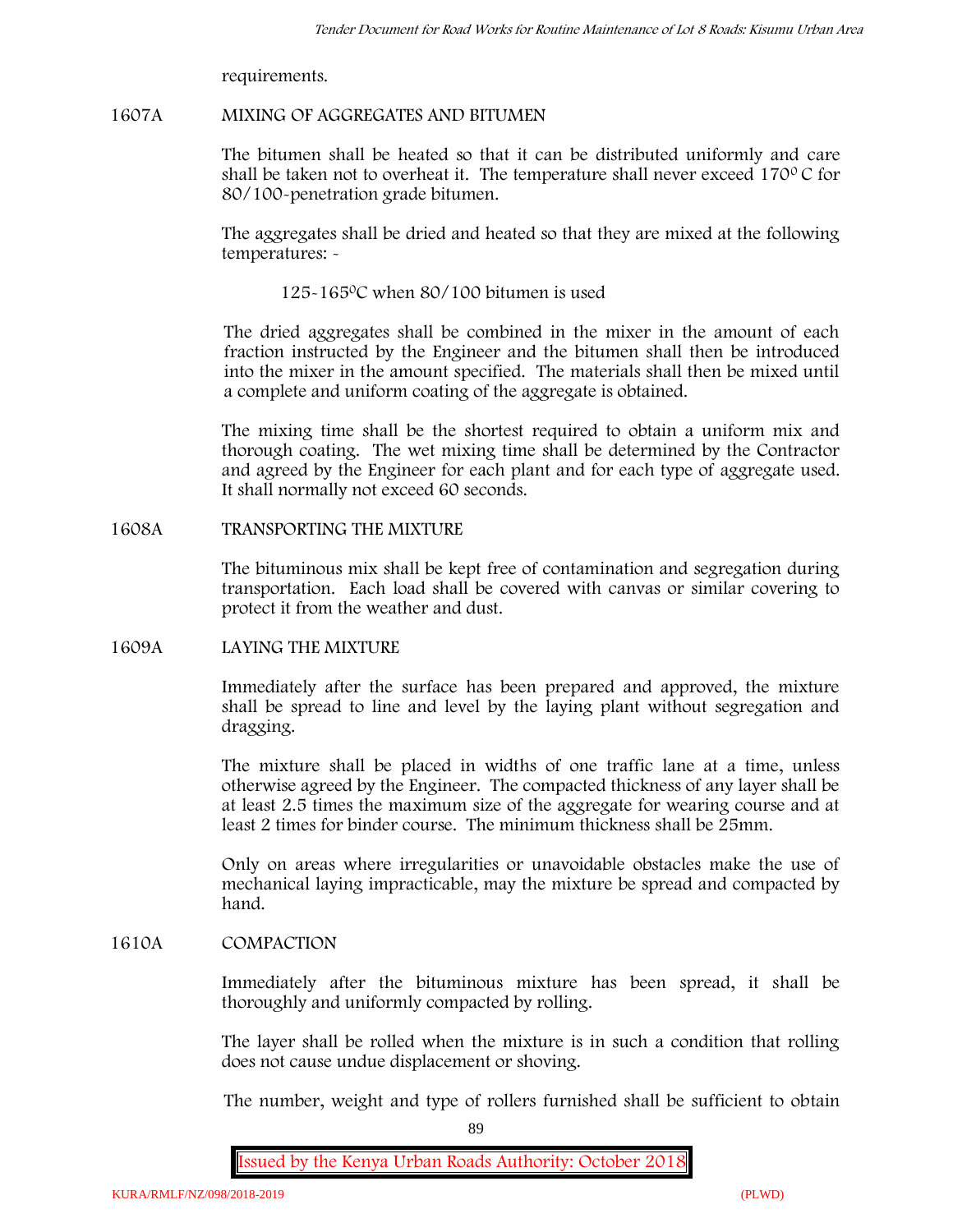requirements.

## 1607A MIXING OF AGGREGATES AND BITUMEN

The bitumen shall be heated so that it can be distributed uniformly and care shall be taken not to overheat it. The temperature shall never exceed 170$^0$ C for 80/100-penetration grade bitumen.

The aggregates shall be dried and heated so that they are mixed at the following temperatures: -

125-165$^0$C when 80/100 bitumen is used

The dried aggregates shall be combined in the mixer in the amount of each fraction instructed by the Engineer and the bitumen shall then be introduced into the mixer in the amount specified. The materials shall then be mixed until a complete and uniform coating of the aggregate is obtained.

The mixing time shall be the shortest required to obtain a uniform mix and thorough coating. The wet mixing time shall be determined by the Contractor and agreed by the Engineer for each plant and for each type of aggregate used. It shall normally not exceed 60 seconds.

## 1608A TRANSPORTING THE MIXTURE

The bituminous mix shall be kept free of contamination and segregation during transportation. Each load shall be covered with canvas or similar covering to protect it from the weather and dust.

## 1609A LAYING THE MIXTURE

Immediately after the surface has been prepared and approved, the mixture shall be spread to line and level by the laying plant without segregation and dragging.

The mixture shall be placed in widths of one traffic lane at a time, unless otherwise agreed by the Engineer. The compacted thickness of any layer shall be at least 2.5 times the maximum size of the aggregate for wearing course and at least 2 times for binder course. The minimum thickness shall be 25mm.

Only on areas where irregularities or unavoidable obstacles make the use of mechanical laying impracticable, may the mixture be spread and compacted by hand.

## 1610A COMPACTION

Immediately after the bituminous mixture has been spread, it shall be thoroughly and uniformly compacted by rolling.

The layer shall be rolled when the mixture is in such a condition that rolling does not cause undue displacement or shoving.

The number, weight and type of rollers furnished shall be sufficient to obtain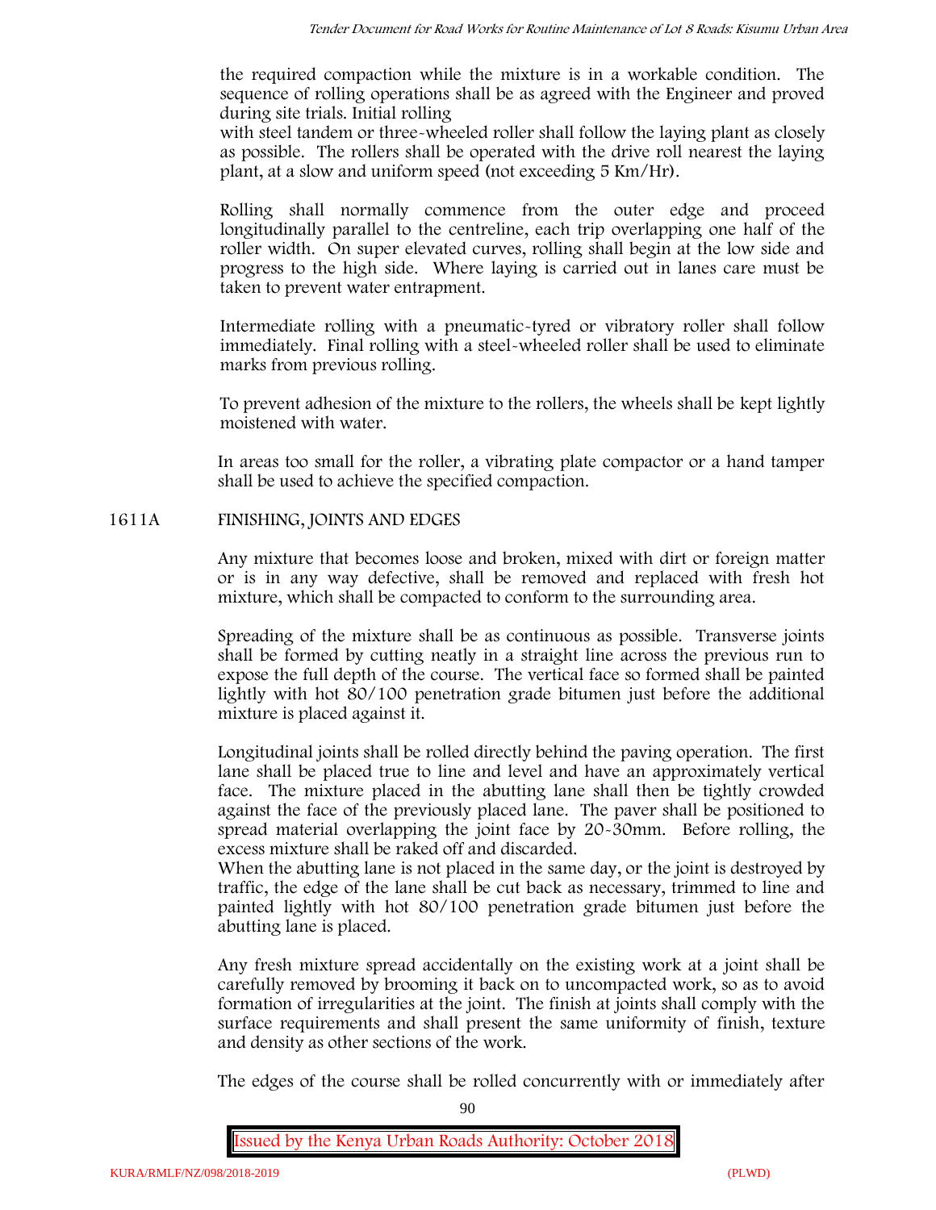the required compaction while the mixture is in a workable condition. The sequence of rolling operations shall be as agreed with the Engineer and proved during site trials. Initial rolling with steel tandem or three-wheeled roller shall follow the laying plant as closely as possible. The rollers shall be operated with the drive roll nearest the laying plant, at a slow and uniform speed (not exceeding 5 Km/Hr).

Rolling shall normally commence from the outer edge and proceed longitudinally parallel to the centreline, each trip overlapping one half of the roller width. On super elevated curves, rolling shall begin at the low side and progress to the high side. Where laying is carried out in lanes care must be taken to prevent water entrapment.

Intermediate rolling with a pneumatic-tyred or vibratory roller shall follow immediately. Final rolling with a steel-wheeled roller shall be used to eliminate marks from previous rolling.

To prevent adhesion of the mixture to the rollers, the wheels shall be kept lightly moistened with water.

In areas too small for the roller, a vibrating plate compactor or a hand tamper shall be used to achieve the specified compaction.

## 1611A FINISHING, JOINTS AND EDGES

Any mixture that becomes loose and broken, mixed with dirt or foreign matter or is in any way defective, shall be removed and replaced with fresh hot mixture, which shall be compacted to conform to the surrounding area.

Spreading of the mixture shall be as continuous as possible. Transverse joints shall be formed by cutting neatly in a straight line across the previous run to expose the full depth of the course. The vertical face so formed shall be painted lightly with hot 80/100 penetration grade bitumen just before the additional mixture is placed against it.

Longitudinal joints shall be rolled directly behind the paving operation. The first lane shall be placed true to line and level and have an approximately vertical face. The mixture placed in the abutting lane shall then be tightly crowded against the face of the previously placed lane. The paver shall be positioned to spread material overlapping the joint face by 20-30mm. Before rolling, the excess mixture shall be raked off and discarded.
When the abutting lane is not placed in the same day, or the joint is destroyed by traffic, the edge of the lane shall be cut back as necessary, trimmed to line and painted lightly with hot 80/100 penetration grade bitumen just before the abutting lane is placed.

Any fresh mixture spread accidentally on the existing work at a joint shall be carefully removed by brooming it back on to uncompacted work, so as to avoid formation of irregularities at the joint. The finish at joints shall comply with the surface requirements and shall present the same uniformity of finish, texture and density as other sections of the work.

The edges of the course shall be rolled concurrently with or immediately after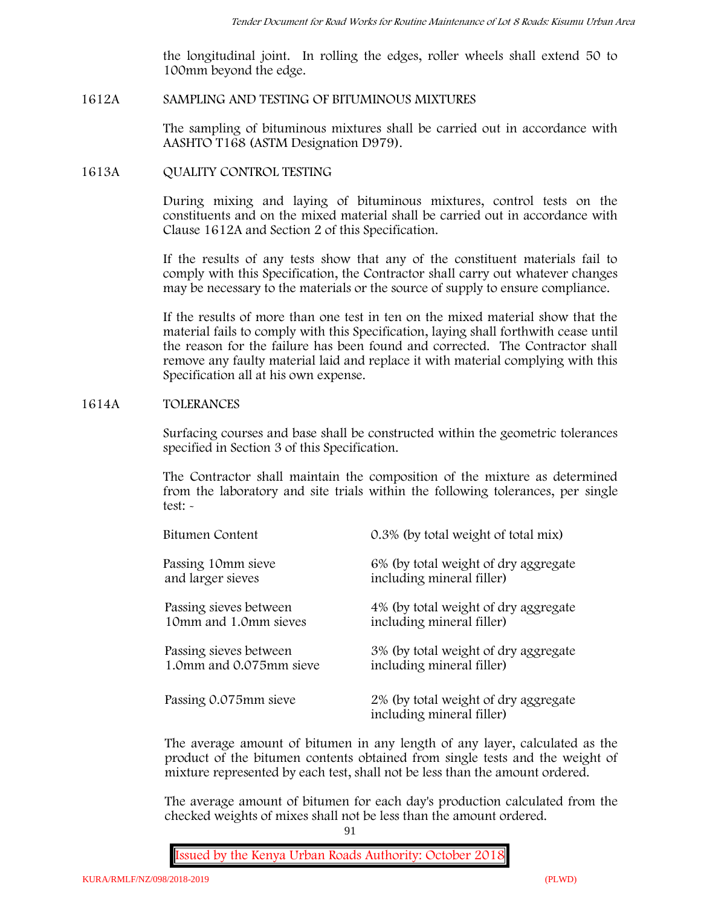the longitudinal joint. In rolling the edges, roller wheels shall extend 50 to 100mm beyond the edge.

## 1612A SAMPLING AND TESTING OF BITUMINOUS MIXTURES

The sampling of bituminous mixtures shall be carried out in accordance with AASHTO T168 (ASTM Designation D979).

## 1613A QUALITY CONTROL TESTING

During mixing and laying of bituminous mixtures, control tests on the constituents and on the mixed material shall be carried out in accordance with Clause 1612A and Section 2 of this Specification.

If the results of any tests show that any of the constituent materials fail to comply with this Specification, the Contractor shall carry out whatever changes may be necessary to the materials or the source of supply to ensure compliance.

If the results of more than one test in ten on the mixed material show that the material fails to comply with this Specification, laying shall forthwith cease until the reason for the failure has been found and corrected. The Contractor shall remove any faulty material laid and replace it with material complying with this Specification all at his own expense.

## 1614A TOLERANCES

Surfacing courses and base shall be constructed within the geometric tolerances specified in Section 3 of this Specification.

The Contractor shall maintain the composition of the mixture as determined from the laboratory and site trials within the following tolerances, per single test: -

| | |
|---|---|
| Bitumen Content | 0.3% (by total weight of total mix) |
| Passing 10mm sieve and larger sieves | 6% (by total weight of dry aggregate including mineral filler) |
| Passing sieves between 10mm and 1.0mm sieves | 4% (by total weight of dry aggregate including mineral filler) |
| Passing sieves between 1.0mm and 0.075mm sieve | 3% (by total weight of dry aggregate including mineral filler) |
| Passing 0.075mm sieve | 2% (by total weight of dry aggregate including mineral filler) |

The average amount of bitumen in any length of any layer, calculated as the product of the bitumen contents obtained from single tests and the weight of mixture represented by each test, shall not be less than the amount ordered.

The average amount of bitumen for each day's production calculated from the checked weights of mixes shall not be less than the amount ordered.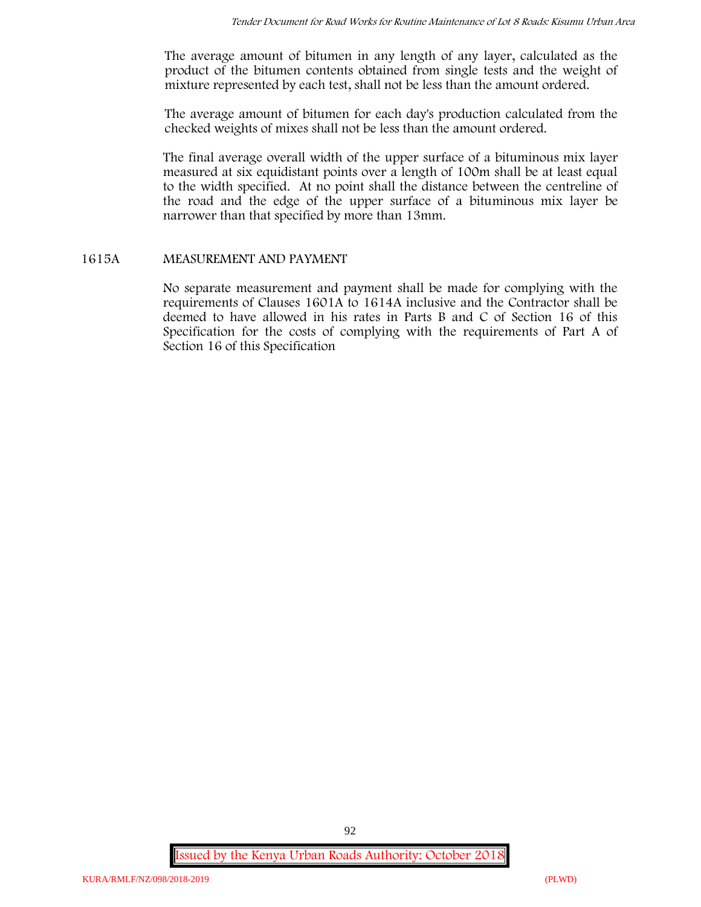The average amount of bitumen in any length of any layer, calculated as the product of the bitumen contents obtained from single tests and the weight of mixture represented by each test, shall not be less than the amount ordered.

The average amount of bitumen for each day's production calculated from the checked weights of mixes shall not be less than the amount ordered.

The final average overall width of the upper surface of a bituminous mix layer measured at six equidistant points over a length of 100m shall be at least equal to the width specified. At no point shall the distance between the centreline of the road and the edge of the upper surface of a bituminous mix layer be narrower than that specified by more than 13mm.

## 1615A MEASUREMENT AND PAYMENT

No separate measurement and payment shall be made for complying with the requirements of Clauses 1601A to 1614A inclusive and the Contractor shall be deemed to have allowed in his rates in Parts B and C of Section 16 of this Specification for the costs of complying with the requirements of Part A of Section 16 of this Specification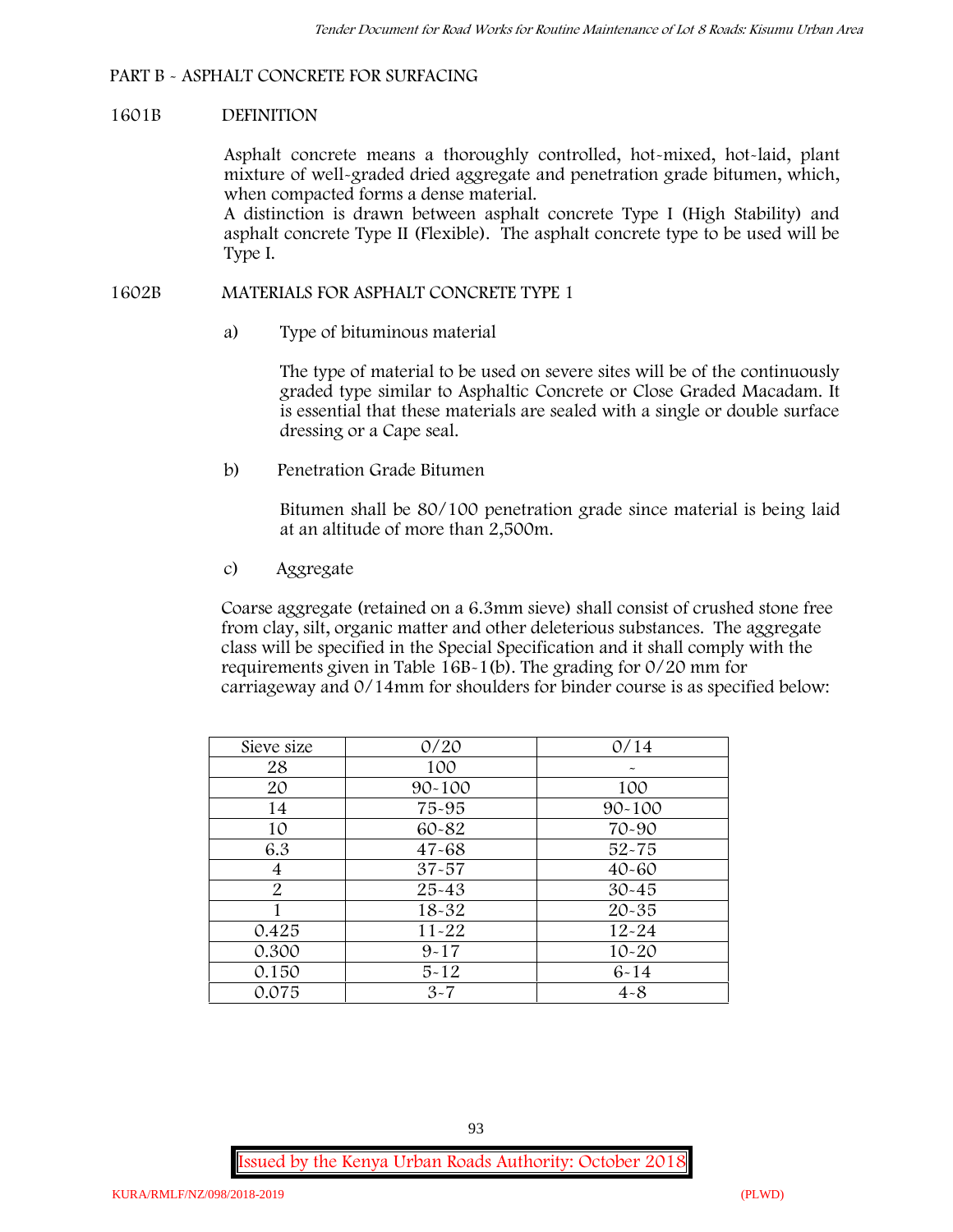## PART B - ASPHALT CONCRETE FOR SURFACING

### 1601B DEFINITION

Asphalt concrete means a thoroughly controlled, hot-mixed, hot-laid, plant mixture of well-graded dried aggregate and penetration grade bitumen, which, when compacted forms a dense material.

A distinction is drawn between asphalt concrete Type I (High Stability) and asphalt concrete Type II (Flexible). The asphalt concrete type to be used will be Type I.

### 1602B MATERIALS FOR ASPHALT CONCRETE TYPE 1

a) Type of bituminous material

The type of material to be used on severe sites will be of the continuously graded type similar to Asphaltic Concrete or Close Graded Macadam. It is essential that these materials are sealed with a single or double surface dressing or a Cape seal.

b) Penetration Grade Bitumen

Bitumen shall be 80/100 penetration grade since material is being laid at an altitude of more than 2,500m.

c) Aggregate

Coarse aggregate (retained on a 6.3mm sieve) shall consist of crushed stone free from clay, silt, organic matter and other deleterious substances. The aggregate class will be specified in the Special Specification and it shall comply with the requirements given in Table 16B-1(b). The grading for 0/20 mm for carriageway and 0/14mm for shoulders for binder course is as specified below:

| Sieve size | 0/20 | 0/14 |
|---|---|---|
| 28 | 100 | - |
| 20 | 90-100 | 100 |
| 14 | 75-95 | 90-100 |
| 10 | 60-82 | 70-90 |
| 6.3 | 47-68 | 52-75 |
| 4 | 37-57 | 40-60 |
| 2 | 25-43 | 30-45 |
| 1 | 18-32 | 20-35 |
| 0.425 | 11-22 | 12-24 |
| 0.300 | 9-17 | 10-20 |
| 0.150 | 5-12 | 6-14 |
| 0.075 | 3-7 | 4-8 |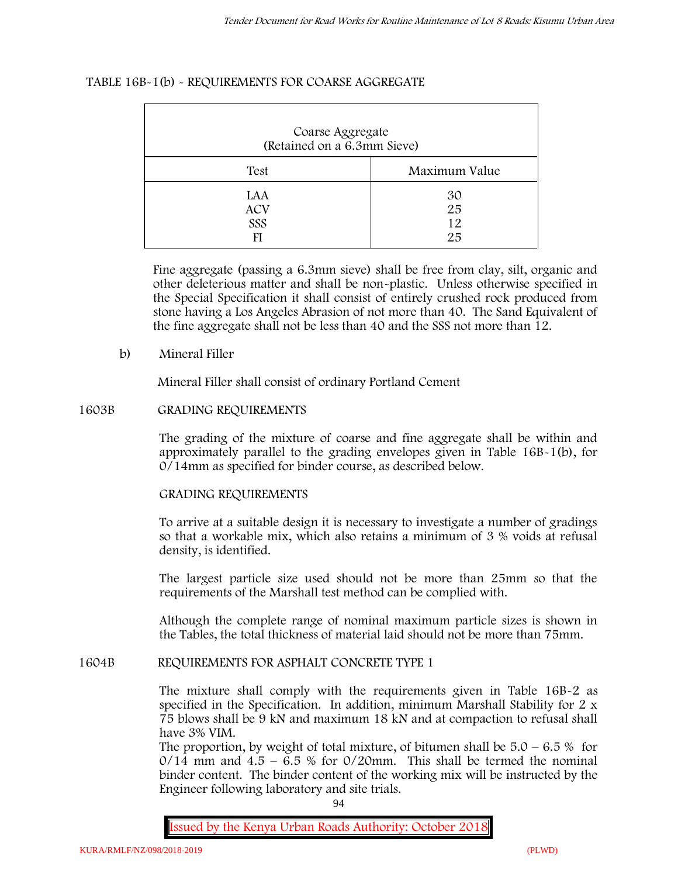TABLE 16B-1(b) - REQUIREMENTS FOR COARSE AGGREGATE

| Coarse Aggregate (Retained on a 6.3mm Sieve) | |
|---|---|
| Test | Maximum Value |
| LAA | 30 |
| ACV | 25 |
| SSS | 12 |
| FI | 25 |

Fine aggregate (passing a 6.3mm sieve) shall be free from clay, silt, organic and other deleterious matter and shall be non-plastic. Unless otherwise specified in the Special Specification it shall consist of entirely crushed rock produced from stone having a Los Angeles Abrasion of not more than 40. The Sand Equivalent of the fine aggregate shall not be less than 40 and the SSS not more than 12.

b) Mineral Filler

Mineral Filler shall consist of ordinary Portland Cement

## 1603B GRADING REQUIREMENTS

The grading of the mixture of coarse and fine aggregate shall be within and approximately parallel to the grading envelopes given in Table 16B-1(b), for 0/14mm as specified for binder course, as described below.

GRADING REQUIREMENTS

To arrive at a suitable design it is necessary to investigate a number of gradings so that a workable mix, which also retains a minimum of 3 % voids at refusal density, is identified.

The largest particle size used should not be more than 25mm so that the requirements of the Marshall test method can be complied with.

Although the complete range of nominal maximum particle sizes is shown in the Tables, the total thickness of material laid should not be more than 75mm.

## 1604B REQUIREMENTS FOR ASPHALT CONCRETE TYPE 1

The mixture shall comply with the requirements given in Table 16B-2 as specified in the Specification. In addition, minimum Marshall Stability for 2 x 75 blows shall be 9 kN and maximum 18 kN and at compaction to refusal shall have 3% VIM.

The proportion, by weight of total mixture, of bitumen shall be 5.0 – 6.5 % for 0/14 mm and 4.5 – 6.5 % for 0/20mm. This shall be termed the nominal binder content. The binder content of the working mix will be instructed by the Engineer following laboratory and site trials.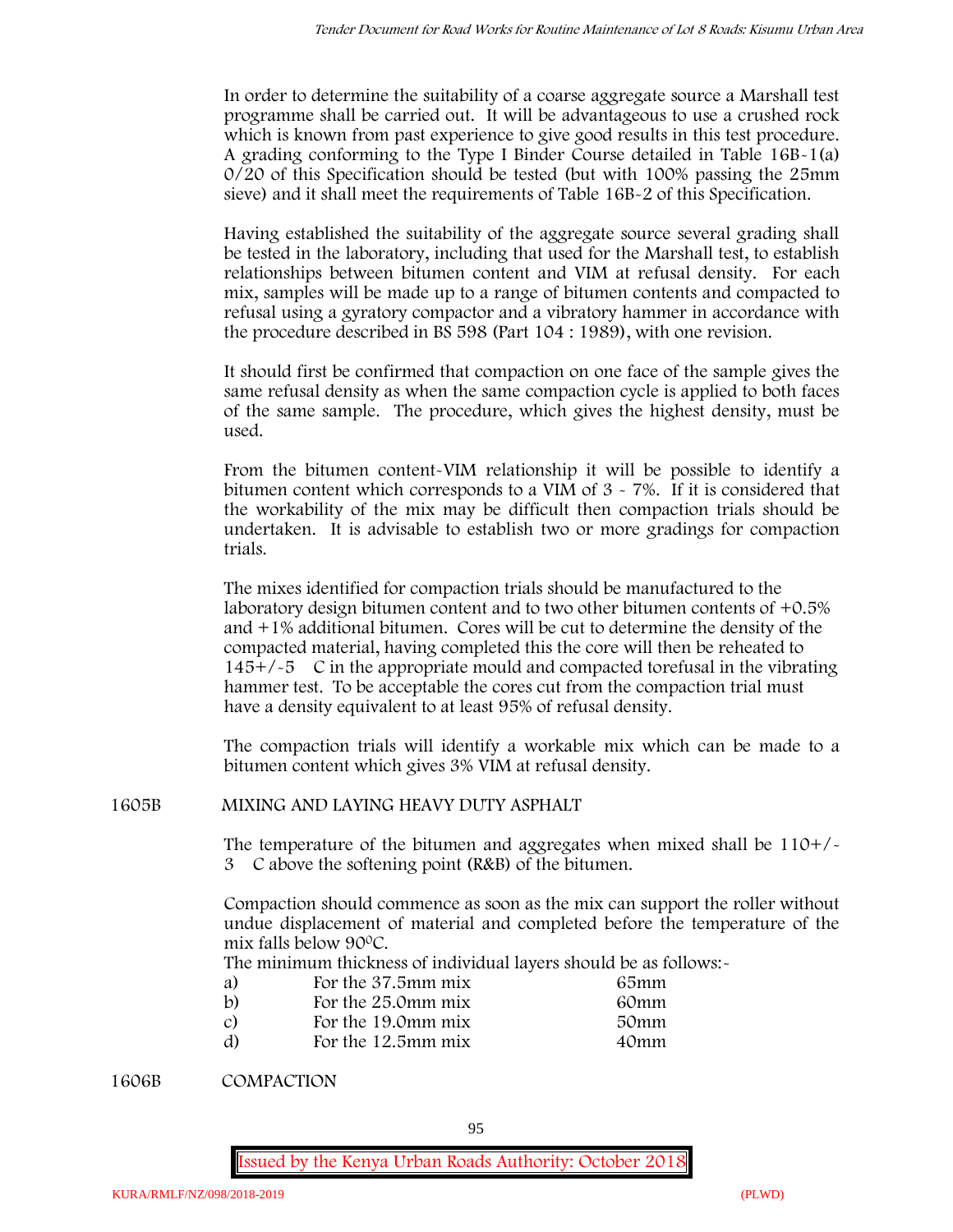In order to determine the suitability of a coarse aggregate source a Marshall test programme shall be carried out. It will be advantageous to use a crushed rock which is known from past experience to give good results in this test procedure. A grading conforming to the Type I Binder Course detailed in Table 16B-1(a) 0/20 of this Specification should be tested (but with 100% passing the 25mm sieve) and it shall meet the requirements of Table 16B-2 of this Specification.

Having established the suitability of the aggregate source several grading shall be tested in the laboratory, including that used for the Marshall test, to establish relationships between bitumen content and VIM at refusal density. For each mix, samples will be made up to a range of bitumen contents and compacted to refusal using a gyratory compactor and a vibratory hammer in accordance with the procedure described in BS 598 (Part 104 : 1989), with one revision.

It should first be confirmed that compaction on one face of the sample gives the same refusal density as when the same compaction cycle is applied to both faces of the same sample. The procedure, which gives the highest density, must be used.

From the bitumen content-VIM relationship it will be possible to identify a bitumen content which corresponds to a VIM of 3 - 7%. If it is considered that the workability of the mix may be difficult then compaction trials should be undertaken. It is advisable to establish two or more gradings for compaction trials.

The mixes identified for compaction trials should be manufactured to the laboratory design bitumen content and to two other bitumen contents of +0.5% and +1% additional bitumen. Cores will be cut to determine the density of the compacted material, having completed this the core will then be reheated to 145+/-5 C in the appropriate mould and compacted torefusal in the vibrating hammer test. To be acceptable the cores cut from the compaction trial must have a density equivalent to at least 95% of refusal density.

The compaction trials will identify a workable mix which can be made to a bitumen content which gives 3% VIM at refusal density.

## 1605B MIXING AND LAYING HEAVY DUTY ASPHALT

The temperature of the bitumen and aggregates when mixed shall be 110+/-3 C above the softening point (R&B) of the bitumen.

Compaction should commence as soon as the mix can support the roller without undue displacement of material and completed before the temperature of the mix falls below 90$^{0}$C.

The minimum thickness of individual layers should be as follows:-

| | | |
|---|---|---|
| a) | For the 37.5mm mix | 65mm |
| b) | For the 25.0mm mix | 60mm |
| c) | For the 19.0mm mix | 50mm |
| d) | For the 12.5mm mix | 40mm |

## 1606B COMPACTION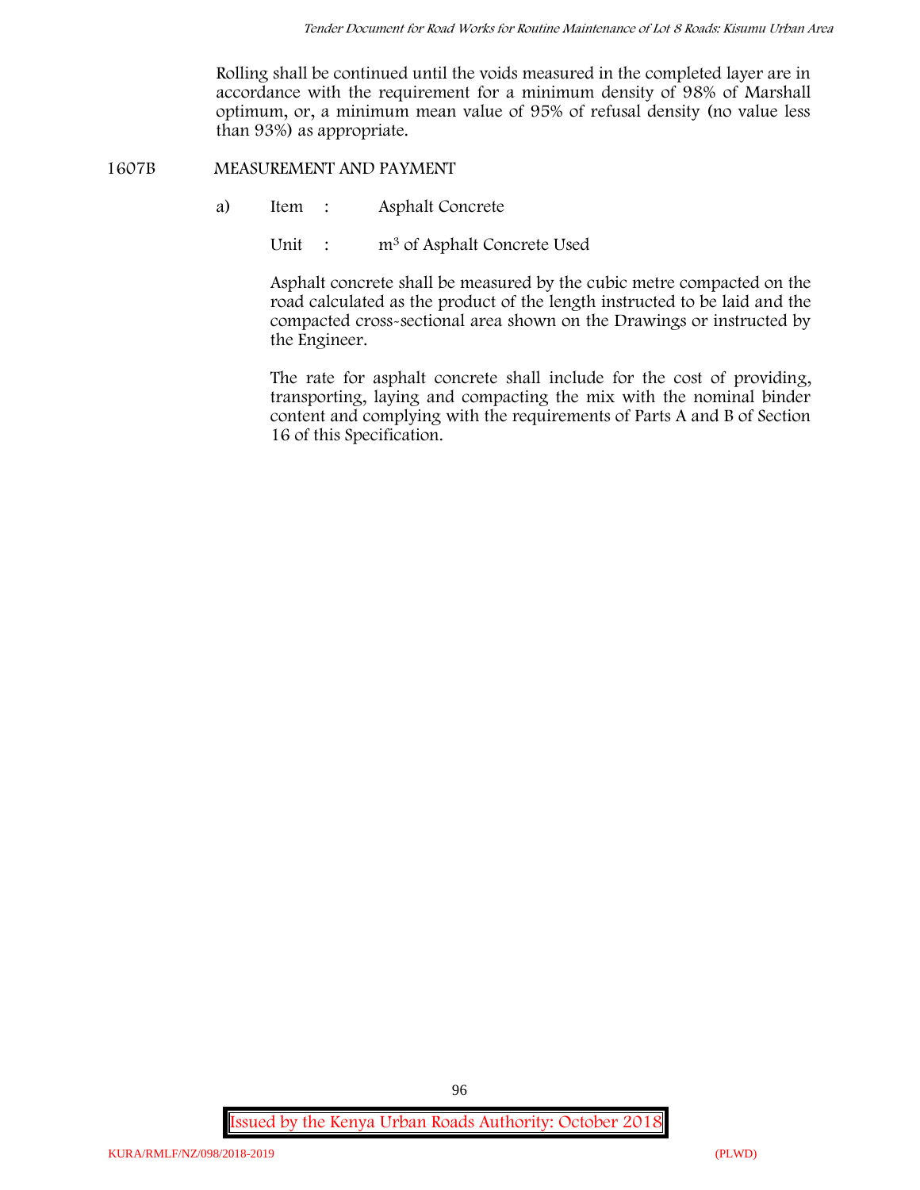Rolling shall be continued until the voids measured in the completed layer are in accordance with the requirement for a minimum density of 98% of Marshall optimum, or, a minimum mean value of 95% of refusal density (no value less than 93%) as appropriate.

## 1607B MEASUREMENT AND PAYMENT

a) Item : Asphalt Concrete

Unit : $m^3$ of Asphalt Concrete Used

Asphalt concrete shall be measured by the cubic metre compacted on the road calculated as the product of the length instructed to be laid and the compacted cross-sectional area shown on the Drawings or instructed by the Engineer.

The rate for asphalt concrete shall include for the cost of providing, transporting, laying and compacting the mix with the nominal binder content and complying with the requirements of Parts A and B of Section 16 of this Specification.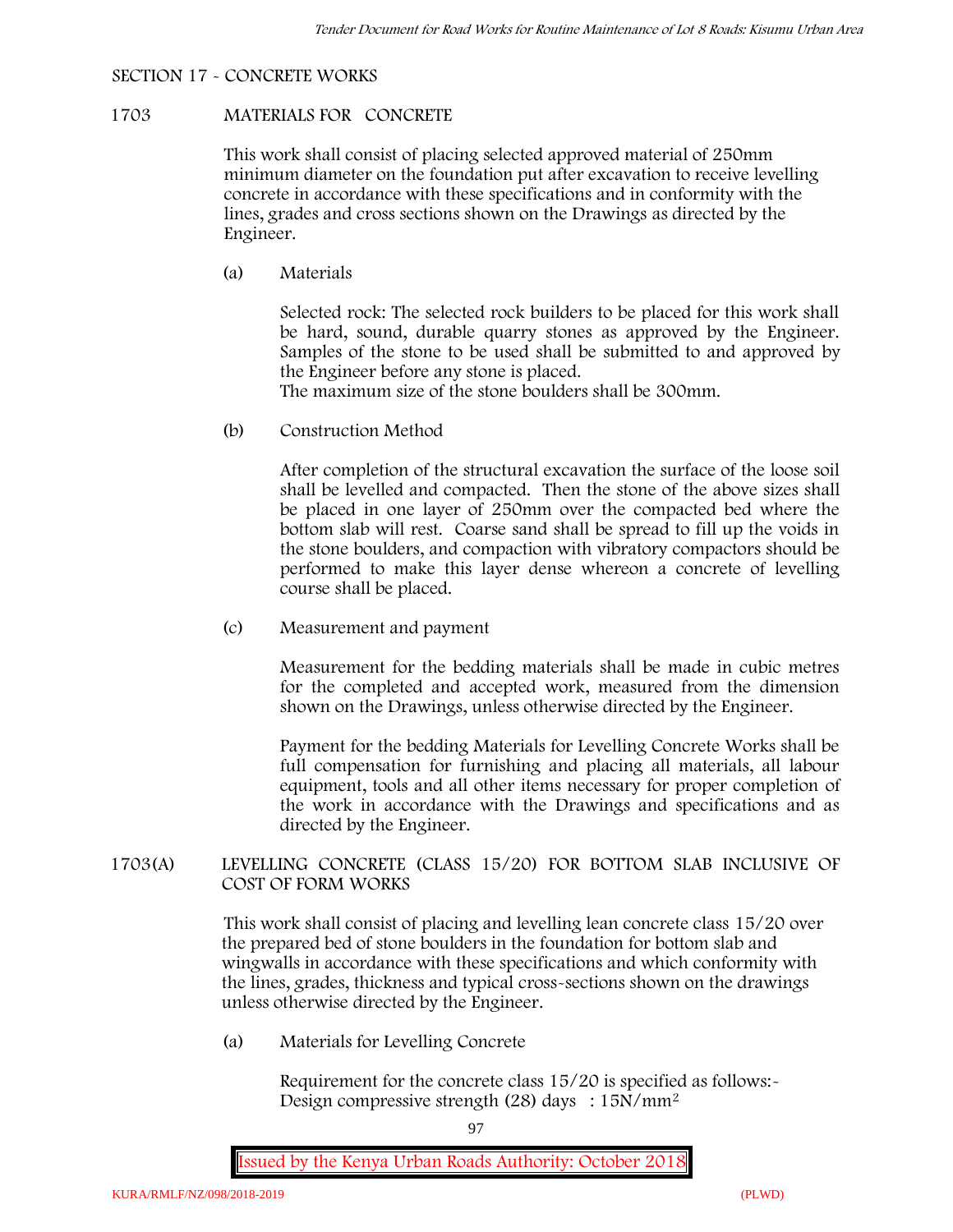SECTION 17 - CONCRETE WORKS

## 1703 MATERIALS FOR CONCRETE

This work shall consist of placing selected approved material of 250mm minimum diameter on the foundation put after excavation to receive levelling concrete in accordance with these specifications and in conformity with the lines, grades and cross sections shown on the Drawings as directed by the Engineer.

(a) Materials

Selected rock: The selected rock builders to be placed for this work shall be hard, sound, durable quarry stones as approved by the Engineer. Samples of the stone to be used shall be submitted to and approved by the Engineer before any stone is placed.
The maximum size of the stone boulders shall be 300mm.

(b) Construction Method

After completion of the structural excavation the surface of the loose soil shall be levelled and compacted. Then the stone of the above sizes shall be placed in one layer of 250mm over the compacted bed where the bottom slab will rest. Coarse sand shall be spread to fill up the voids in the stone boulders, and compaction with vibratory compactors should be performed to make this layer dense whereon a concrete of levelling course shall be placed.

(c) Measurement and payment

Measurement for the bedding materials shall be made in cubic metres for the completed and accepted work, measured from the dimension shown on the Drawings, unless otherwise directed by the Engineer.

Payment for the bedding Materials for Levelling Concrete Works shall be full compensation for furnishing and placing all materials, all labour equipment, tools and all other items necessary for proper completion of the work in accordance with the Drawings and specifications and as directed by the Engineer.

## 1703(A) LEVELLING CONCRETE (CLASS 15/20) FOR BOTTOM SLAB INCLUSIVE OF COST OF FORM WORKS

This work shall consist of placing and levelling lean concrete class 15/20 over the prepared bed of stone boulders in the foundation for bottom slab and wingwalls in accordance with these specifications and which conformity with the lines, grades, thickness and typical cross-sections shown on the drawings unless otherwise directed by the Engineer.

(a) Materials for Levelling Concrete

Requirement for the concrete class 15/20 is specified as follows:-
Design compressive strength (28) days : $15N/mm^2$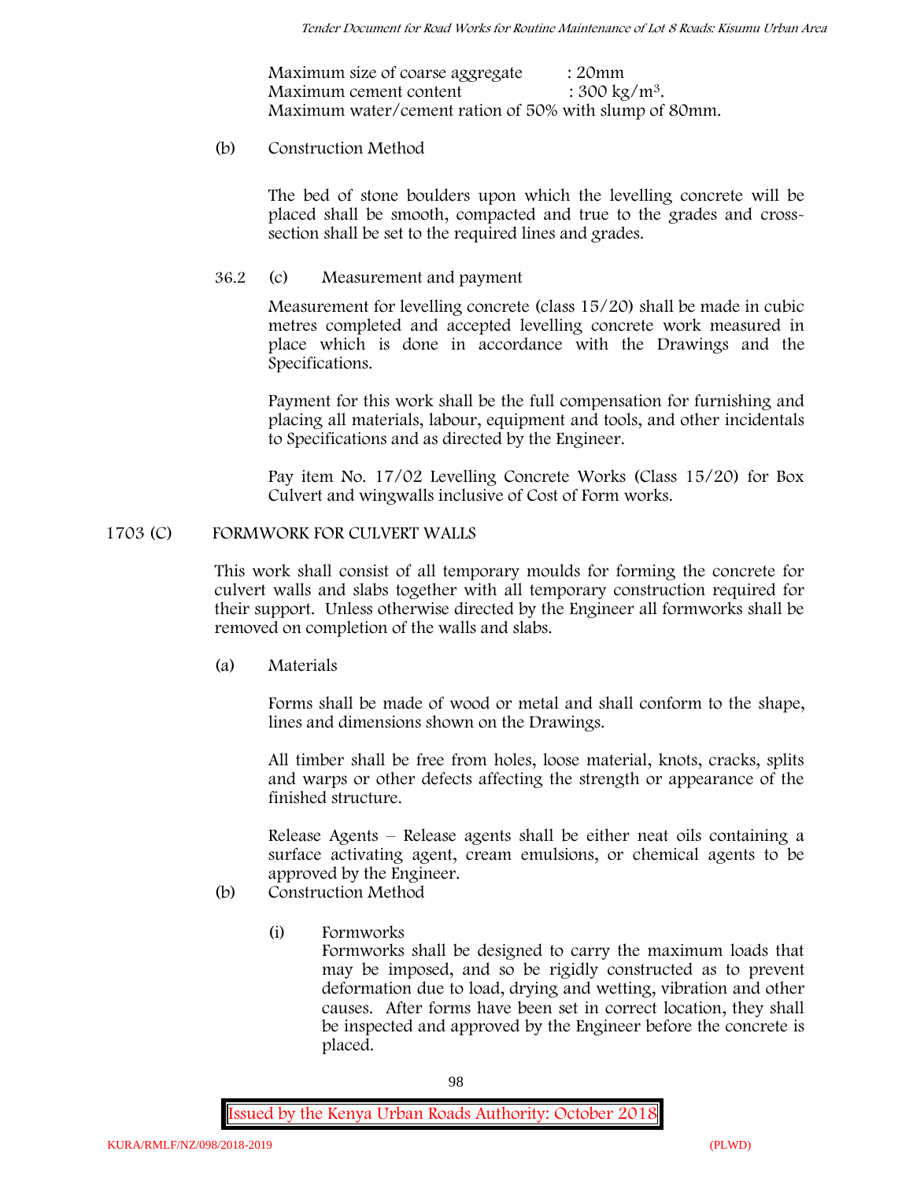Maximum size of coarse aggregate : 20mm
Maximum cement content : 300 kg/m$^3$.
Maximum water/cement ration of 50% with slump of 80mm.

(b) Construction Method

The bed of stone boulders upon which the levelling concrete will be placed shall be smooth, compacted and true to the grades and cross-section shall be set to the required lines and grades.

36.2 (c) Measurement and payment

Measurement for levelling concrete (class 15/20) shall be made in cubic metres completed and accepted levelling concrete work measured in place which is done in accordance with the Drawings and the Specifications.

Payment for this work shall be the full compensation for furnishing and placing all materials, labour, equipment and tools, and other incidentals to Specifications and as directed by the Engineer.

Pay item No. 17/02 Levelling Concrete Works (Class 15/20) for Box Culvert and wingwalls inclusive of Cost of Form works.

## 1703 (C) FORMWORK FOR CULVERT WALLS

This work shall consist of all temporary moulds for forming the concrete for culvert walls and slabs together with all temporary construction required for their support. Unless otherwise directed by the Engineer all formworks shall be removed on completion of the walls and slabs.

(a) Materials

Forms shall be made of wood or metal and shall conform to the shape, lines and dimensions shown on the Drawings.

All timber shall be free from holes, loose material, knots, cracks, splits and warps or other defects affecting the strength or appearance of the finished structure.

Release Agents – Release agents shall be either neat oils containing a surface activating agent, cream emulsions, or chemical agents to be approved by the Engineer.

(b) Construction Method

(i) Formworks
Formworks shall be designed to carry the maximum loads that may be imposed, and so be rigidly constructed as to prevent deformation due to load, drying and wetting, vibration and other causes. After forms have been set in correct location, they shall be inspected and approved by the Engineer before the concrete is placed.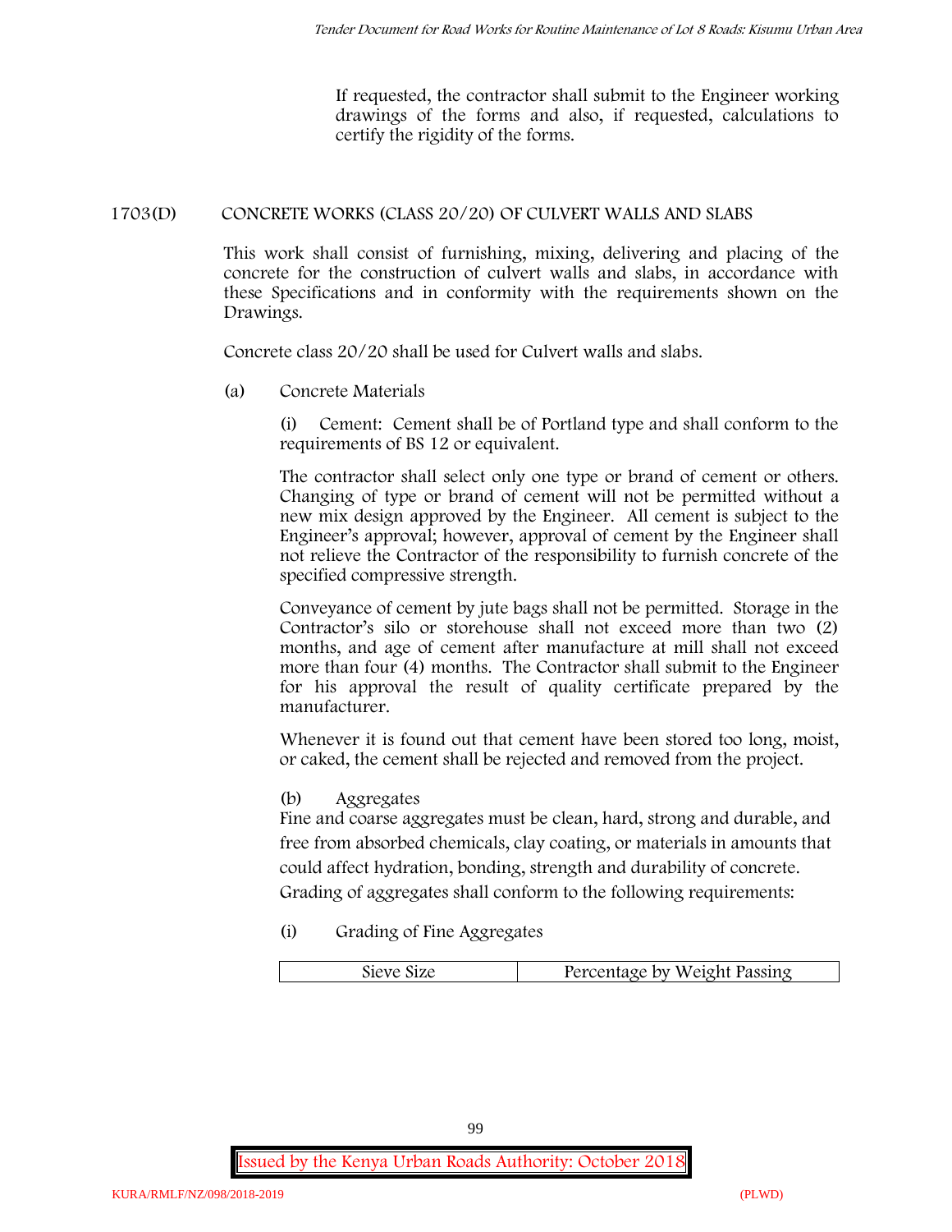If requested, the contractor shall submit to the Engineer working drawings of the forms and also, if requested, calculations to certify the rigidity of the forms.

## 1703(D) CONCRETE WORKS (CLASS 20/20) OF CULVERT WALLS AND SLABS

This work shall consist of furnishing, mixing, delivering and placing of the concrete for the construction of culvert walls and slabs, in accordance with these Specifications and in conformity with the requirements shown on the Drawings.

Concrete class 20/20 shall be used for Culvert walls and slabs.

(a) Concrete Materials

(i) Cement: Cement shall be of Portland type and shall conform to the requirements of BS 12 or equivalent.

The contractor shall select only one type or brand of cement or others. Changing of type or brand of cement will not be permitted without a new mix design approved by the Engineer. All cement is subject to the Engineer's approval; however, approval of cement by the Engineer shall not relieve the Contractor of the responsibility to furnish concrete of the specified compressive strength.

Conveyance of cement by jute bags shall not be permitted. Storage in the Contractor's silo or storehouse shall not exceed more than two (2) months, and age of cement after manufacture at mill shall not exceed more than four (4) months. The Contractor shall submit to the Engineer for his approval the result of quality certificate prepared by the manufacturer.

Whenever it is found out that cement have been stored too long, moist, or caked, the cement shall be rejected and removed from the project.

(b) Aggregates

Fine and coarse aggregates must be clean, hard, strong and durable, and free from absorbed chemicals, clay coating, or materials in amounts that could affect hydration, bonding, strength and durability of concrete. Grading of aggregates shall conform to the following requirements:

(i) Grading of Fine Aggregates

| Sieve Size | Percentage by Weight Passing |
|---|---|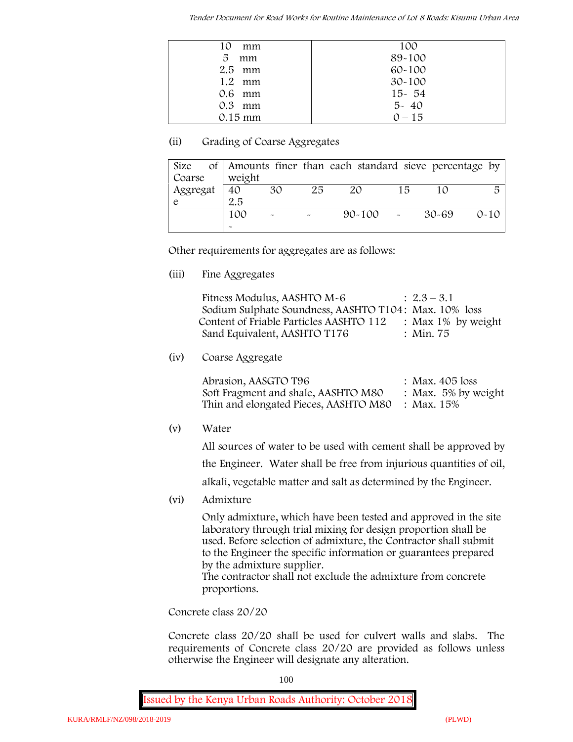| 10 mm | 100 |
|---|---|
| 5 mm | 89-100 |
| 2.5 mm | 60-100 |
| 1.2 mm | 30-100 |
| 0.6 mm | 15- 54 |
| 0.3 mm | 5- 40 |
| 0.15 mm | 0 – 15 |

(ii) Grading of Coarse Aggregates

| Size of Coarse Aggregate | Amounts finer than each standard sieve percentage by weight | | | | | | |
|---|---|---|---|---|---|---|---|
| | 40 2.5 | 30 | 25 | 20 | 15 | 10 | 5 |
| | 100 - | - | - | 90-100 | - | 30-69 | 0-10 |

Other requirements for aggregates are as follows:

(iii) Fine Aggregates

Fitness Modulus, AASHTO M-6 : 2.3 – 3.1
Sodium Sulphate Soundness, AASHTO T104: Max. 10% loss
Content of Friable Particles AASHTO 112 : Max 1% by weight
Sand Equivalent, AASHTO T176 : Min. 75

(iv) Coarse Aggregate

Abrasion, AASGTO T96 : Max. 405 loss
Soft Fragment and shale, AASHTO M80 : Max. 5% by weight
Thin and elongated Pieces, AASHTO M80 : Max. 15%

(v) Water

All sources of water to be used with cement shall be approved by the Engineer. Water shall be free from injurious quantities of oil, alkali, vegetable matter and salt as determined by the Engineer.

(vi) Admixture

Only admixture, which have been tested and approved in the site laboratory through trial mixing for design proportion shall be used. Before selection of admixture, the Contractor shall submit to the Engineer the specific information or guarantees prepared by the admixture supplier.
The contractor shall not exclude the admixture from concrete proportions.

Concrete class 20/20

Concrete class 20/20 shall be used for culvert walls and slabs. The requirements of Concrete class 20/20 are provided as follows unless otherwise the Engineer will designate any alteration.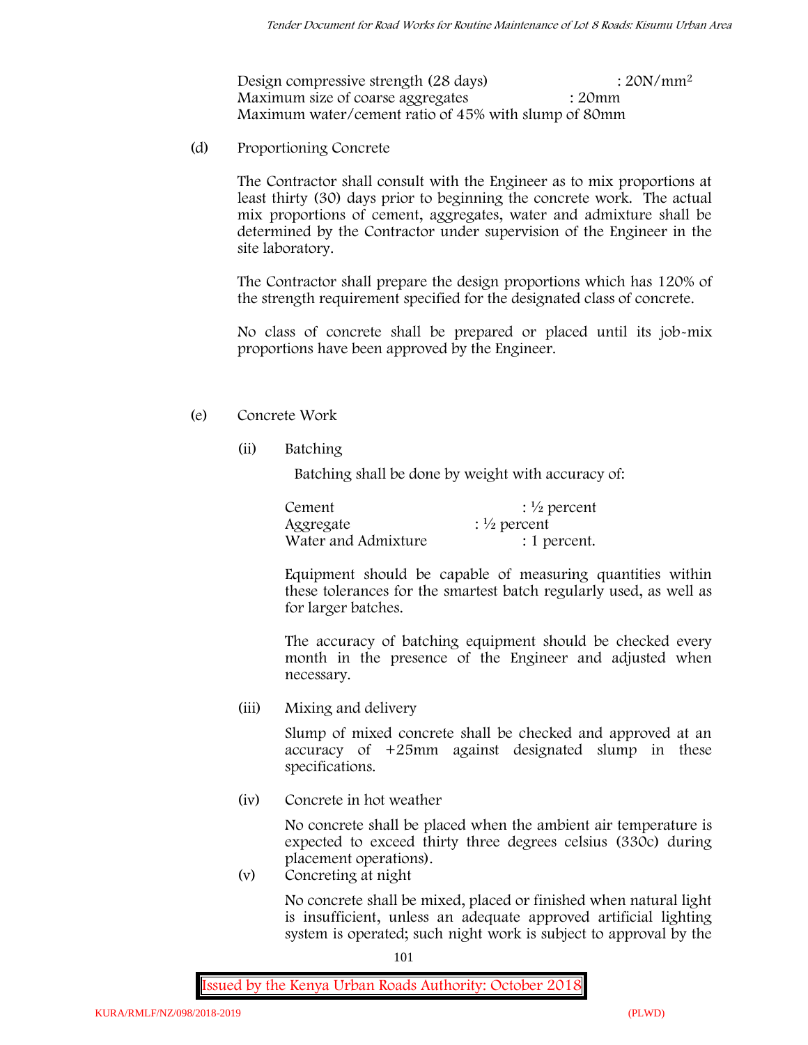Design compressive strength (28 days) : 20N/mm$^2$
Maximum size of coarse aggregates : 20mm
Maximum water/cement ratio of 45% with slump of 80mm

(d) Proportioning Concrete

The Contractor shall consult with the Engineer as to mix proportions at least thirty (30) days prior to beginning the concrete work. The actual mix proportions of cement, aggregates, water and admixture shall be determined by the Contractor under supervision of the Engineer in the site laboratory.

The Contractor shall prepare the design proportions which has 120% of the strength requirement specified for the designated class of concrete.

No class of concrete shall be prepared or placed until its job-mix proportions have been approved by the Engineer.

(e) Concrete Work

(ii) Batching

Batching shall be done by weight with accuracy of:

Cement : ½ percent
Aggregate : ½ percent
Water and Admixture : 1 percent.

Equipment should be capable of measuring quantities within these tolerances for the smartest batch regularly used, as well as for larger batches.

The accuracy of batching equipment should be checked every month in the presence of the Engineer and adjusted when necessary.

(iii) Mixing and delivery

Slump of mixed concrete shall be checked and approved at an accuracy of +25mm against designated slump in these specifications.

(iv) Concrete in hot weather

No concrete shall be placed when the ambient air temperature is expected to exceed thirty three degrees celsius (330c) during placement operations).

(v) Concreting at night

No concrete shall be mixed, placed or finished when natural light is insufficient, unless an adequate approved artificial lighting system is operated; such night work is subject to approval by the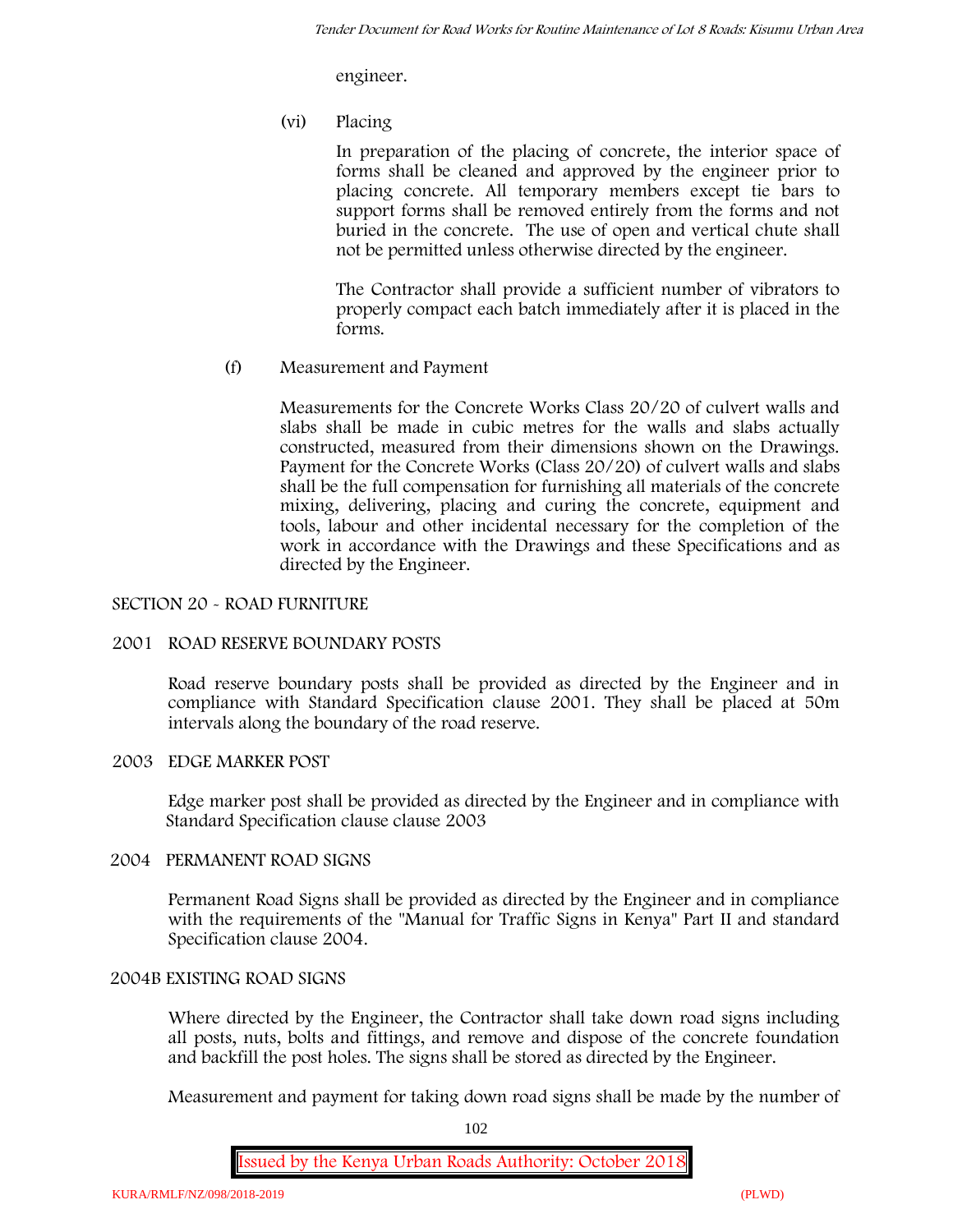engineer.

(vi) Placing

In preparation of the placing of concrete, the interior space of forms shall be cleaned and approved by the engineer prior to placing concrete. All temporary members except tie bars to support forms shall be removed entirely from the forms and not buried in the concrete. The use of open and vertical chute shall not be permitted unless otherwise directed by the engineer.

The Contractor shall provide a sufficient number of vibrators to properly compact each batch immediately after it is placed in the forms.

(f) Measurement and Payment

Measurements for the Concrete Works Class 20/20 of culvert walls and slabs shall be made in cubic metres for the walls and slabs actually constructed, measured from their dimensions shown on the Drawings. Payment for the Concrete Works (Class 20/20) of culvert walls and slabs shall be the full compensation for furnishing all materials of the concrete mixing, delivering, placing and curing the concrete, equipment and tools, labour and other incidental necessary for the completion of the work in accordance with the Drawings and these Specifications and as directed by the Engineer.

## SECTION 20 - ROAD FURNITURE

### 2001 ROAD RESERVE BOUNDARY POSTS

Road reserve boundary posts shall be provided as directed by the Engineer and in compliance with Standard Specification clause 2001. They shall be placed at 50m intervals along the boundary of the road reserve.

### 2003 EDGE MARKER POST

Edge marker post shall be provided as directed by the Engineer and in compliance with Standard Specification clause clause 2003

### 2004 PERMANENT ROAD SIGNS

Permanent Road Signs shall be provided as directed by the Engineer and in compliance with the requirements of the "Manual for Traffic Signs in Kenya" Part II and standard Specification clause 2004.

### 2004B EXISTING ROAD SIGNS

Where directed by the Engineer, the Contractor shall take down road signs including all posts, nuts, bolts and fittings, and remove and dispose of the concrete foundation and backfill the post holes. The signs shall be stored as directed by the Engineer.

Measurement and payment for taking down road signs shall be made by the number of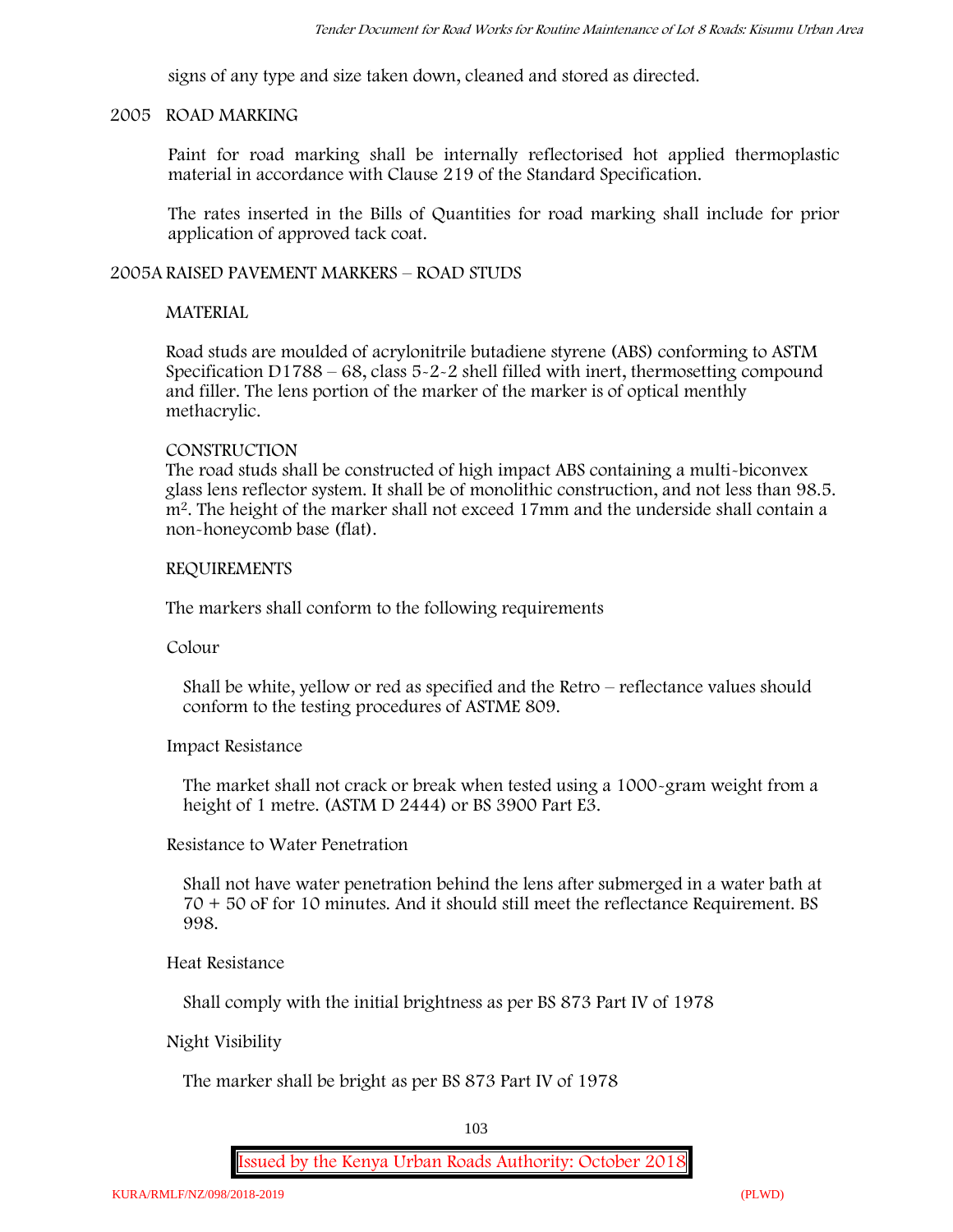signs of any type and size taken down, cleaned and stored as directed.

## 2005 ROAD MARKING

Paint for road marking shall be internally reflectorised hot applied thermoplastic material in accordance with Clause 219 of the Standard Specification.

The rates inserted in the Bills of Quantities for road marking shall include for prior application of approved tack coat.

## 2005A RAISED PAVEMENT MARKERS – ROAD STUDS

### MATERIAL

Road studs are moulded of acrylonitrile butadiene styrene (ABS) conforming to ASTM Specification D1788 – 68, class 5-2-2 shell filled with inert, thermosetting compound and filler. The lens portion of the marker of the marker is of optical menthly methacrylic.

### CONSTRUCTION

The road studs shall be constructed of high impact ABS containing a multi-biconvex glass lens reflector system. It shall be of monolithic construction, and not less than 98.5. $m^2$. The height of the marker shall not exceed 17mm and the underside shall contain a non-honeycomb base (flat).

### REQUIREMENTS

The markers shall conform to the following requirements

Colour

Shall be white, yellow or red as specified and the Retro – reflectance values should conform to the testing procedures of ASTME 809.

Impact Resistance

The market shall not crack or break when tested using a 1000-gram weight from a height of 1 metre. (ASTM D 2444) or BS 3900 Part E3.

Resistance to Water Penetration

Shall not have water penetration behind the lens after submerged in a water bath at 70 + 50 oF for 10 minutes. And it should still meet the reflectance Requirement. BS 998.

Heat Resistance

Shall comply with the initial brightness as per BS 873 Part IV of 1978

Night Visibility

The marker shall be bright as per BS 873 Part IV of 1978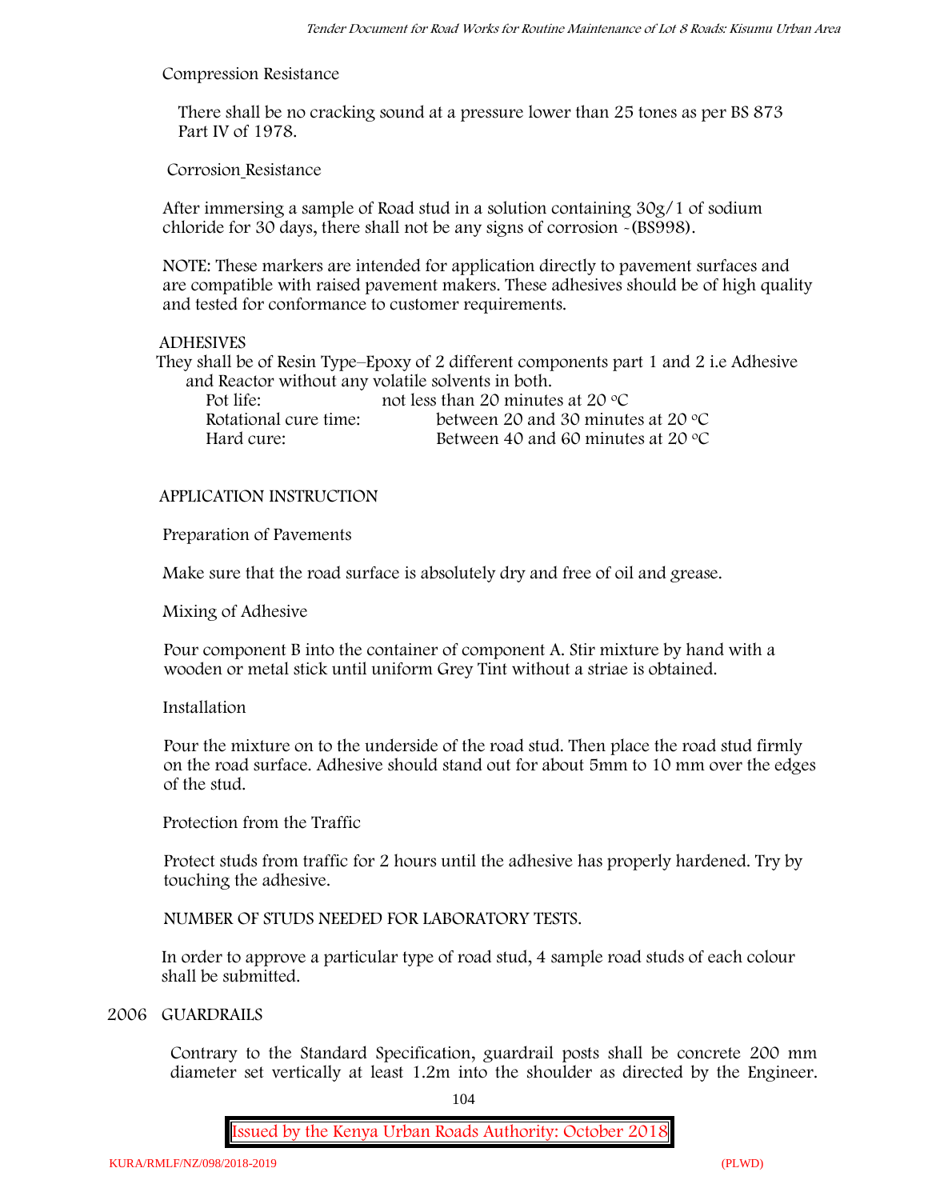Compression Resistance

There shall be no cracking sound at a pressure lower than 25 tones as per BS 873 Part IV of 1978.

Corrosion Resistance

After immersing a sample of Road stud in a solution containing 30g/1 of sodium chloride for 30 days, there shall not be any signs of corrosion -(BS998).

NOTE: These markers are intended for application directly to pavement surfaces and are compatible with raised pavement makers. These adhesives should be of high quality and tested for conformance to customer requirements.

ADHESIVES

They shall be of Resin Type–Epoxy of 2 different components part 1 and 2 i.e Adhesive and Reactor without any volatile solvents in both.

| | |
|---|---|
| Pot life: | not less than 20 minutes at 20 °C |
| Rotational cure time: | between 20 and 30 minutes at 20 °C |
| Hard cure: | Between 40 and 60 minutes at 20 °C |

APPLICATION INSTRUCTION

Preparation of Pavements

Make sure that the road surface is absolutely dry and free of oil and grease.

Mixing of Adhesive

Pour component B into the container of component A. Stir mixture by hand with a wooden or metal stick until uniform Grey Tint without a striae is obtained.

Installation

Pour the mixture on to the underside of the road stud. Then place the road stud firmly on the road surface. Adhesive should stand out for about 5mm to 10 mm over the edges of the stud.

Protection from the Traffic

Protect studs from traffic for 2 hours until the adhesive has properly hardened. Try by touching the adhesive.

NUMBER OF STUDS NEEDED FOR LABORATORY TESTS.

In order to approve a particular type of road stud, 4 sample road studs of each colour shall be submitted.

## 2006 GUARDRAILS

Contrary to the Standard Specification, guardrail posts shall be concrete 200 mm diameter set vertically at least 1.2m into the shoulder as directed by the Engineer.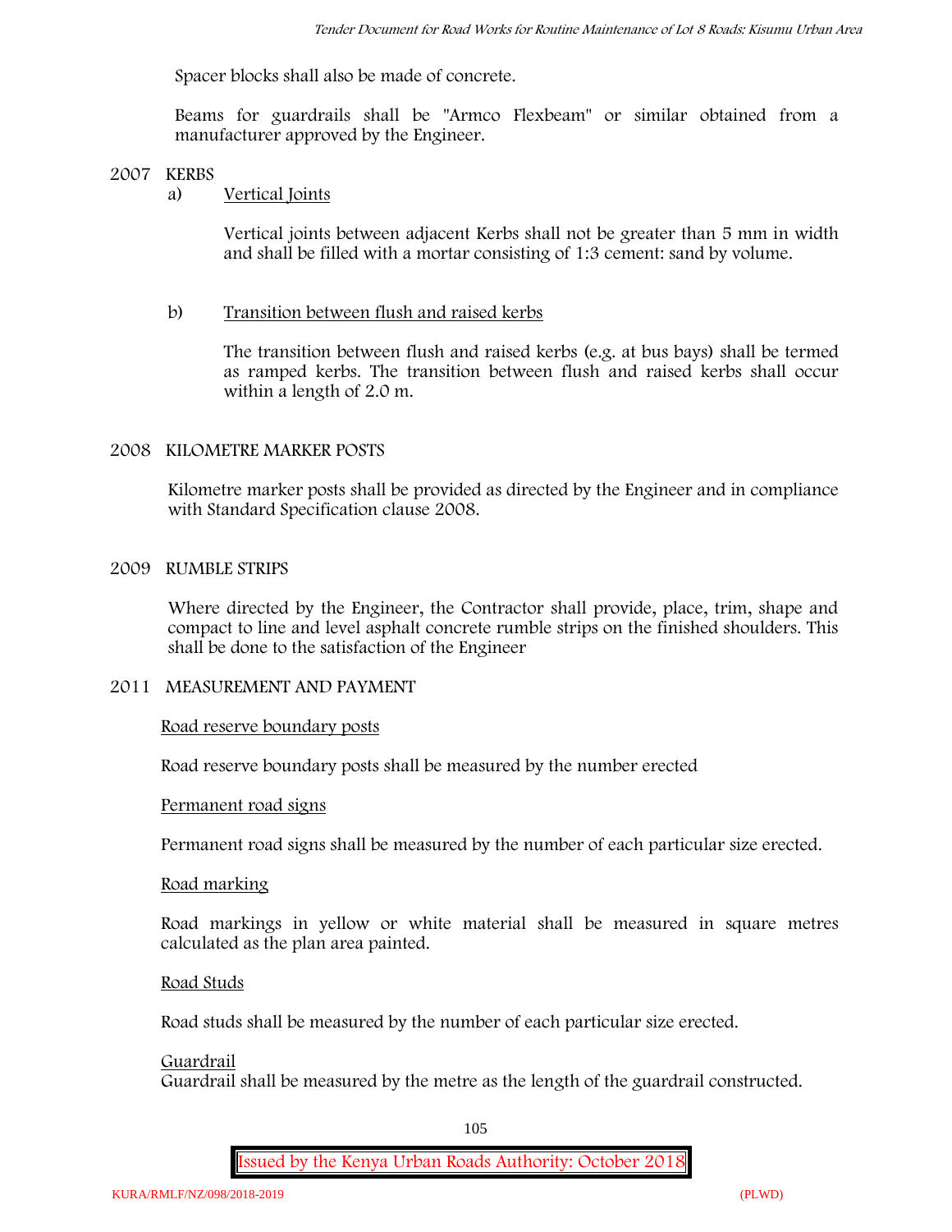Spacer blocks shall also be made of concrete.

Beams for guardrails shall be "Armco Flexbeam" or similar obtained from a manufacturer approved by the Engineer.

## 2007 KERBS

a) Vertical Joints

Vertical joints between adjacent Kerbs shall not be greater than 5 mm in width and shall be filled with a mortar consisting of 1:3 cement: sand by volume.

b) Transition between flush and raised kerbs

The transition between flush and raised kerbs (e.g. at bus bays) shall be termed as ramped kerbs. The transition between flush and raised kerbs shall occur within a length of 2.0 m.

## 2008 KILOMETRE MARKER POSTS

Kilometre marker posts shall be provided as directed by the Engineer and in compliance with Standard Specification clause 2008.

## 2009 RUMBLE STRIPS

Where directed by the Engineer, the Contractor shall provide, place, trim, shape and compact to line and level asphalt concrete rumble strips on the finished shoulders. This shall be done to the satisfaction of the Engineer

## 2011 MEASUREMENT AND PAYMENT

Road reserve boundary posts

Road reserve boundary posts shall be measured by the number erected

Permanent road signs

Permanent road signs shall be measured by the number of each particular size erected.

Road marking

Road markings in yellow or white material shall be measured in square metres calculated as the plan area painted.

Road Studs

Road studs shall be measured by the number of each particular size erected.

Guardrail

Guardrail shall be measured by the metre as the length of the guardrail constructed.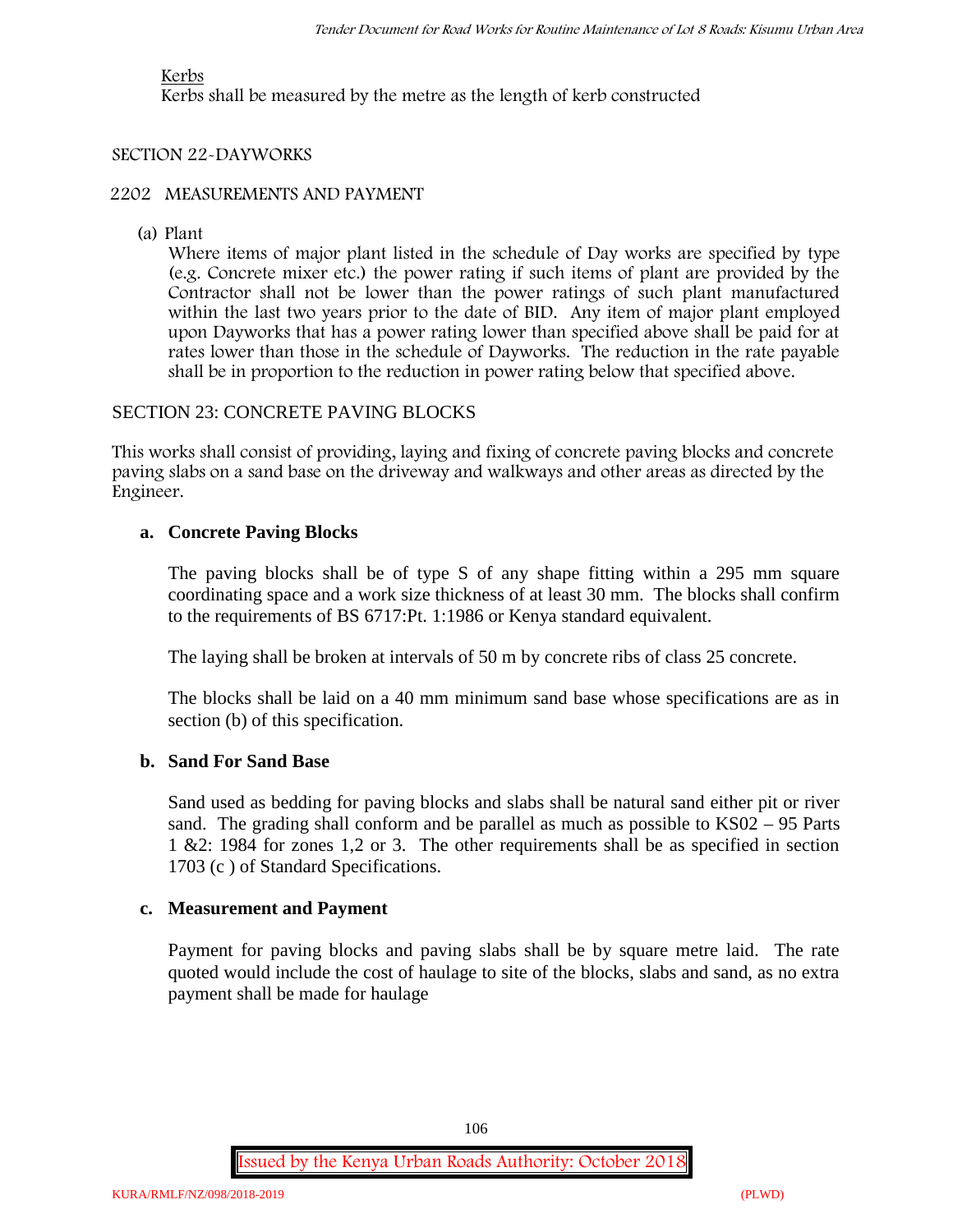Kerbs

Kerbs shall be measured by the metre as the length of kerb constructed

SECTION 22-DAYWORKS

2202 MEASUREMENTS AND PAYMENT

(a) Plant

Where items of major plant listed in the schedule of Day works are specified by type (e.g. Concrete mixer etc.) the power rating if such items of plant are provided by the Contractor shall not be lower than the power ratings of such plant manufactured within the last two years prior to the date of BID. Any item of major plant employed upon Dayworks that has a power rating lower than specified above shall be paid for at rates lower than those in the schedule of Dayworks. The reduction in the rate payable shall be in proportion to the reduction in power rating below that specified above.

SECTION 23: CONCRETE PAVING BLOCKS

This works shall consist of providing, laying and fixing of concrete paving blocks and concrete paving slabs on a sand base on the driveway and walkways and other areas as directed by the Engineer.

**a. Concrete Paving Blocks**

The paving blocks shall be of type S of any shape fitting within a 295 mm square coordinating space and a work size thickness of at least 30 mm. The blocks shall confirm to the requirements of BS 6717:Pt. 1:1986 or Kenya standard equivalent.

The laying shall be broken at intervals of 50 m by concrete ribs of class 25 concrete.

The blocks shall be laid on a 40 mm minimum sand base whose specifications are as in section (b) of this specification.

**b. Sand For Sand Base**

Sand used as bedding for paving blocks and slabs shall be natural sand either pit or river sand. The grading shall conform and be parallel as much as possible to KS02 – 95 Parts 1 &2: 1984 for zones 1,2 or 3. The other requirements shall be as specified in section 1703 (c ) of Standard Specifications.

**c. Measurement and Payment**

Payment for paving blocks and paving slabs shall be by square metre laid. The rate quoted would include the cost of haulage to site of the blocks, slabs and sand, as no extra payment shall be made for haulage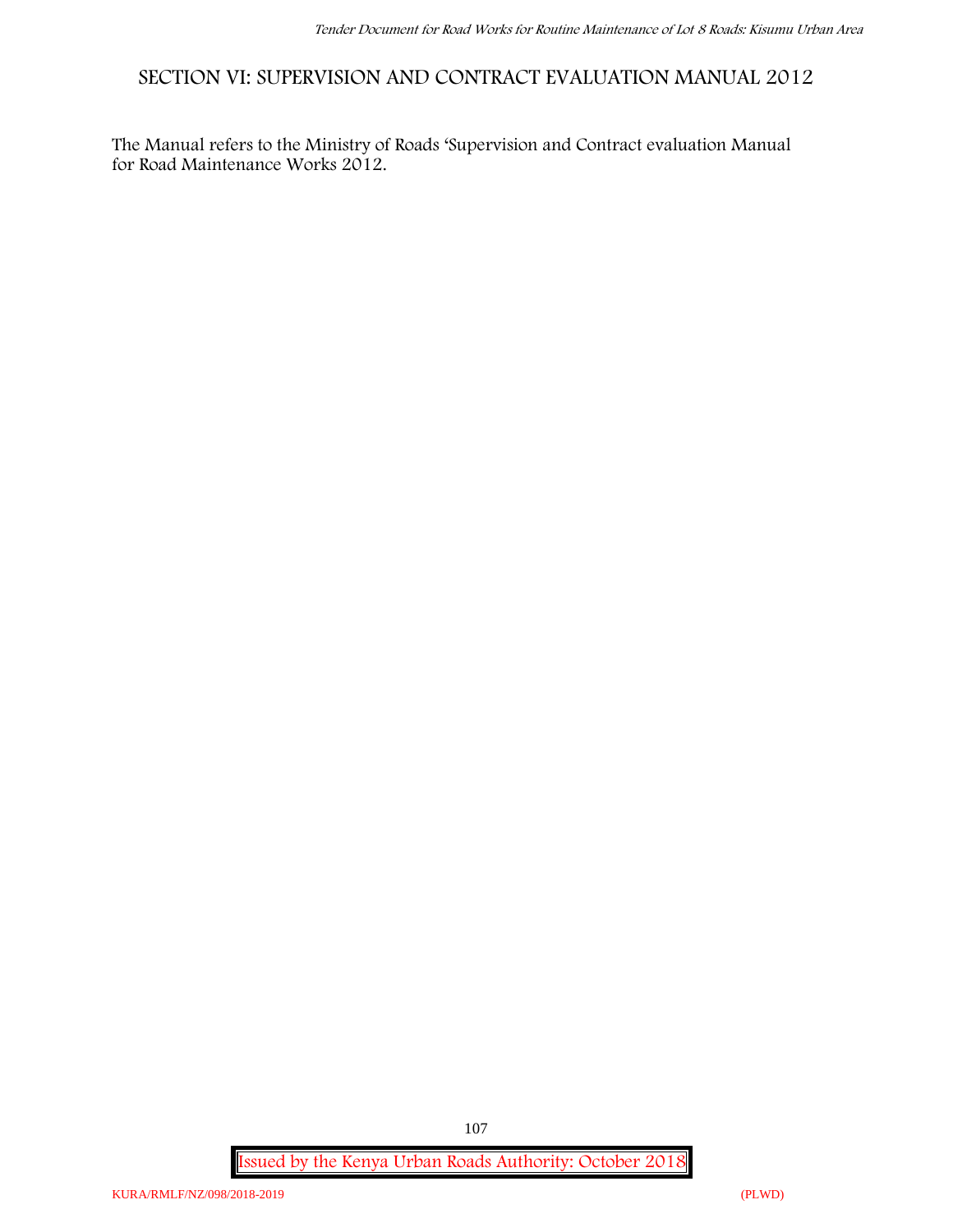## SECTION VI: SUPERVISION AND CONTRACT EVALUATION MANUAL 2012

The Manual refers to the Ministry of Roads 'Supervision and Contract evaluation Manual for Road Maintenance Works 2012.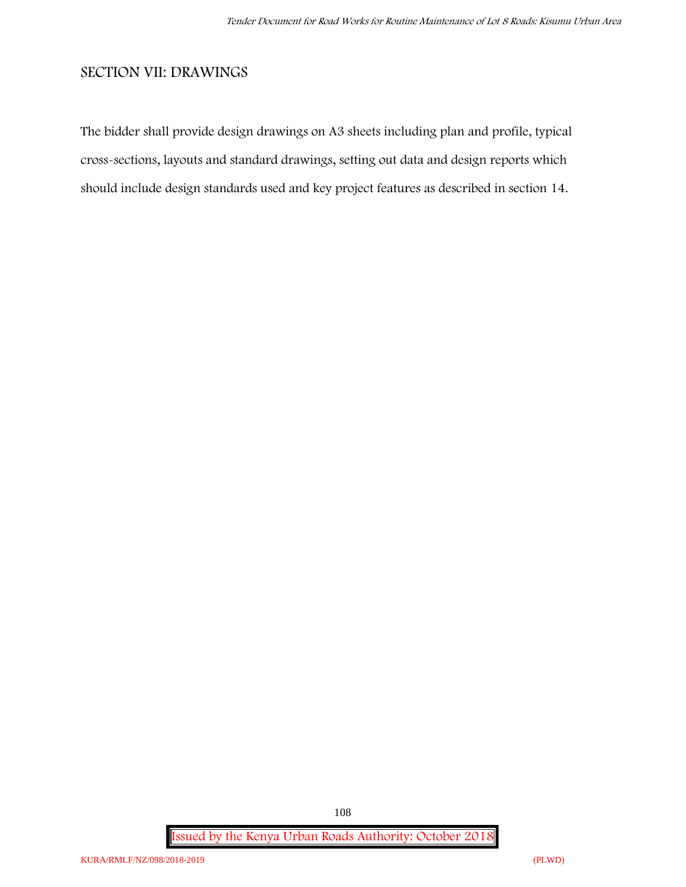## SECTION VII: DRAWINGS

The bidder shall provide design drawings on A3 sheets including plan and profile, typical cross-sections, layouts and standard drawings, setting out data and design reports which should include design standards used and key project features as described in section 14.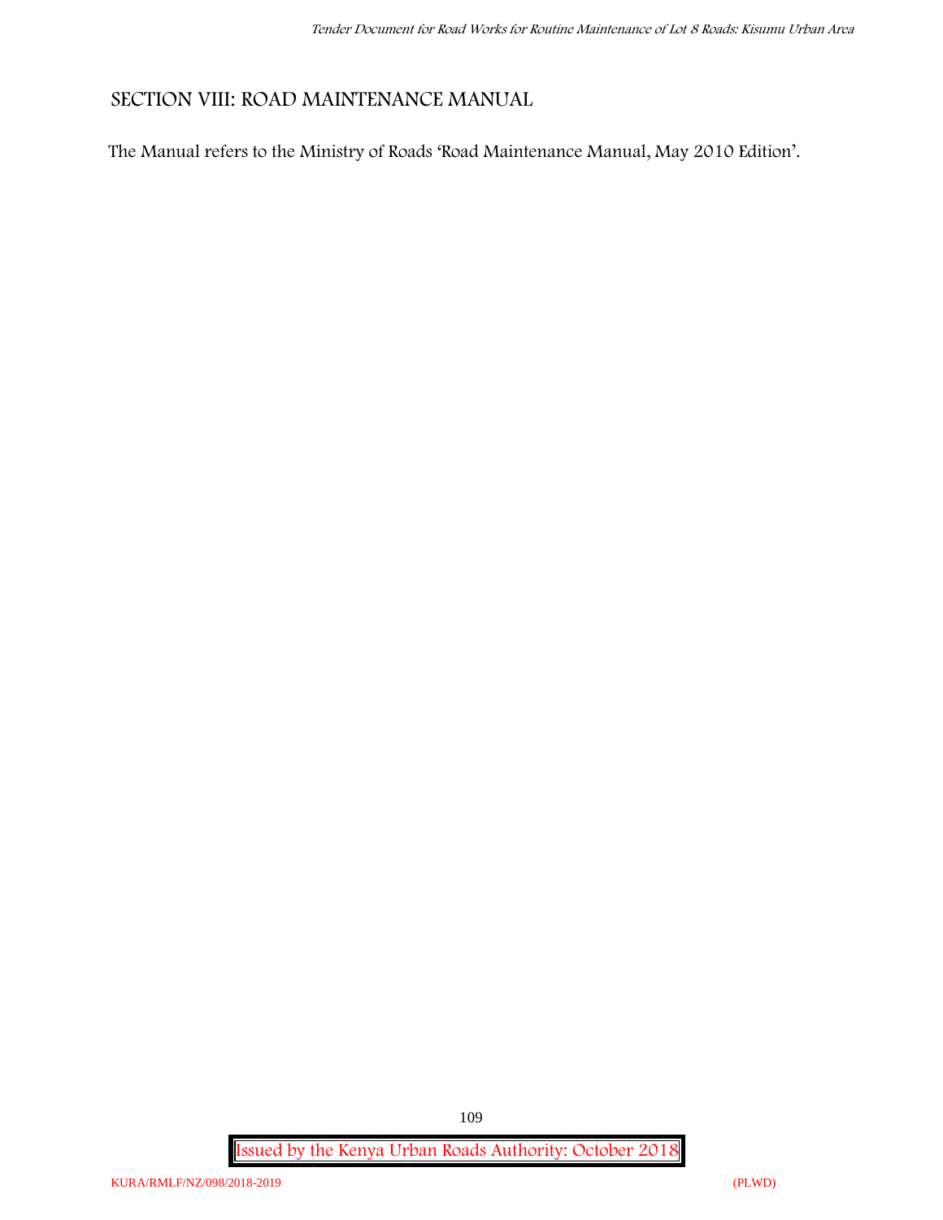## SECTION VIII: ROAD MAINTENANCE MANUAL

The Manual refers to the Ministry of Roads 'Road Maintenance Manual, May 2010 Edition'.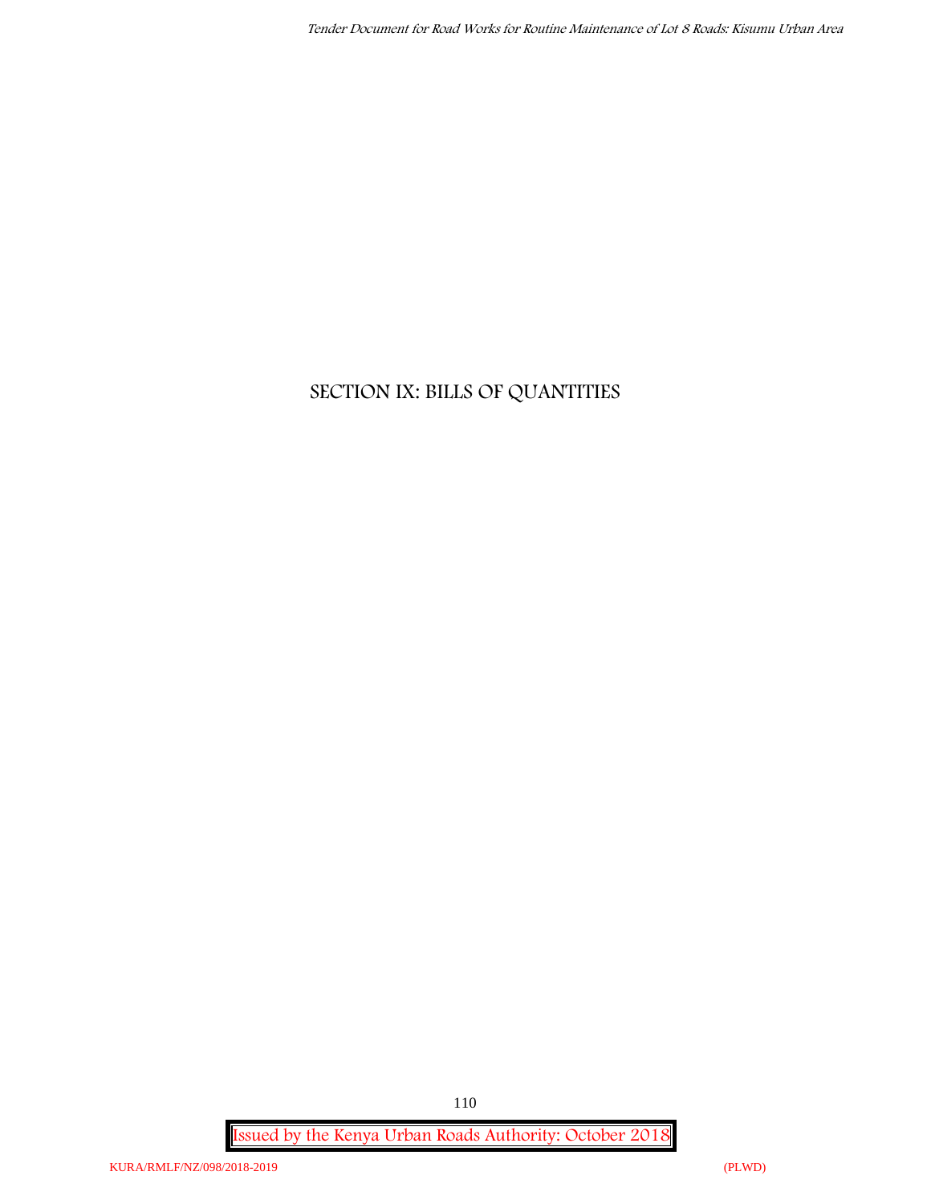# SECTION IX: BILLS OF QUANTITIES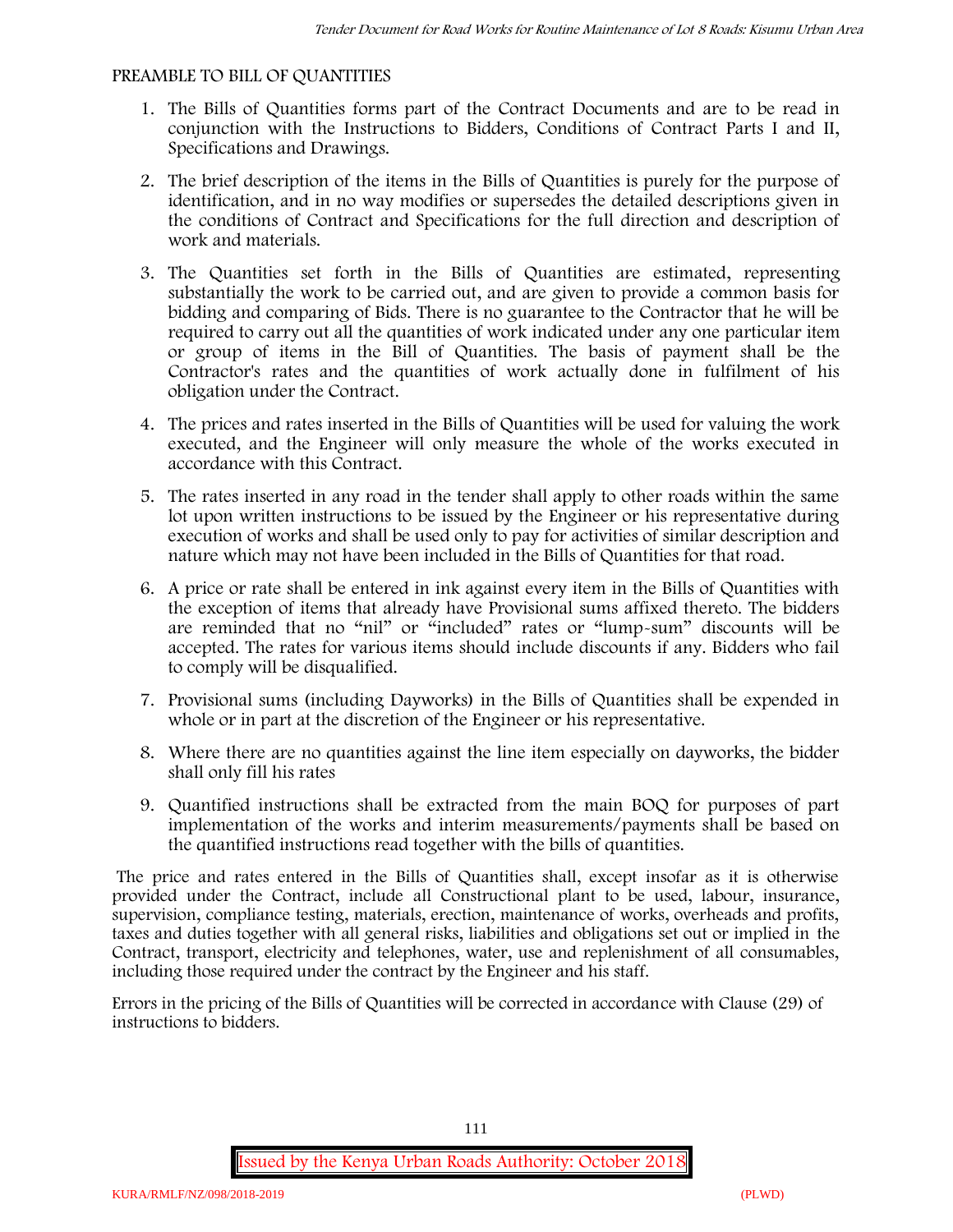PREAMBLE TO BILL OF QUANTITIES

1. The Bills of Quantities forms part of the Contract Documents and are to be read in conjunction with the Instructions to Bidders, Conditions of Contract Parts I and II, Specifications and Drawings.
2. The brief description of the items in the Bills of Quantities is purely for the purpose of identification, and in no way modifies or supersedes the detailed descriptions given in the conditions of Contract and Specifications for the full direction and description of work and materials.
3. The Quantities set forth in the Bills of Quantities are estimated, representing substantially the work to be carried out, and are given to provide a common basis for bidding and comparing of Bids. There is no guarantee to the Contractor that he will be required to carry out all the quantities of work indicated under any one particular item or group of items in the Bill of Quantities. The basis of payment shall be the Contractor's rates and the quantities of work actually done in fulfilment of his obligation under the Contract.
4. The prices and rates inserted in the Bills of Quantities will be used for valuing the work executed, and the Engineer will only measure the whole of the works executed in accordance with this Contract.
5. The rates inserted in any road in the tender shall apply to other roads within the same lot upon written instructions to be issued by the Engineer or his representative during execution of works and shall be used only to pay for activities of similar description and nature which may not have been included in the Bills of Quantities for that road.
6. A price or rate shall be entered in ink against every item in the Bills of Quantities with the exception of items that already have Provisional sums affixed thereto. The bidders are reminded that no "nil" or "included" rates or "lump-sum" discounts will be accepted. The rates for various items should include discounts if any. Bidders who fail to comply will be disqualified.
7. Provisional sums (including Dayworks) in the Bills of Quantities shall be expended in whole or in part at the discretion of the Engineer or his representative.
8. Where there are no quantities against the line item especially on dayworks, the bidder shall only fill his rates
9. Quantified instructions shall be extracted from the main BOQ for purposes of part implementation of the works and interim measurements/payments shall be based on the quantified instructions read together with the bills of quantities.

The price and rates entered in the Bills of Quantities shall, except insofar as it is otherwise provided under the Contract, include all Constructional plant to be used, labour, insurance, supervision, compliance testing, materials, erection, maintenance of works, overheads and profits, taxes and duties together with all general risks, liabilities and obligations set out or implied in the Contract, transport, electricity and telephones, water, use and replenishment of all consumables, including those required under the contract by the Engineer and his staff.

Errors in the pricing of the Bills of Quantities will be corrected in accordance with Clause (29) of instructions to bidders.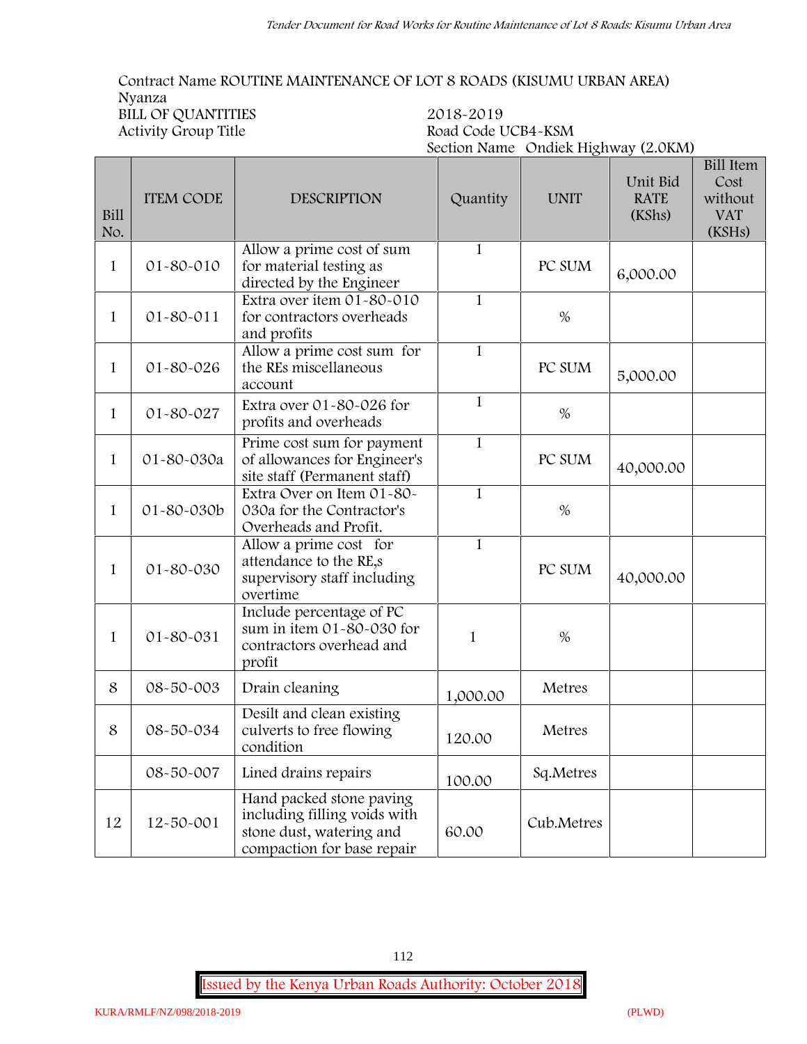Contract Name ROUTINE MAINTENANCE OF LOT 8 ROADS (KISUMU URBAN AREA)
Nyanza

BILL OF QUANTITIES 2018-2019

Activity Group Title

Road Code UCB4-KSM

Section Name Ondiek Highway (2.0KM)

| Bill No. | ITEM CODE | DESCRIPTION | Quantity | UNIT | Unit Bid RATE (KShs) | Bill Item Cost without VAT (KSHs) |
|---|---|---|---|---|---|---|
| 1 | 01-80-010 | Allow a prime cost of sum for material testing as directed by the Engineer | 1 | PC SUM | 6,000.00 | |
| 1 | 01-80-011 | Extra over item 01-80-010 for contractors overheads and profits | 1 | % | | |
| 1 | 01-80-026 | Allow a prime cost sum for the REs miscellaneous account | 1 | PC SUM | 5,000.00 | |
| 1 | 01-80-027 | Extra over 01-80-026 for profits and overheads | 1 | % | | |
| 1 | 01-80-030a | Prime cost sum for payment of allowances for Engineer's site staff (Permanent staff) | 1 | PC SUM | 40,000.00 | |
| 1 | 01-80-030b | Extra Over on Item 01-80-030a for the Contractor's Overheads and Profit. | 1 | % | | |
| 1 | 01-80-030 | Allow a prime cost for attendance to the RE,s supervisory staff including overtime | 1 | PC SUM | 40,000.00 | |
| 1 | 01-80-031 | Include percentage of PC sum in item 01-80-030 for contractors overhead and profit | 1 | % | | |
| 8 | 08-50-003 | Drain cleaning | 1,000.00 | Metres | | |
| 8 | 08-50-034 | Desilt and clean existing culverts to free flowing condition | 120.00 | Metres | | |
| | 08-50-007 | Lined drains repairs | 100.00 | Sq.Metres | | |
| 12 | 12-50-001 | Hand packed stone paving including filling voids with stone dust, watering and compaction for base repair | 60.00 | Cub.Metres | | |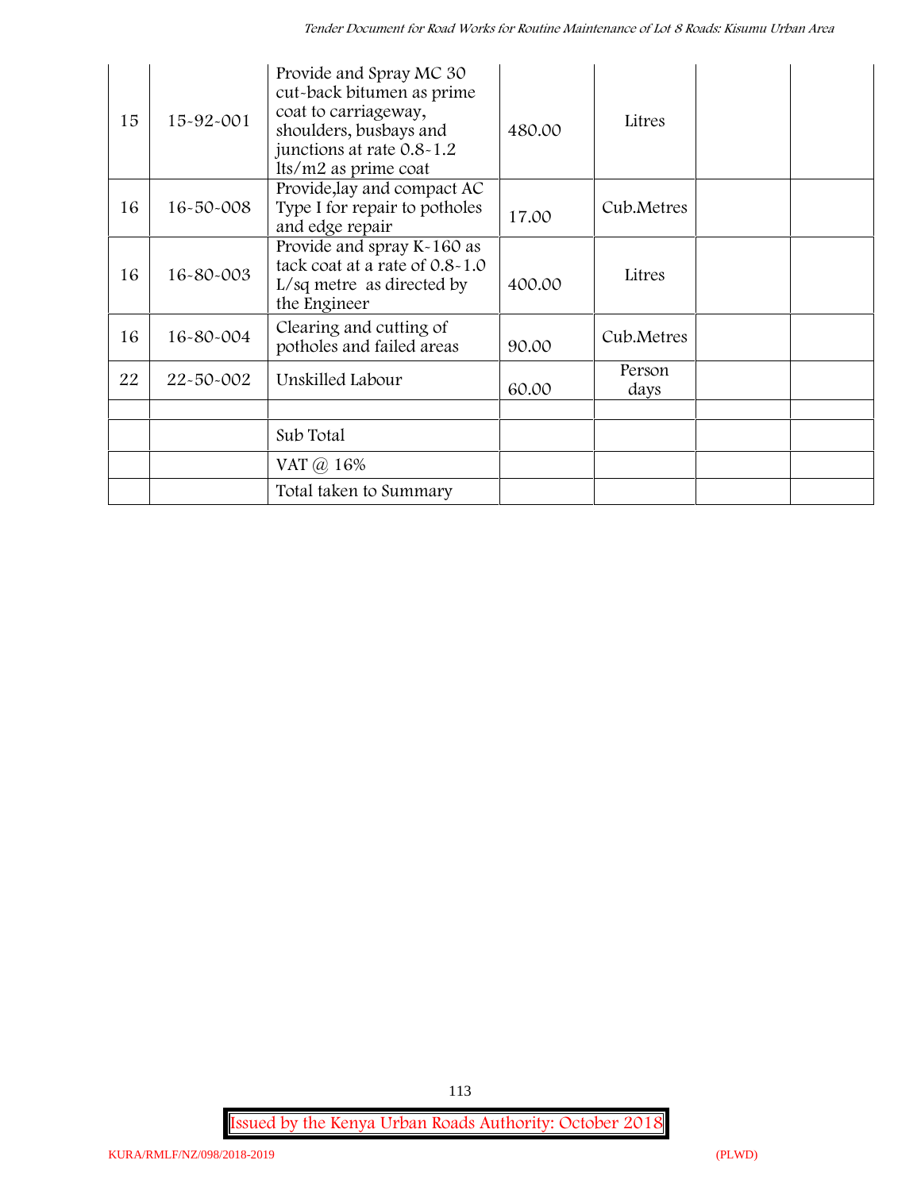| 15 | 15-92-001 | Provide and Spray MC 30 cut-back bitumen as prime coat to carriageway, shoulders, busbays and junctions at rate 0.8-1.2 lts/m2 as prime coat | 480.00 | Litres | | |
|---|---|---|---|---|---|---|
| 16 | 16-50-008 | Provide,lay and compact AC Type I for repair to potholes and edge repair | 17.00 | Cub.Metres | | |
| 16 | 16-80-003 | Provide and spray K-160 as tack coat at a rate of 0.8-1.0 L/sq metre as directed by the Engineer | 400.00 | Litres | | |
| 16 | 16-80-004 | Clearing and cutting of potholes and failed areas | 90.00 | Cub.Metres | | |
| 22 | 22-50-002 | Unskilled Labour | 60.00 | Person days | | |
| | | | | | | |
| | | Sub Total | | | | |
| | | VAT @ 16% | | | | |
| | | Total taken to Summary | | | | |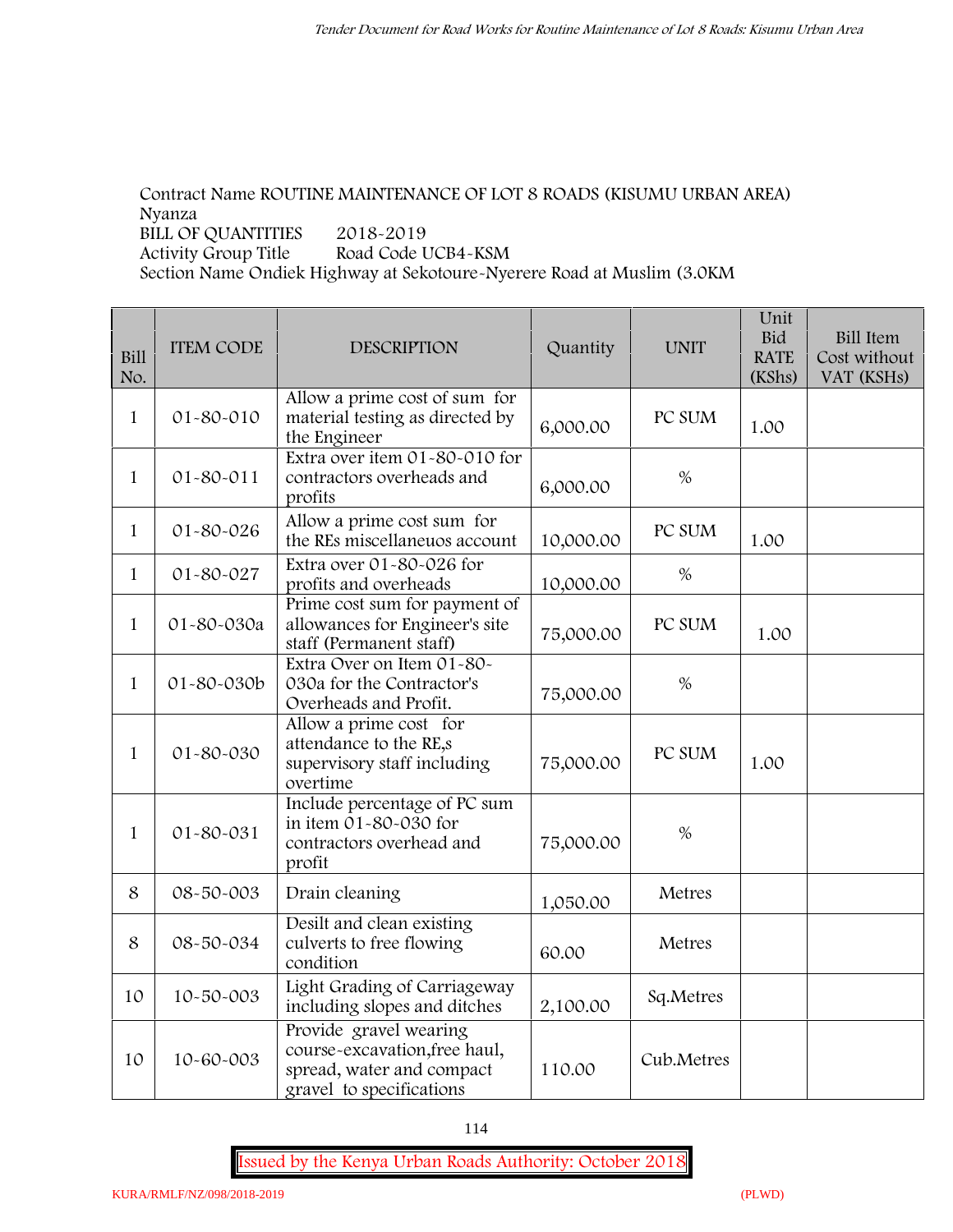Contract Name ROUTINE MAINTENANCE OF LOT 8 ROADS (KISUMU URBAN AREA)
Nyanza
BILL OF QUANTITIES 2018-2019
Activity Group Title Road Code UCB4-KSM
Section Name Ondiek Highway at Sekotoure-Nyerere Road at Muslim (3.0KM

| Bill No. | ITEM CODE | DESCRIPTION | Quantity | UNIT | Unit Bid RATE (KShs) | Bill Item Cost without VAT (KSHs) |
|---|---|---|---|---|---|---|
| 1 | 01-80-010 | Allow a prime cost of sum for material testing as directed by the Engineer | 6,000.00 | PC SUM | 1.00 | |
| 1 | 01-80-011 | Extra over item 01-80-010 for contractors overheads and profits | 6,000.00 | % | | |
| 1 | 01-80-026 | Allow a prime cost sum for the REs miscellaneuos account | 10,000.00 | PC SUM | 1.00 | |
| 1 | 01-80-027 | Extra over 01-80-026 for profits and overheads | 10,000.00 | % | | |
| 1 | 01-80-030a | Prime cost sum for payment of allowances for Engineer's site staff (Permanent staff) | 75,000.00 | PC SUM | 1.00 | |
| 1 | 01-80-030b | Extra Over on Item 01-80-030a for the Contractor's Overheads and Profit. | 75,000.00 | % | | |
| 1 | 01-80-030 | Allow a prime cost for attendance to the RE,s supervisory staff including overtime | 75,000.00 | PC SUM | 1.00 | |
| 1 | 01-80-031 | Include percentage of PC sum in item 01-80-030 for contractors overhead and profit | 75,000.00 | % | | |
| 8 | 08-50-003 | Drain cleaning | 1,050.00 | Metres | | |
| 8 | 08-50-034 | Desilt and clean existing culverts to free flowing condition | 60.00 | Metres | | |
| 10 | 10-50-003 | Light Grading of Carriageway including slopes and ditches | 2,100.00 | Sq.Metres | | |
| 10 | 10-60-003 | Provide gravel wearing course-excavation,free haul, spread, water and compact gravel to specifications | 110.00 | Cub.Metres | | |

Issued by the Kenya Urban Roads Authority: October 2018

KURA/RMLF/NZ/098/2018-2019 (PLWD)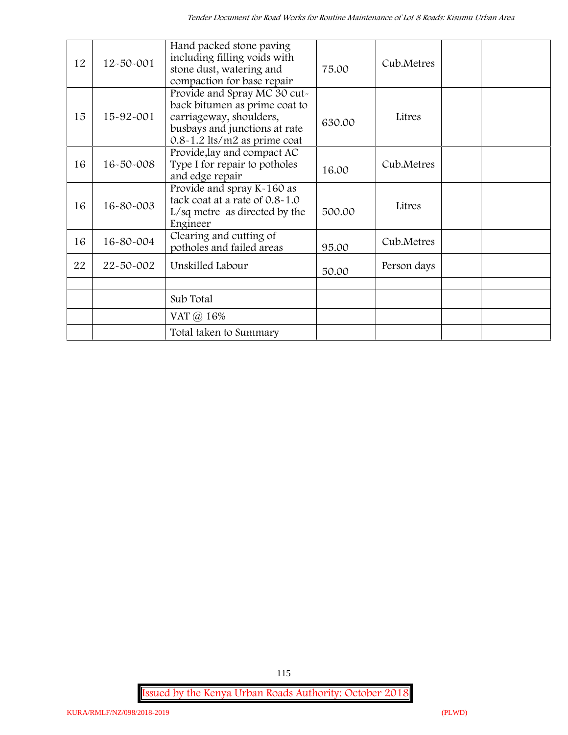| 12 | 12-50-001 | Hand packed stone paving including filling voids with stone dust, watering and compaction for base repair | 75.00 | Cub.Metres | | |
|---|---|---|---|---|---|---|
| 15 | 15-92-001 | Provide and Spray MC 30 cut-back bitumen as prime coat to carriageway, shoulders, busbays and junctions at rate 0.8-1.2 lts/m2 as prime coat | 630.00 | Litres | | |
| 16 | 16-50-008 | Provide,lay and compact AC Type I for repair to potholes and edge repair | 16.00 | Cub.Metres | | |
| 16 | 16-80-003 | Provide and spray K-160 as tack coat at a rate of 0.8-1.0 L/sq metre as directed by the Engineer | 500.00 | Litres | | |
| 16 | 16-80-004 | Clearing and cutting of potholes and failed areas | 95.00 | Cub.Metres | | |
| 22 | 22-50-002 | Unskilled Labour | 50.00 | Person days | | |
| | | | | | | |
| | | Sub Total | | | | |
| | | VAT @ 16% | | | | |
| | | Total taken to Summary | | | | |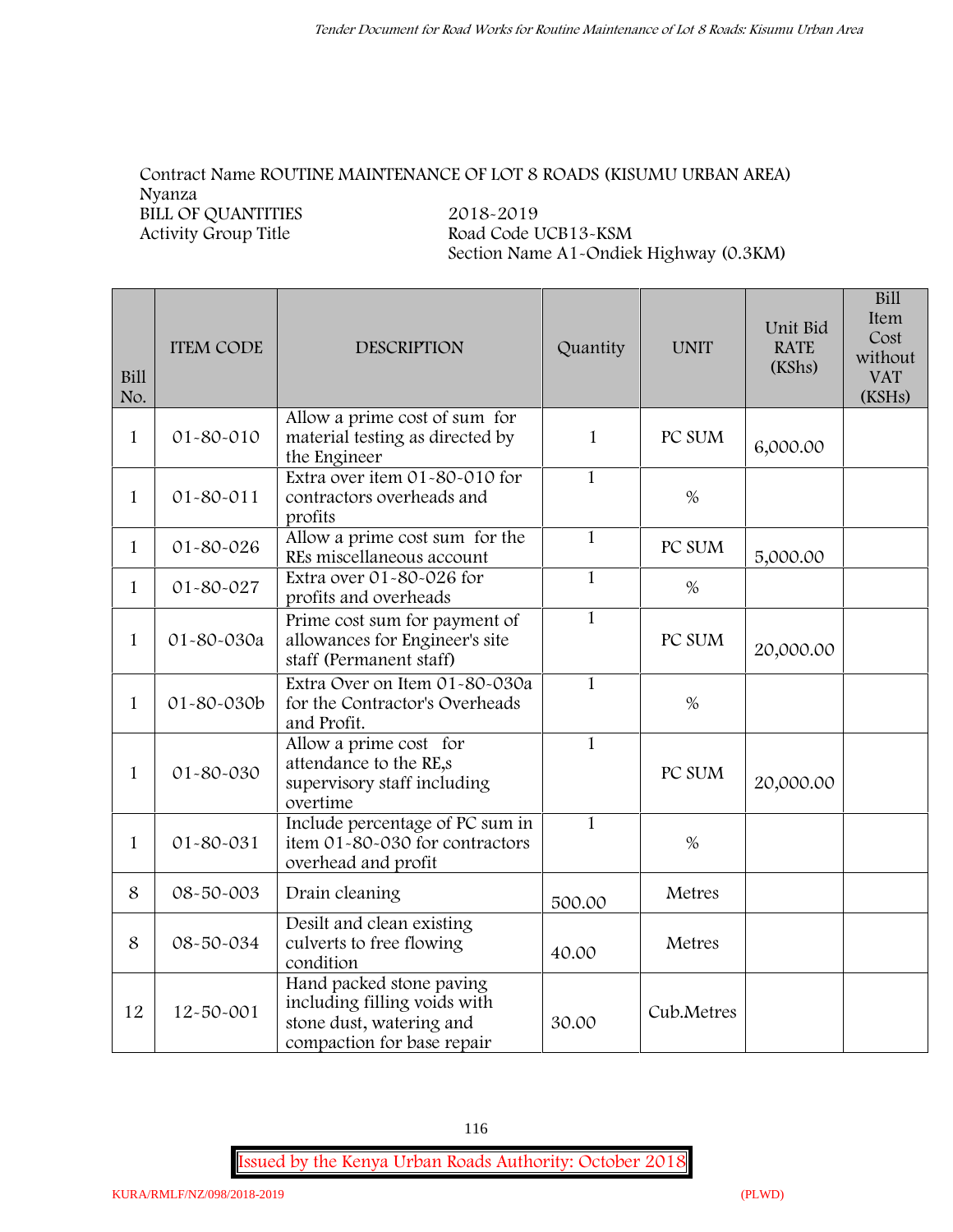Contract Name ROUTINE MAINTENANCE OF LOT 8 ROADS (KISUMU URBAN AREA)
Nyanza
BILL OF QUANTITIES 2018-2019
Activity Group Title Road Code UCB13-KSM
Section Name A1-Ondiek Highway (0.3KM)

| Bill No. | ITEM CODE | DESCRIPTION | Quantity | UNIT | Unit Bid RATE (KShs) | Bill Item Cost without VAT (KSHs) |
|---|---|---|---|---|---|---|
| 1 | 01-80-010 | Allow a prime cost of sum for material testing as directed by the Engineer | 1 | PC SUM | 6,000.00 | |
| 1 | 01-80-011 | Extra over item 01-80-010 for contractors overheads and profits | 1 | % | | |
| 1 | 01-80-026 | Allow a prime cost sum for the REs miscellaneous account | 1 | PC SUM | 5,000.00 | |
| 1 | 01-80-027 | Extra over 01-80-026 for profits and overheads | 1 | % | | |
| 1 | 01-80-030a | Prime cost sum for payment of allowances for Engineer's site staff (Permanent staff) | 1 | PC SUM | 20,000.00 | |
| 1 | 01-80-030b | Extra Over on Item 01-80-030a for the Contractor's Overheads and Profit. | 1 | % | | |
| 1 | 01-80-030 | Allow a prime cost for attendance to the RE,s supervisory staff including overtime | 1 | PC SUM | 20,000.00 | |
| 1 | 01-80-031 | Include percentage of PC sum in item 01-80-030 for contractors overhead and profit | 1 | % | | |
| 8 | 08-50-003 | Drain cleaning | 500.00 | Metres | | |
| 8 | 08-50-034 | Desilt and clean existing culverts to free flowing condition | 40.00 | Metres | | |
| 12 | 12-50-001 | Hand packed stone paving including filling voids with stone dust, watering and compaction for base repair | 30.00 | Cub.Metres | | |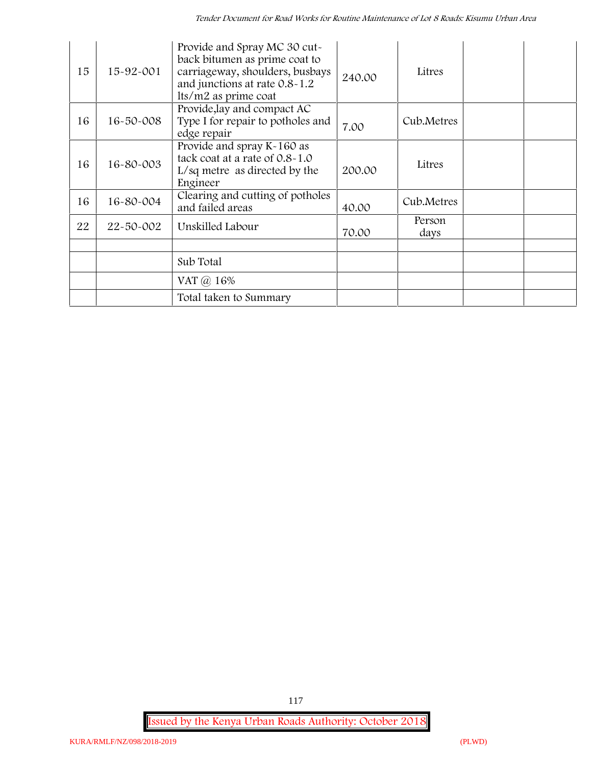| 15 | 15-92-001 | Provide and Spray MC 30 cut-back bitumen as prime coat to carriageway, shoulders, busbays and junctions at rate 0.8-1.2 lts/m2 as prime coat | 240.00 | Litres | | |
|---|---|---|---|---|---|---|
| 16 | 16-50-008 | Provide,lay and compact AC Type I for repair to potholes and edge repair | 7.00 | Cub.Metres | | |
| 16 | 16-80-003 | Provide and spray K-160 as tack coat at a rate of 0.8-1.0 L/sq metre as directed by the Engineer | 200.00 | Litres | | |
| 16 | 16-80-004 | Clearing and cutting of potholes and failed areas | 40.00 | Cub.Metres | | |
| 22 | 22-50-002 | Unskilled Labour | 70.00 | Person days | | |
| | | | | | | |
| | | Sub Total | | | | |
| | | VAT @ 16% | | | | |
| | | Total taken to Summary | | | | |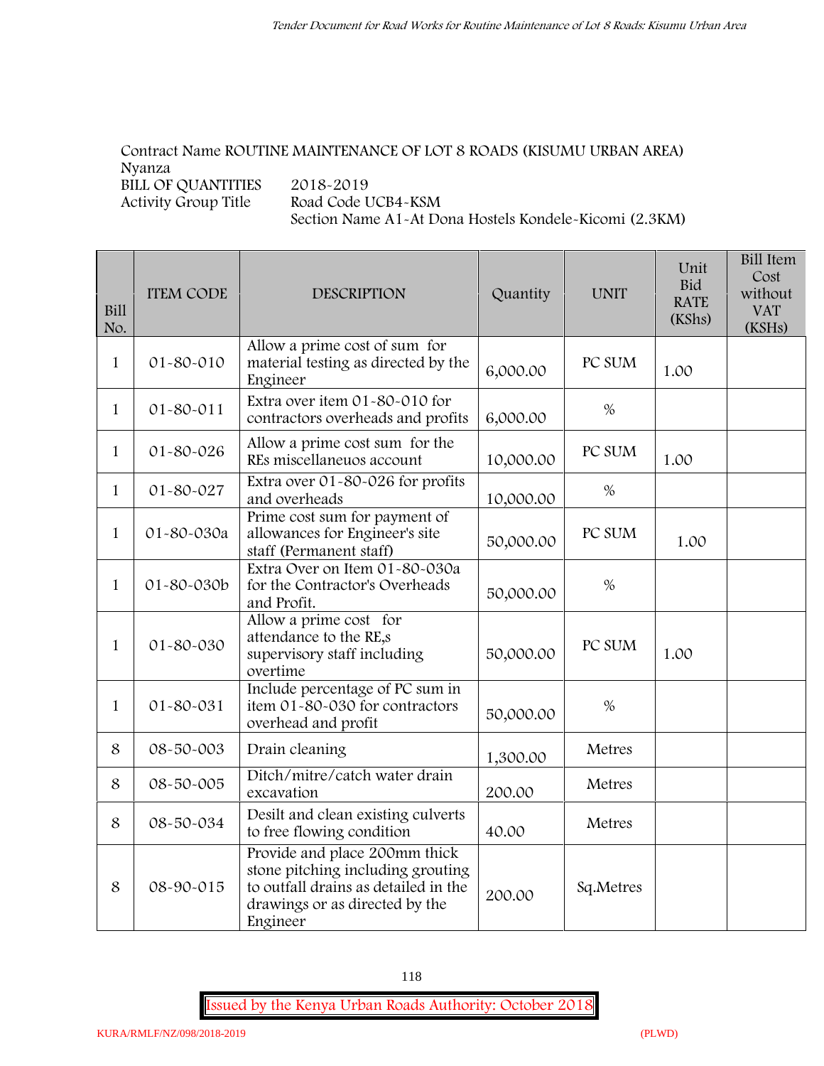Contract Name ROUTINE MAINTENANCE OF LOT 8 ROADS (KISUMU URBAN AREA)
Nyanza
BILL OF QUANTITIES 2018-2019
Activity Group Title Road Code UCB4-KSM
Section Name A1-At Dona Hostels Kondele-Kicomi (2.3KM)

| Bill No. | ITEM CODE | DESCRIPTION | Quantity | UNIT | Unit Bid RATE (KShs) | Bill Item Cost without VAT (KSHs) |
|---|---|---|---|---|---|---|
| 1 | 01-80-010 | Allow a prime cost of sum for material testing as directed by the Engineer | 6,000.00 | PC SUM | 1.00 | |
| 1 | 01-80-011 | Extra over item 01-80-010 for contractors overheads and profits | 6,000.00 | % | | |
| 1 | 01-80-026 | Allow a prime cost sum for the REs miscellaneuos account | 10,000.00 | PC SUM | 1.00 | |
| 1 | 01-80-027 | Extra over 01-80-026 for profits and overheads | 10,000.00 | % | | |
| 1 | 01-80-030a | Prime cost sum for payment of allowances for Engineer's site staff (Permanent staff) | 50,000.00 | PC SUM | 1.00 | |
| 1 | 01-80-030b | Extra Over on Item 01-80-030a for the Contractor's Overheads and Profit. | 50,000.00 | % | | |
| 1 | 01-80-030 | Allow a prime cost for attendance to the RE,s supervisory staff including overtime | 50,000.00 | PC SUM | 1.00 | |
| 1 | 01-80-031 | Include percentage of PC sum in item 01-80-030 for contractors overhead and profit | 50,000.00 | % | | |
| 8 | 08-50-003 | Drain cleaning | 1,300.00 | Metres | | |
| 8 | 08-50-005 | Ditch/mitre/catch water drain excavation | 200.00 | Metres | | |
| 8 | 08-50-034 | Desilt and clean existing culverts to free flowing condition | 40.00 | Metres | | |
| 8 | 08-90-015 | Provide and place 200mm thick stone pitching including grouting to outfall drains as detailed in the drawings or as directed by the Engineer | 200.00 | Sq.Metres | | |

Issued by the Kenya Urban Roads Authority: October 2018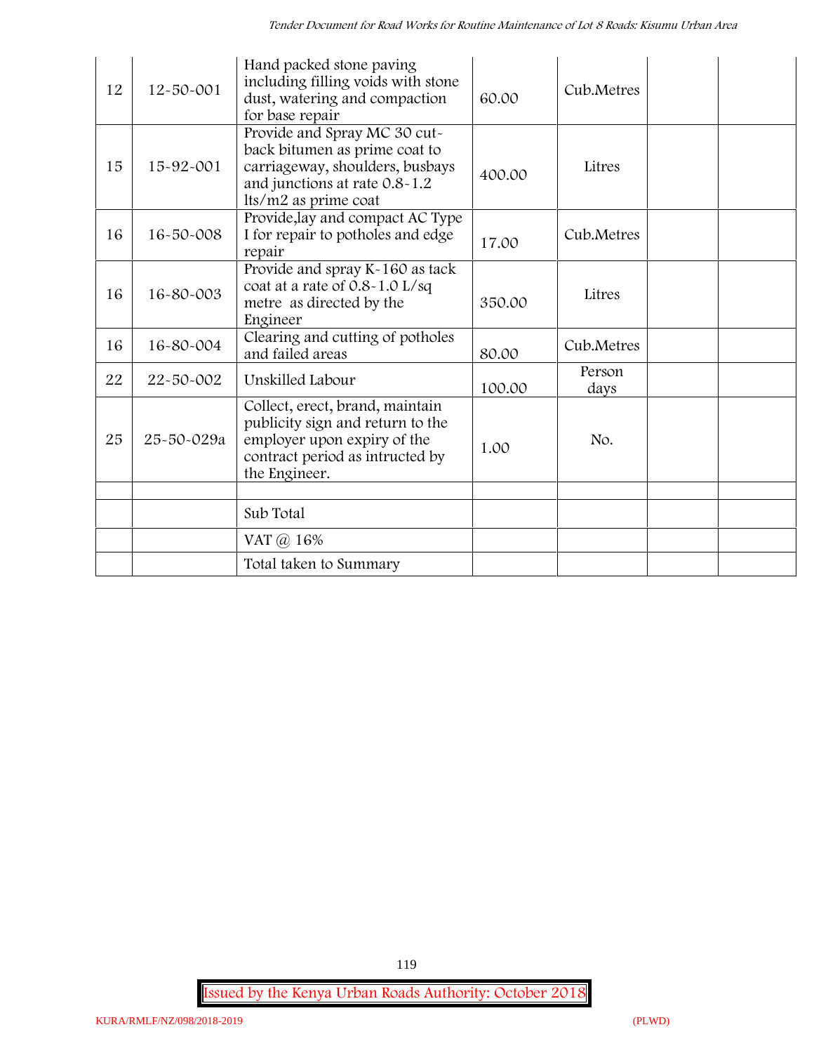| | | | | | | |
|---|---|---|---|---|---|---|
| 12 | 12-50-001 | Hand packed stone paving including filling voids with stone dust, watering and compaction for base repair | 60.00 | Cub.Metres | | |
| 15 | 15-92-001 | Provide and Spray MC 30 cut-back bitumen as prime coat to carriageway, shoulders, busbays and junctions at rate 0.8-1.2 lts/m2 as prime coat | 400.00 | Litres | | |
| 16 | 16-50-008 | Provide,lay and compact AC Type I for repair to potholes and edge repair | 17.00 | Cub.Metres | | |
| 16 | 16-80-003 | Provide and spray K-160 as tack coat at a rate of 0.8-1.0 L/sq metre as directed by the Engineer | 350.00 | Litres | | |
| 16 | 16-80-004 | Clearing and cutting of potholes and failed areas | 80.00 | Cub.Metres | | |
| 22 | 22-50-002 | Unskilled Labour | 100.00 | Person days | | |
| 25 | 25-50-029a | Collect, erect, brand, maintain publicity sign and return to the employer upon expiry of the contract period as intructed by the Engineer. | 1.00 | No. | | |
| | | | | | | |
| | | Sub Total | | | | |
| | | VAT @ 16% | | | | |
| | | Total taken to Summary | | | | |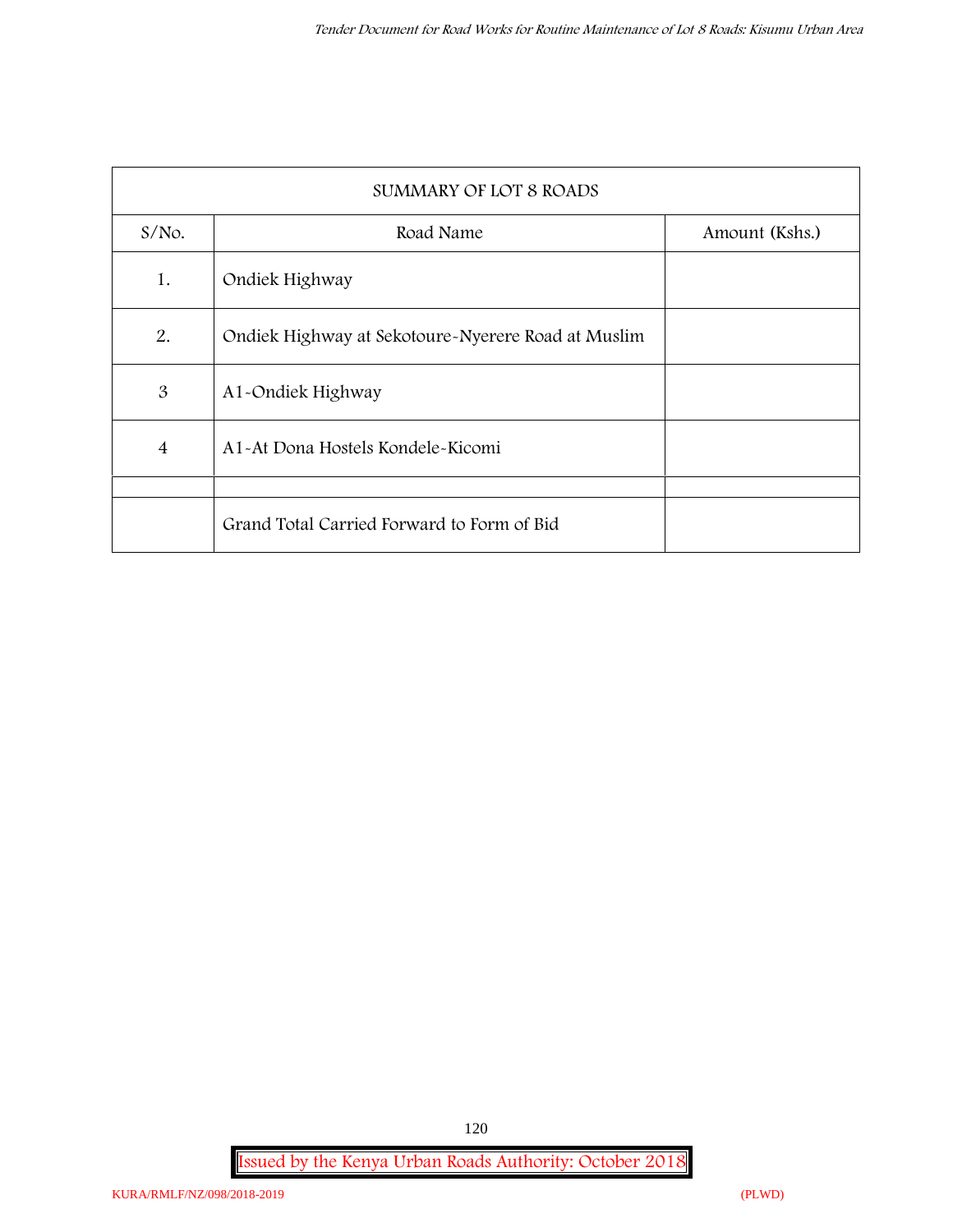| SUMMARY OF LOT 8 ROADS | | |
|---|---|---|
| S/No. | Road Name | Amount (Kshs.) |
| 1. | Ondiek Highway | |
| 2. | Ondiek Highway at Sekotoure-Nyerere Road at Muslim | |
| 3 | A1-Ondiek Highway | |
| 4 | A1-At Dona Hostels Kondele-Kicomi | |
| | | |
| | Grand Total Carried Forward to Form of Bid | |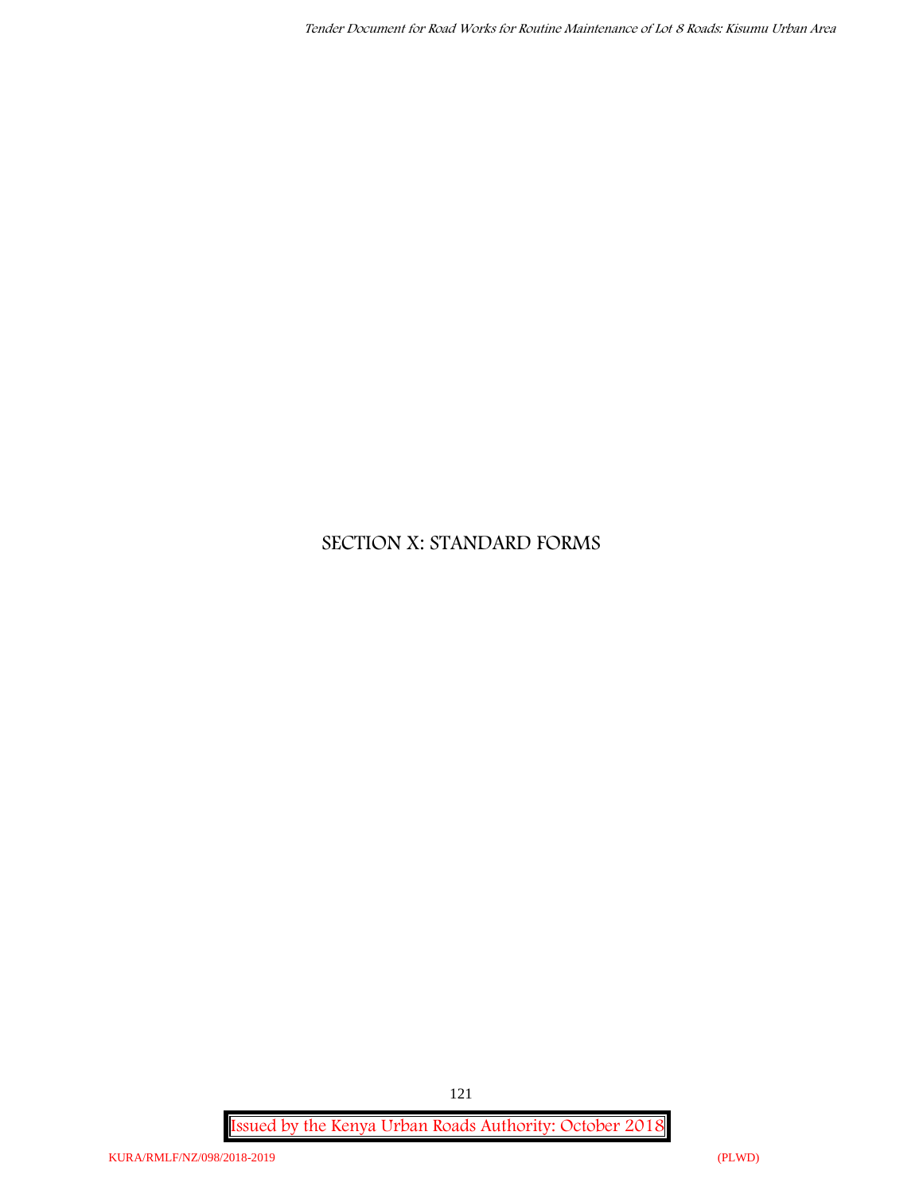# SECTION X: STANDARD FORMS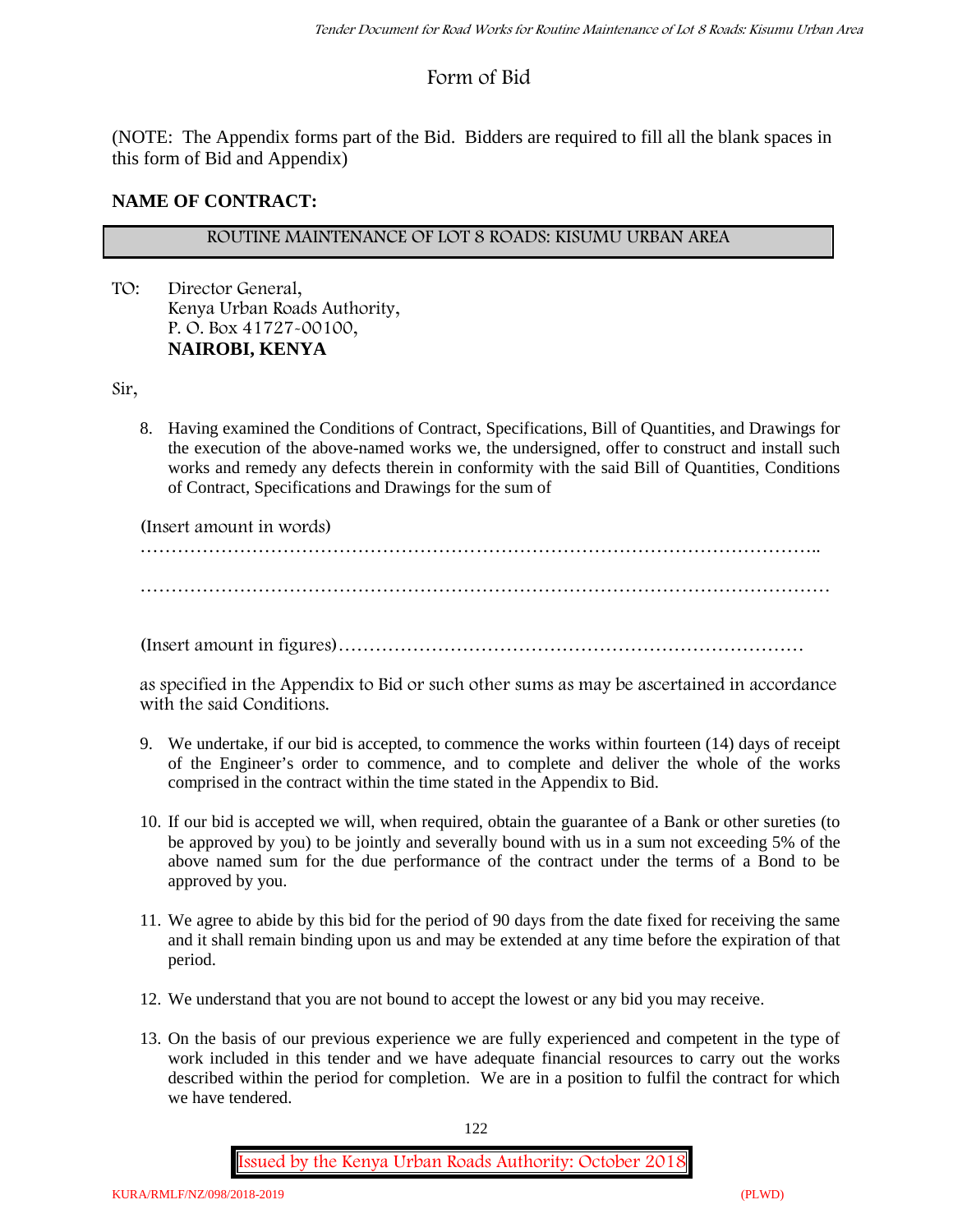# Form of Bid

(NOTE: The Appendix forms part of the Bid. Bidders are required to fill all the blank spaces in this form of Bid and Appendix)

**NAME OF CONTRACT:**

| ROUTINE MAINTENANCE OF LOT 8 ROADS: KISUMU URBAN AREA |
|---|

TO: Director General,
Kenya Urban Roads Authority,
P. O. Box 41727-00100,
**NAIROBI, KENYA**

Sir,

8. Having examined the Conditions of Contract, Specifications, Bill of Quantities, and Drawings for the execution of the above-named works we, the undersigned, offer to construct and install such works and remedy any defects therein in conformity with the said Bill of Quantities, Conditions of Contract, Specifications and Drawings for the sum of

   (Insert amount in words)

   ………………………………………………………………………………………………..

   ………………………………………………………………………………………………

   (Insert amount in figures)…………………………………………………………………

   as specified in the Appendix to Bid or such other sums as may be ascertained in accordance with the said Conditions.

9. We undertake, if our bid is accepted, to commence the works within fourteen (14) days of receipt of the Engineer's order to commence, and to complete and deliver the whole of the works comprised in the contract within the time stated in the Appendix to Bid.

10. If our bid is accepted we will, when required, obtain the guarantee of a Bank or other sureties (to be approved by you) to be jointly and severally bound with us in a sum not exceeding 5% of the above named sum for the due performance of the contract under the terms of a Bond to be approved by you.

11. We agree to abide by this bid for the period of 90 days from the date fixed for receiving the same and it shall remain binding upon us and may be extended at any time before the expiration of that period.

12. We understand that you are not bound to accept the lowest or any bid you may receive.

13. On the basis of our previous experience we are fully experienced and competent in the type of work included in this tender and we have adequate financial resources to carry out the works described within the period for completion. We are in a position to fulfil the contract for which we have tendered.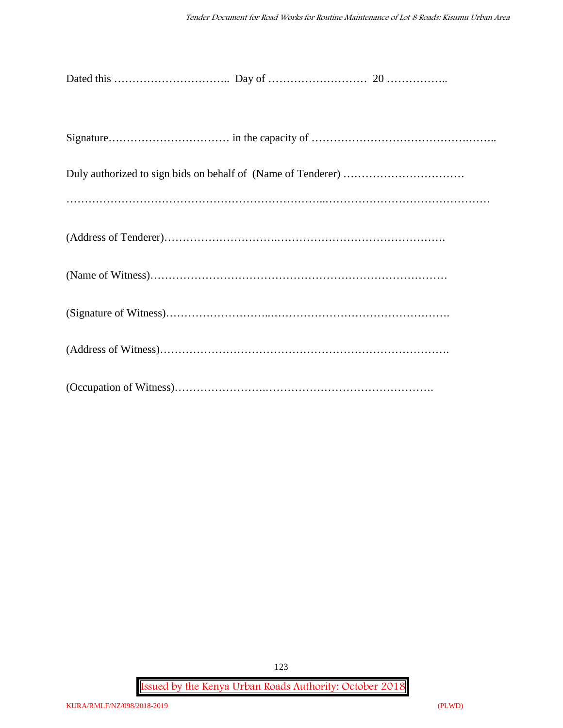Dated this ………………………….. Day of ……………………… 20 ……………..

Signature…………………………… in the capacity of ……………………………………..……..

Duly authorized to sign bids on behalf of (Name of Tenderer) ……………………………

…………………………………………………………...………………………………………

(Address of Tenderer)…………………………..……………………………………….

(Name of Witness)………………………………………………………………………

(Signature of Witness)………………………...………………………………………….

(Address of Witness)…………………………………………………………………….

(Occupation of Witness)……………………..……………………………………….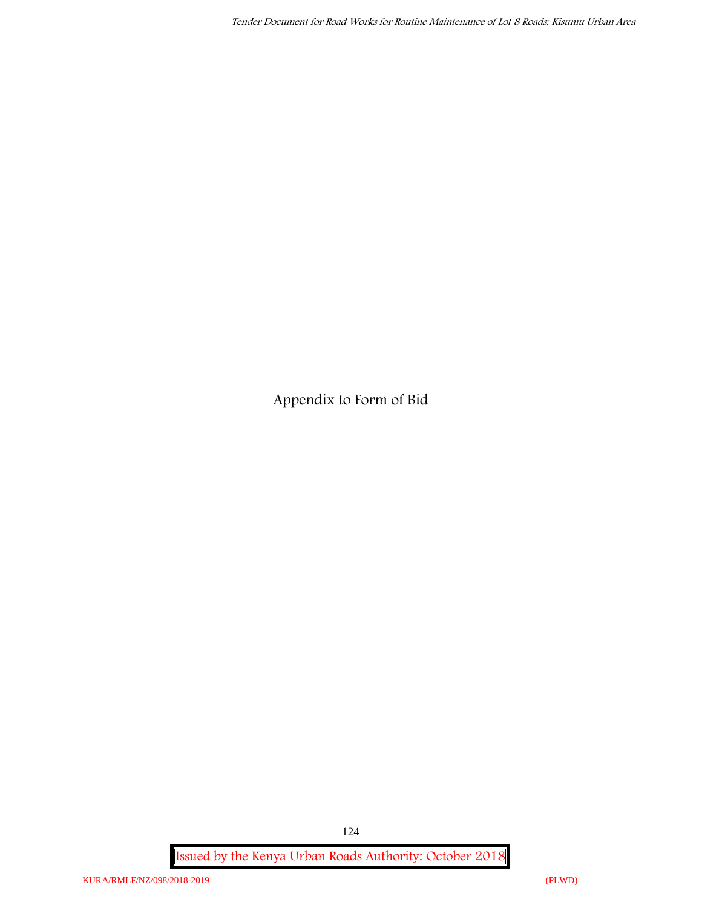# Appendix to Form of Bid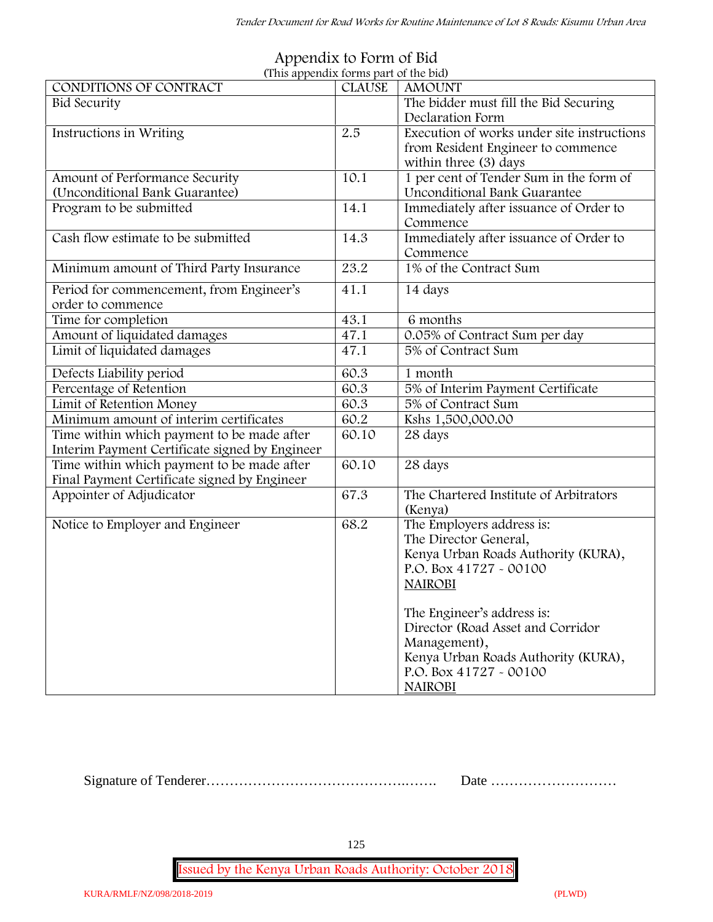# Appendix to Form of Bid

(This appendix forms part of the bid)

| CONDITIONS OF CONTRACT | CLAUSE | AMOUNT |
|---|---|---|
| Bid Security | | The bidder must fill the Bid Securing Declaration Form |
| Instructions in Writing | 2.5 | Execution of works under site instructions from Resident Engineer to commence within three (3) days |
| Amount of Performance Security (Unconditional Bank Guarantee) | 10.1 | 1 per cent of Tender Sum in the form of Unconditional Bank Guarantee |
| Program to be submitted | 14.1 | Immediately after issuance of Order to Commence |
| Cash flow estimate to be submitted | 14.3 | Immediately after issuance of Order to Commence |
| Minimum amount of Third Party Insurance | 23.2 | 1% of the Contract Sum |
| Period for commencement, from Engineer's order to commence | 41.1 | 14 days |
| Time for completion | 43.1 | 6 months |
| Amount of liquidated damages | 47.1 | 0.05% of Contract Sum per day |
| Limit of liquidated damages | 47.1 | 5% of Contract Sum |
| Defects Liability period | 60.3 | 1 month |
| Percentage of Retention | 60.3 | 5% of Interim Payment Certificate |
| Limit of Retention Money | 60.3 | 5% of Contract Sum |
| Minimum amount of interim certificates | 60.2 | Kshs 1,500,000.00 |
| Time within which payment to be made after Interim Payment Certificate signed by Engineer | 60.10 | 28 days |
| Time within which payment to be made after Final Payment Certificate signed by Engineer | 60.10 | 28 days |
| Appointer of Adjudicator | 67.3 | The Chartered Institute of Arbitrators (Kenya) |
| Notice to Employer and Engineer | 68.2 | The Employers address is:<br>The Director General,<br>Kenya Urban Roads Authority (KURA),<br>P.O. Box 41727 - 00100<br>NAIROBI<br><br>The Engineer's address is:<br>Director (Road Asset and Corridor Management),<br>Kenya Urban Roads Authority (KURA),<br>P.O. Box 41727 - 00100<br>NAIROBI |

Signature of Tenderer…………………………………….……. Date ………………………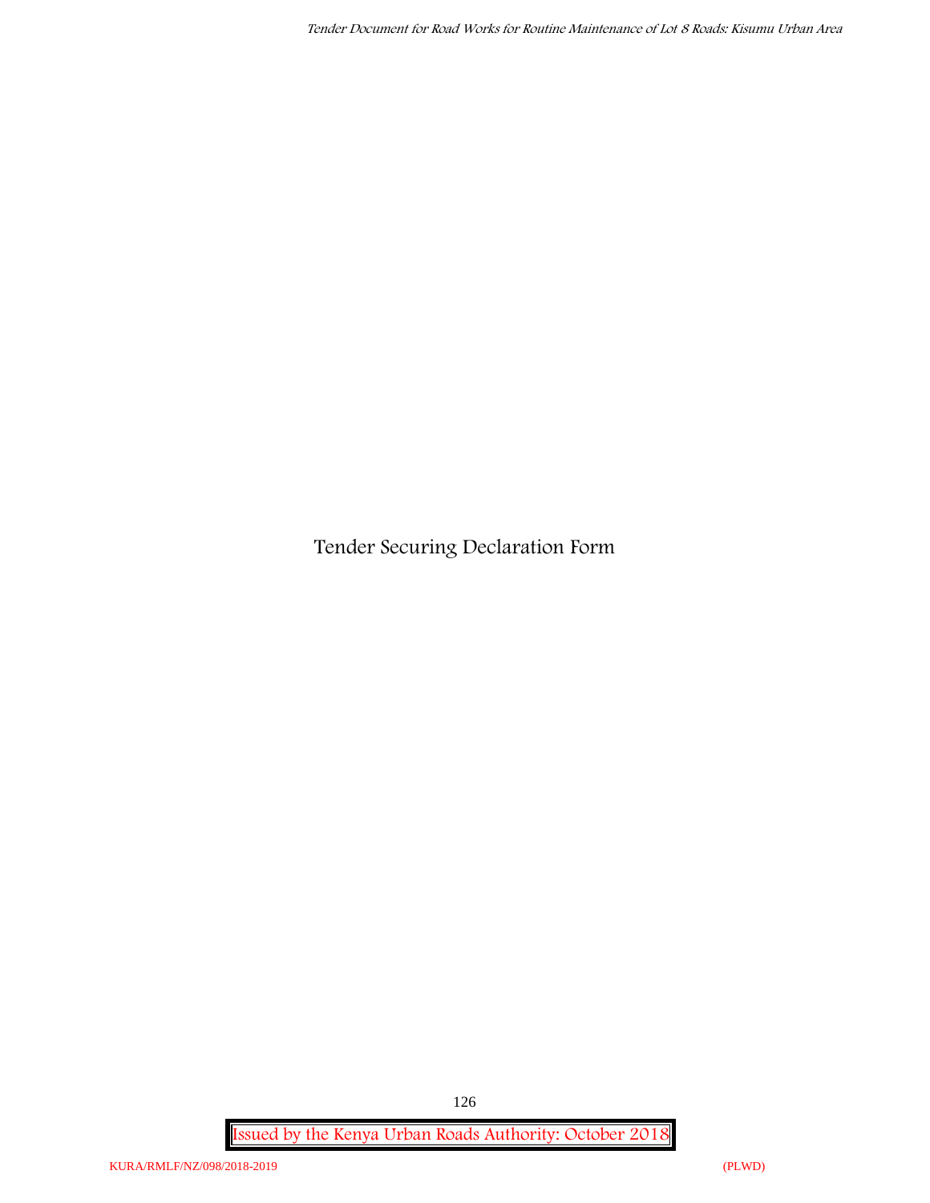# Tender Securing Declaration Form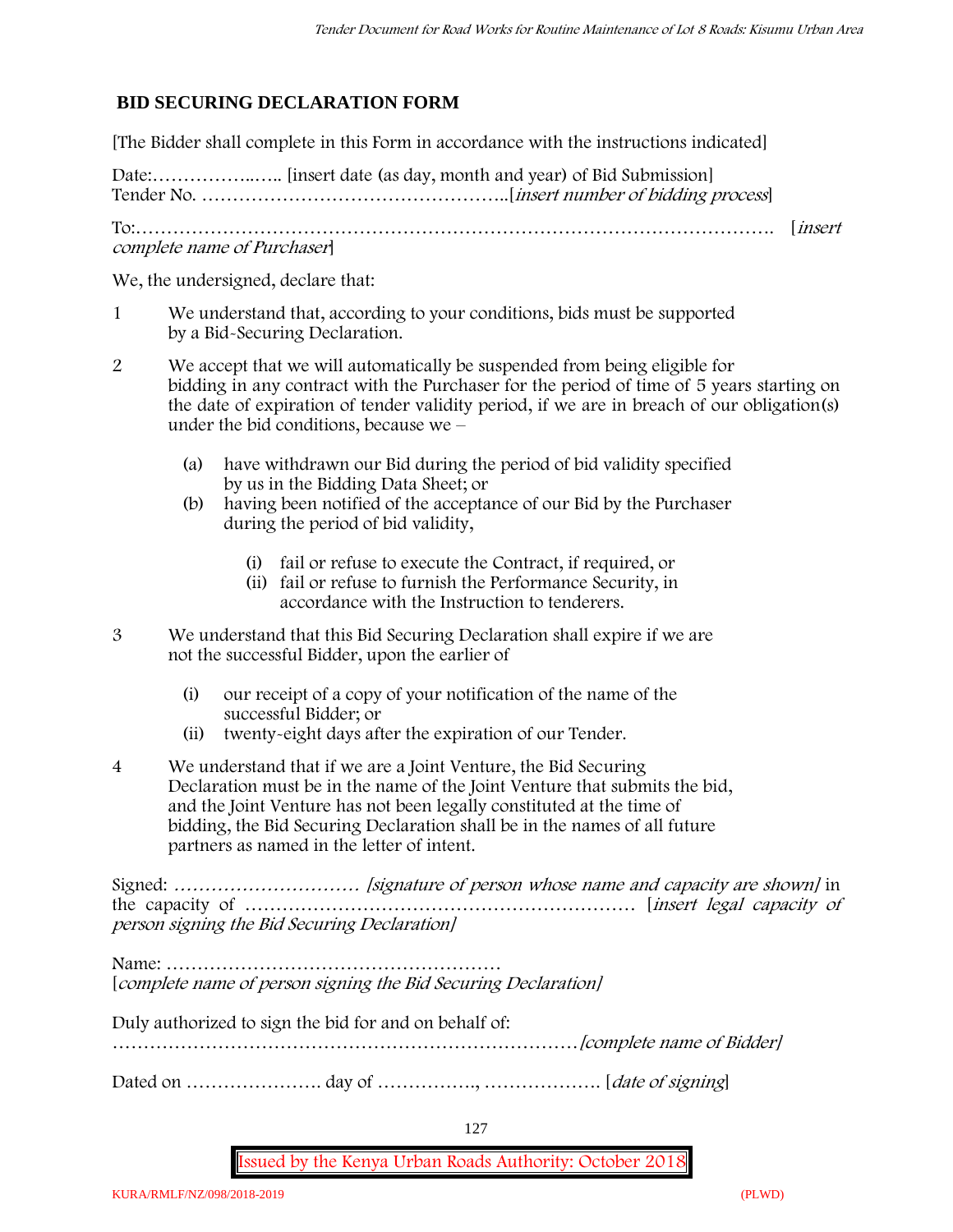## BID SECURING DECLARATION FORM

[The Bidder shall complete in this Form in accordance with the instructions indicated]

Date:……………..….. [insert date (as day, month and year) of Bid Submission]
Tender No. …………………………………………..[*insert number of bidding process*]

To:………………………………………………………………………………………. [*insert complete name of Purchaser*]

We, the undersigned, declare that:

1 We understand that, according to your conditions, bids must be supported by a Bid-Securing Declaration.

2 We accept that we will automatically be suspended from being eligible for bidding in any contract with the Purchaser for the period of time of 5 years starting on the date of expiration of tender validity period, if we are in breach of our obligation(s) under the bid conditions, because we –

   (a) have withdrawn our Bid during the period of bid validity specified by us in the Bidding Data Sheet; or
   (b) having been notified of the acceptance of our Bid by the Purchaser during the period of bid validity,

      (i) fail or refuse to execute the Contract, if required, or
      (ii) fail or refuse to furnish the Performance Security, in accordance with the Instruction to tenderers.

3 We understand that this Bid Securing Declaration shall expire if we are not the successful Bidder, upon the earlier of

   (i) our receipt of a copy of your notification of the name of the successful Bidder; or
   (ii) twenty-eight days after the expiration of our Tender.

4 We understand that if we are a Joint Venture, the Bid Securing Declaration must be in the name of the Joint Venture that submits the bid, and the Joint Venture has not been legally constituted at the time of bidding, the Bid Securing Declaration shall be in the names of all future partners as named in the letter of intent.

Signed: ………………………… *[signature of person whose name and capacity are shown]* in the capacity of ……………………………………………………… [*insert legal capacity of person signing the Bid Securing Declaration]*

Name: ………………………………………………
[*complete name of person signing the Bid Securing Declaration]*

Duly authorized to sign the bid for and on behalf of:
…………………………………………………………………*[complete name of Bidder]*

Dated on …………………. day of ……………., ………………. [*date of signing*]

Issued by the Kenya Urban Roads Authority: October 2018

KURA/RMLF/NZ/098/2018-2019 (PLWD)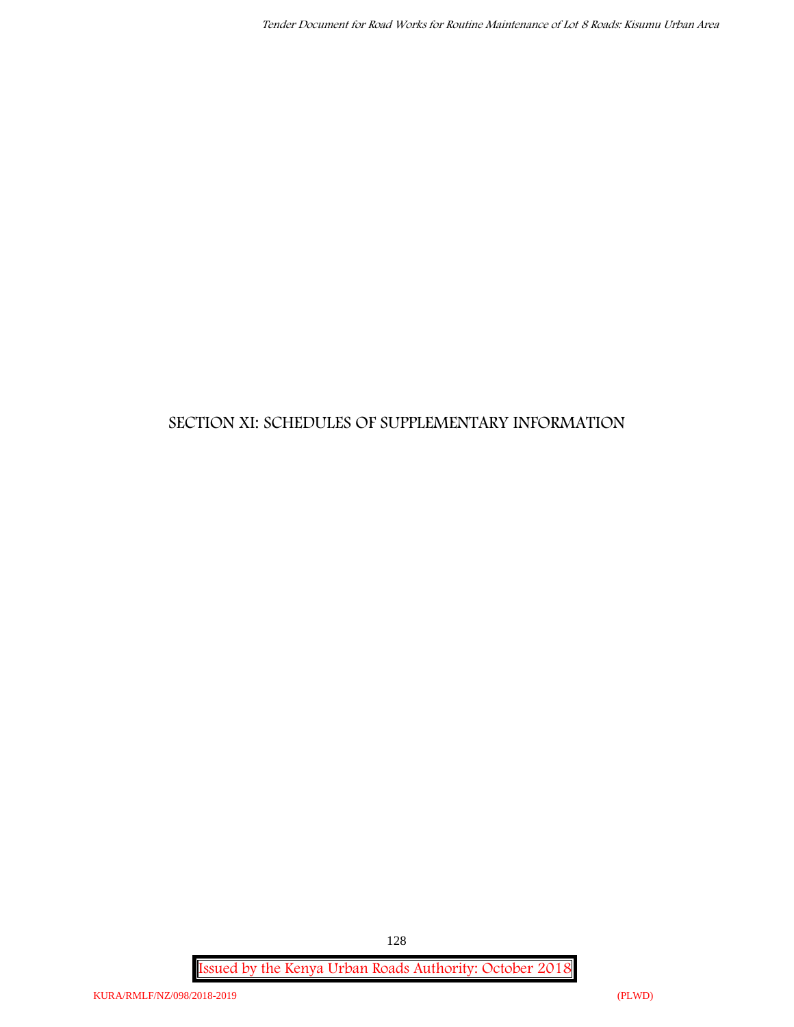# SECTION XI: SCHEDULES OF SUPPLEMENTARY INFORMATION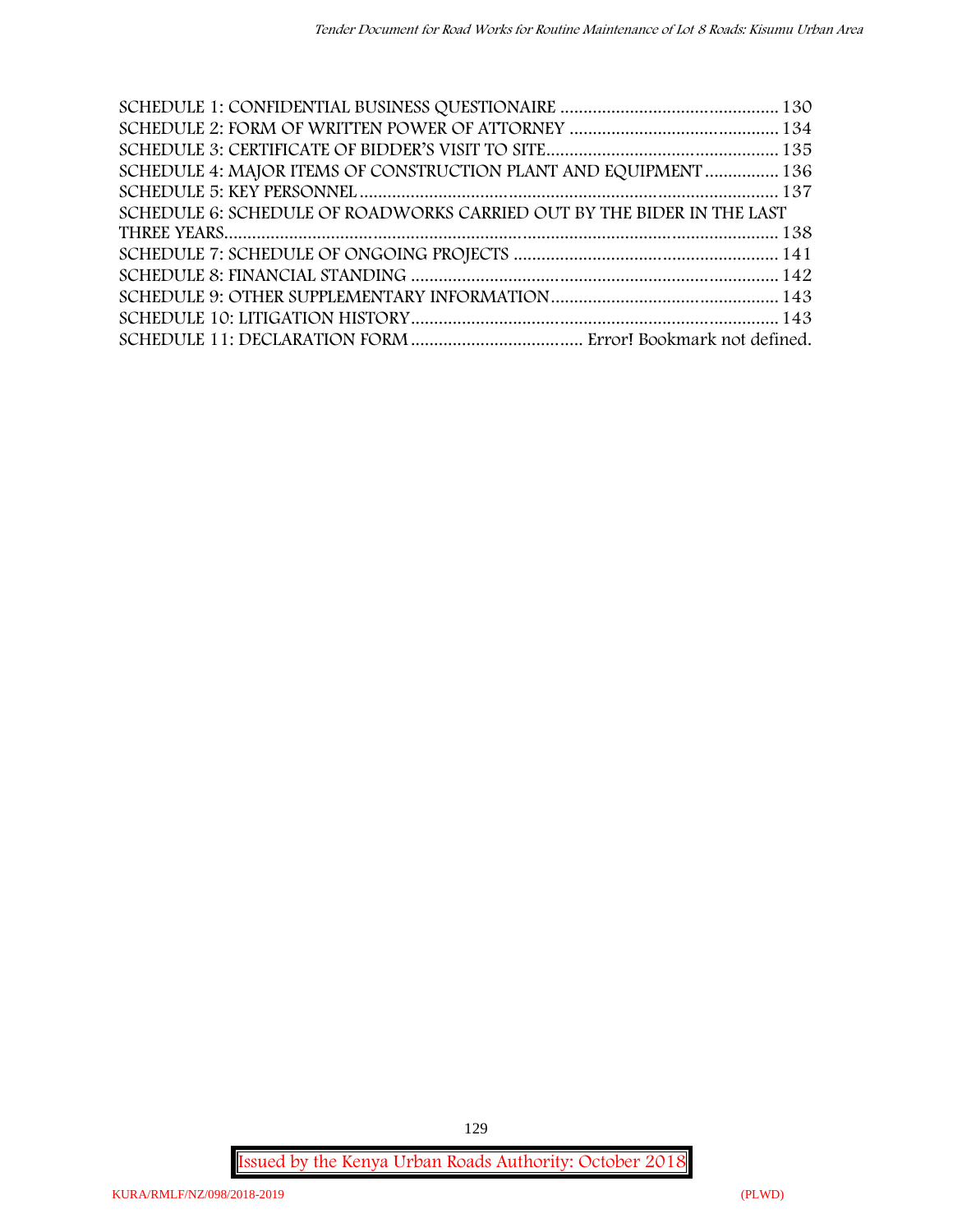SCHEDULE 1: CONFIDENTIAL BUSINESS QUESTIONAIRE ............................................... 130
SCHEDULE 2: FORM OF WRITTEN POWER OF ATTORNEY ............................................. 134
SCHEDULE 3: CERTIFICATE OF BIDDER'S VISIT TO SITE................................................. 135
SCHEDULE 4: MAJOR ITEMS OF CONSTRUCTION PLANT AND EQUIPMENT ................ 136
SCHEDULE 5: KEY PERSONNEL ......................................................................................... 137
SCHEDULE 6: SCHEDULE OF ROADWORKS CARRIED OUT BY THE BIDER IN THE LAST THREE YEARS.......................................................................................................... 138
SCHEDULE 7: SCHEDULE OF ONGOING PROJECTS ......................................................... 141
SCHEDULE 8: FINANCIAL STANDING ............................................................................... 142
SCHEDULE 9: OTHER SUPPLEMENTARY INFORMATION................................................ 143
SCHEDULE 10: LITIGATION HISTORY.............................................................................. 143
SCHEDULE 11: DECLARATION FORM ..................................... Error! Bookmark not defined.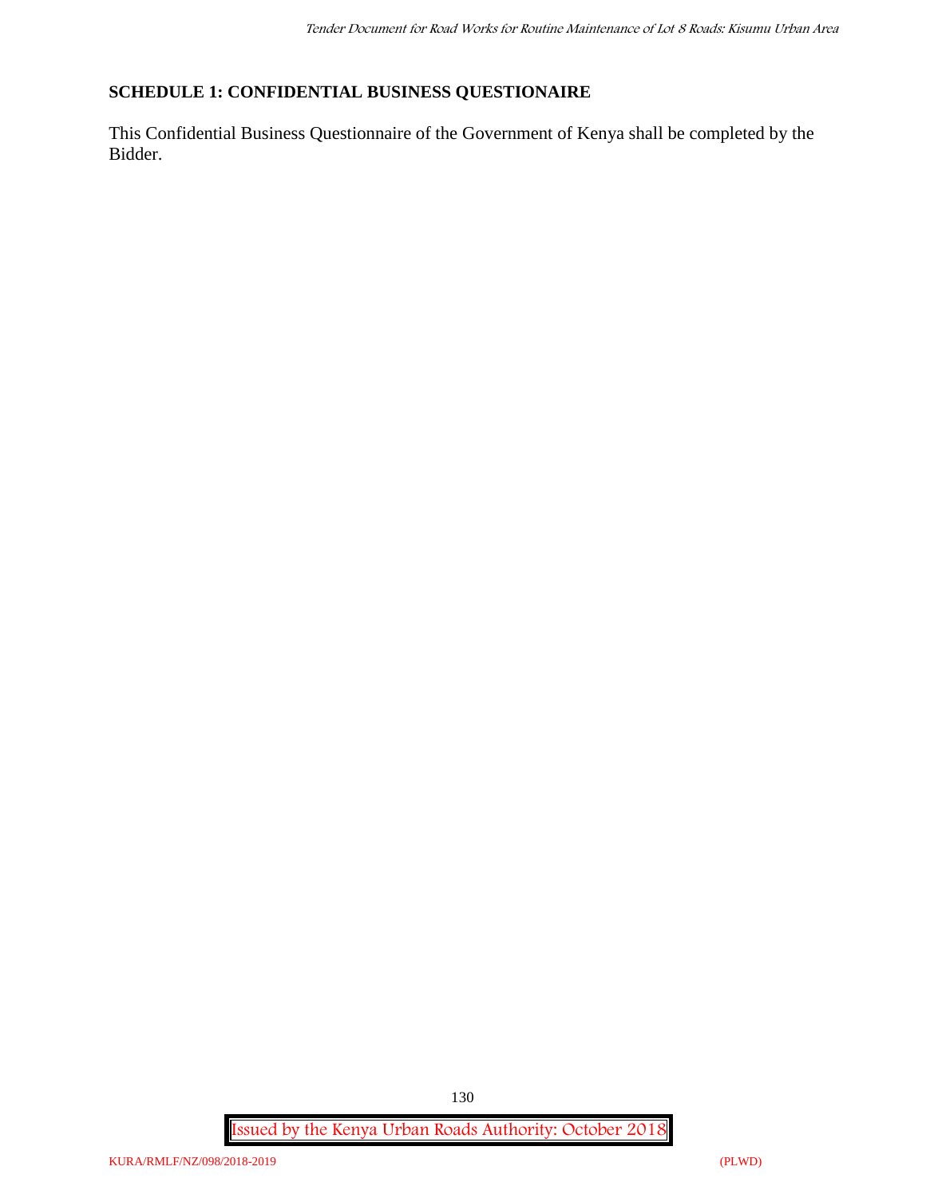## SCHEDULE 1: CONFIDENTIAL BUSINESS QUESTIONAIRE

This Confidential Business Questionnaire of the Government of Kenya shall be completed by the Bidder.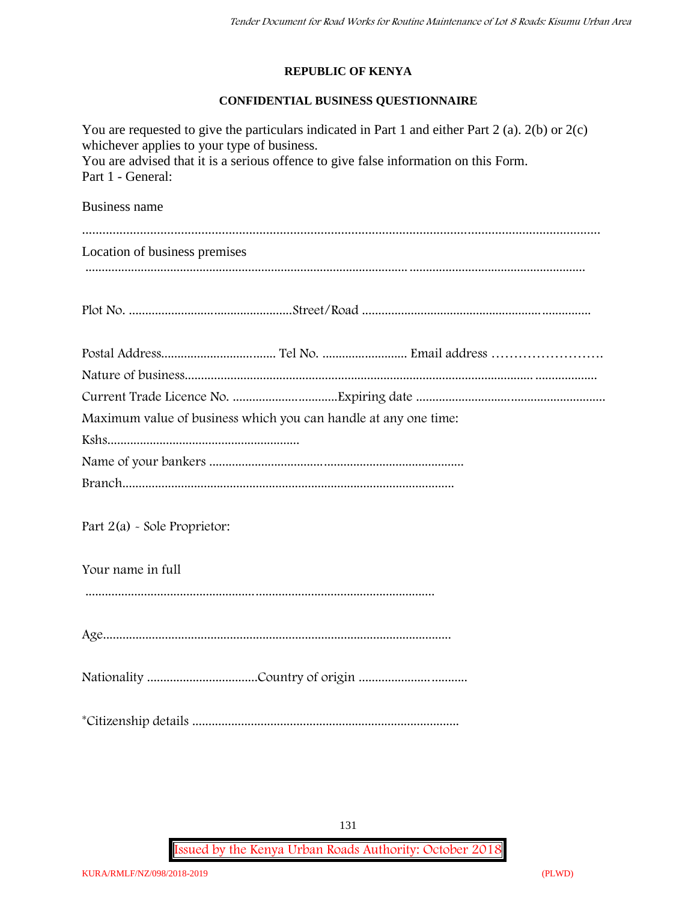**REPUBLIC OF KENYA**

**CONFIDENTIAL BUSINESS QUESTIONNAIRE**

You are requested to give the particulars indicated in Part 1 and either Part 2 (a). 2(b) or 2(c) whichever applies to your type of business.
You are advised that it is a serious offence to give false information on this Form.
Part 1 - General:

Business name

..........................................................................................................................................................

Location of business premises

..........................................................................................................................................................

Plot No. ..................................................Street/Road ......................................................................

Postal Address................................... Tel No. .......................... Email address …………………….
Nature of business.............................................................................................................................
Current Trade Licence No. ................................Expiring date .........................................................
Maximum value of business which you can handle at any one time:
Kshs...........................................................
Name of your bankers .............................................................................
Branch.....................................................................................................

Part 2(a) - Sole Proprietor:

Your name in full

..........................................................................................................

Age..........................................................................................................

Nationality ..................................Country of origin ..................................

*Citizenship details .................................................................................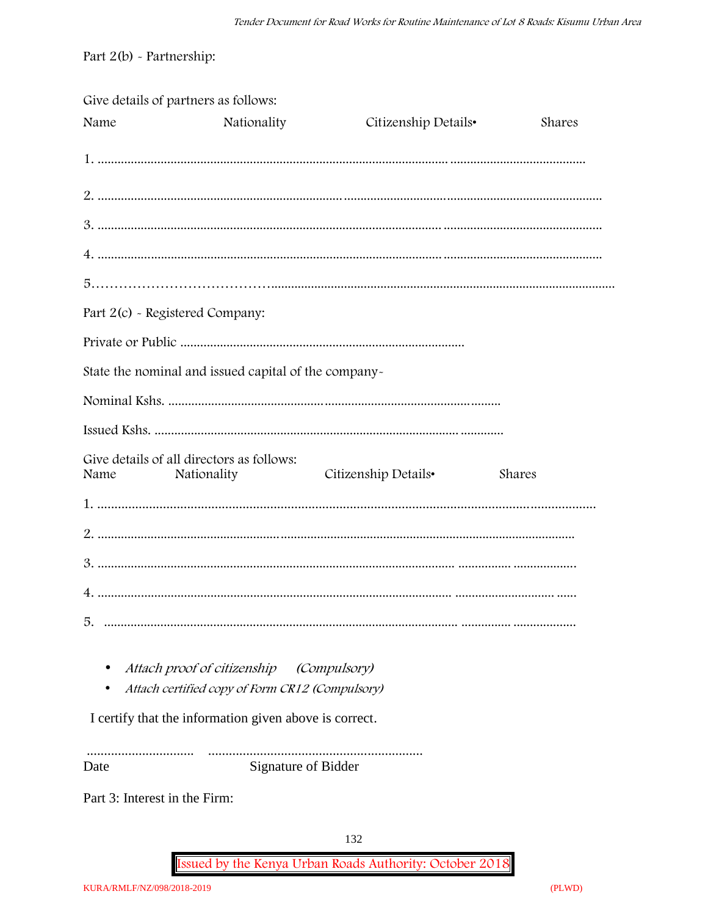Part 2(b) - Partnership:

Give details of partners as follows:

Name Nationality Citizenship Details• Shares

1. ……………………………………………………………………………………… …………………………………

2. ……………………………………………………………………………………………………………………………

3. ……………………………………………………………………………………… …………………………………

4. ……………………………………………………………………………………… …………………………………

5.……………………………………………………………………………………………………………………………

Part 2(c) - Registered Company:

Private or Public ………………………………………………………………………

State the nominal and issued capital of the company-

Nominal Kshs. ……………………………………………………………………………………

Issued Kshs. …………………………………………………………………………… …………

Give details of all directors as follows:

Name Nationality Citizenship Details• Shares

1. ……………………………………………………………………………………………………………………

2. ………………………………………………………………………………………………………………

3. ……………………………………………………………………………………… …………… ………………

4. …………………………………………………………………………………… ……………………… ……

5. …………………………………………………………………………………… …………… ………………

- *Attach proof of citizenship (Compulsory)*
- *Attach certified copy of Form CR12 (Compulsory)*

I certify that the information given above is correct.

………………………… ………………………………………………………

Date Signature of Bidder

Part 3: Interest in the Firm: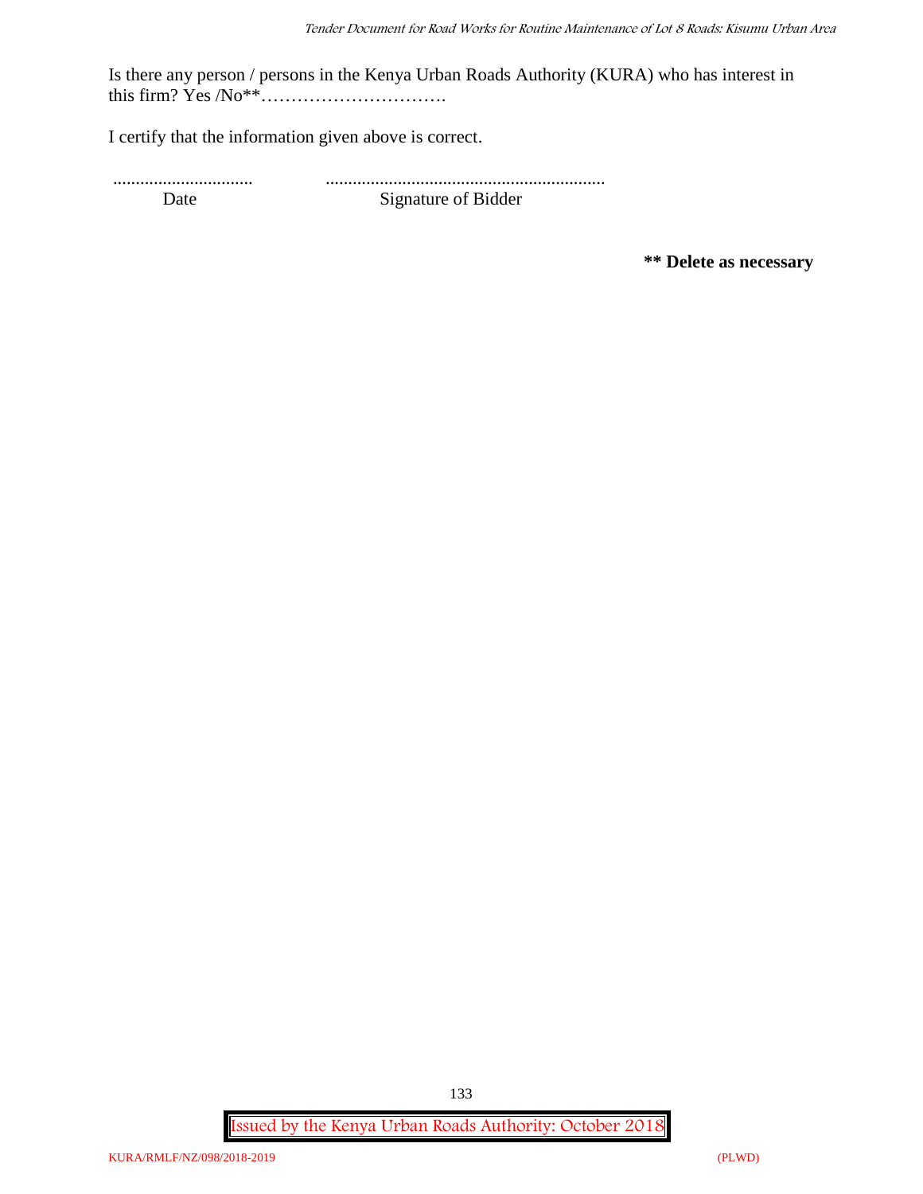Is there any person / persons in the Kenya Urban Roads Authority (KURA) who has interest in this firm? Yes /No**………………………….

I certify that the information given above is correct.

............................... ..............................................................

Date Signature of Bidder

**** Delete as necessary**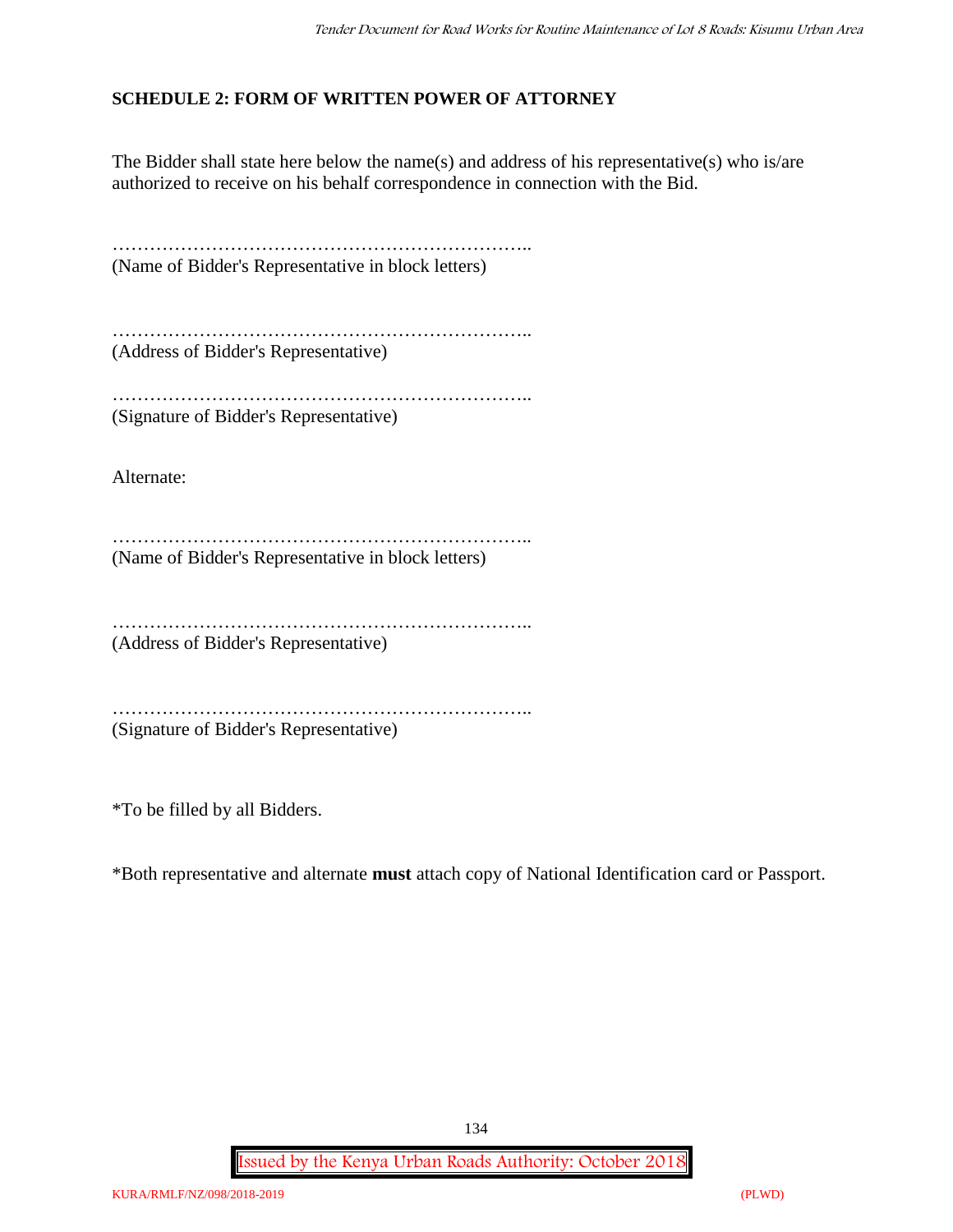## SCHEDULE 2: FORM OF WRITTEN POWER OF ATTORNEY

The Bidder shall state here below the name(s) and address of his representative(s) who is/are authorized to receive on his behalf correspondence in connection with the Bid.

…………………………………………………………..
(Name of Bidder's Representative in block letters)

…………………………………………………………..
(Address of Bidder's Representative)

…………………………………………………………..
(Signature of Bidder's Representative)

Alternate:

…………………………………………………………..
(Name of Bidder's Representative in block letters)

…………………………………………………………..
(Address of Bidder's Representative)

…………………………………………………………..
(Signature of Bidder's Representative)

*To be filled by all Bidders.

*Both representative and alternate **must** attach copy of National Identification card or Passport.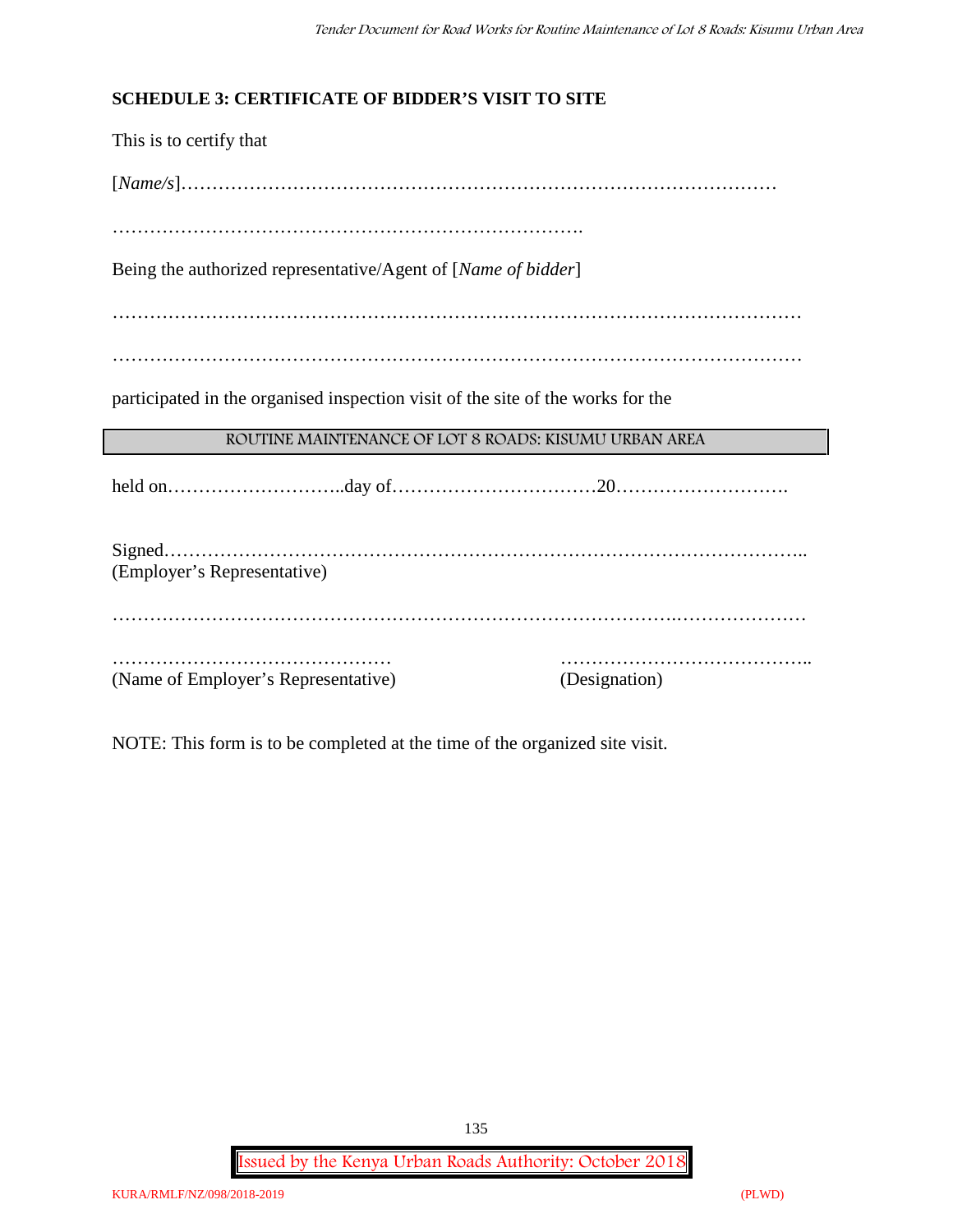## SCHEDULE 3: CERTIFICATE OF BIDDER'S VISIT TO SITE

This is to certify that

[*Name/s*]…………………………………………………………………………………

………………………………………………………………….

Being the authorized representative/Agent of [*Name of bidder*]

………………………………………………………………………………………………

………………………………………………………………………………………………

participated in the organised inspection visit of the site of the works for the

| ROUTINE MAINTENANCE OF LOT 8 ROADS: KISUMU URBAN AREA |
|---|

held on………………………..day of……………………………20……………………….

Signed……………………………………………………………………………………..
(Employer's Representative)

……………………………………………………………………………..…………………

……………………………………… (Name of Employer's Representative)

………………………………….. (Designation)

NOTE: This form is to be completed at the time of the organized site visit.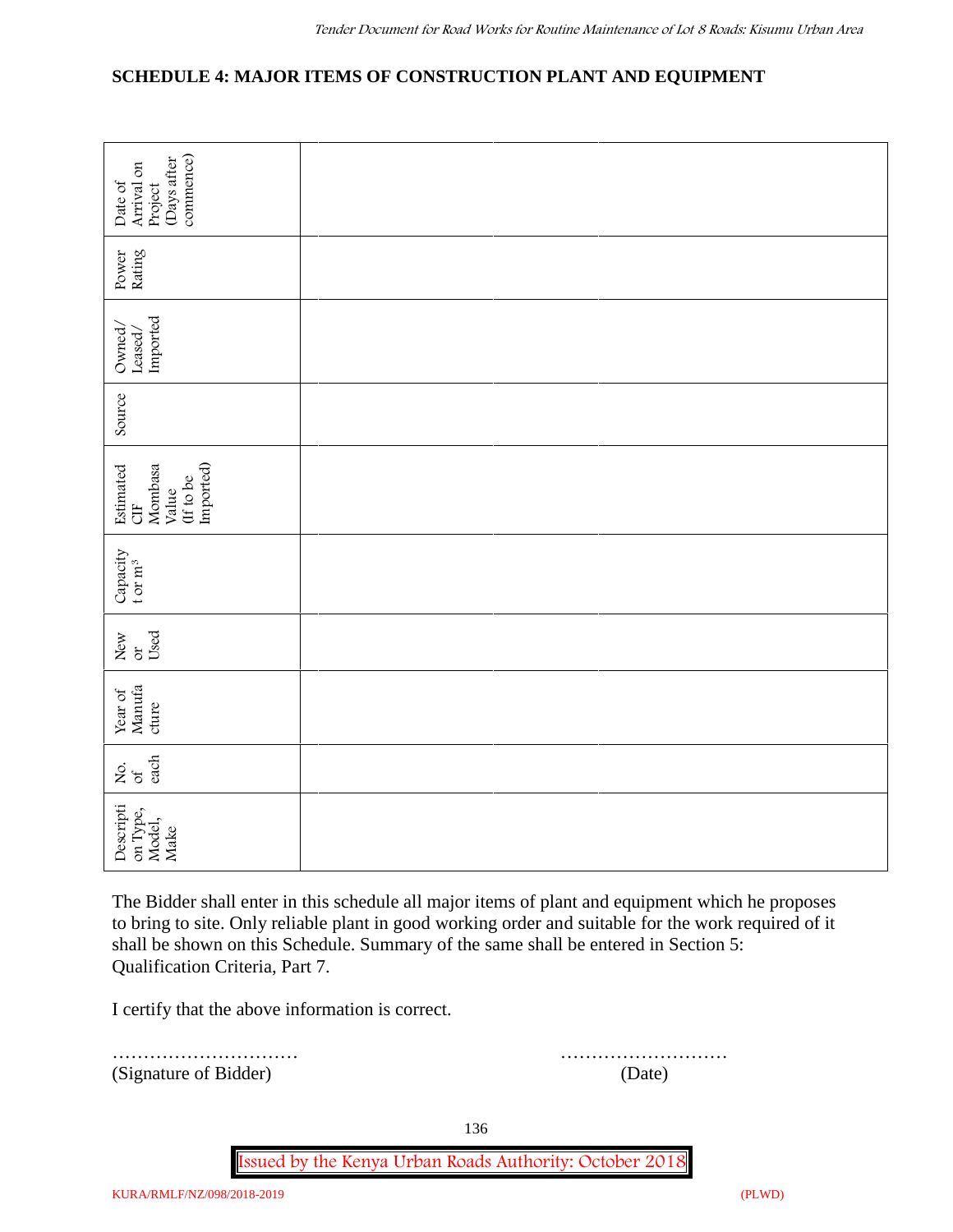## SCHEDULE 4: MAJOR ITEMS OF CONSTRUCTION PLANT AND EQUIPMENT

| Description Type, Model, Make | No. of each | Year of Manufacture | New or Used | Capacity t or $m^3$ | Estimated CIF Mombasa Value (If to be Imported) | Source | Owned/ Leased/ Imported | Power Rating | Date of Arrival on Project (Days after commence) |
|---|---|---|---|---|---|---|---|---|---|
| | | | | | | | | | |
| | | | | | | | | | |
| | | | | | | | | | |

The Bidder shall enter in this schedule all major items of plant and equipment which he proposes to bring to site. Only reliable plant in good working order and suitable for the work required of it shall be shown on this Schedule. Summary of the same shall be entered in Section 5: Qualification Criteria, Part 7.

I certify that the above information is correct.

…………………………
(Signature of Bidder)

………………………
(Date)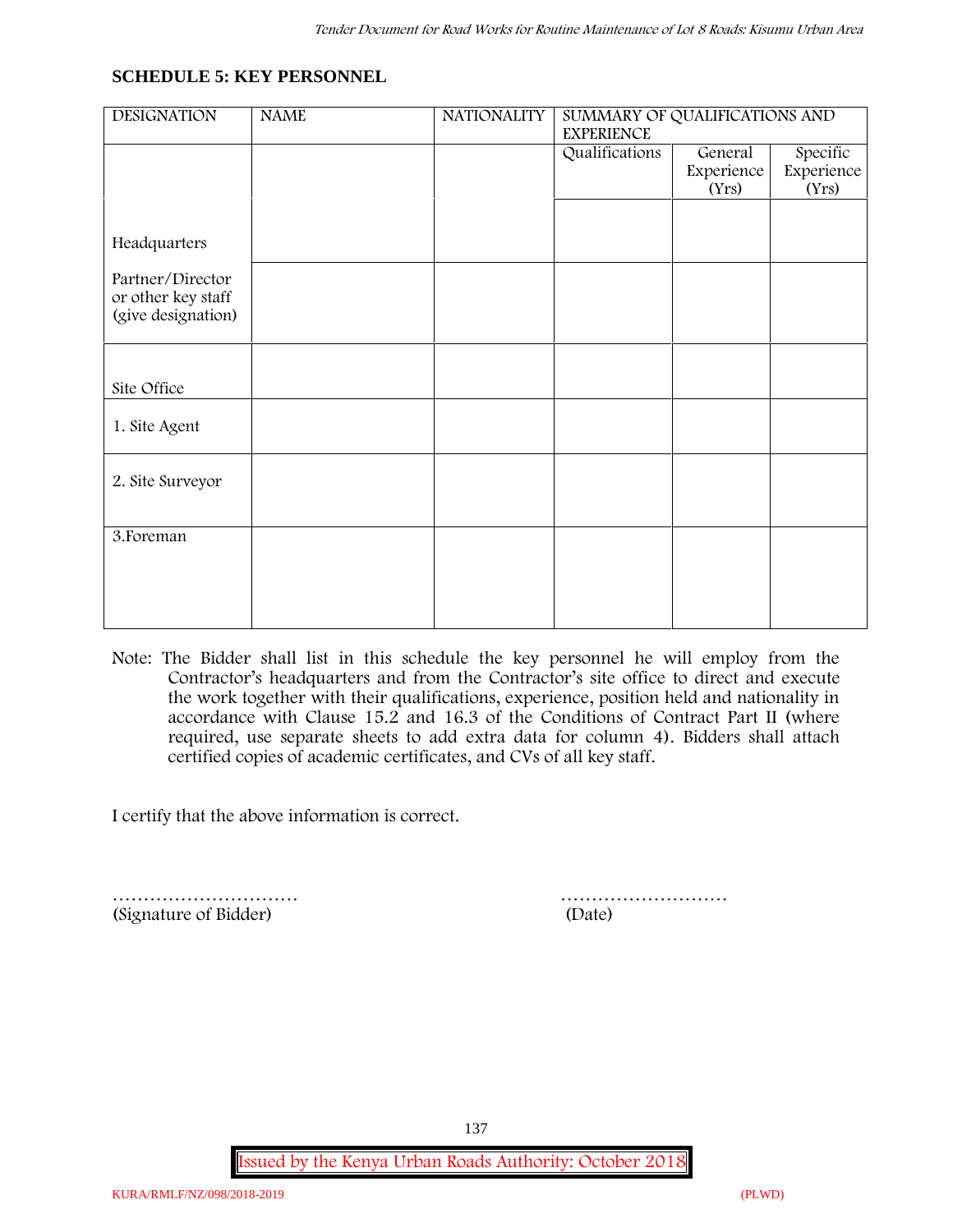## SCHEDULE 5: KEY PERSONNEL

| DESIGNATION | NAME | NATIONALITY | SUMMARY OF QUALIFICATIONS AND EXPERIENCE | | |
|---|---|---|---|---|---|
| | | | Qualifications | General Experience (Yrs) | Specific Experience (Yrs) |
| Headquarters | | | | | |
| Partner/Director or other key staff (give designation) | | | | | |
| Site Office | | | | | |
| 1. Site Agent | | | | | |
| 2. Site Surveyor | | | | | |
| 3.Foreman | | | | | |

Note: The Bidder shall list in this schedule the key personnel he will employ from the Contractor's headquarters and from the Contractor's site office to direct and execute the work together with their qualifications, experience, position held and nationality in accordance with Clause 15.2 and 16.3 of the Conditions of Contract Part II (where required, use separate sheets to add extra data for column 4). Bidders shall attach certified copies of academic certificates, and CVs of all key staff.

I certify that the above information is correct.

………………………… ………………………
(Signature of Bidder) (Date)

Issued by the Kenya Urban Roads Authority: October 2018

KURA/RMLF/NZ/098/2018-2019 (PLWD)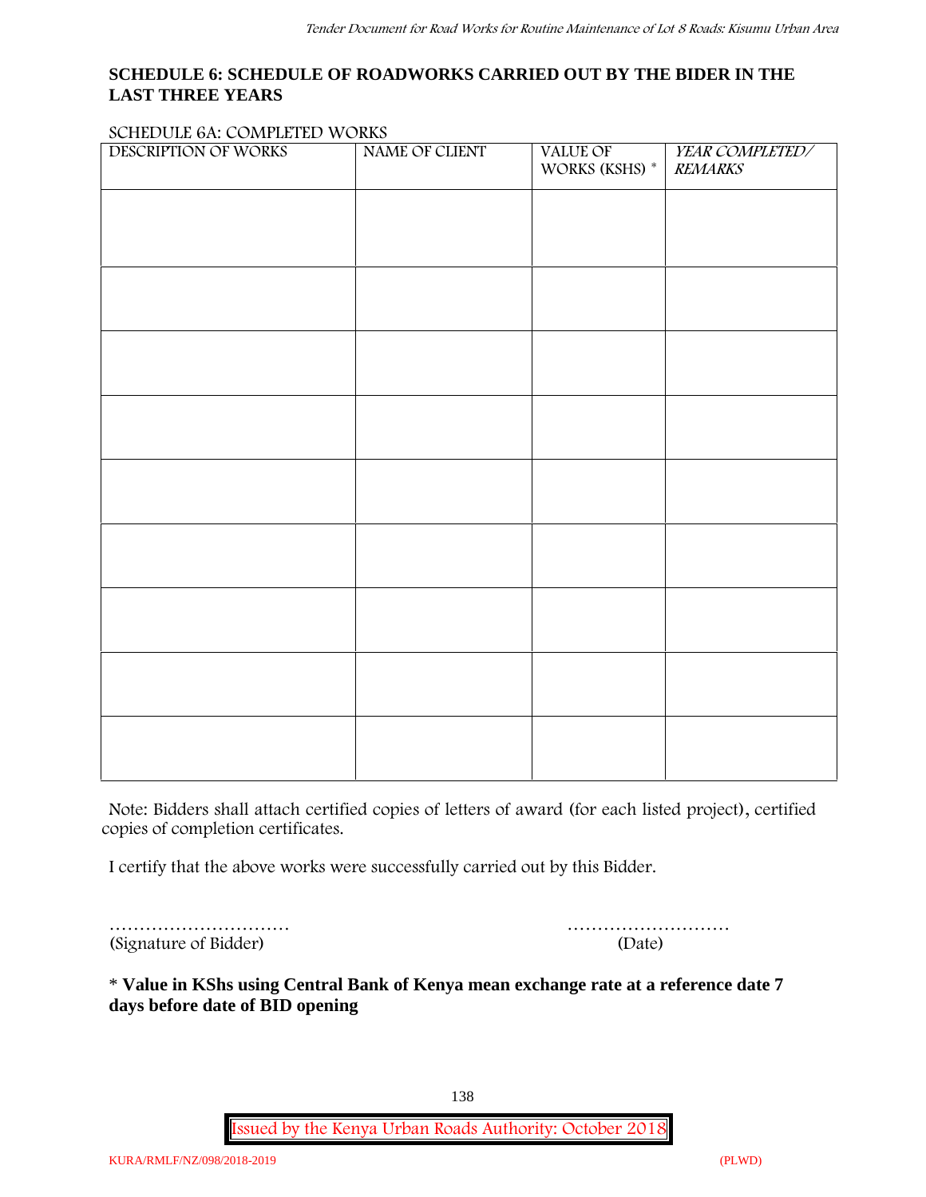## SCHEDULE 6: SCHEDULE OF ROADWORKS CARRIED OUT BY THE BIDER IN THE LAST THREE YEARS

SCHEDULE 6A: COMPLETED WORKS

| DESCRIPTION OF WORKS | NAME OF CLIENT | VALUE OF WORKS (KSHS) * | *YEAR COMPLETED/ REMARKS* |
|---|---|---|---|
| | | | |
| | | | |
| | | | |
| | | | |
| | | | |
| | | | |
| | | | |
| | | | |
| | | | |

Note: Bidders shall attach certified copies of letters of award (for each listed project), certified copies of completion certificates.

I certify that the above works were successfully carried out by this Bidder.

………………………… ………………………
(Signature of Bidder) (Date)

**\* Value in KShs using Central Bank of Kenya mean exchange rate at a reference date 7 days before date of BID opening**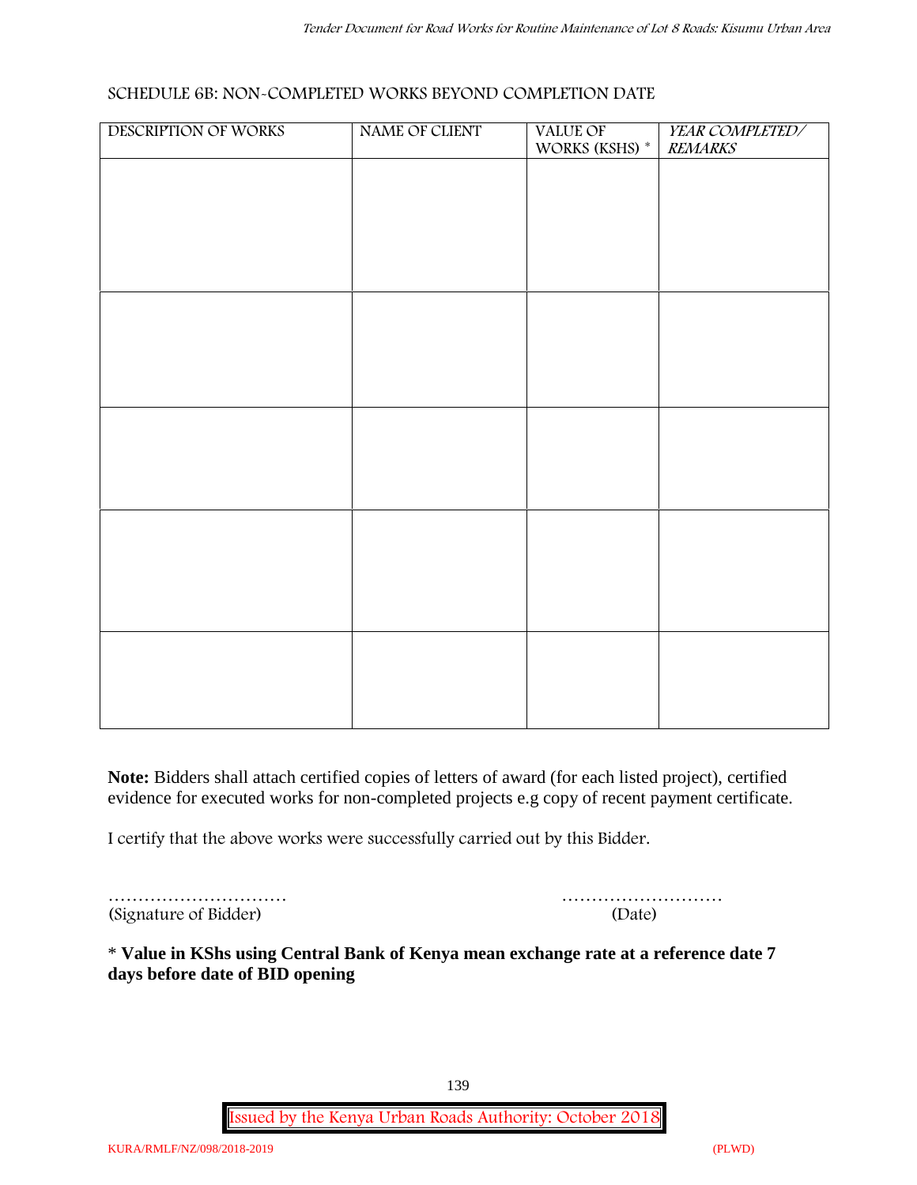## SCHEDULE 6B: NON-COMPLETED WORKS BEYOND COMPLETION DATE

| DESCRIPTION OF WORKS | NAME OF CLIENT | VALUE OF WORKS (KSHS) * | *YEAR COMPLETED/ REMARKS* |
|---|---|---|---|
| | | | |
| | | | |
| | | | |
| | | | |
| | | | |

**Note:** Bidders shall attach certified copies of letters of award (for each listed project), certified evidence for executed works for non-completed projects e.g copy of recent payment certificate.

I certify that the above works were successfully carried out by this Bidder.

…………………………
(Signature of Bidder)

………………………
(Date)

**\* Value in KShs using Central Bank of Kenya mean exchange rate at a reference date 7 days before date of BID opening**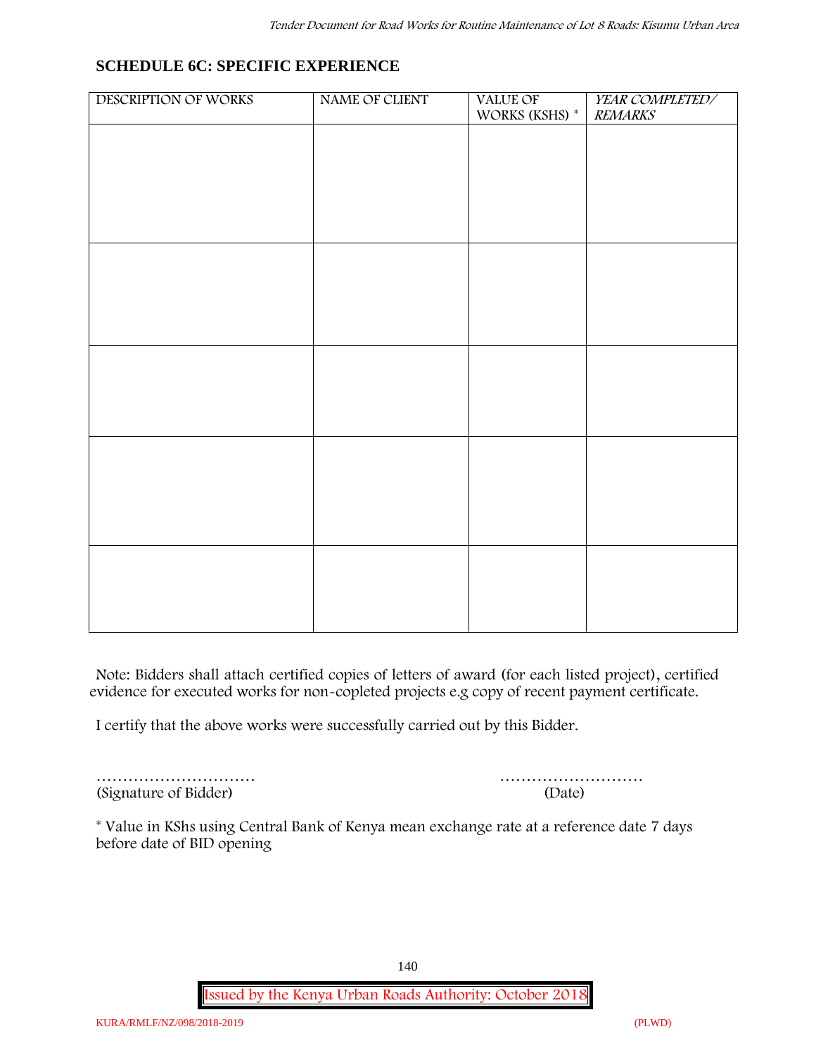## SCHEDULE 6C: SPECIFIC EXPERIENCE

| DESCRIPTION OF WORKS | NAME OF CLIENT | VALUE OF WORKS (KSHS) * | *YEAR COMPLETED/ REMARKS* |
|---|---|---|---|
| | | | |
| | | | |
| | | | |
| | | | |
| | | | |

Note: Bidders shall attach certified copies of letters of award (for each listed project), certified evidence for executed works for non-copleted projects e.g copy of recent payment certificate.

I certify that the above works were successfully carried out by this Bidder.

………………………… ………………………
(Signature of Bidder) (Date)

* Value in KShs using Central Bank of Kenya mean exchange rate at a reference date 7 days before date of BID opening

Issued by the Kenya Urban Roads Authority: October 2018

KURA/RMLF/NZ/098/2018-2019 (PLWD)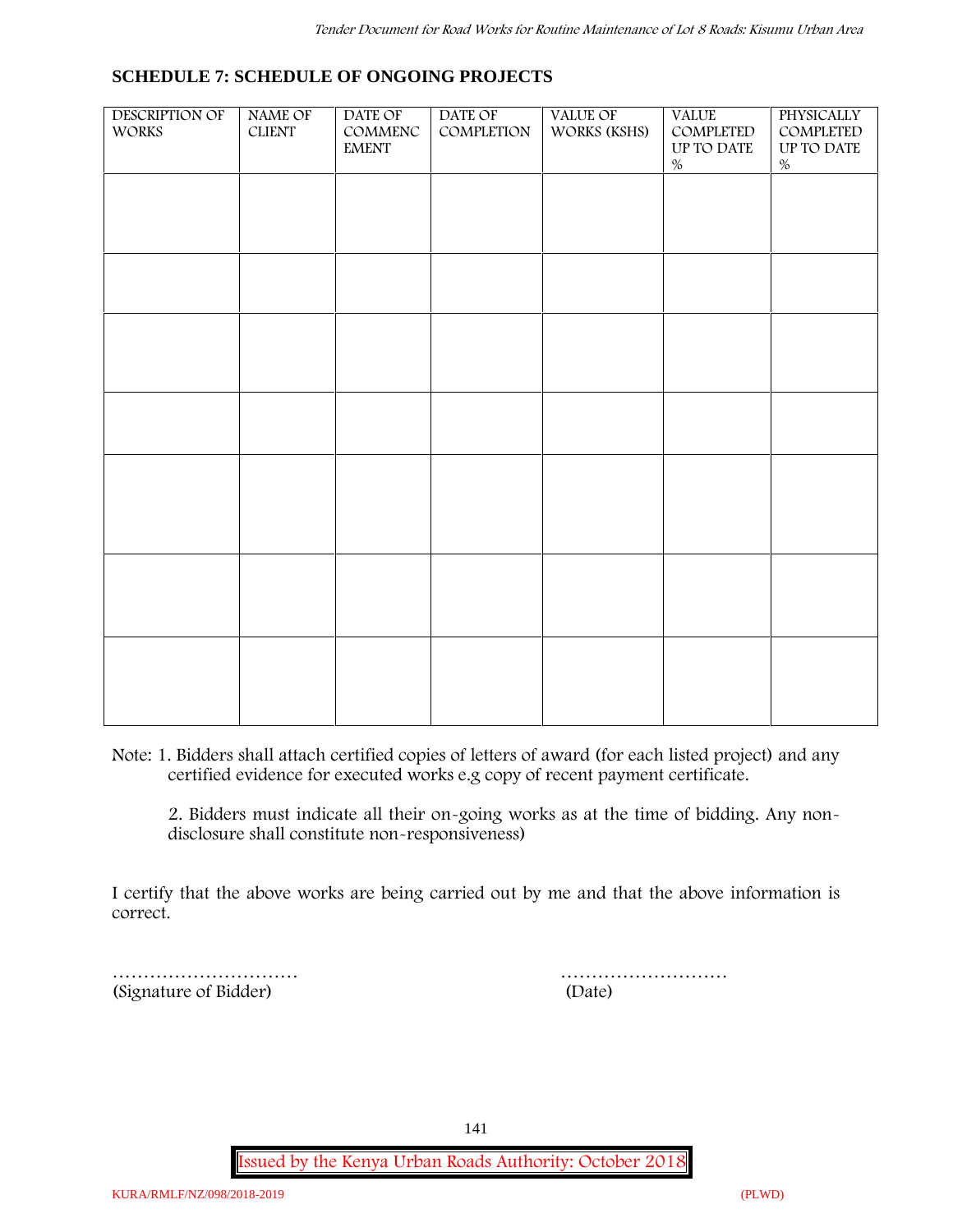## SCHEDULE 7: SCHEDULE OF ONGOING PROJECTS

| DESCRIPTION OF WORKS | NAME OF CLIENT | DATE OF COMMENCEMENT | DATE OF COMPLETION | VALUE OF WORKS (KSHS) | VALUE COMPLETED UP TO DATE % | PHYSICALLY COMPLETED UP TO DATE % |
|---|---|---|---|---|---|---|
| | | | | | | |
| | | | | | | |
| | | | | | | |
| | | | | | | |
| | | | | | | |
| | | | | | | |
| | | | | | | |

Note: 1. Bidders shall attach certified copies of letters of award (for each listed project) and any certified evidence for executed works e.g copy of recent payment certificate.

2. Bidders must indicate all their on-going works as at the time of bidding. Any non-disclosure shall constitute non-responsiveness)

I certify that the above works are being carried out by me and that the above information is correct.

…………………………                                        ………………………
(Signature of Bidder)                                        (Date)

Issued by the Kenya Urban Roads Authority: October 2018

KURA/RMLF/NZ/098/2018-2019                                        (PLWD)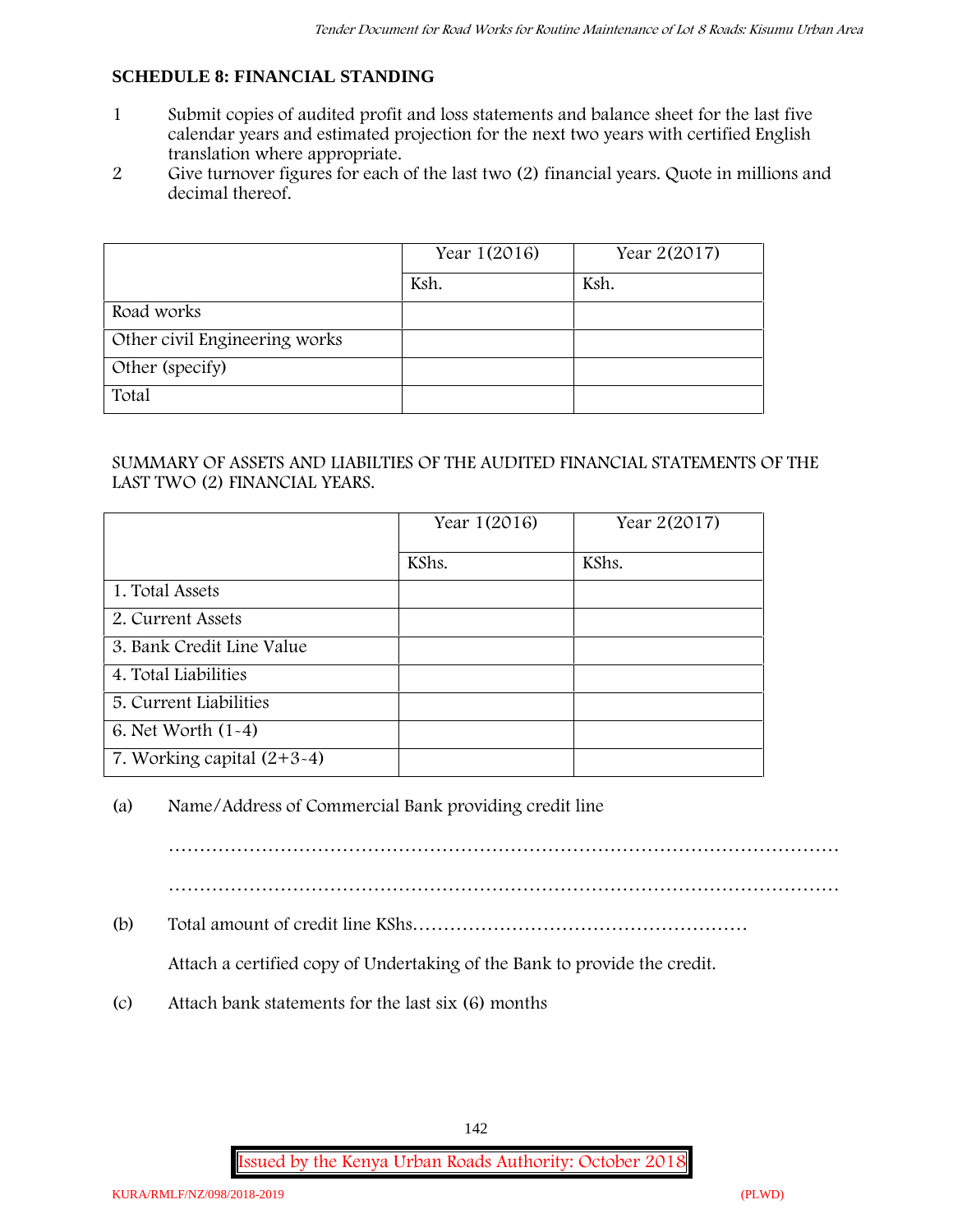## SCHEDULE 8: FINANCIAL STANDING

1. Submit copies of audited profit and loss statements and balance sheet for the last five calendar years and estimated projection for the next two years with certified English translation where appropriate.
2. Give turnover figures for each of the last two (2) financial years. Quote in millions and decimal thereof.

| | Year 1(2016) | Year 2(2017) |
|---|---|---|
| | Ksh. | Ksh. |
| Road works | | |
| Other civil Engineering works | | |
| Other (specify) | | |
| Total | | |

SUMMARY OF ASSETS AND LIABILTIES OF THE AUDITED FINANCIAL STATEMENTS OF THE LAST TWO (2) FINANCIAL YEARS.

| | Year 1(2016) | Year 2(2017) |
|---|---|---|
| | KShs. | KShs. |
| 1. Total Assets | | |
| 2. Current Assets | | |
| 3. Bank Credit Line Value | | |
| 4. Total Liabilities | | |
| 5. Current Liabilities | | |
| 6. Net Worth (1-4) | | |
| 7. Working capital (2+3-4) | | |

(a) Name/Address of Commercial Bank providing credit line

………………………………………………………………………………………………

………………………………………………………………………………………………

(b) Total amount of credit line KShs………………………………………………

Attach a certified copy of Undertaking of the Bank to provide the credit.

(c) Attach bank statements for the last six (6) months

Issued by the Kenya Urban Roads Authority: October 2018

KURA/RMLF/NZ/098/2018-2019 (PLWD)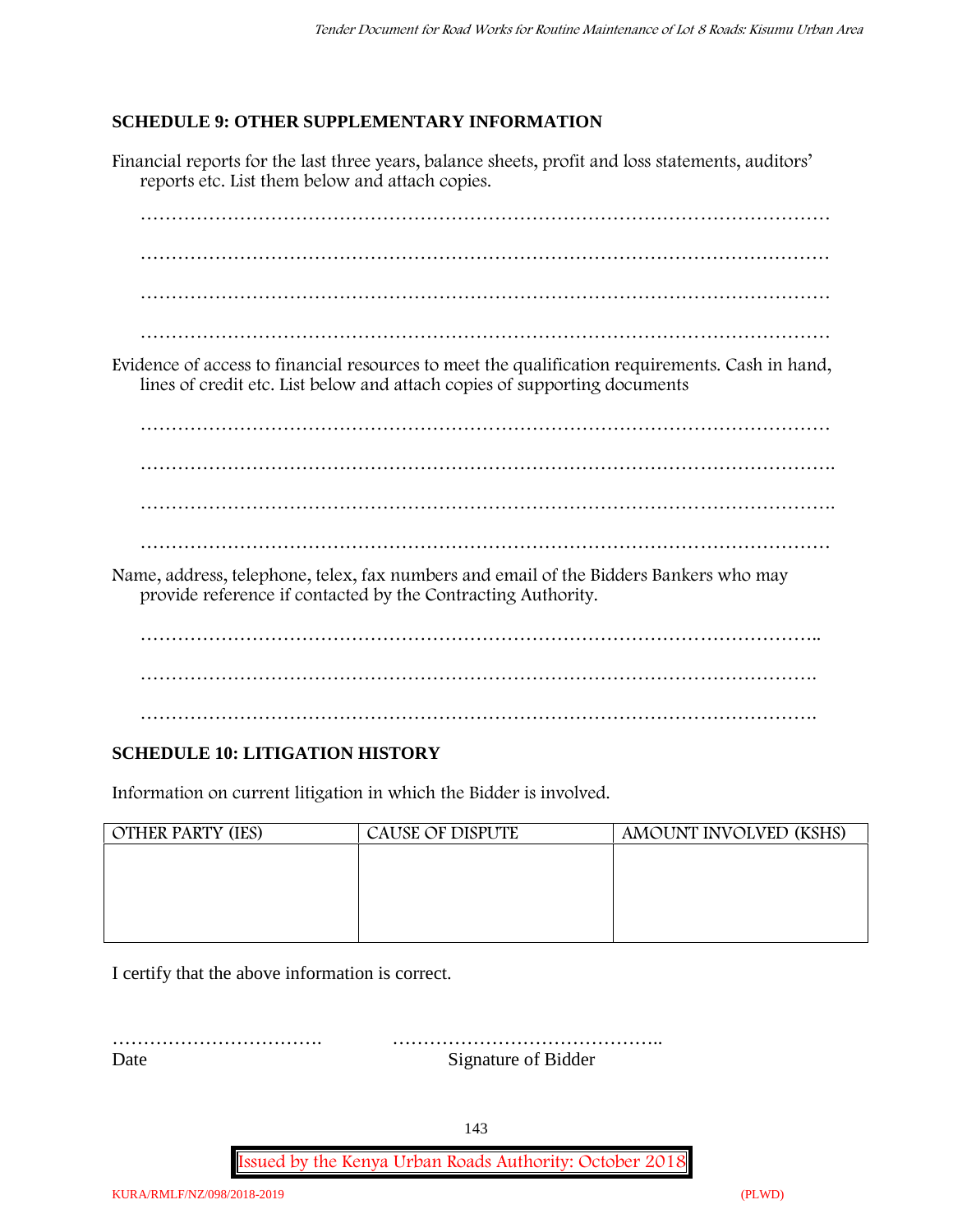## SCHEDULE 9: OTHER SUPPLEMENTARY INFORMATION

Financial reports for the last three years, balance sheets, profit and loss statements, auditors' reports etc. List them below and attach copies.

…………………………………………………………………………………………………

…………………………………………………………………………………………………

…………………………………………………………………………………………………

…………………………………………………………………………………………………

Evidence of access to financial resources to meet the qualification requirements. Cash in hand, lines of credit etc. List below and attach copies of supporting documents

…………………………………………………………………………………………………

………………………………………………………………………………………………….

…………………………………………………………………………………………………..

…………………………………………………………………………………………………

Name, address, telephone, telex, fax numbers and email of the Bidders Bankers who may provide reference if contacted by the Contracting Authority.

………………………………………………………………………………………………..

……………………………………………………………………………………………….

……………………………………………………………………………………………….

## SCHEDULE 10: LITIGATION HISTORY

Information on current litigation in which the Bidder is involved.

| OTHER PARTY (IES) | CAUSE OF DISPUTE | AMOUNT INVOLVED (KSHS) |
|---|---|---|
| | | |

I certify that the above information is correct.

……………………………. ……………………………………..

Date Signature of Bidder

Issued by the Kenya Urban Roads Authority: October 2018

KURA/RMLF/NZ/098/2018-2019 (PLWD)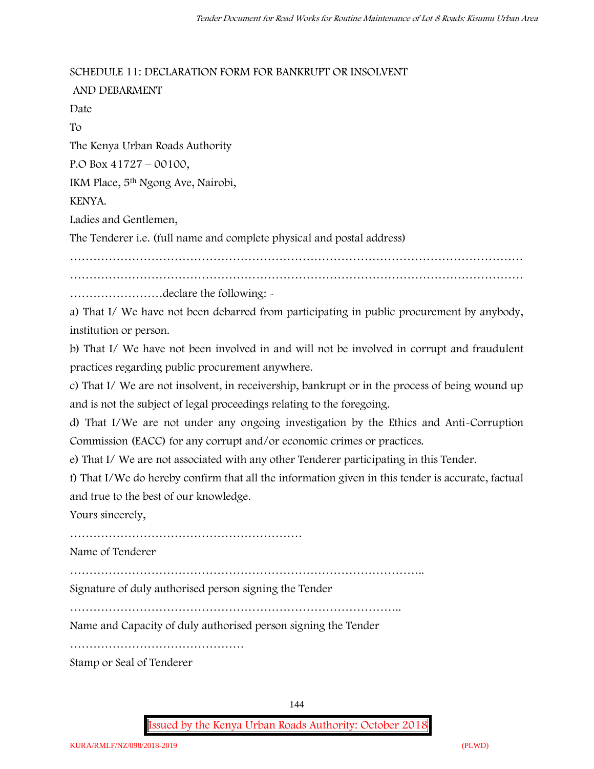## SCHEDULE 11: DECLARATION FORM FOR BANKRUPT OR INSOLVENT AND DEBARMENT

Date

To

The Kenya Urban Roads Authority

P.O Box 41727 – 00100,

IKM Place, 5th Ngong Ave, Nairobi,

KENYA.

Ladies and Gentlemen,

The Tenderer i.e. (full name and complete physical and postal address)

…………………………………………………………………………………………………………

…………………………………………………………………………………………………………

……………………declare the following: -

a) That I/ We have not been debarred from participating in public procurement by anybody, institution or person.

b) That I/ We have not been involved in and will not be involved in corrupt and fraudulent practices regarding public procurement anywhere.

c) That I/ We are not insolvent, in receivership, bankrupt or in the process of being wound up and is not the subject of legal proceedings relating to the foregoing.

d) That I/We are not under any ongoing investigation by the Ethics and Anti-Corruption Commission (EACC) for any corrupt and/or economic crimes or practices.

e) That I/ We are not associated with any other Tenderer participating in this Tender.

f) That I/We do hereby confirm that all the information given in this tender is accurate, factual and true to the best of our knowledge.

Yours sincerely,

……………………………………………………

Name of Tenderer

………………………………………………………………………………..

Signature of duly authorised person signing the Tender

…………………………………………………………………………..

Name and Capacity of duly authorised person signing the Tender

………………………………………

Stamp or Seal of Tenderer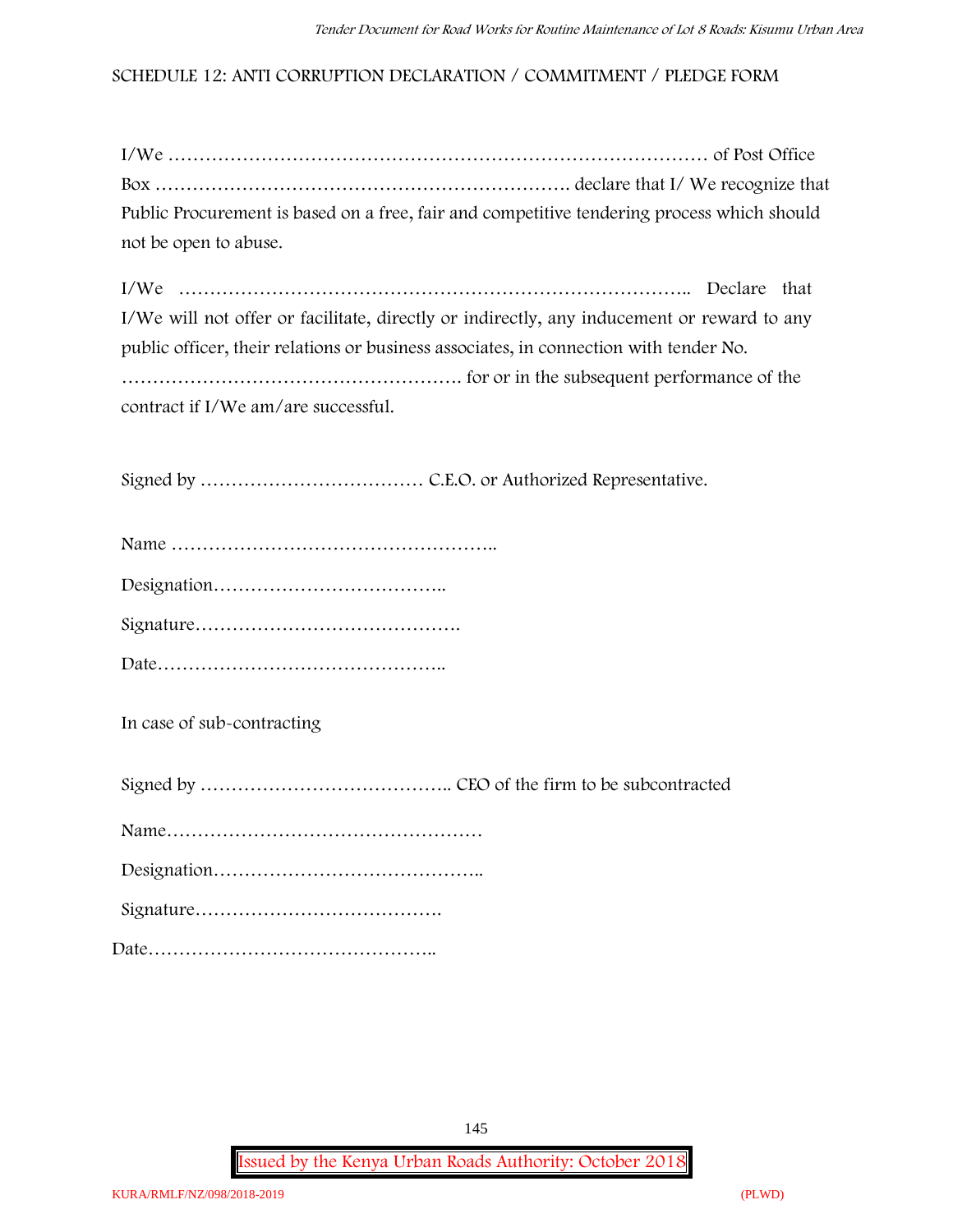## SCHEDULE 12: ANTI CORRUPTION DECLARATION / COMMITMENT / PLEDGE FORM

I/We ……………………………………………………………………………… of Post Office Box ………………………………………………………… declare that I/ We recognize that Public Procurement is based on a free, fair and competitive tendering process which should not be open to abuse.

I/We ……………………………………………………………………….. Declare that I/We will not offer or facilitate, directly or indirectly, any inducement or reward to any public officer, their relations or business associates, in connection with tender No. ………………………………………………. for or in the subsequent performance of the contract if I/We am/are successful.

Signed by ……………………………… C.E.O. or Authorized Representative.

Name ……………………………………………..

Designation………………………………..

Signature…………………………………….

Date………………………………………..

In case of sub-contracting

Signed by ………………………………….. CEO of the firm to be subcontracted

Name……………………………………………

Designation……………………………………..

Signature………………………………….

Date………………………………………..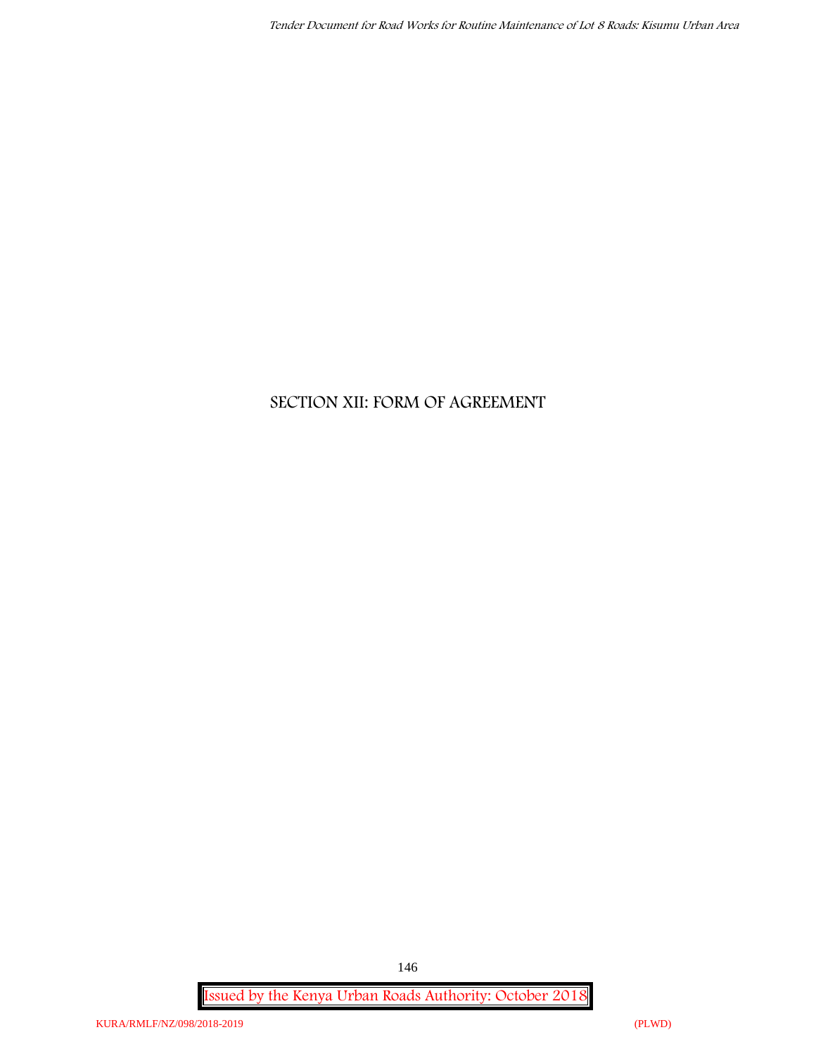# SECTION XII: FORM OF AGREEMENT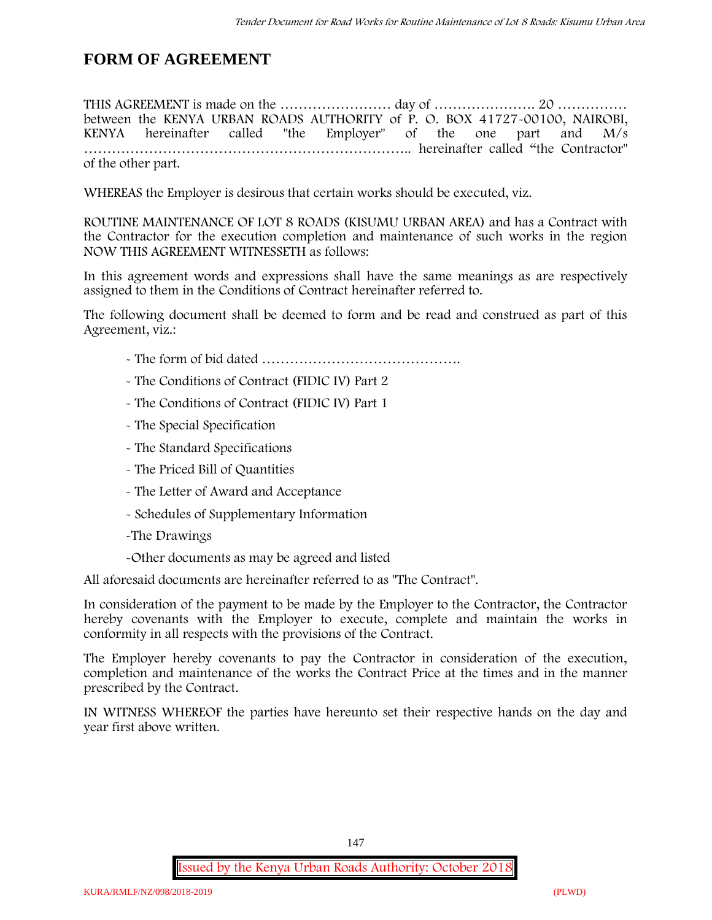# FORM OF AGREEMENT

THIS AGREEMENT is made on the …………………… day of …………………. 20 …………… between the KENYA URBAN ROADS AUTHORITY of P. O. BOX 41727-00100, NAIROBI, KENYA hereinafter called "the Employer" of the one part and M/s ……………………………………………………….. hereinafter called "the Contractor" of the other part.

WHEREAS the Employer is desirous that certain works should be executed, viz.

ROUTINE MAINTENANCE OF LOT 8 ROADS (KISUMU URBAN AREA) and has a Contract with the Contractor for the execution completion and maintenance of such works in the region NOW THIS AGREEMENT WITNESSETH as follows:

In this agreement words and expressions shall have the same meanings as are respectively assigned to them in the Conditions of Contract hereinafter referred to.

The following document shall be deemed to form and be read and construed as part of this Agreement, viz.:

- The form of bid dated …………………………………….
- The Conditions of Contract (FIDIC IV) Part 2
- The Conditions of Contract (FIDIC IV) Part 1
- The Special Specification
- The Standard Specifications
- The Priced Bill of Quantities
- The Letter of Award and Acceptance
- Schedules of Supplementary Information
- The Drawings
- Other documents as may be agreed and listed

All aforesaid documents are hereinafter referred to as "The Contract".

In consideration of the payment to be made by the Employer to the Contractor, the Contractor hereby covenants with the Employer to execute, complete and maintain the works in conformity in all respects with the provisions of the Contract.

The Employer hereby covenants to pay the Contractor in consideration of the execution, completion and maintenance of the works the Contract Price at the times and in the manner prescribed by the Contract.

IN WITNESS WHEREOF the parties have hereunto set their respective hands on the day and year first above written.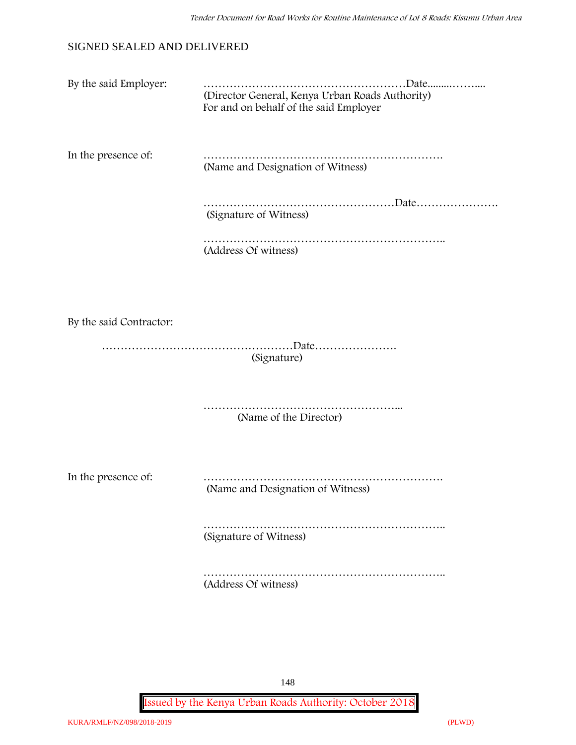SIGNED SEALED AND DELIVERED

By the said Employer: ………………………………………………Date………….....
(Director General, Kenya Urban Roads Authority)
For and on behalf of the said Employer

In the presence of: ……………………………………………………….
(Name and Designation of Witness)

……………………………………………Date………………….
(Signature of Witness)

………………………………………………………..
(Address Of witness)

By the said Contractor:

……………………………………………Date………………….
(Signature)

……………………………………………...
(Name of the Director)

In the presence of: ……………………………………………………….
(Name and Designation of Witness)

………………………………………………………..
(Signature of Witness)

………………………………………………………..
(Address Of witness)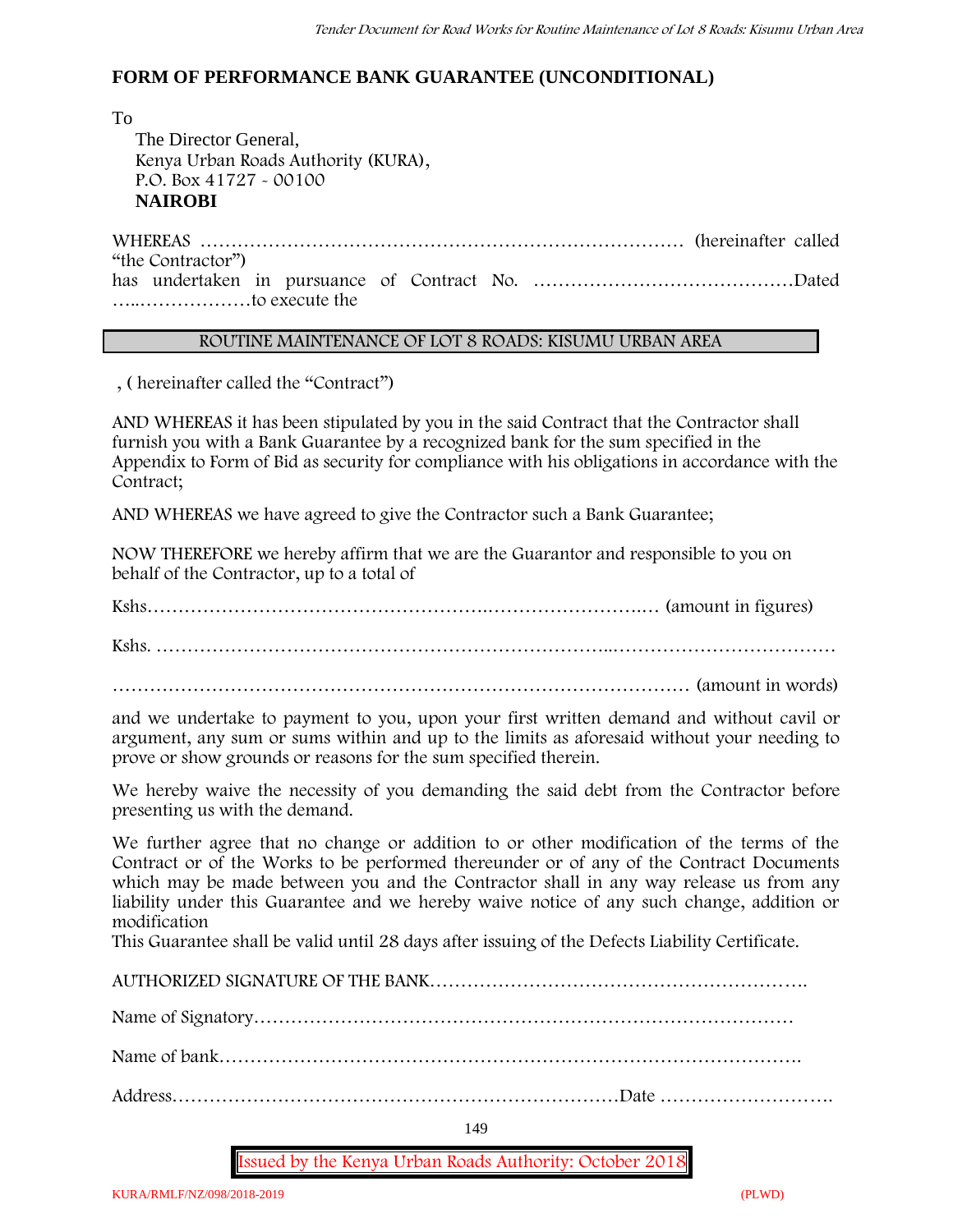## FORM OF PERFORMANCE BANK GUARANTEE (UNCONDITIONAL)

To

The Director General,
Kenya Urban Roads Authority (KURA),
P.O. Box 41727 - 00100
**NAIROBI**

WHEREAS ……………………………………………………………………… (hereinafter called "the Contractor") has undertaken in pursuance of Contract No. ……………………………………Dated …..………………to execute the

ROUTINE MAINTENANCE OF LOT 8 ROADS: KISUMU URBAN AREA

, ( hereinafter called the "Contract")

AND WHEREAS it has been stipulated by you in the said Contract that the Contractor shall furnish you with a Bank Guarantee by a recognized bank for the sum specified in the Appendix to Form of Bid as security for compliance with his obligations in accordance with the Contract;

AND WHEREAS we have agreed to give the Contractor such a Bank Guarantee;

NOW THEREFORE we hereby affirm that we are the Guarantor and responsible to you on behalf of the Contractor, up to a total of

Kshs…………………………………………….……………………….… (amount in figures)

Kshs. ………………………………………………………………..………………………………

……………………………………………………………………………… (amount in words)

and we undertake to payment to you, upon your first written demand and without cavil or argument, any sum or sums within and up to the limits as aforesaid without your needing to prove or show grounds or reasons for the sum specified therein.

We hereby waive the necessity of you demanding the said debt from the Contractor before presenting us with the demand.

We further agree that no change or addition to or other modification of the terms of the Contract or of the Works to be performed thereunder or of any of the Contract Documents which may be made between you and the Contractor shall in any way release us from any liability under this Guarantee and we hereby waive notice of any such change, addition or modification

This Guarantee shall be valid until 28 days after issuing of the Defects Liability Certificate.

AUTHORIZED SIGNATURE OF THE BANK…………………………………………………….

Name of Signatory……………………………………………………………………………

Name of bank……………………………………………………………………………….

Address………………………………………………………………Date ……………………….